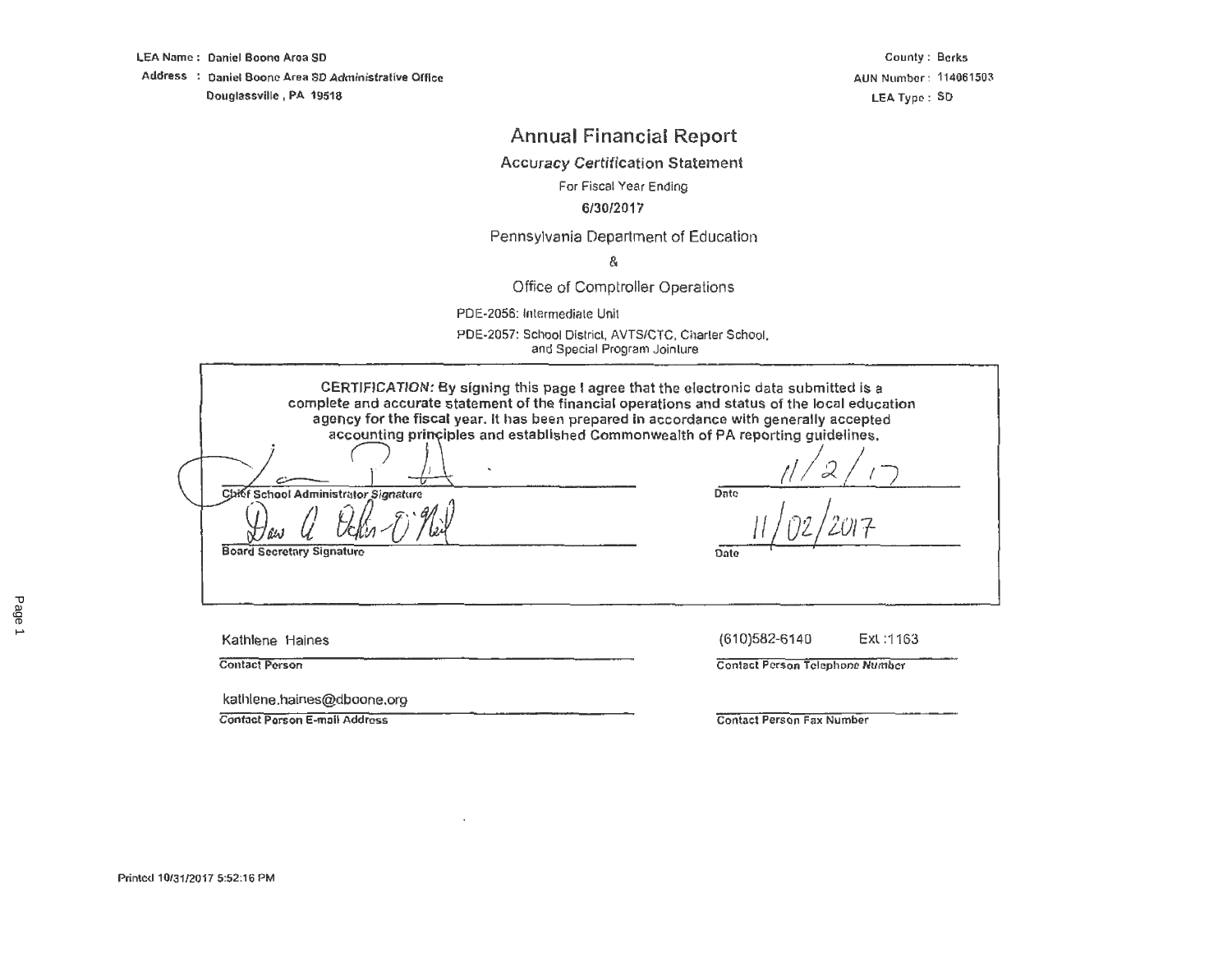LEA Name : Daniel Boone Area SD
Address : Daniel Boone Area SD Administrative Office
Douglassville , PA 19518

County : Berks
AUN Number : 114061503
LEA Type : SD

# Annual Financial Report

## Accuracy Certification Statement

For Fiscal Year Ending

**6/30/2017**

Pennsylvania Department of Education

&

Office of Comptroller Operations

PDE-2056: Intermediate Unit

PDE-2057: School District, AVTS/CTC, Charter School, and Special Program Jointure

**CERTIFICATION:** By signing this page I agree that the electronic data submitted is a complete and accurate statement of the financial operations and status of the local education agency for the fiscal year. It has been prepared in accordance with generally accepted accounting principles and established Commonwealth of PA reporting guidelines.

| | |
|---|---|
| [signature] | 11/2/17 |
| Chief School Administrator Signature | Date |
| [signature] | 11/02/2017 |
| Board Secretary Signature | Date |

| | |
|---|---|
| Kathlene Haines | (610)582-6140 Ext :1163 |
| Contact Person | Contact Person Telephone Number |
| kathlene.haines@dboone.org | |
| Contact Person E-mail Address | Contact Person Fax Number |

Printed 10/31/2017 5:52:16 PM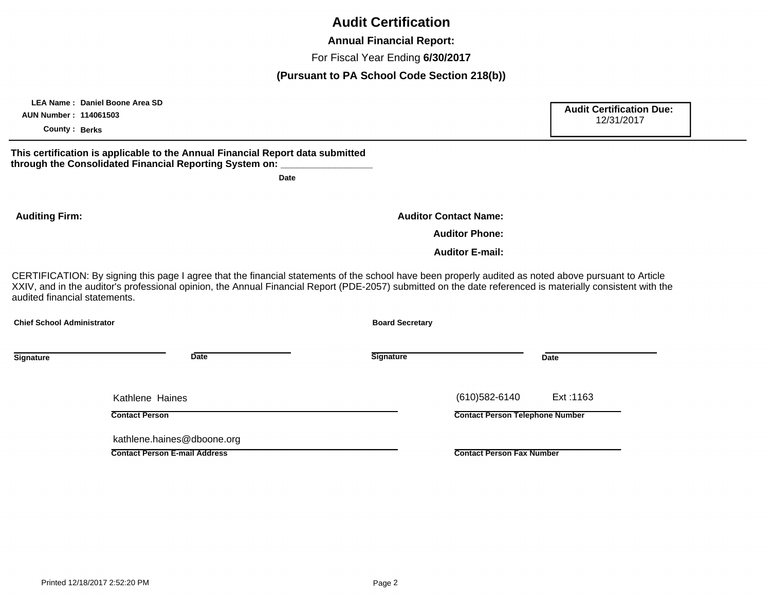# Audit Certification

**Annual Financial Report:**

For Fiscal Year Ending **6/30/2017**

**(Pursuant to PA School Code Section 218(b))**

**LEA Name :** **Daniel Boone Area SD**
**AUN Number :** **114061503**
**County :** **Berks**

**Audit Certification Due:**
12/31/2017

**This certification is applicable to the Annual Financial Report data submitted through the Consolidated Financial Reporting System on:** ________________
**Date**

**Auditing Firm:**

**Auditor Contact Name:**

**Auditor Phone:**

**Auditor E-mail:**

CERTIFICATION: By signing this page I agree that the financial statements of the school have been properly audited as noted above pursuant to Article XXIV, and in the auditor's professional opinion, the Annual Financial Report (PDE-2057) submitted on the date referenced is materially consistent with the audited financial statements.

**Chief School Administrator**

______________________________ ____________________
**Signature** **Date**

**Board Secretary**

______________________________ ____________________
**Signature** **Date**

Kathlene Haines
**Contact Person**

(610)582-6140 Ext :1163
**Contact Person Telephone Number**

kathlene.haines@dboone.org
**Contact Person E-mail Address**

______________________________
**Contact Person Fax Number**

Printed 12/18/2017 2:52:20 PM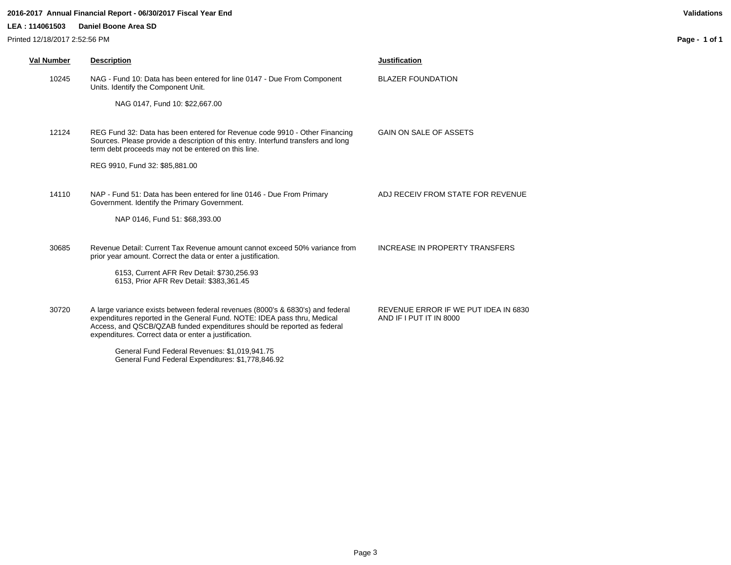**2016-2017 Annual Financial Report - 06/30/2017 Fiscal Year End** | **Validations**

**LEA : 114061503 Daniel Boone Area SD**

Printed 12/18/2017 2:52:56 PM

| Val Number | Description | Justification |
|---|---|---|
| 10245 | NAG - Fund 10: Data has been entered for line 0147 - Due From Component Units. Identify the Component Unit.<br><br>NAG 0147, Fund 10: $22,667.00 | BLAZER FOUNDATION |
| 12124 | REG Fund 32: Data has been entered for Revenue code 9910 - Other Financing Sources. Please provide a description of this entry. Interfund transfers and long term debt proceeds may not be entered on this line.<br><br>REG 9910, Fund 32: $85,881.00 | GAIN ON SALE OF ASSETS |
| 14110 | NAP - Fund 51: Data has been entered for line 0146 - Due From Primary Government. Identify the Primary Government.<br><br>NAP 0146, Fund 51: $68,393.00 | ADJ RECEIV FROM STATE FOR REVENUE |
| 30685 | Revenue Detail: Current Tax Revenue amount cannot exceed 50% variance from prior year amount. Correct the data or enter a justification.<br><br>6153, Current AFR Rev Detail: $730,256.93<br>6153, Prior AFR Rev Detail: $383,361.45 | INCREASE IN PROPERTY TRANSFERS |
| 30720 | A large variance exists between federal revenues (8000's & 6830's) and federal expenditures reported in the General Fund. NOTE: IDEA pass thru, Medical Access, and QSCB/QZAB funded expenditures should be reported as federal expenditures. Correct data or enter a justification.<br><br>General Fund Federal Revenues: $1,019,941.75<br>General Fund Federal Expenditures: $1,778,846.92 | REVENUE ERROR IF WE PUT IDEA IN 6830 AND IF I PUT IT IN 8000 |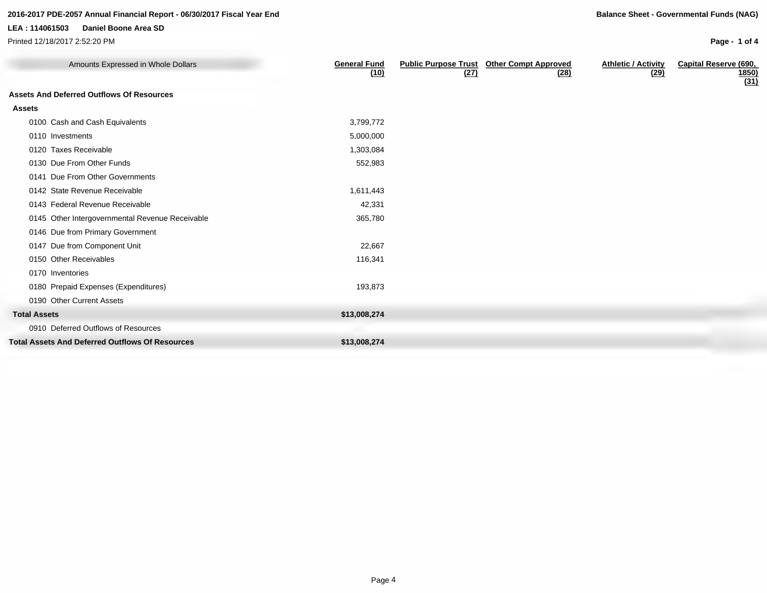**2016-2017 PDE-2057 Annual Financial Report - 06/30/2017 Fiscal Year End**

**LEA : 114061503 Daniel Boone Area SD**

Printed 12/18/2017 2:52:20 PM

**Balance Sheet - Governmental Funds (NAG)**

| Amounts Expressed in Whole Dollars | General Fund (10) | Public Purpose Trust (27) | Other Compt Approved (28) | Athletic / Activity (29) | Capital Reserve (690, 1850) (31) |
|---|---|---|---|---|---|
| **Assets And Deferred Outflows Of Resources** | | | | | |
| **Assets** | | | | | |
| 0100 Cash and Cash Equivalents | 3,799,772 | | | | |
| 0110 Investments | 5,000,000 | | | | |
| 0120 Taxes Receivable | 1,303,084 | | | | |
| 0130 Due From Other Funds | 552,983 | | | | |
| 0141 Due From Other Governments | | | | | |
| 0142 State Revenue Receivable | 1,611,443 | | | | |
| 0143 Federal Revenue Receivable | 42,331 | | | | |
| 0145 Other Intergovernmental Revenue Receivable | 365,780 | | | | |
| 0146 Due from Primary Government | | | | | |
| 0147 Due from Component Unit | 22,667 | | | | |
| 0150 Other Receivables | 116,341 | | | | |
| 0170 Inventories | | | | | |
| 0180 Prepaid Expenses (Expenditures) | 193,873 | | | | |
| 0190 Other Current Assets | | | | | |
| **Total Assets** | **$13,008,274** | | | | |
| 0910 Deferred Outflows of Resources | | | | | |
| **Total Assets And Deferred Outflows Of Resources** | **$13,008,274** | | | | |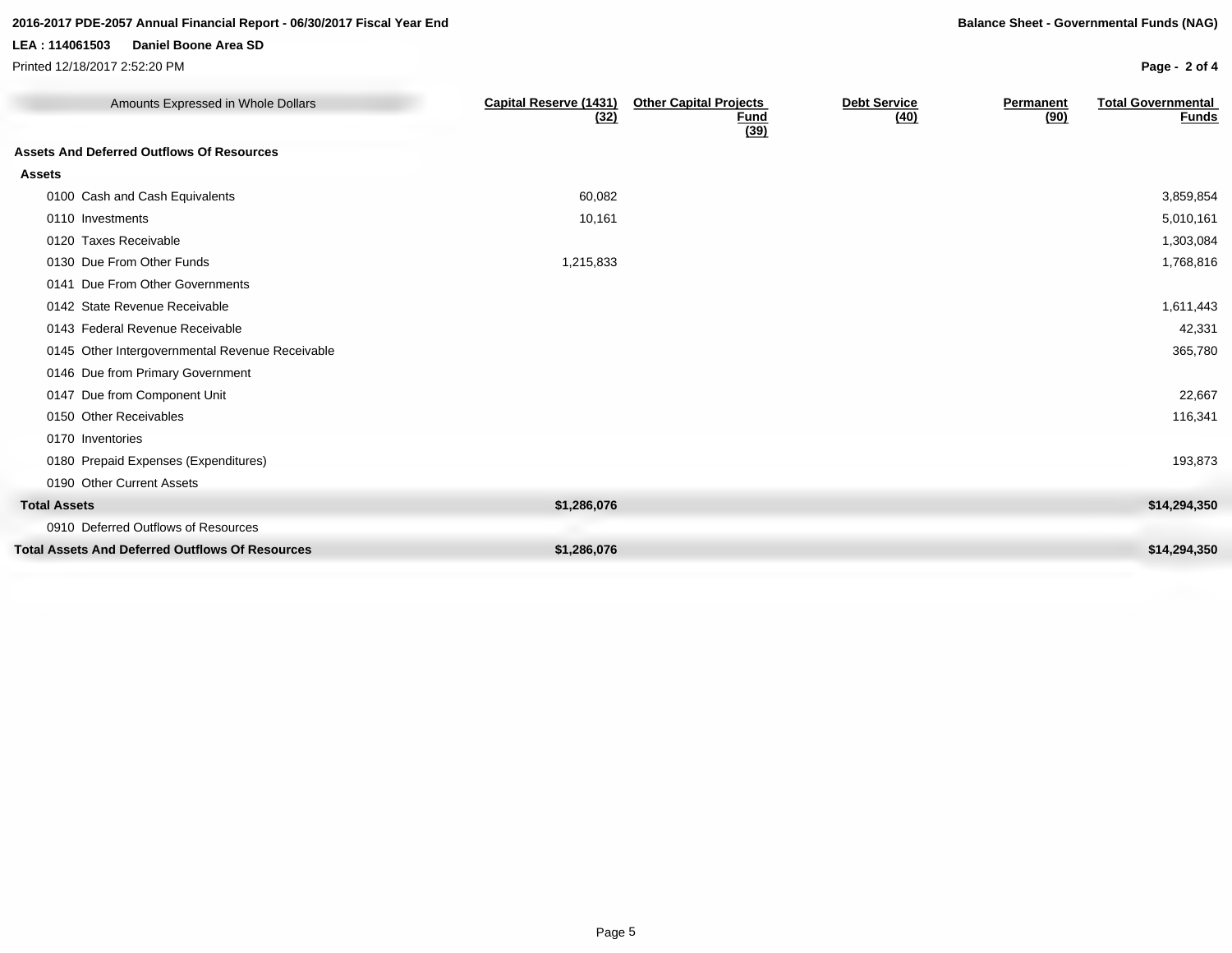**2016-2017 PDE-2057 Annual Financial Report - 06/30/2017 Fiscal Year End**

**Balance Sheet - Governmental Funds (NAG)**

**LEA : 114061503 Daniel Boone Area SD**

Printed 12/18/2017 2:52:20 PM

| Amounts Expressed in Whole Dollars | Capital Reserve (1431) (32) | Other Capital Projects Fund (39) | Debt Service (40) | Permanent (90) | Total Governmental Funds |
|---|---|---|---|---|---|
| **Assets And Deferred Outflows Of Resources** | | | | | |
| **Assets** | | | | | |
| 0100 Cash and Cash Equivalents | 60,082 | | | | 3,859,854 |
| 0110 Investments | 10,161 | | | | 5,010,161 |
| 0120 Taxes Receivable | | | | | 1,303,084 |
| 0130 Due From Other Funds | 1,215,833 | | | | 1,768,816 |
| 0141 Due From Other Governments | | | | | |
| 0142 State Revenue Receivable | | | | | 1,611,443 |
| 0143 Federal Revenue Receivable | | | | | 42,331 |
| 0145 Other Intergovernmental Revenue Receivable | | | | | 365,780 |
| 0146 Due from Primary Government | | | | | |
| 0147 Due from Component Unit | | | | | 22,667 |
| 0150 Other Receivables | | | | | 116,341 |
| 0170 Inventories | | | | | |
| 0180 Prepaid Expenses (Expenditures) | | | | | 193,873 |
| 0190 Other Current Assets | | | | | |
| **Total Assets** | **$1,286,076** | | | | **$14,294,350** |
| 0910 Deferred Outflows of Resources | | | | | |
| **Total Assets And Deferred Outflows Of Resources** | **$1,286,076** | | | | **$14,294,350** |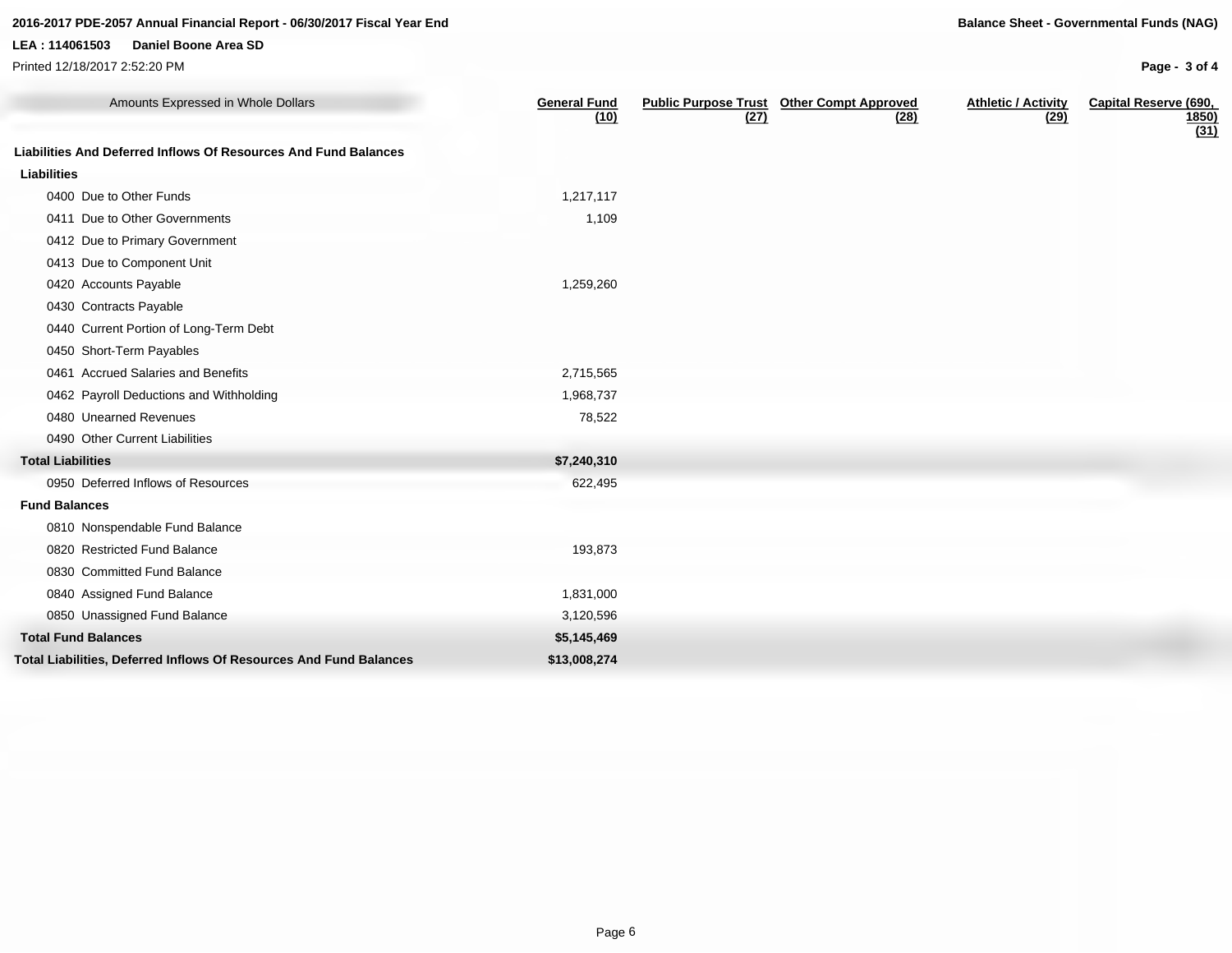**2016-2017 PDE-2057 Annual Financial Report - 06/30/2017 Fiscal Year End**

**LEA : 114061503 Daniel Boone Area SD**

Printed 12/18/2017 2:52:20 PM

**Balance Sheet - Governmental Funds (NAG)**

| Amounts Expressed in Whole Dollars | General Fund (10) | Public Purpose Trust (27) | Other Compt Approved (28) | Athletic / Activity (29) | Capital Reserve (690, 1850) (31) |
|---|---|---|---|---|---|
| **Liabilities And Deferred Inflows Of Resources And Fund Balances** | | | | | |
| **Liabilities** | | | | | |
| 0400 Due to Other Funds | 1,217,117 | | | | |
| 0411 Due to Other Governments | 1,109 | | | | |
| 0412 Due to Primary Government | | | | | |
| 0413 Due to Component Unit | | | | | |
| 0420 Accounts Payable | 1,259,260 | | | | |
| 0430 Contracts Payable | | | | | |
| 0440 Current Portion of Long-Term Debt | | | | | |
| 0450 Short-Term Payables | | | | | |
| 0461 Accrued Salaries and Benefits | 2,715,565 | | | | |
| 0462 Payroll Deductions and Withholding | 1,968,737 | | | | |
| 0480 Unearned Revenues | 78,522 | | | | |
| 0490 Other Current Liabilities | | | | | |
| **Total Liabilities** | **$7,240,310** | | | | |
| 0950 Deferred Inflows of Resources | 622,495 | | | | |
| **Fund Balances** | | | | | |
| 0810 Nonspendable Fund Balance | | | | | |
| 0820 Restricted Fund Balance | 193,873 | | | | |
| 0830 Committed Fund Balance | | | | | |
| 0840 Assigned Fund Balance | 1,831,000 | | | | |
| 0850 Unassigned Fund Balance | 3,120,596 | | | | |
| **Total Fund Balances** | **$5,145,469** | | | | |
| **Total Liabilities, Deferred Inflows Of Resources And Fund Balances** | **$13,008,274** | | | | |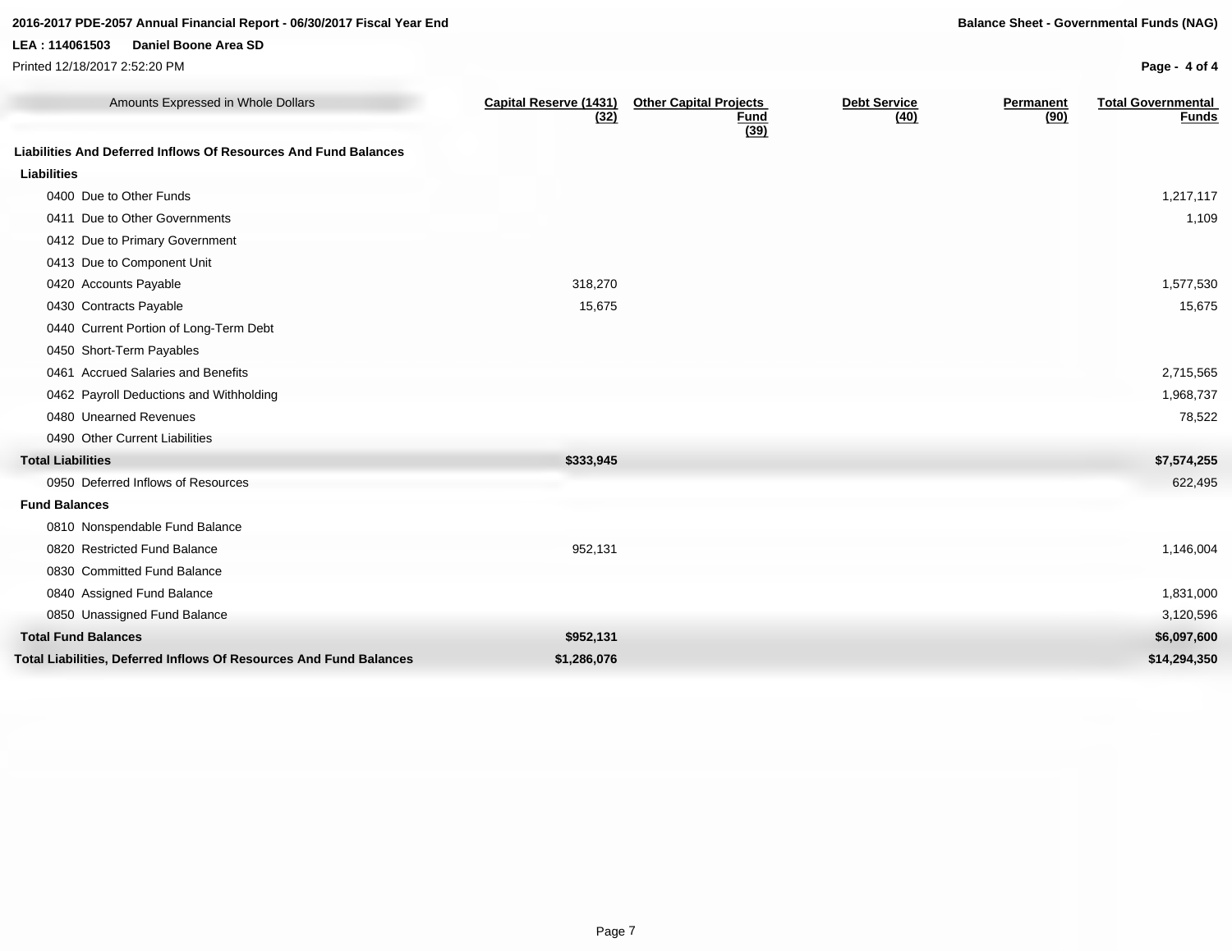**2016-2017 PDE-2057 Annual Financial Report - 06/30/2017 Fiscal Year End**

**LEA : 114061503 Daniel Boone Area SD**

Printed 12/18/2017 2:52:20 PM

**Balance Sheet - Governmental Funds (NAG)**

| Amounts Expressed in Whole Dollars | Capital Reserve (1431) (32) | Other Capital Projects Fund (39) | Debt Service (40) | Permanent (90) | Total Governmental Funds |
|---|---|---|---|---|---|
| **Liabilities And Deferred Inflows Of Resources And Fund Balances** | | | | | |
| **Liabilities** | | | | | |
| 0400 Due to Other Funds | | | | | 1,217,117 |
| 0411 Due to Other Governments | | | | | 1,109 |
| 0412 Due to Primary Government | | | | | |
| 0413 Due to Component Unit | | | | | |
| 0420 Accounts Payable | 318,270 | | | | 1,577,530 |
| 0430 Contracts Payable | 15,675 | | | | 15,675 |
| 0440 Current Portion of Long-Term Debt | | | | | |
| 0450 Short-Term Payables | | | | | |
| 0461 Accrued Salaries and Benefits | | | | | 2,715,565 |
| 0462 Payroll Deductions and Withholding | | | | | 1,968,737 |
| 0480 Unearned Revenues | | | | | 78,522 |
| 0490 Other Current Liabilities | | | | | |
| **Total Liabilities** | **$333,945** | | | | **$7,574,255** |
| 0950 Deferred Inflows of Resources | | | | | 622,495 |
| **Fund Balances** | | | | | |
| 0810 Nonspendable Fund Balance | | | | | |
| 0820 Restricted Fund Balance | 952,131 | | | | 1,146,004 |
| 0830 Committed Fund Balance | | | | | |
| 0840 Assigned Fund Balance | | | | | 1,831,000 |
| 0850 Unassigned Fund Balance | | | | | 3,120,596 |
| **Total Fund Balances** | **$952,131** | | | | **$6,097,600** |
| **Total Liabilities, Deferred Inflows Of Resources And Fund Balances** | **$1,286,076** | | | | **$14,294,350** |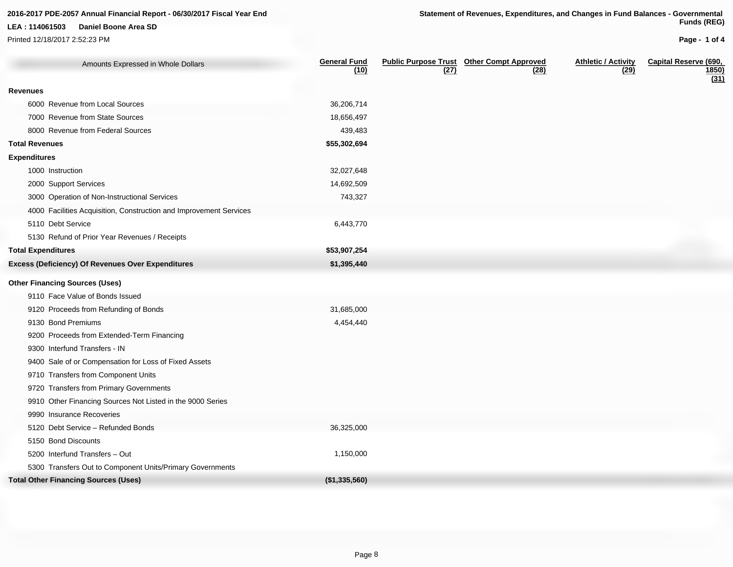**2016-2017 PDE-2057 Annual Financial Report - 06/30/2017 Fiscal Year End**

**LEA : 114061503 Daniel Boone Area SD**

Printed 12/18/2017 2:52:23 PM

**Statement of Revenues, Expenditures, and Changes in Fund Balances - Governmental Funds (REG)**

| Amounts Expressed in Whole Dollars | General Fund (10) | Public Purpose Trust (27) | Other Compt Approved (28) | Athletic / Activity (29) | Capital Reserve (690, 1850) (31) |
|---|---|---|---|---|---|
| **Revenues** | | | | | |
| 6000 Revenue from Local Sources | 36,206,714 | | | | |
| 7000 Revenue from State Sources | 18,656,497 | | | | |
| 8000 Revenue from Federal Sources | 439,483 | | | | |
| **Total Revenues** | **$55,302,694** | | | | |
| **Expenditures** | | | | | |
| 1000 Instruction | 32,027,648 | | | | |
| 2000 Support Services | 14,692,509 | | | | |
| 3000 Operation of Non-Instructional Services | 743,327 | | | | |
| 4000 Facilities Acquisition, Construction and Improvement Services | | | | | |
| 5110 Debt Service | 6,443,770 | | | | |
| 5130 Refund of Prior Year Revenues / Receipts | | | | | |
| **Total Expenditures** | **$53,907,254** | | | | |
| **Excess (Deficiency) Of Revenues Over Expenditures** | **$1,395,440** | | | | |
| **Other Financing Sources (Uses)** | | | | | |
| 9110 Face Value of Bonds Issued | | | | | |
| 9120 Proceeds from Refunding of Bonds | 31,685,000 | | | | |
| 9130 Bond Premiums | 4,454,440 | | | | |
| 9200 Proceeds from Extended-Term Financing | | | | | |
| 9300 Interfund Transfers - IN | | | | | |
| 9400 Sale of or Compensation for Loss of Fixed Assets | | | | | |
| 9710 Transfers from Component Units | | | | | |
| 9720 Transfers from Primary Governments | | | | | |
| 9910 Other Financing Sources Not Listed in the 9000 Series | | | | | |
| 9990 Insurance Recoveries | | | | | |
| 5120 Debt Service – Refunded Bonds | 36,325,000 | | | | |
| 5150 Bond Discounts | | | | | |
| 5200 Interfund Transfers – Out | 1,150,000 | | | | |
| 5300 Transfers Out to Component Units/Primary Governments | | | | | |
| **Total Other Financing Sources (Uses)** | **($1,335,560)** | | | | |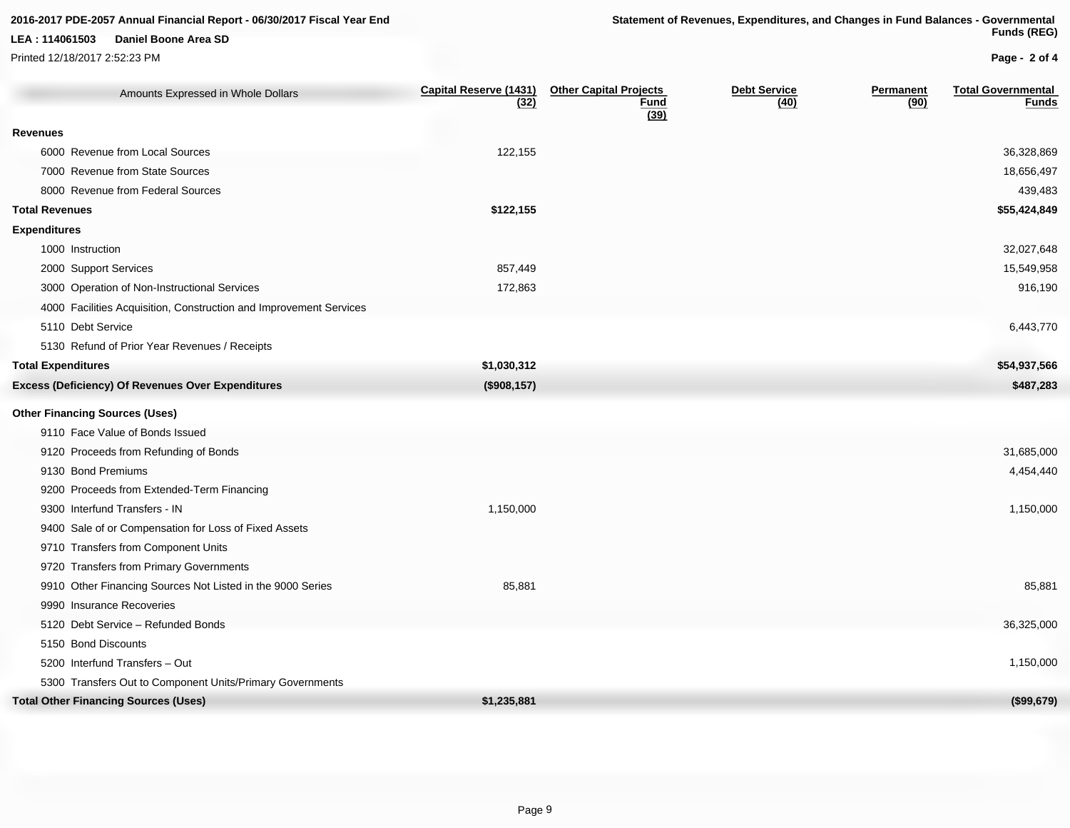# 2016-2017 PDE-2057 Annual Financial Report - 06/30/2017 Fiscal Year End

**LEA : 114061503 Daniel Boone Area SD**

Printed 12/18/2017 2:52:23 PM

**Statement of Revenues, Expenditures, and Changes in Fund Balances - Governmental Funds (REG)**

| Amounts Expressed in Whole Dollars | Capital Reserve (1431) (32) | Other Capital Projects Fund (39) | Debt Service (40) | Permanent (90) | Total Governmental Funds |
|---|---|---|---|---|---|
| **Revenues** | | | | | |
| 6000 Revenue from Local Sources | 122,155 | | | | 36,328,869 |
| 7000 Revenue from State Sources | | | | | 18,656,497 |
| 8000 Revenue from Federal Sources | | | | | 439,483 |
| **Total Revenues** | **$122,155** | | | | **$55,424,849** |
| **Expenditures** | | | | | |
| 1000 Instruction | | | | | 32,027,648 |
| 2000 Support Services | 857,449 | | | | 15,549,958 |
| 3000 Operation of Non-Instructional Services | 172,863 | | | | 916,190 |
| 4000 Facilities Acquisition, Construction and Improvement Services | | | | | |
| 5110 Debt Service | | | | | 6,443,770 |
| 5130 Refund of Prior Year Revenues / Receipts | | | | | |
| **Total Expenditures** | **$1,030,312** | | | | **$54,937,566** |
| **Excess (Deficiency) Of Revenues Over Expenditures** | **($908,157)** | | | | **$487,283** |
| **Other Financing Sources (Uses)** | | | | | |
| 9110 Face Value of Bonds Issued | | | | | |
| 9120 Proceeds from Refunding of Bonds | | | | | 31,685,000 |
| 9130 Bond Premiums | | | | | 4,454,440 |
| 9200 Proceeds from Extended-Term Financing | | | | | |
| 9300 Interfund Transfers - IN | 1,150,000 | | | | 1,150,000 |
| 9400 Sale of or Compensation for Loss of Fixed Assets | | | | | |
| 9710 Transfers from Component Units | | | | | |
| 9720 Transfers from Primary Governments | | | | | |
| 9910 Other Financing Sources Not Listed in the 9000 Series | 85,881 | | | | 85,881 |
| 9990 Insurance Recoveries | | | | | |
| 5120 Debt Service – Refunded Bonds | | | | | 36,325,000 |
| 5150 Bond Discounts | | | | | |
| 5200 Interfund Transfers – Out | | | | | 1,150,000 |
| 5300 Transfers Out to Component Units/Primary Governments | | | | | |
| **Total Other Financing Sources (Uses)** | **$1,235,881** | | | | **($99,679)** |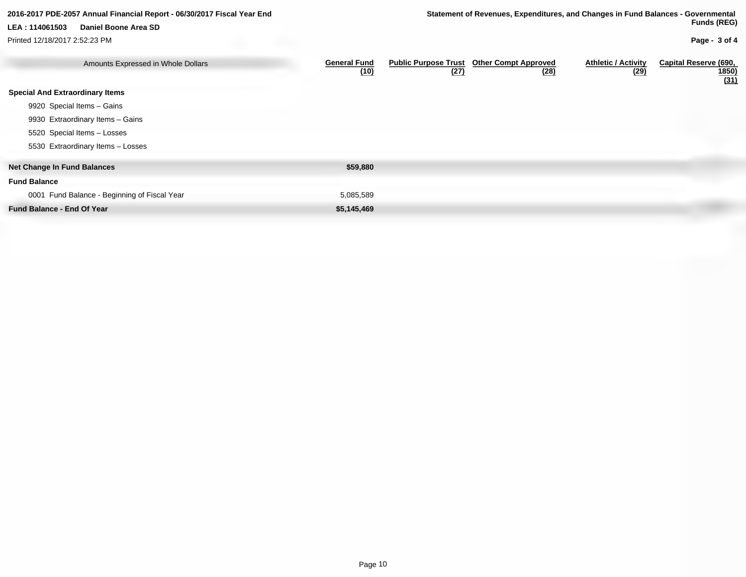# 2016-2017 PDE-2057 Annual Financial Report - 06/30/2017 Fiscal Year End

**LEA : 114061503 Daniel Boone Area SD**

Printed 12/18/2017 2:52:23 PM

## Statement of Revenues, Expenditures, and Changes in Fund Balances - Governmental Funds (REG)

| Amounts Expressed in Whole Dollars | General Fund (10) | Public Purpose Trust (27) | Other Compt Approved (28) | Athletic / Activity (29) | Capital Reserve (690, 1850) (31) |
|---|---|---|---|---|---|
| **Special And Extraordinary Items** | | | | | |
| 9920 Special Items – Gains | | | | | |
| 9930 Extraordinary Items – Gains | | | | | |
| 5520 Special Items – Losses | | | | | |
| 5530 Extraordinary Items – Losses | | | | | |
| **Net Change In Fund Balances** | **$59,880** | | | | |
| **Fund Balance** | | | | | |
| 0001 Fund Balance - Beginning of Fiscal Year | 5,085,589 | | | | |
| **Fund Balance - End Of Year** | **$5,145,469** | | | | |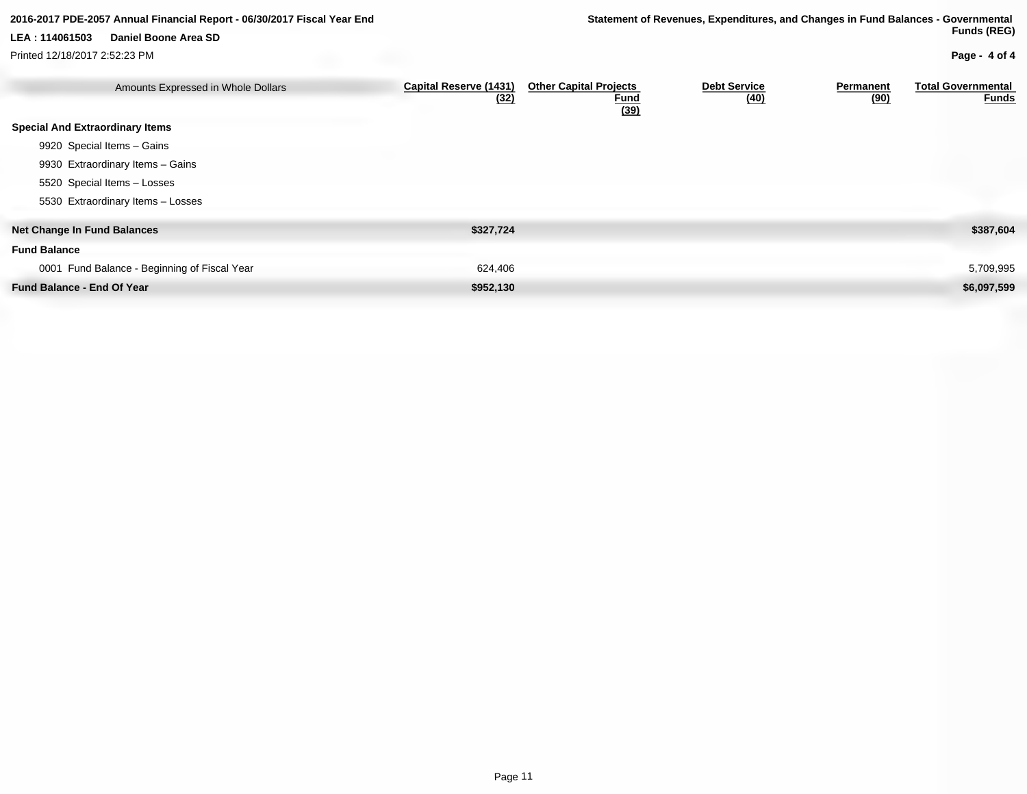**2016-2017 PDE-2057 Annual Financial Report - 06/30/2017 Fiscal Year End**

**LEA : 114061503 Daniel Boone Area SD**

Printed 12/18/2017 2:52:23 PM

**Statement of Revenues, Expenditures, and Changes in Fund Balances - Governmental Funds (REG)**

| Amounts Expressed in Whole Dollars | Capital Reserve (1431) (32) | Other Capital Projects Fund (39) | Debt Service (40) | Permanent (90) | Total Governmental Funds |
|---|---|---|---|---|---|
| **Special And Extraordinary Items** | | | | | |
| 9920 Special Items – Gains | | | | | |
| 9930 Extraordinary Items – Gains | | | | | |
| 5520 Special Items – Losses | | | | | |
| 5530 Extraordinary Items – Losses | | | | | |
| **Net Change In Fund Balances** | **$327,724** | | | | **$387,604** |
| **Fund Balance** | | | | | |
| 0001 Fund Balance - Beginning of Fiscal Year | 624,406 | | | | 5,709,995 |
| **Fund Balance - End Of Year** | **$952,130** | | | | **$6,097,599** |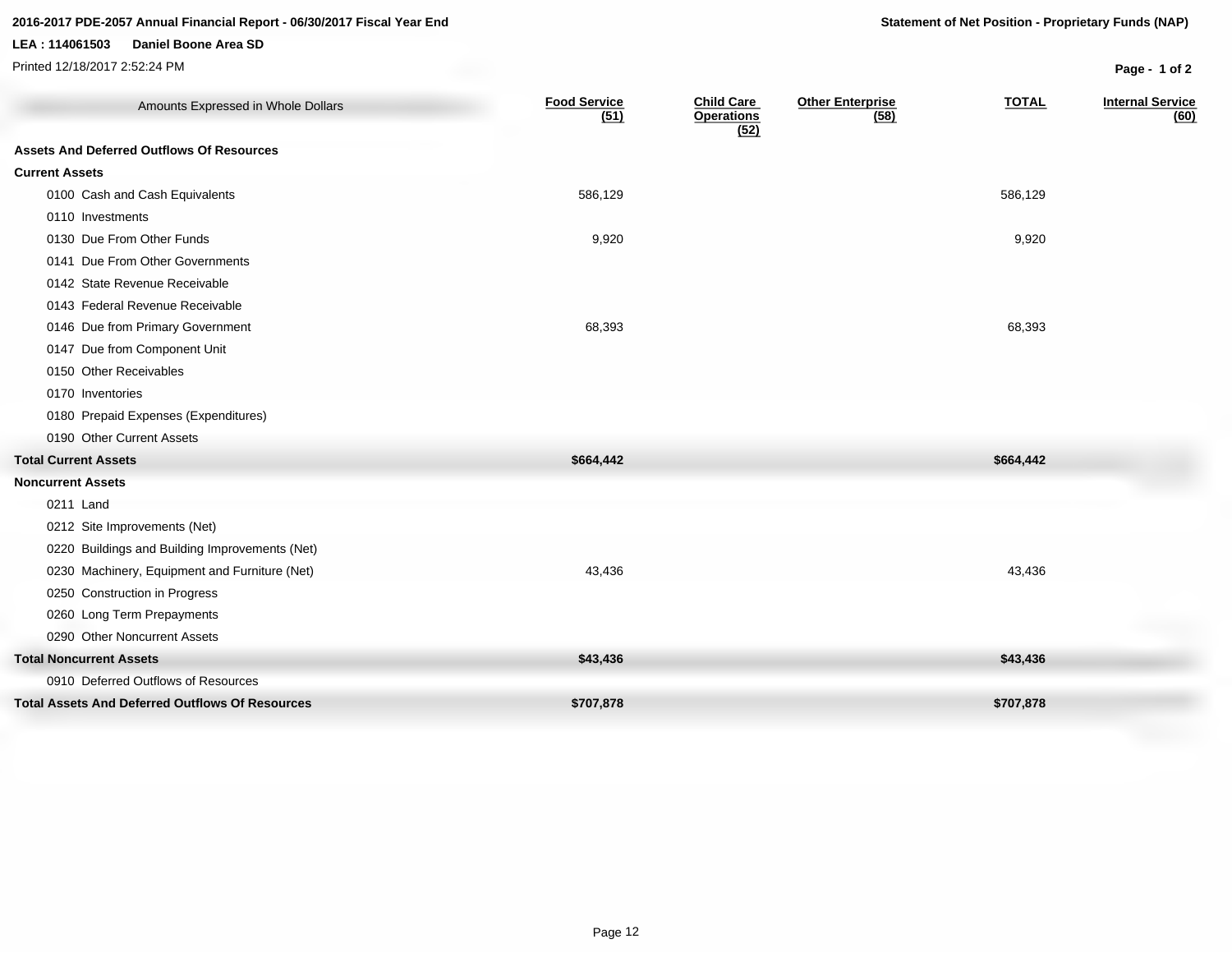**2016-2017 PDE-2057 Annual Financial Report - 06/30/2017 Fiscal Year End**

**Statement of Net Position - Proprietary Funds (NAP)**

**LEA : 114061503 Daniel Boone Area SD**

Printed 12/18/2017 2:52:24 PM

| Amounts Expressed in Whole Dollars | Food Service (51) | Child Care Operations (52) | Other Enterprise (58) | TOTAL | Internal Service (60) |
|---|---|---|---|---|---|
| **Assets And Deferred Outflows Of Resources** | | | | | |
| **Current Assets** | | | | | |
| 0100 Cash and Cash Equivalents | 586,129 | | | 586,129 | |
| 0110 Investments | | | | | |
| 0130 Due From Other Funds | 9,920 | | | 9,920 | |
| 0141 Due From Other Governments | | | | | |
| 0142 State Revenue Receivable | | | | | |
| 0143 Federal Revenue Receivable | | | | | |
| 0146 Due from Primary Government | 68,393 | | | 68,393 | |
| 0147 Due from Component Unit | | | | | |
| 0150 Other Receivables | | | | | |
| 0170 Inventories | | | | | |
| 0180 Prepaid Expenses (Expenditures) | | | | | |
| 0190 Other Current Assets | | | | | |
| **Total Current Assets** | **$664,442** | | | **$664,442** | |
| **Noncurrent Assets** | | | | | |
| 0211 Land | | | | | |
| 0212 Site Improvements (Net) | | | | | |
| 0220 Buildings and Building Improvements (Net) | | | | | |
| 0230 Machinery, Equipment and Furniture (Net) | 43,436 | | | 43,436 | |
| 0250 Construction in Progress | | | | | |
| 0260 Long Term Prepayments | | | | | |
| 0290 Other Noncurrent Assets | | | | | |
| **Total Noncurrent Assets** | **$43,436** | | | **$43,436** | |
| 0910 Deferred Outflows of Resources | | | | | |
| **Total Assets And Deferred Outflows Of Resources** | **$707,878** | | | **$707,878** | |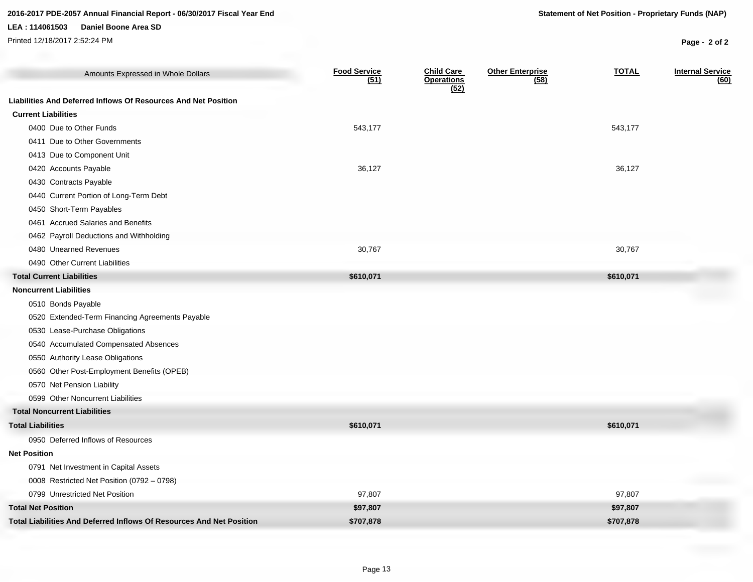2016-2017 PDE-2057 Annual Financial Report - 06/30/2017 Fiscal Year End

**Statement of Net Position - Proprietary Funds (NAP)**

**LEA : 114061503 Daniel Boone Area SD**

Printed 12/18/2017 2:52:24 PM

| Amounts Expressed in Whole Dollars | Food Service (51) | Child Care Operations (52) | Other Enterprise (58) | TOTAL | Internal Service (60) |
|---|---|---|---|---|---|
| **Liabilities And Deferred Inflows Of Resources And Net Position** | | | | | |
| **Current Liabilities** | | | | | |
| 0400 Due to Other Funds | 543,177 | | | 543,177 | |
| 0411 Due to Other Governments | | | | | |
| 0413 Due to Component Unit | | | | | |
| 0420 Accounts Payable | 36,127 | | | 36,127 | |
| 0430 Contracts Payable | | | | | |
| 0440 Current Portion of Long-Term Debt | | | | | |
| 0450 Short-Term Payables | | | | | |
| 0461 Accrued Salaries and Benefits | | | | | |
| 0462 Payroll Deductions and Withholding | | | | | |
| 0480 Unearned Revenues | 30,767 | | | 30,767 | |
| 0490 Other Current Liabilities | | | | | |
| **Total Current Liabilities** | **$610,071** | | | **$610,071** | |
| **Noncurrent Liabilities** | | | | | |
| 0510 Bonds Payable | | | | | |
| 0520 Extended-Term Financing Agreements Payable | | | | | |
| 0530 Lease-Purchase Obligations | | | | | |
| 0540 Accumulated Compensated Absences | | | | | |
| 0550 Authority Lease Obligations | | | | | |
| 0560 Other Post-Employment Benefits (OPEB) | | | | | |
| 0570 Net Pension Liability | | | | | |
| 0599 Other Noncurrent Liabilities | | | | | |
| **Total Noncurrent Liabilities** | | | | | |
| **Total Liabilities** | **$610,071** | | | **$610,071** | |
| 0950 Deferred Inflows of Resources | | | | | |
| **Net Position** | | | | | |
| 0791 Net Investment in Capital Assets | | | | | |
| 0008 Restricted Net Position (0792 – 0798) | | | | | |
| 0799 Unrestricted Net Position | 97,807 | | | 97,807 | |
| **Total Net Position** | **$97,807** | | | **$97,807** | |
| **Total Liabilities And Deferred Inflows Of Resources And Net Position** | **$707,878** | | | **$707,878** | |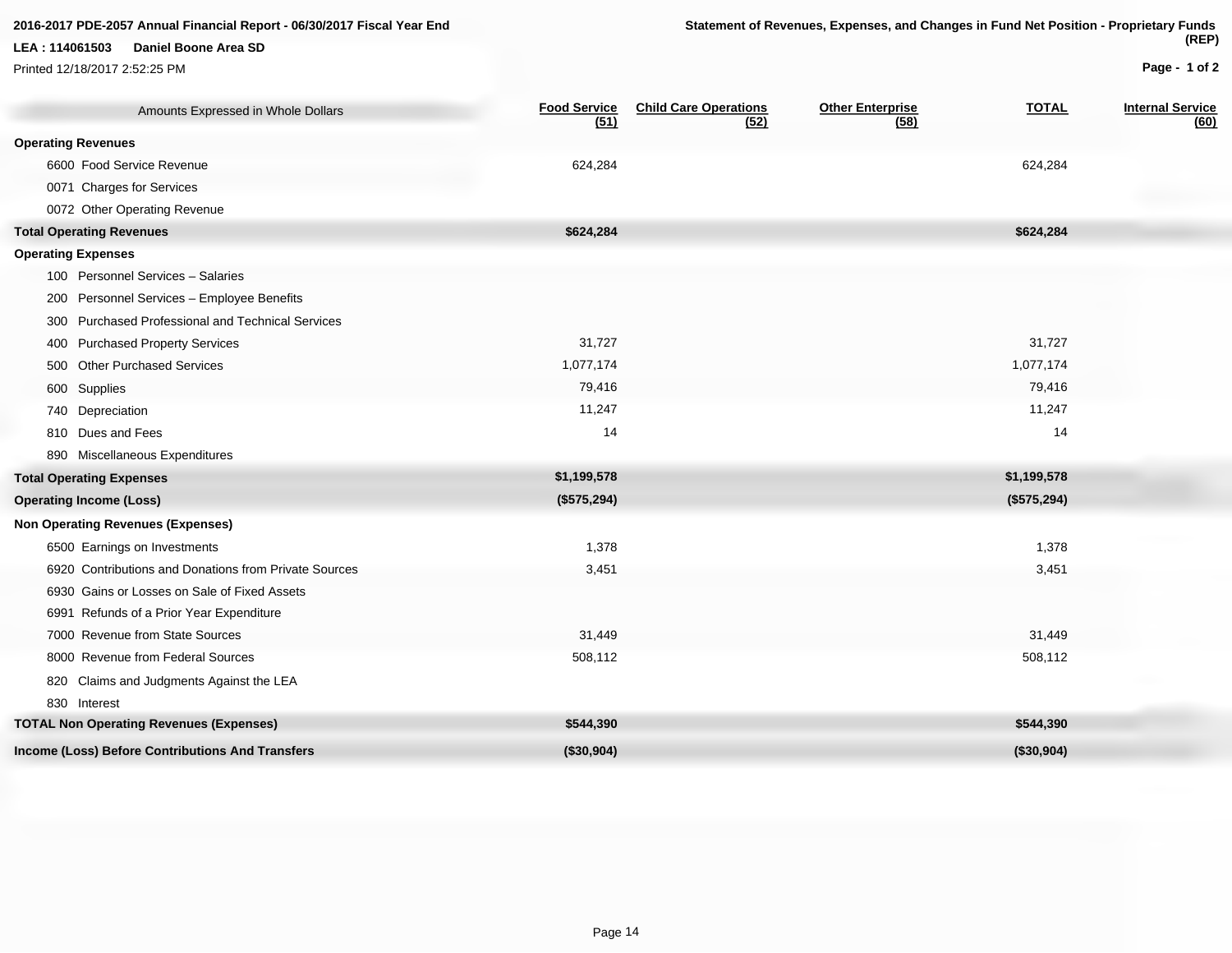**2016-2017 PDE-2057 Annual Financial Report - 06/30/2017 Fiscal Year End**

**LEA : 114061503 Daniel Boone Area SD**

Printed 12/18/2017 2:52:25 PM

**Statement of Revenues, Expenses, and Changes in Fund Net Position - Proprietary Funds (REP)**

| Amounts Expressed in Whole Dollars | Food Service (51) | Child Care Operations (52) | Other Enterprise (58) | TOTAL | Internal Service (60) |
|---|---|---|---|---|---|
| **Operating Revenues** | | | | | |
| 6600 Food Service Revenue | 624,284 | | | 624,284 | |
| 0071 Charges for Services | | | | | |
| 0072 Other Operating Revenue | | | | | |
| **Total Operating Revenues** | **$624,284** | | | **$624,284** | |
| **Operating Expenses** | | | | | |
| 100 Personnel Services – Salaries | | | | | |
| 200 Personnel Services – Employee Benefits | | | | | |
| 300 Purchased Professional and Technical Services | | | | | |
| 400 Purchased Property Services | 31,727 | | | 31,727 | |
| 500 Other Purchased Services | 1,077,174 | | | 1,077,174 | |
| 600 Supplies | 79,416 | | | 79,416 | |
| 740 Depreciation | 11,247 | | | 11,247 | |
| 810 Dues and Fees | 14 | | | 14 | |
| 890 Miscellaneous Expenditures | | | | | |
| **Total Operating Expenses** | **$1,199,578** | | | **$1,199,578** | |
| **Operating Income (Loss)** | **($575,294)** | | | **($575,294)** | |
| **Non Operating Revenues (Expenses)** | | | | | |
| 6500 Earnings on Investments | 1,378 | | | 1,378 | |
| 6920 Contributions and Donations from Private Sources | 3,451 | | | 3,451 | |
| 6930 Gains or Losses on Sale of Fixed Assets | | | | | |
| 6991 Refunds of a Prior Year Expenditure | | | | | |
| 7000 Revenue from State Sources | 31,449 | | | 31,449 | |
| 8000 Revenue from Federal Sources | 508,112 | | | 508,112 | |
| 820 Claims and Judgments Against the LEA | | | | | |
| 830 Interest | | | | | |
| **TOTAL Non Operating Revenues (Expenses)** | **$544,390** | | | **$544,390** | |
| **Income (Loss) Before Contributions And Transfers** | **($30,904)** | | | **($30,904)** | |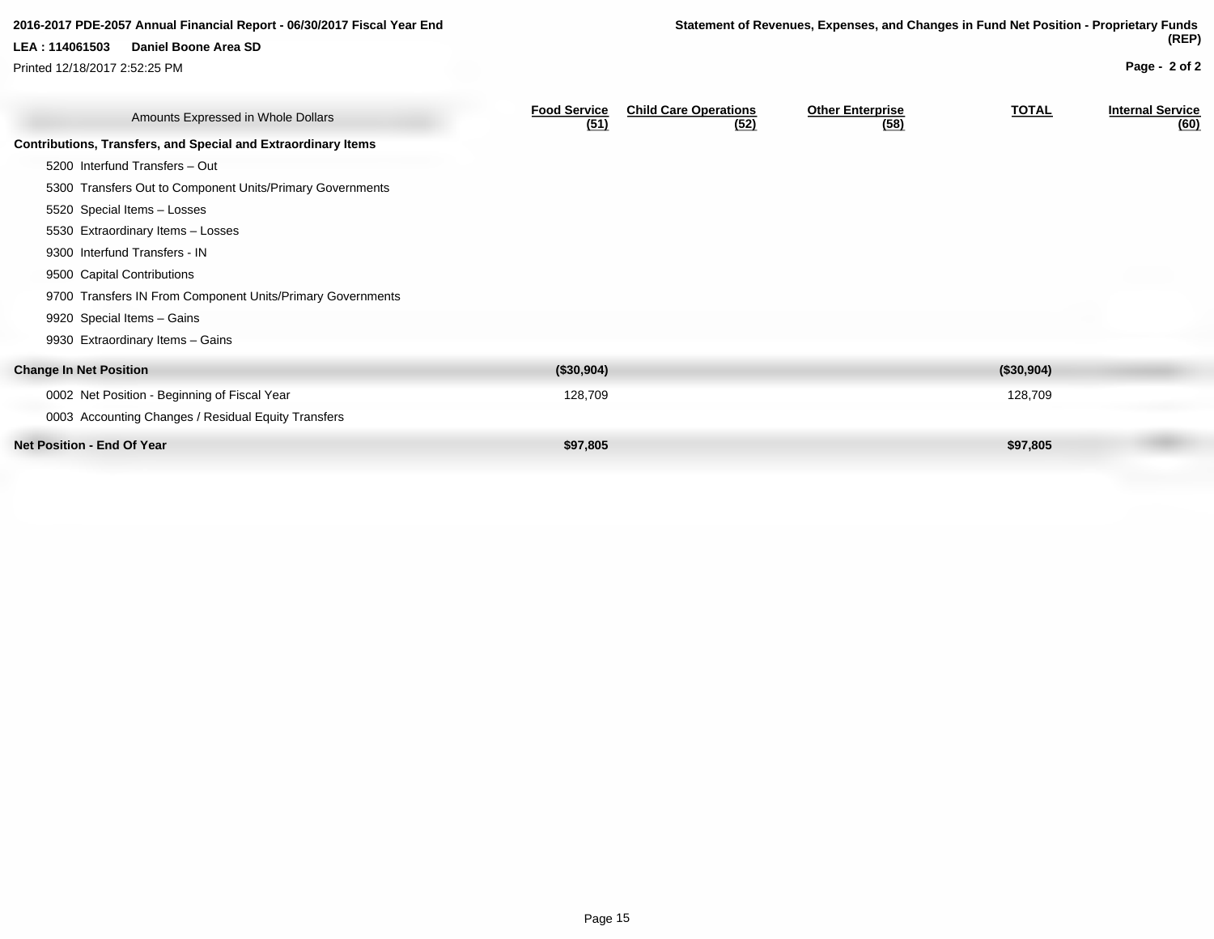2016-2017 PDE-2057 Annual Financial Report - 06/30/2017 Fiscal Year End

LEA : 114061503 Daniel Boone Area SD

Printed 12/18/2017 2:52:25 PM

**Statement of Revenues, Expenses, and Changes in Fund Net Position - Proprietary Funds (REP)**

| Amounts Expressed in Whole Dollars | Food Service (51) | Child Care Operations (52) | Other Enterprise (58) | TOTAL | Internal Service (60) |
|---|---|---|---|---|---|
| **Contributions, Transfers, and Special and Extraordinary Items** | | | | | |
| 5200 Interfund Transfers – Out | | | | | |
| 5300 Transfers Out to Component Units/Primary Governments | | | | | |
| 5520 Special Items – Losses | | | | | |
| 5530 Extraordinary Items – Losses | | | | | |
| 9300 Interfund Transfers - IN | | | | | |
| 9500 Capital Contributions | | | | | |
| 9700 Transfers IN From Component Units/Primary Governments | | | | | |
| 9920 Special Items – Gains | | | | | |
| 9930 Extraordinary Items – Gains | | | | | |
| **Change In Net Position** | **($30,904)** | | | **($30,904)** | |
| 0002 Net Position - Beginning of Fiscal Year | 128,709 | | | 128,709 | |
| 0003 Accounting Changes / Residual Equity Transfers | | | | | |
| **Net Position - End Of Year** | **$97,805** | | | **$97,805** | |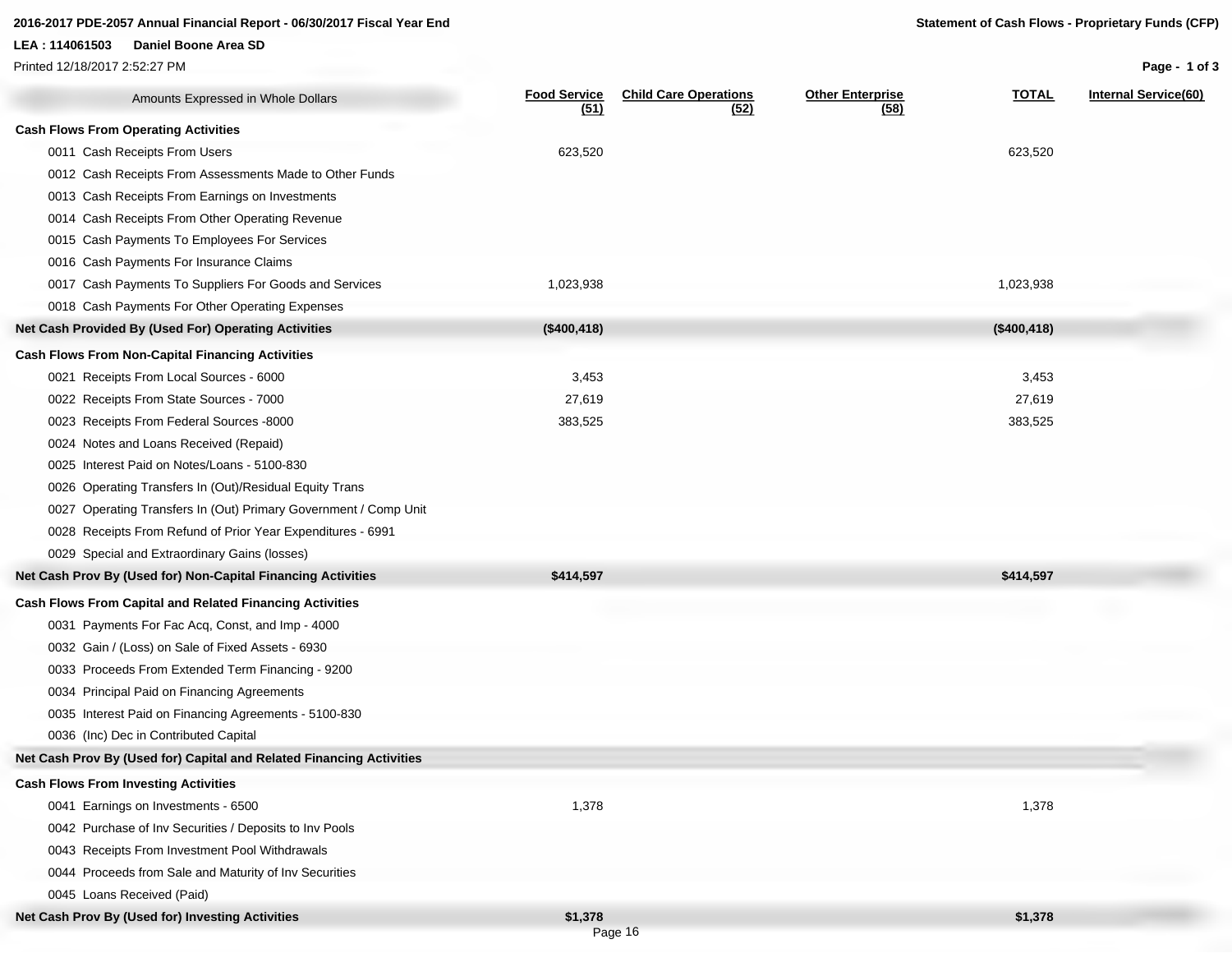**2016-2017 PDE-2057 Annual Financial Report - 06/30/2017 Fiscal Year End**

**Statement of Cash Flows - Proprietary Funds (CFP)**

**LEA : 114061503 Daniel Boone Area SD**

Printed 12/18/2017 2:52:27 PM

| Amounts Expressed in Whole Dollars | Food Service (51) | Child Care Operations (52) | Other Enterprise (58) | TOTAL | Internal Service(60) |
|---|---|---|---|---|---|
| **Cash Flows From Operating Activities** | | | | | |
| 0011 Cash Receipts From Users | 623,520 | | | 623,520 | |
| 0012 Cash Receipts From Assessments Made to Other Funds | | | | | |
| 0013 Cash Receipts From Earnings on Investments | | | | | |
| 0014 Cash Receipts From Other Operating Revenue | | | | | |
| 0015 Cash Payments To Employees For Services | | | | | |
| 0016 Cash Payments For Insurance Claims | | | | | |
| 0017 Cash Payments To Suppliers For Goods and Services | 1,023,938 | | | 1,023,938 | |
| 0018 Cash Payments For Other Operating Expenses | | | | | |
| **Net Cash Provided By (Used For) Operating Activities** | **($400,418)** | | | **($400,418)** | |
| **Cash Flows From Non-Capital Financing Activities** | | | | | |
| 0021 Receipts From Local Sources - 6000 | 3,453 | | | 3,453 | |
| 0022 Receipts From State Sources - 7000 | 27,619 | | | 27,619 | |
| 0023 Receipts From Federal Sources -8000 | 383,525 | | | 383,525 | |
| 0024 Notes and Loans Received (Repaid) | | | | | |
| 0025 Interest Paid on Notes/Loans - 5100-830 | | | | | |
| 0026 Operating Transfers In (Out)/Residual Equity Trans | | | | | |
| 0027 Operating Transfers In (Out) Primary Government / Comp Unit | | | | | |
| 0028 Receipts From Refund of Prior Year Expenditures - 6991 | | | | | |
| 0029 Special and Extraordinary Gains (losses) | | | | | |
| **Net Cash Prov By (Used for) Non-Capital Financing Activities** | **$414,597** | | | **$414,597** | |
| **Cash Flows From Capital and Related Financing Activities** | | | | | |
| 0031 Payments For Fac Acq, Const, and Imp - 4000 | | | | | |
| 0032 Gain / (Loss) on Sale of Fixed Assets - 6930 | | | | | |
| 0033 Proceeds From Extended Term Financing - 9200 | | | | | |
| 0034 Principal Paid on Financing Agreements | | | | | |
| 0035 Interest Paid on Financing Agreements - 5100-830 | | | | | |
| 0036 (Inc) Dec in Contributed Capital | | | | | |
| **Net Cash Prov By (Used for) Capital and Related Financing Activities** | | | | | |
| **Cash Flows From Investing Activities** | | | | | |
| 0041 Earnings on Investments - 6500 | 1,378 | | | 1,378 | |
| 0042 Purchase of Inv Securities / Deposits to Inv Pools | | | | | |
| 0043 Receipts From Investment Pool Withdrawals | | | | | |
| 0044 Proceeds from Sale and Maturity of Inv Securities | | | | | |
| 0045 Loans Received (Paid) | | | | | |
| **Net Cash Prov By (Used for) Investing Activities** | **$1,378** | | | **$1,378** | |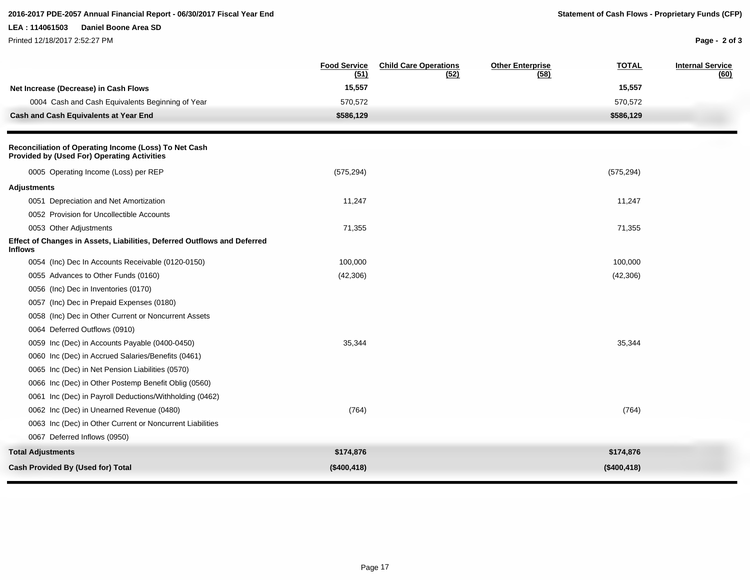2016-2017 PDE-2057 Annual Financial Report - 06/30/2017 Fiscal Year End

**Statement of Cash Flows - Proprietary Funds (CFP)**

LEA : 114061503 Daniel Boone Area SD

| | Food Service (51) | Child Care Operations (52) | Other Enterprise (58) | TOTAL | Internal Service (60) |
|---|---|---|---|---|---|
| **Net Increase (Decrease) in Cash Flows** | **15,557** | | | **15,557** | |
| 0004 Cash and Cash Equivalents Beginning of Year | 570,572 | | | 570,572 | |
| **Cash and Cash Equivalents at Year End** | **$586,129** | | | **$586,129** | |

| | Food Service (51) | Child Care Operations (52) | Other Enterprise (58) | TOTAL | Internal Service (60) |
|---|---|---|---|---|---|
| **Reconciliation of Operating Income (Loss) To Net Cash Provided by (Used For) Operating Activities** | | | | | |
| 0005 Operating Income (Loss) per REP | (575,294) | | | (575,294) | |
| **Adjustments** | | | | | |
| 0051 Depreciation and Net Amortization | 11,247 | | | 11,247 | |
| 0052 Provision for Uncollectible Accounts | | | | | |
| 0053 Other Adjustments | 71,355 | | | 71,355 | |
| **Effect of Changes in Assets, Liabilities, Deferred Outflows and Deferred Inflows** | | | | | |
| 0054 (Inc) Dec In Accounts Receivable (0120-0150) | 100,000 | | | 100,000 | |
| 0055 Advances to Other Funds (0160) | (42,306) | | | (42,306) | |
| 0056 (Inc) Dec in Inventories (0170) | | | | | |
| 0057 (Inc) Dec in Prepaid Expenses (0180) | | | | | |
| 0058 (Inc) Dec in Other Current or Noncurrent Assets | | | | | |
| 0064 Deferred Outflows (0910) | | | | | |
| 0059 Inc (Dec) in Accounts Payable (0400-0450) | 35,344 | | | 35,344 | |
| 0060 Inc (Dec) in Accrued Salaries/Benefits (0461) | | | | | |
| 0065 Inc (Dec) in Net Pension Liabilities (0570) | | | | | |
| 0066 Inc (Dec) in Other Postemp Benefit Oblig (0560) | | | | | |
| 0061 Inc (Dec) in Payroll Deductions/Withholding (0462) | | | | | |
| 0062 Inc (Dec) in Unearned Revenue (0480) | (764) | | | (764) | |
| 0063 Inc (Dec) in Other Current or Noncurrent Liabilities | | | | | |
| 0067 Deferred Inflows (0950) | | | | | |
| **Total Adjustments** | **$174,876** | | | **$174,876** | |
| **Cash Provided By (Used for) Total** | **($400,418)** | | | **($400,418)** | |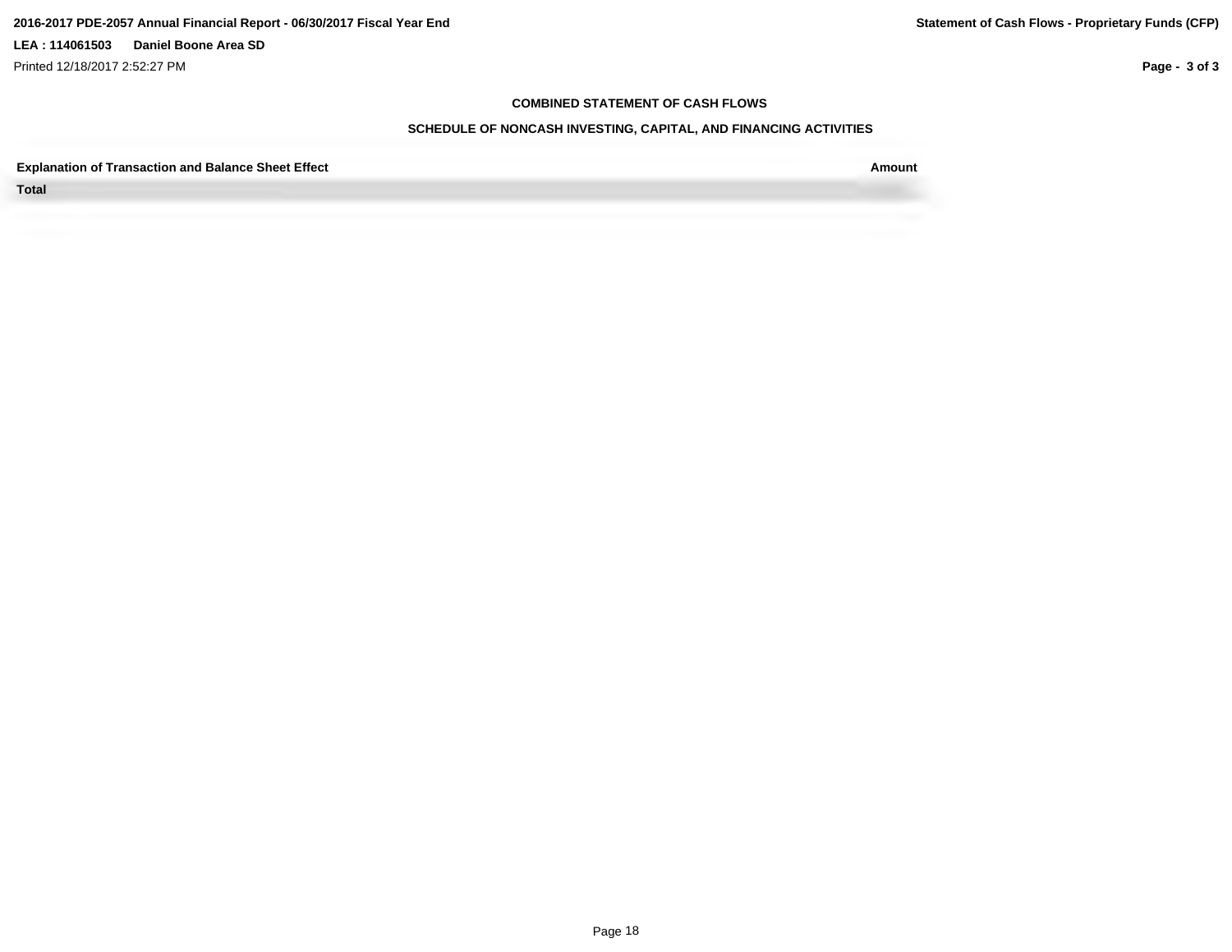## COMBINED STATEMENT OF CASH FLOWS

### SCHEDULE OF NONCASH INVESTING, CAPITAL, AND FINANCING ACTIVITIES

| Explanation of Transaction and Balance Sheet Effect | Amount |
|---|---|
| Total | |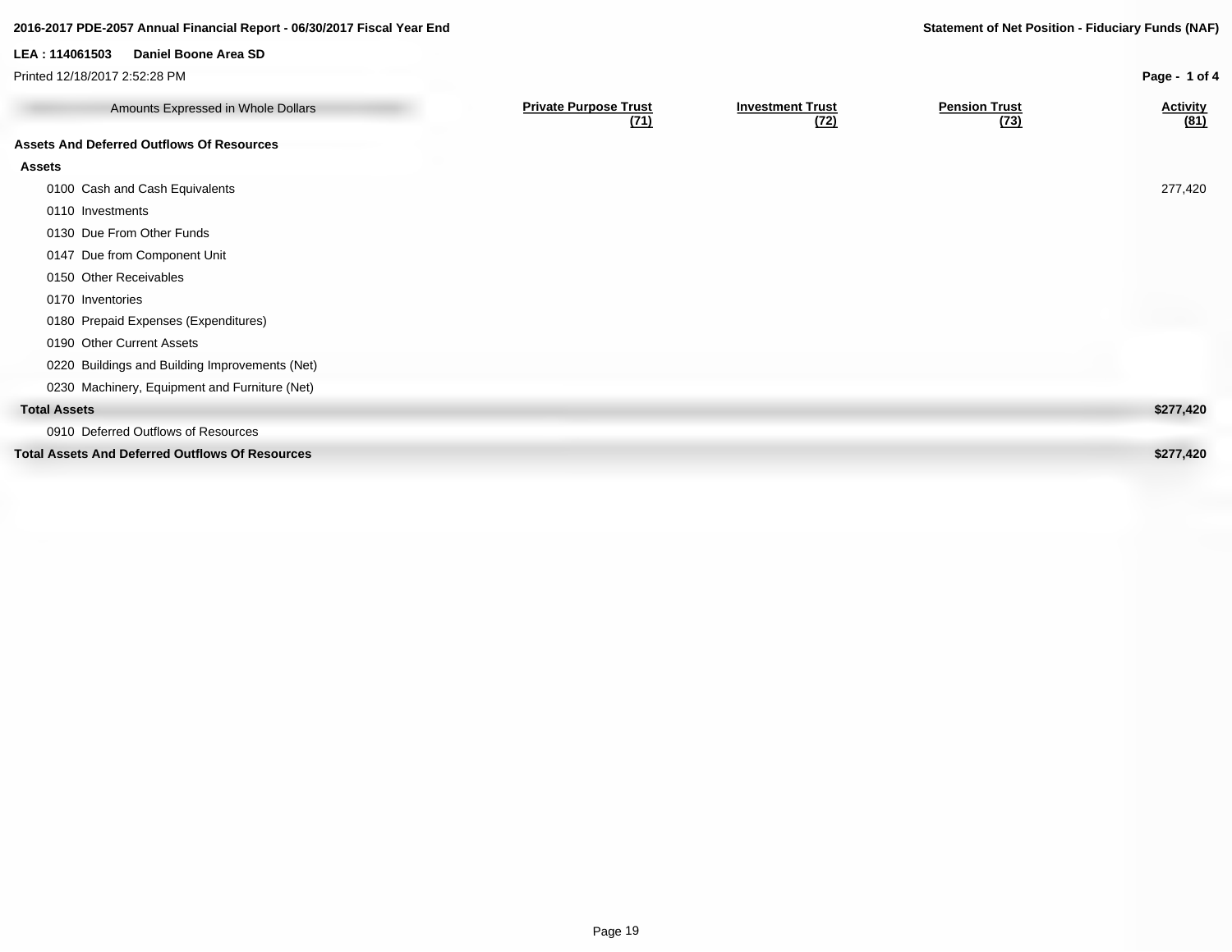2016-2017 PDE-2057 Annual Financial Report - 06/30/2017 Fiscal Year End

**Statement of Net Position - Fiduciary Funds (NAF)**

**LEA : 114061503 Daniel Boone Area SD**

Printed 12/18/2017 2:52:28 PM

| Amounts Expressed in Whole Dollars | Private Purpose Trust (71) | Investment Trust (72) | Pension Trust (73) | Activity (81) |
|---|---|---|---|---|
| **Assets And Deferred Outflows Of Resources** | | | | |
| **Assets** | | | | |
| 0100 Cash and Cash Equivalents | | | | 277,420 |
| 0110 Investments | | | | |
| 0130 Due From Other Funds | | | | |
| 0147 Due from Component Unit | | | | |
| 0150 Other Receivables | | | | |
| 0170 Inventories | | | | |
| 0180 Prepaid Expenses (Expenditures) | | | | |
| 0190 Other Current Assets | | | | |
| 0220 Buildings and Building Improvements (Net) | | | | |
| 0230 Machinery, Equipment and Furniture (Net) | | | | |
| **Total Assets** | | | | **$277,420** |
| 0910 Deferred Outflows of Resources | | | | |
| **Total Assets And Deferred Outflows Of Resources** | | | | **$277,420** |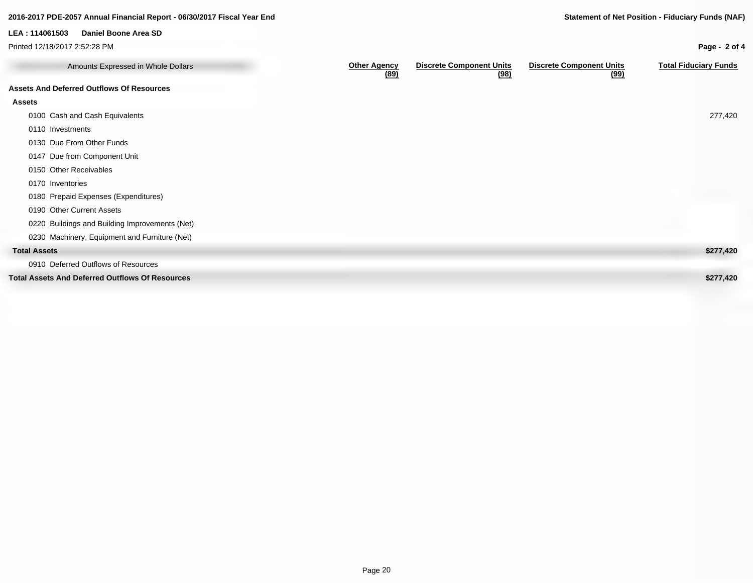**2016-2017 PDE-2057 Annual Financial Report - 06/30/2017 Fiscal Year End**

**Statement of Net Position - Fiduciary Funds (NAF)**

**LEA : 114061503 Daniel Boone Area SD**

Printed 12/18/2017 2:52:28 PM

| Amounts Expressed in Whole Dollars | Other Agency (89) | Discrete Component Units (98) | Discrete Component Units (99) | Total Fiduciary Funds |
|---|---|---|---|---|
| **Assets And Deferred Outflows Of Resources** | | | | |
| **Assets** | | | | |
| 0100 Cash and Cash Equivalents | | | | 277,420 |
| 0110 Investments | | | | |
| 0130 Due From Other Funds | | | | |
| 0147 Due from Component Unit | | | | |
| 0150 Other Receivables | | | | |
| 0170 Inventories | | | | |
| 0180 Prepaid Expenses (Expenditures) | | | | |
| 0190 Other Current Assets | | | | |
| 0220 Buildings and Building Improvements (Net) | | | | |
| 0230 Machinery, Equipment and Furniture (Net) | | | | |
| **Total Assets** | | | | **$277,420** |
| 0910 Deferred Outflows of Resources | | | | |
| **Total Assets And Deferred Outflows Of Resources** | | | | **$277,420** |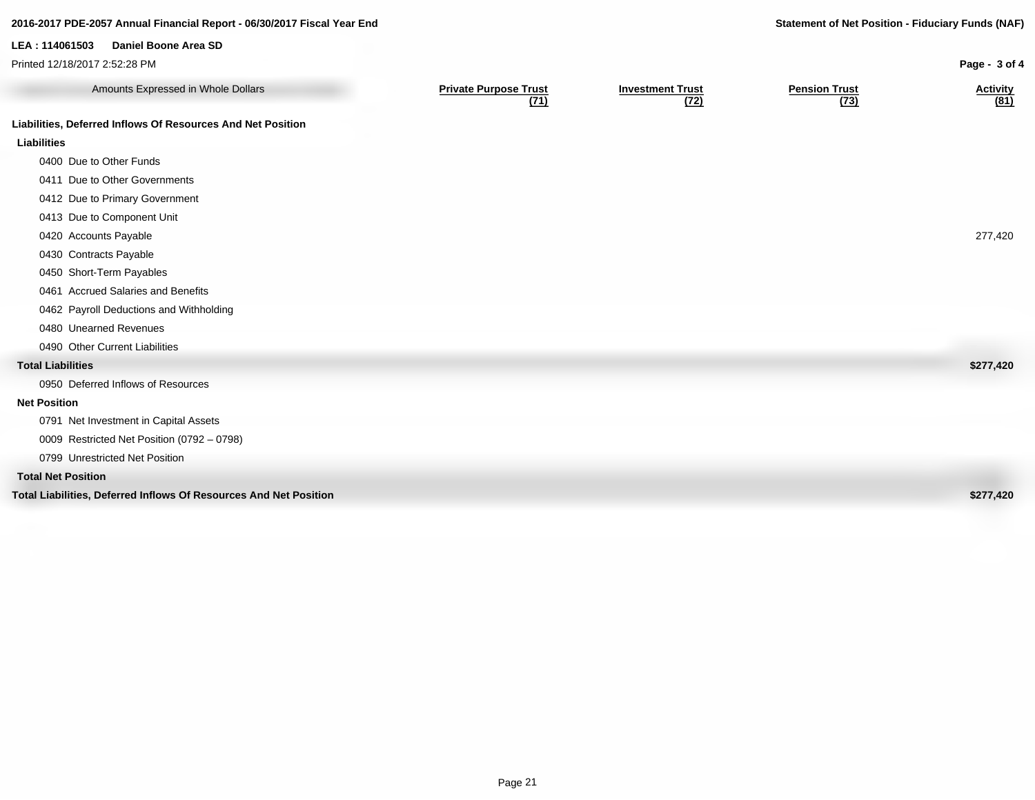2016-2017 PDE-2057 Annual Financial Report - 06/30/2017 Fiscal Year End

**Statement of Net Position - Fiduciary Funds (NAF)**

**LEA : 114061503 Daniel Boone Area SD**

Printed 12/18/2017 2:52:28 PM

| Amounts Expressed in Whole Dollars | Private Purpose Trust (71) | Investment Trust (72) | Pension Trust (73) | Activity (81) |
|---|---|---|---|---|
| **Liabilities, Deferred Inflows Of Resources And Net Position** | | | | |
| **Liabilities** | | | | |
| 0400 Due to Other Funds | | | | |
| 0411 Due to Other Governments | | | | |
| 0412 Due to Primary Government | | | | |
| 0413 Due to Component Unit | | | | |
| 0420 Accounts Payable | | | | 277,420 |
| 0430 Contracts Payable | | | | |
| 0450 Short-Term Payables | | | | |
| 0461 Accrued Salaries and Benefits | | | | |
| 0462 Payroll Deductions and Withholding | | | | |
| 0480 Unearned Revenues | | | | |
| 0490 Other Current Liabilities | | | | |
| **Total Liabilities** | | | | **$277,420** |
| 0950 Deferred Inflows of Resources | | | | |
| **Net Position** | | | | |
| 0791 Net Investment in Capital Assets | | | | |
| 0009 Restricted Net Position (0792 – 0798) | | | | |
| 0799 Unrestricted Net Position | | | | |
| **Total Net Position** | | | | |
| **Total Liabilities, Deferred Inflows Of Resources And Net Position** | | | | **$277,420** |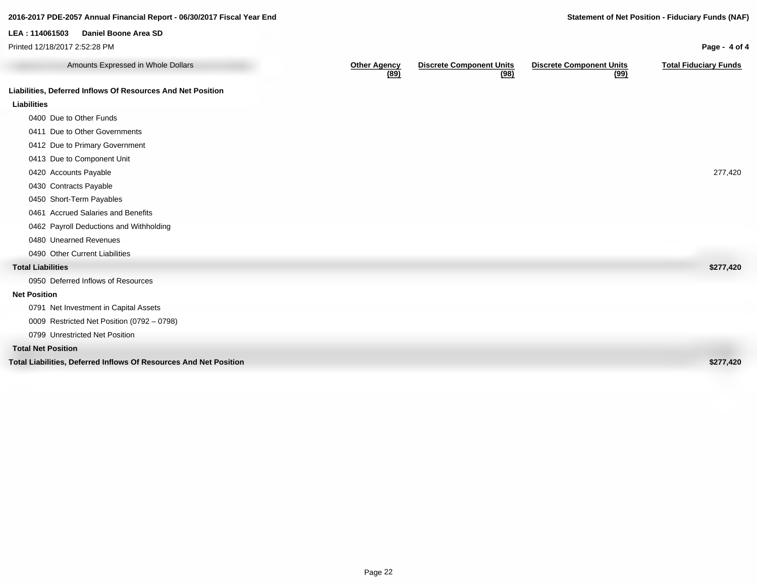**2016-2017 PDE-2057 Annual Financial Report - 06/30/2017 Fiscal Year End**

**Statement of Net Position - Fiduciary Funds (NAF)**

**LEA : 114061503 Daniel Boone Area SD**

Printed 12/18/2017 2:52:28 PM

| Amounts Expressed in Whole Dollars | Other Agency (89) | Discrete Component Units (98) | Discrete Component Units (99) | Total Fiduciary Funds |
|---|---|---|---|---|
| **Liabilities, Deferred Inflows Of Resources And Net Position** | | | | |
| **Liabilities** | | | | |
| 0400 Due to Other Funds | | | | |
| 0411 Due to Other Governments | | | | |
| 0412 Due to Primary Government | | | | |
| 0413 Due to Component Unit | | | | |
| 0420 Accounts Payable | | | | 277,420 |
| 0430 Contracts Payable | | | | |
| 0450 Short-Term Payables | | | | |
| 0461 Accrued Salaries and Benefits | | | | |
| 0462 Payroll Deductions and Withholding | | | | |
| 0480 Unearned Revenues | | | | |
| 0490 Other Current Liabilities | | | | |
| **Total Liabilities** | | | | **$277,420** |
| 0950 Deferred Inflows of Resources | | | | |
| **Net Position** | | | | |
| 0791 Net Investment in Capital Assets | | | | |
| 0009 Restricted Net Position (0792 – 0798) | | | | |
| 0799 Unrestricted Net Position | | | | |
| **Total Net Position** | | | | |
| **Total Liabilities, Deferred Inflows Of Resources And Net Position** | | | | **$277,420** |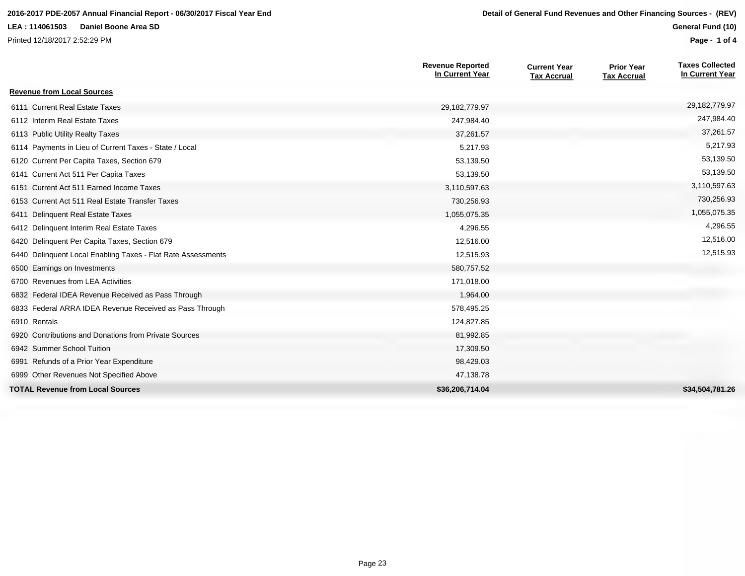**2016-2017 PDE-2057 Annual Financial Report - 06/30/2017 Fiscal Year End**

**LEA : 114061503 Daniel Boone Area SD**

Printed 12/18/2017 2:52:29 PM

**Detail of General Fund Revenues and Other Financing Sources - (REV)**

**General Fund (10)**

| | Revenue Reported In Current Year | Current Year Tax Accrual | Prior Year Tax Accrual | Taxes Collected In Current Year |
|---|---|---|---|---|
| **Revenue from Local Sources** | | | | |
| 6111 Current Real Estate Taxes | 29,182,779.97 | | | 29,182,779.97 |
| 6112 Interim Real Estate Taxes | 247,984.40 | | | 247,984.40 |
| 6113 Public Utility Realty Taxes | 37,261.57 | | | 37,261.57 |
| 6114 Payments in Lieu of Current Taxes - State / Local | 5,217.93 | | | 5,217.93 |
| 6120 Current Per Capita Taxes, Section 679 | 53,139.50 | | | 53,139.50 |
| 6141 Current Act 511 Per Capita Taxes | 53,139.50 | | | 53,139.50 |
| 6151 Current Act 511 Earned Income Taxes | 3,110,597.63 | | | 3,110,597.63 |
| 6153 Current Act 511 Real Estate Transfer Taxes | 730,256.93 | | | 730,256.93 |
| 6411 Delinquent Real Estate Taxes | 1,055,075.35 | | | 1,055,075.35 |
| 6412 Delinquent Interim Real Estate Taxes | 4,296.55 | | | 4,296.55 |
| 6420 Delinquent Per Capita Taxes, Section 679 | 12,516.00 | | | 12,516.00 |
| 6440 Delinquent Local Enabling Taxes - Flat Rate Assessments | 12,515.93 | | | 12,515.93 |
| 6500 Earnings on Investments | 580,757.52 | | | |
| 6700 Revenues from LEA Activities | 171,018.00 | | | |
| 6832 Federal IDEA Revenue Received as Pass Through | 1,964.00 | | | |
| 6833 Federal ARRA IDEA Revenue Received as Pass Through | 578,495.25 | | | |
| 6910 Rentals | 124,827.85 | | | |
| 6920 Contributions and Donations from Private Sources | 81,992.85 | | | |
| 6942 Summer School Tuition | 17,309.50 | | | |
| 6991 Refunds of a Prior Year Expenditure | 98,429.03 | | | |
| 6999 Other Revenues Not Specified Above | 47,138.78 | | | |
| **TOTAL Revenue from Local Sources** | **$36,206,714.04** | | | **$34,504,781.26** |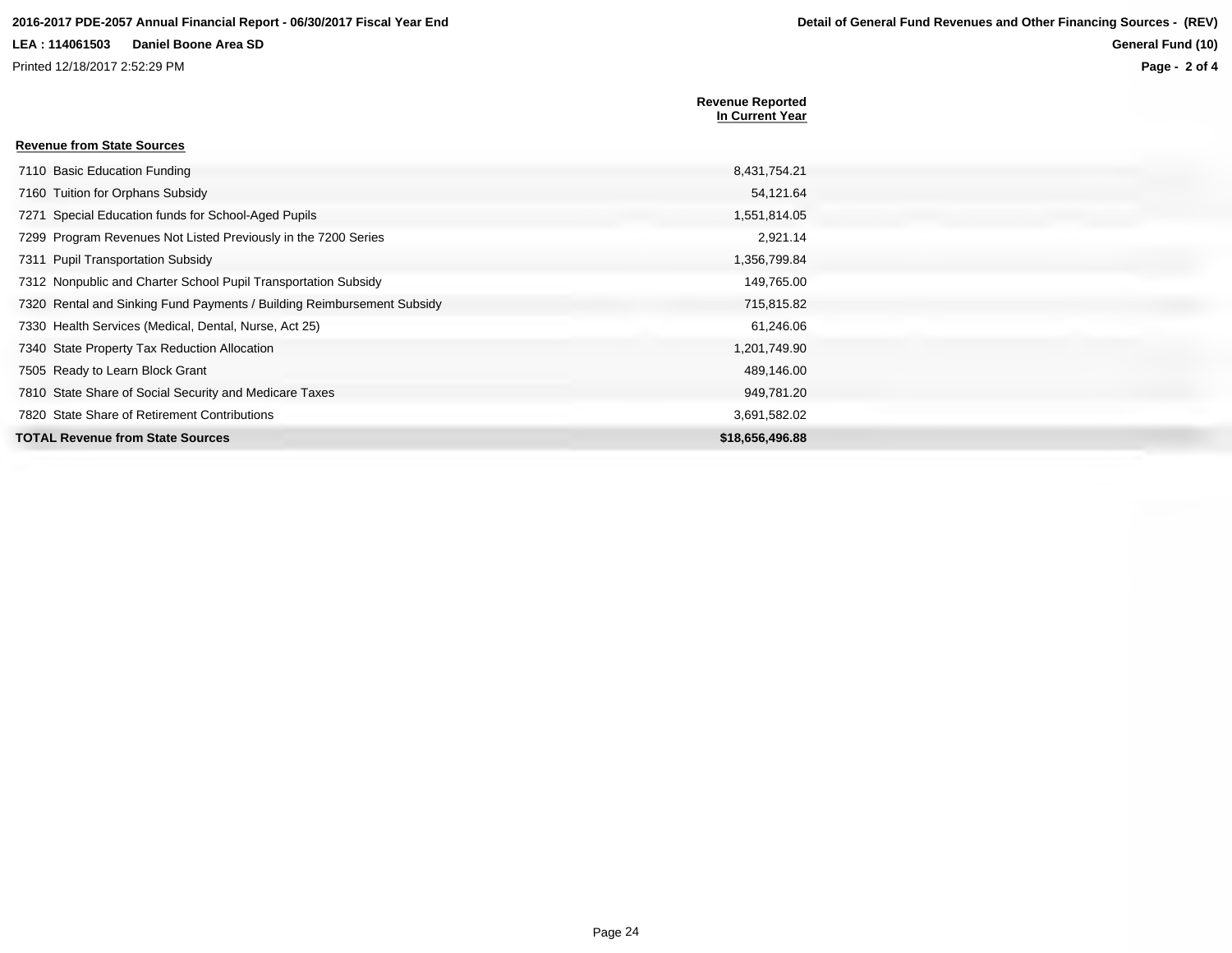| | Revenue Reported In Current Year |
|---|---|
| **Revenue from State Sources** | |
| 7110 Basic Education Funding | 8,431,754.21 |
| 7160 Tuition for Orphans Subsidy | 54,121.64 |
| 7271 Special Education funds for School-Aged Pupils | 1,551,814.05 |
| 7299 Program Revenues Not Listed Previously in the 7200 Series | 2,921.14 |
| 7311 Pupil Transportation Subsidy | 1,356,799.84 |
| 7312 Nonpublic and Charter School Pupil Transportation Subsidy | 149,765.00 |
| 7320 Rental and Sinking Fund Payments / Building Reimbursement Subsidy | 715,815.82 |
| 7330 Health Services (Medical, Dental, Nurse, Act 25) | 61,246.06 |
| 7340 State Property Tax Reduction Allocation | 1,201,749.90 |
| 7505 Ready to Learn Block Grant | 489,146.00 |
| 7810 State Share of Social Security and Medicare Taxes | 949,781.20 |
| 7820 State Share of Retirement Contributions | 3,691,582.02 |
| **TOTAL Revenue from State Sources** | **$18,656,496.88** |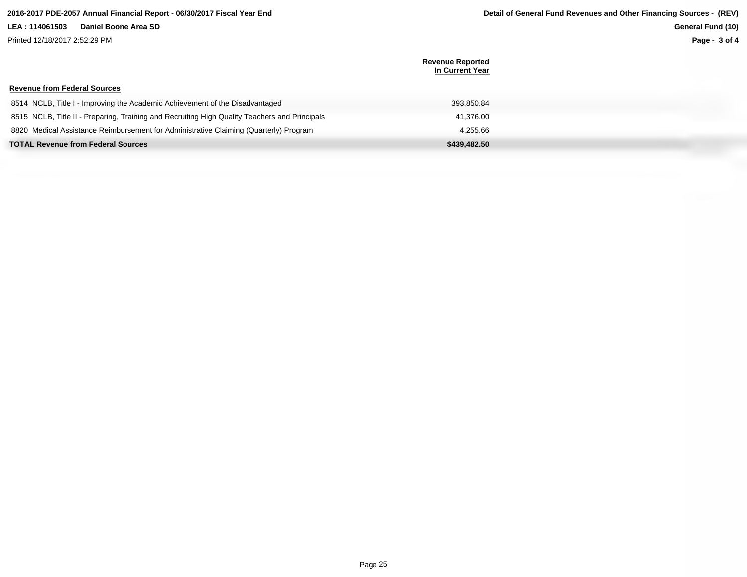**2016-2017 PDE-2057 Annual Financial Report - 06/30/2017 Fiscal Year End**

**LEA : 114061503 Daniel Boone Area SD**

Printed 12/18/2017 2:52:29 PM

**Detail of General Fund Revenues and Other Financing Sources - (REV)**

**General Fund (10)**

| | Revenue Reported In Current Year |
|---|---|
| **Revenue from Federal Sources** | |
| 8514 NCLB, Title I - Improving the Academic Achievement of the Disadvantaged | 393,850.84 |
| 8515 NCLB, Title II - Preparing, Training and Recruiting High Quality Teachers and Principals | 41,376.00 |
| 8820 Medical Assistance Reimbursement for Administrative Claiming (Quarterly) Program | 4,255.66 |
| **TOTAL Revenue from Federal Sources** | **$439,482.50** |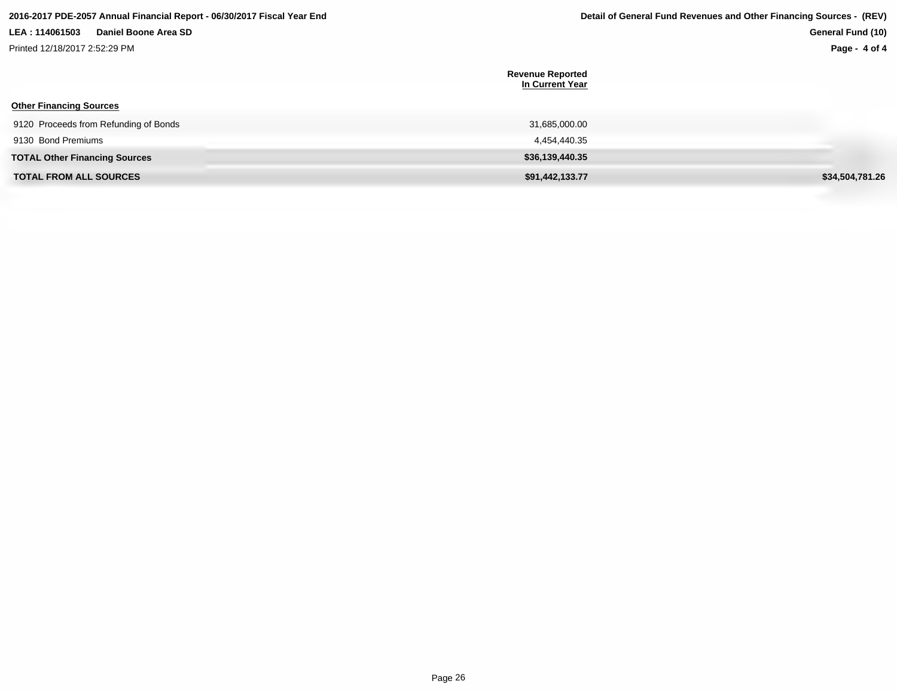| | Revenue Reported In Current Year | |
|---|---|---|
| **Other Financing Sources** | | |
| 9120 Proceeds from Refunding of Bonds | 31,685,000.00 | |
| 9130 Bond Premiums | 4,454,440.35 | |
| **TOTAL Other Financing Sources** | **$36,139,440.35** | |
| **TOTAL FROM ALL SOURCES** | **$91,442,133.77** | **$34,504,781.26** |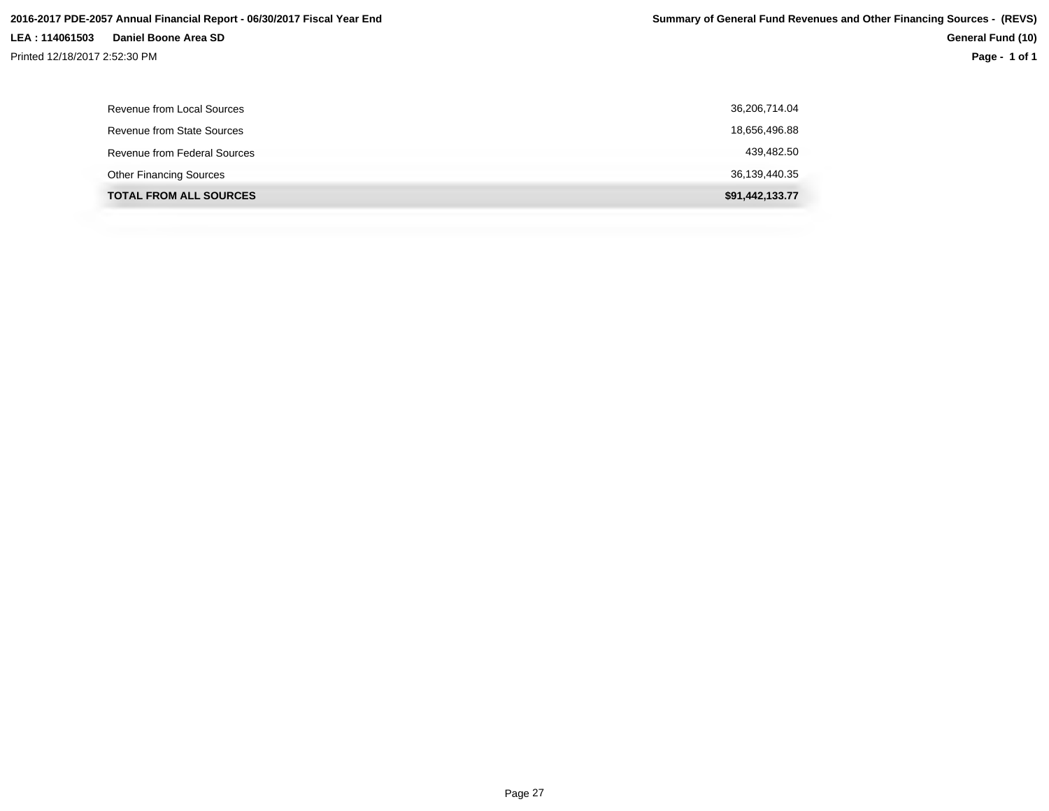| Source | Amount |
| --- | --- |
| Revenue from Local Sources | 36,206,714.04 |
| Revenue from State Sources | 18,656,496.88 |
| Revenue from Federal Sources | 439,482.50 |
| Other Financing Sources | 36,139,440.35 |
| **TOTAL FROM ALL SOURCES** | **$91,442,133.77** |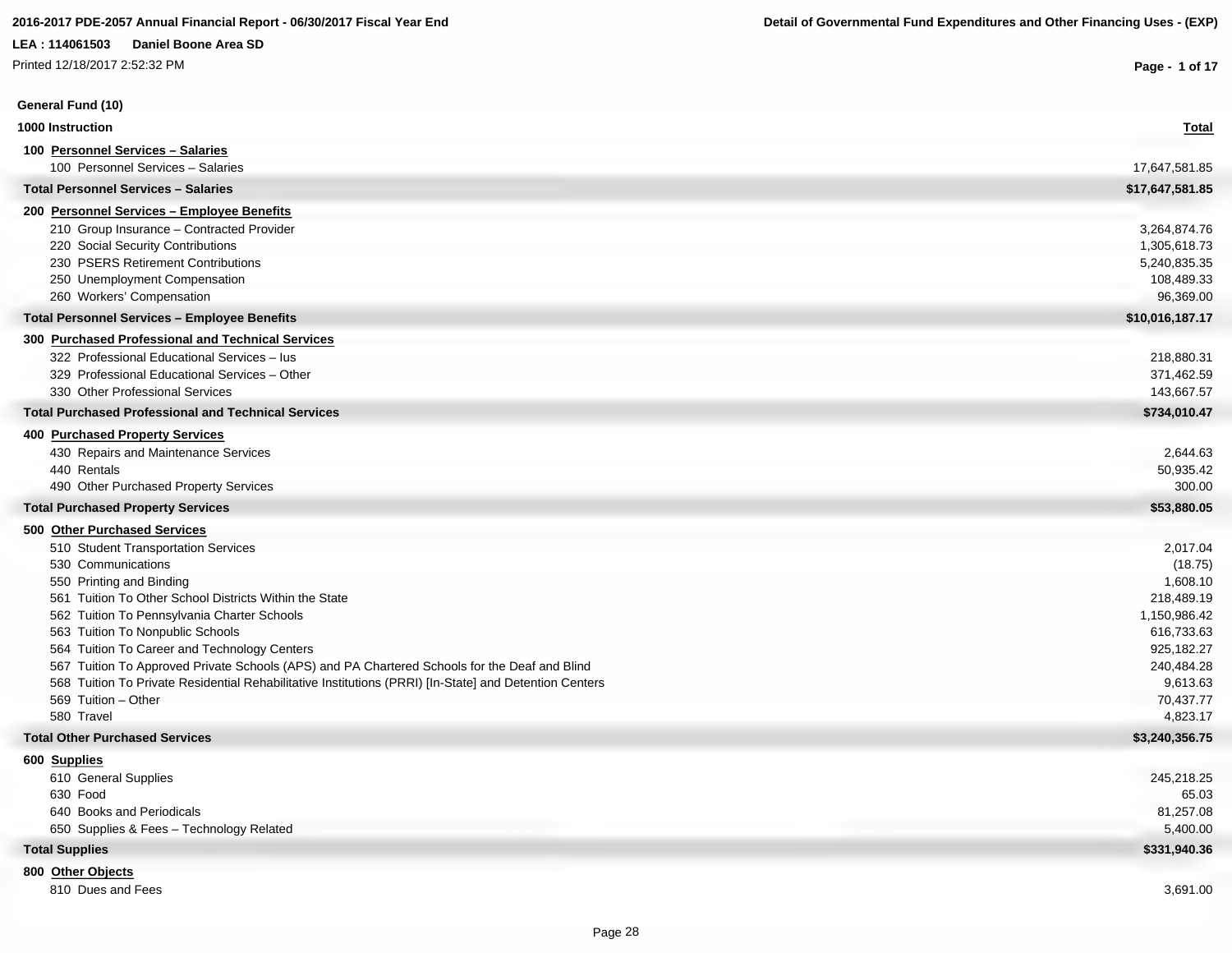2016-2017 PDE-2057 Annual Financial Report - 06/30/2017 Fiscal Year End

**Detail of Governmental Fund Expenditures and Other Financing Uses - (EXP)**

LEA : 114061503 Daniel Boone Area SD

Printed 12/18/2017 2:52:32 PM

## General Fund (10)

### 1000 Instruction

| | Total |
|---|---|
| **100 Personnel Services – Salaries** | |
| 100 Personnel Services – Salaries | 17,647,581.85 |
| **Total Personnel Services – Salaries** | **$17,647,581.85** |
| **200 Personnel Services – Employee Benefits** | |
| 210 Group Insurance – Contracted Provider | 3,264,874.76 |
| 220 Social Security Contributions | 1,305,618.73 |
| 230 PSERS Retirement Contributions | 5,240,835.35 |
| 250 Unemployment Compensation | 108,489.33 |
| 260 Workers' Compensation | 96,369.00 |
| **Total Personnel Services – Employee Benefits** | **$10,016,187.17** |
| **300 Purchased Professional and Technical Services** | |
| 322 Professional Educational Services – Ius | 218,880.31 |
| 329 Professional Educational Services – Other | 371,462.59 |
| 330 Other Professional Services | 143,667.57 |
| **Total Purchased Professional and Technical Services** | **$734,010.47** |
| **400 Purchased Property Services** | |
| 430 Repairs and Maintenance Services | 2,644.63 |
| 440 Rentals | 50,935.42 |
| 490 Other Purchased Property Services | 300.00 |
| **Total Purchased Property Services** | **$53,880.05** |
| **500 Other Purchased Services** | |
| 510 Student Transportation Services | 2,017.04 |
| 530 Communications | (18.75) |
| 550 Printing and Binding | 1,608.10 |
| 561 Tuition To Other School Districts Within the State | 218,489.19 |
| 562 Tuition To Pennsylvania Charter Schools | 1,150,986.42 |
| 563 Tuition To Nonpublic Schools | 616,733.63 |
| 564 Tuition To Career and Technology Centers | 925,182.27 |
| 567 Tuition To Approved Private Schools (APS) and PA Chartered Schools for the Deaf and Blind | 240,484.28 |
| 568 Tuition To Private Residential Rehabilitative Institutions (PRRI) [In-State] and Detention Centers | 9,613.63 |
| 569 Tuition – Other | 70,437.77 |
| 580 Travel | 4,823.17 |
| **Total Other Purchased Services** | **$3,240,356.75** |
| **600 Supplies** | |
| 610 General Supplies | 245,218.25 |
| 630 Food | 65.03 |
| 640 Books and Periodicals | 81,257.08 |
| 650 Supplies & Fees – Technology Related | 5,400.00 |
| **Total Supplies** | **$331,940.36** |
| **800 Other Objects** | |
| 810 Dues and Fees | 3,691.00 |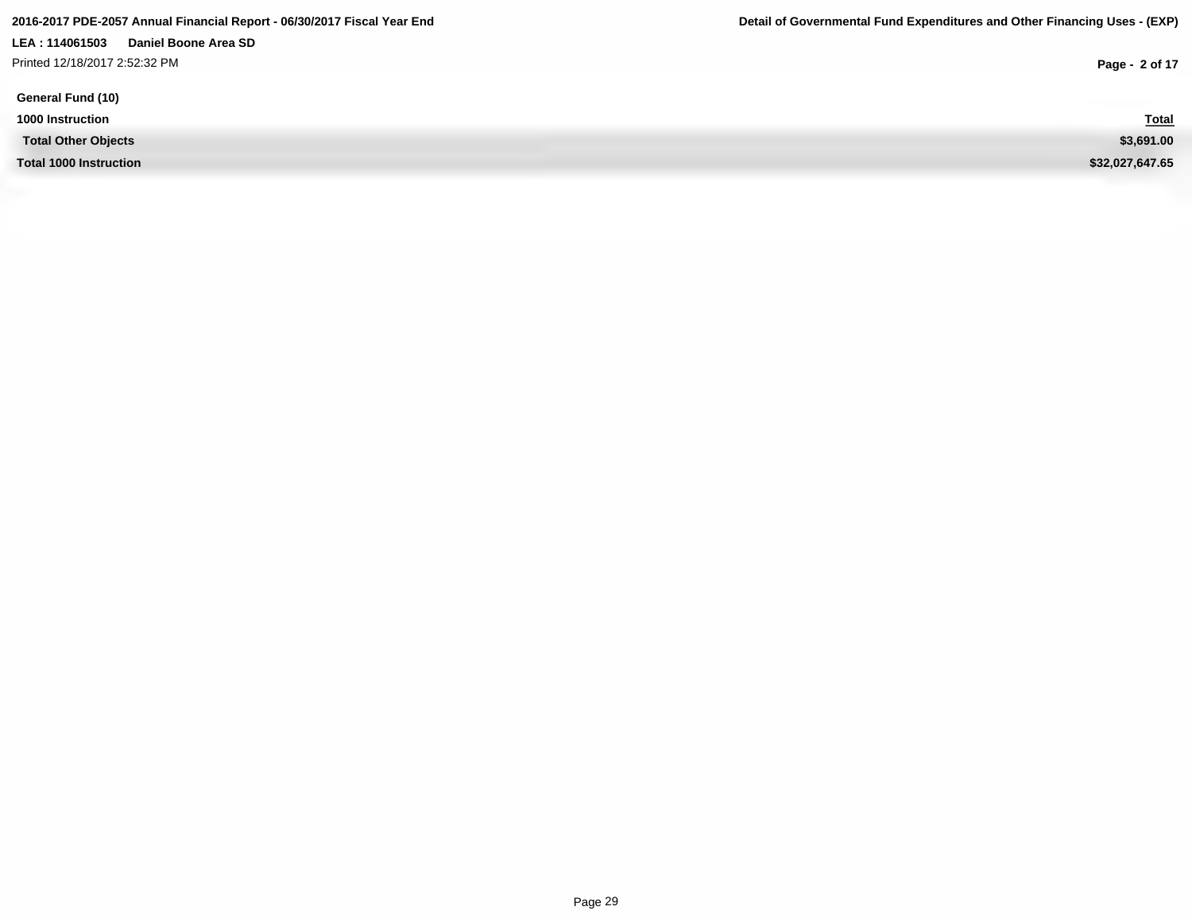General Fund (10)

1000 Instruction

| | Total |
|---|---|
| Total Other Objects | $3,691.00 |
| Total 1000 Instruction | $32,027,647.65 |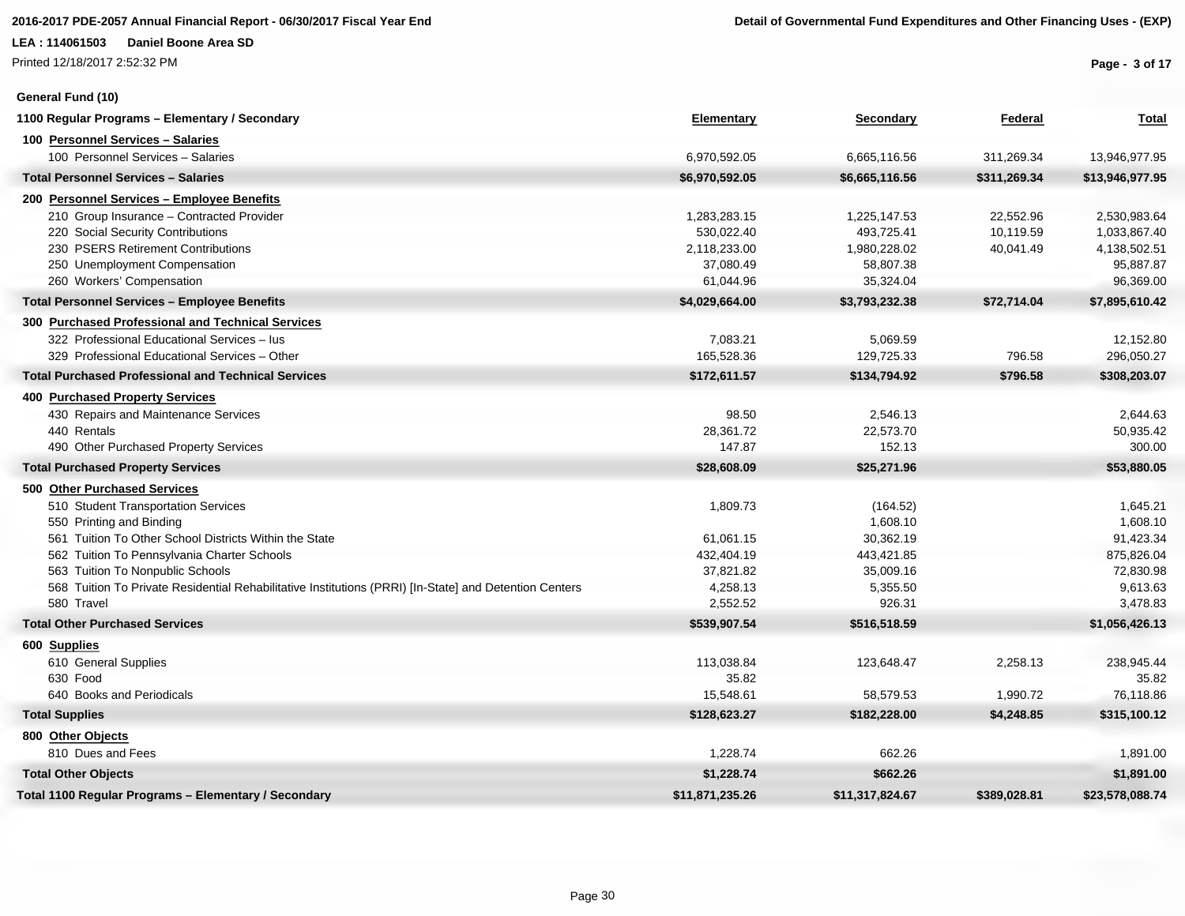**General Fund (10)**

| 1100 Regular Programs – Elementary / Secondary | Elementary | Secondary | Federal | Total |
|---|---|---|---|---|
| **100 Personnel Services – Salaries** | | | | |
| 100 Personnel Services – Salaries | 6,970,592.05 | 6,665,116.56 | 311,269.34 | 13,946,977.95 |
| **Total Personnel Services – Salaries** | **$6,970,592.05** | **$6,665,116.56** | **$311,269.34** | **$13,946,977.95** |
| **200 Personnel Services – Employee Benefits** | | | | |
| 210 Group Insurance – Contracted Provider | 1,283,283.15 | 1,225,147.53 | 22,552.96 | 2,530,983.64 |
| 220 Social Security Contributions | 530,022.40 | 493,725.41 | 10,119.59 | 1,033,867.40 |
| 230 PSERS Retirement Contributions | 2,118,233.00 | 1,980,228.02 | 40,041.49 | 4,138,502.51 |
| 250 Unemployment Compensation | 37,080.49 | 58,807.38 | | 95,887.87 |
| 260 Workers' Compensation | 61,044.96 | 35,324.04 | | 96,369.00 |
| **Total Personnel Services – Employee Benefits** | **$4,029,664.00** | **$3,793,232.38** | **$72,714.04** | **$7,895,610.42** |
| **300 Purchased Professional and Technical Services** | | | | |
| 322 Professional Educational Services – Ius | 7,083.21 | 5,069.59 | | 12,152.80 |
| 329 Professional Educational Services – Other | 165,528.36 | 129,725.33 | 796.58 | 296,050.27 |
| **Total Purchased Professional and Technical Services** | **$172,611.57** | **$134,794.92** | **$796.58** | **$308,203.07** |
| **400 Purchased Property Services** | | | | |
| 430 Repairs and Maintenance Services | 98.50 | 2,546.13 | | 2,644.63 |
| 440 Rentals | 28,361.72 | 22,573.70 | | 50,935.42 |
| 490 Other Purchased Property Services | 147.87 | 152.13 | | 300.00 |
| **Total Purchased Property Services** | **$28,608.09** | **$25,271.96** | | **$53,880.05** |
| **500 Other Purchased Services** | | | | |
| 510 Student Transportation Services | 1,809.73 | (164.52) | | 1,645.21 |
| 550 Printing and Binding | | 1,608.10 | | 1,608.10 |
| 561 Tuition To Other School Districts Within the State | 61,061.15 | 30,362.19 | | 91,423.34 |
| 562 Tuition To Pennsylvania Charter Schools | 432,404.19 | 443,421.85 | | 875,826.04 |
| 563 Tuition To Nonpublic Schools | 37,821.82 | 35,009.16 | | 72,830.98 |
| 568 Tuition To Private Residential Rehabilitative Institutions (PRRI) [In-State] and Detention Centers | 4,258.13 | 5,355.50 | | 9,613.63 |
| 580 Travel | 2,552.52 | 926.31 | | 3,478.83 |
| **Total Other Purchased Services** | **$539,907.54** | **$516,518.59** | | **$1,056,426.13** |
| **600 Supplies** | | | | |
| 610 General Supplies | 113,038.84 | 123,648.47 | 2,258.13 | 238,945.44 |
| 630 Food | 35.82 | | | 35.82 |
| 640 Books and Periodicals | 15,548.61 | 58,579.53 | 1,990.72 | 76,118.86 |
| **Total Supplies** | **$128,623.27** | **$182,228.00** | **$4,248.85** | **$315,100.12** |
| **800 Other Objects** | | | | |
| 810 Dues and Fees | 1,228.74 | 662.26 | | 1,891.00 |
| **Total Other Objects** | **$1,228.74** | **$662.26** | | **$1,891.00** |
| **Total 1100 Regular Programs – Elementary / Secondary** | **$11,871,235.26** | **$11,317,824.67** | **$389,028.81** | **$23,578,088.74** |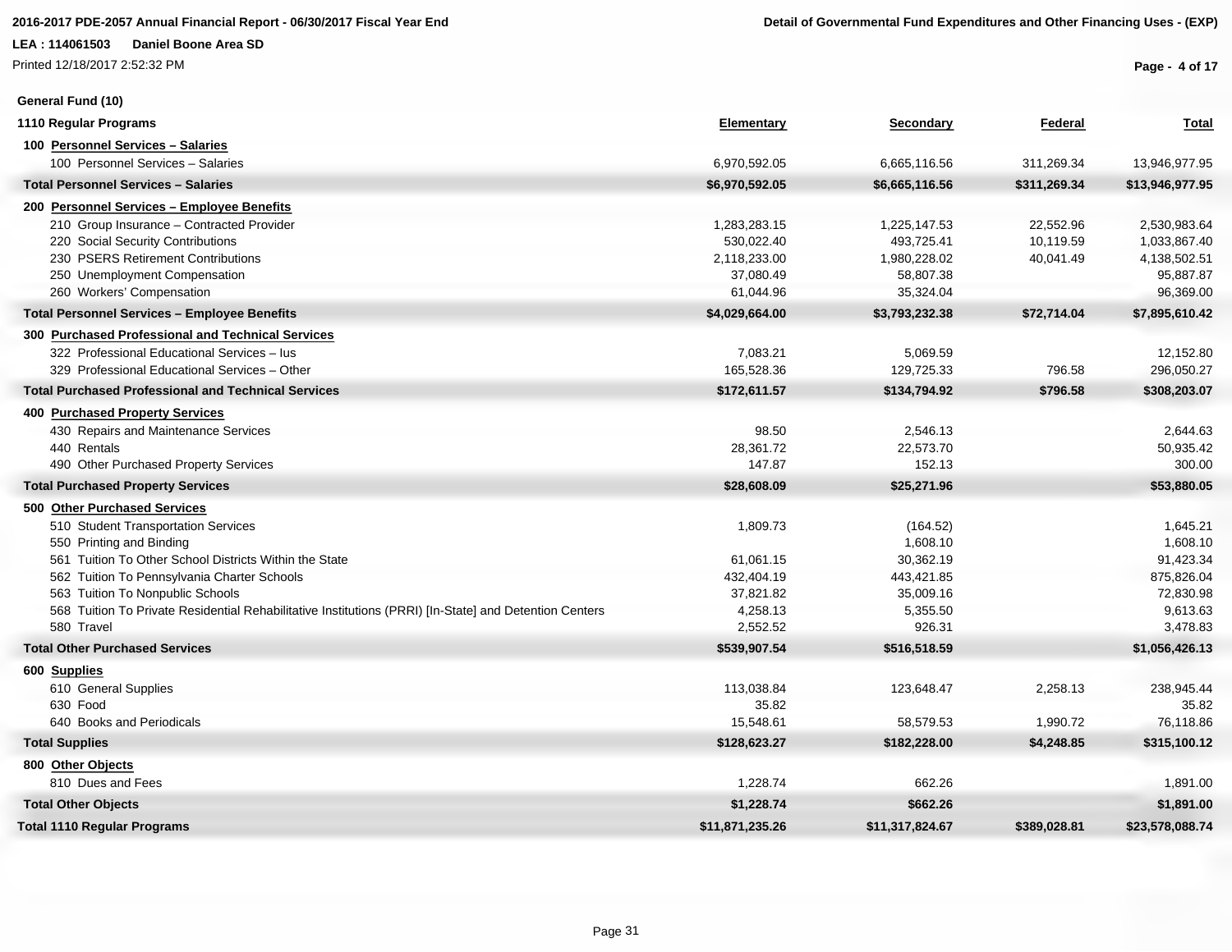**General Fund (10)**

| 1110 Regular Programs | Elementary | Secondary | Federal | Total |
|---|---|---|---|---|
| **100 Personnel Services – Salaries** | | | | |
| 100 Personnel Services – Salaries | 6,970,592.05 | 6,665,116.56 | 311,269.34 | 13,946,977.95 |
| **Total Personnel Services – Salaries** | **$6,970,592.05** | **$6,665,116.56** | **$311,269.34** | **$13,946,977.95** |
| **200 Personnel Services – Employee Benefits** | | | | |
| 210 Group Insurance – Contracted Provider | 1,283,283.15 | 1,225,147.53 | 22,552.96 | 2,530,983.64 |
| 220 Social Security Contributions | 530,022.40 | 493,725.41 | 10,119.59 | 1,033,867.40 |
| 230 PSERS Retirement Contributions | 2,118,233.00 | 1,980,228.02 | 40,041.49 | 4,138,502.51 |
| 250 Unemployment Compensation | 37,080.49 | 58,807.38 | | 95,887.87 |
| 260 Workers' Compensation | 61,044.96 | 35,324.04 | | 96,369.00 |
| **Total Personnel Services – Employee Benefits** | **$4,029,664.00** | **$3,793,232.38** | **$72,714.04** | **$7,895,610.42** |
| **300 Purchased Professional and Technical Services** | | | | |
| 322 Professional Educational Services – Ius | 7,083.21 | 5,069.59 | | 12,152.80 |
| 329 Professional Educational Services – Other | 165,528.36 | 129,725.33 | 796.58 | 296,050.27 |
| **Total Purchased Professional and Technical Services** | **$172,611.57** | **$134,794.92** | **$796.58** | **$308,203.07** |
| **400 Purchased Property Services** | | | | |
| 430 Repairs and Maintenance Services | 98.50 | 2,546.13 | | 2,644.63 |
| 440 Rentals | 28,361.72 | 22,573.70 | | 50,935.42 |
| 490 Other Purchased Property Services | 147.87 | 152.13 | | 300.00 |
| **Total Purchased Property Services** | **$28,608.09** | **$25,271.96** | | **$53,880.05** |
| **500 Other Purchased Services** | | | | |
| 510 Student Transportation Services | 1,809.73 | (164.52) | | 1,645.21 |
| 550 Printing and Binding | | 1,608.10 | | 1,608.10 |
| 561 Tuition To Other School Districts Within the State | 61,061.15 | 30,362.19 | | 91,423.34 |
| 562 Tuition To Pennsylvania Charter Schools | 432,404.19 | 443,421.85 | | 875,826.04 |
| 563 Tuition To Nonpublic Schools | 37,821.82 | 35,009.16 | | 72,830.98 |
| 568 Tuition To Private Residential Rehabilitative Institutions (PRRI) [In-State] and Detention Centers | 4,258.13 | 5,355.50 | | 9,613.63 |
| 580 Travel | 2,552.52 | 926.31 | | 3,478.83 |
| **Total Other Purchased Services** | **$539,907.54** | **$516,518.59** | | **$1,056,426.13** |
| **600 Supplies** | | | | |
| 610 General Supplies | 113,038.84 | 123,648.47 | 2,258.13 | 238,945.44 |
| 630 Food | 35.82 | | | 35.82 |
| 640 Books and Periodicals | 15,548.61 | 58,579.53 | 1,990.72 | 76,118.86 |
| **Total Supplies** | **$128,623.27** | **$182,228.00** | **$4,248.85** | **$315,100.12** |
| **800 Other Objects** | | | | |
| 810 Dues and Fees | 1,228.74 | 662.26 | | 1,891.00 |
| **Total Other Objects** | **$1,228.74** | **$662.26** | | **$1,891.00** |
| **Total 1110 Regular Programs** | **$11,871,235.26** | **$11,317,824.67** | **$389,028.81** | **$23,578,088.74** |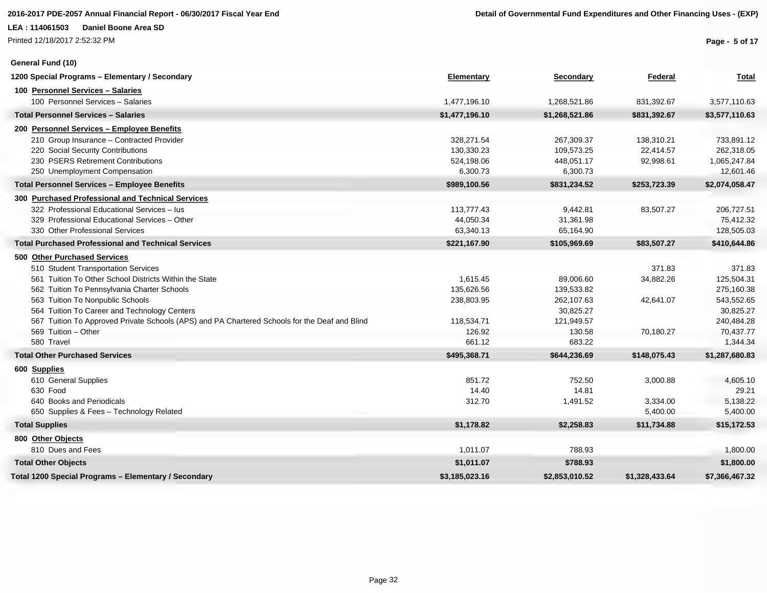**General Fund (10)**

| 1200 Special Programs – Elementary / Secondary | Elementary | Secondary | Federal | Total |
|---|---|---|---|---|
| **100 Personnel Services – Salaries** | | | | |
| 100 Personnel Services – Salaries | 1,477,196.10 | 1,268,521.86 | 831,392.67 | 3,577,110.63 |
| **Total Personnel Services – Salaries** | **$1,477,196.10** | **$1,268,521.86** | **$831,392.67** | **$3,577,110.63** |
| **200 Personnel Services – Employee Benefits** | | | | |
| 210 Group Insurance – Contracted Provider | 328,271.54 | 267,309.37 | 138,310.21 | 733,891.12 |
| 220 Social Security Contributions | 130,330.23 | 109,573.25 | 22,414.57 | 262,318.05 |
| 230 PSERS Retirement Contributions | 524,198.06 | 448,051.17 | 92,998.61 | 1,065,247.84 |
| 250 Unemployment Compensation | 6,300.73 | 6,300.73 | | 12,601.46 |
| **Total Personnel Services – Employee Benefits** | **$989,100.56** | **$831,234.52** | **$253,723.39** | **$2,074,058.47** |
| **300 Purchased Professional and Technical Services** | | | | |
| 322 Professional Educational Services – Ius | 113,777.43 | 9,442.81 | 83,507.27 | 206,727.51 |
| 329 Professional Educational Services – Other | 44,050.34 | 31,361.98 | | 75,412.32 |
| 330 Other Professional Services | 63,340.13 | 65,164.90 | | 128,505.03 |
| **Total Purchased Professional and Technical Services** | **$221,167.90** | **$105,969.69** | **$83,507.27** | **$410,644.86** |
| **500 Other Purchased Services** | | | | |
| 510 Student Transportation Services | | | 371.83 | 371.83 |
| 561 Tuition To Other School Districts Within the State | 1,615.45 | 89,006.60 | 34,882.26 | 125,504.31 |
| 562 Tuition To Pennsylvania Charter Schools | 135,626.56 | 139,533.82 | | 275,160.38 |
| 563 Tuition To Nonpublic Schools | 238,803.95 | 262,107.63 | 42,641.07 | 543,552.65 |
| 564 Tuition To Career and Technology Centers | | 30,825.27 | | 30,825.27 |
| 567 Tuition To Approved Private Schools (APS) and PA Chartered Schools for the Deaf and Blind | 118,534.71 | 121,949.57 | | 240,484.28 |
| 569 Tuition – Other | 126.92 | 130.58 | 70,180.27 | 70,437.77 |
| 580 Travel | 661.12 | 683.22 | | 1,344.34 |
| **Total Other Purchased Services** | **$495,368.71** | **$644,236.69** | **$148,075.43** | **$1,287,680.83** |
| **600 Supplies** | | | | |
| 610 General Supplies | 851.72 | 752.50 | 3,000.88 | 4,605.10 |
| 630 Food | 14.40 | 14.81 | | 29.21 |
| 640 Books and Periodicals | 312.70 | 1,491.52 | 3,334.00 | 5,138.22 |
| 650 Supplies & Fees – Technology Related | | | 5,400.00 | 5,400.00 |
| **Total Supplies** | **$1,178.82** | **$2,258.83** | **$11,734.88** | **$15,172.53** |
| **800 Other Objects** | | | | |
| 810 Dues and Fees | 1,011.07 | 788.93 | | 1,800.00 |
| **Total Other Objects** | **$1,011.07** | **$788.93** | | **$1,800.00** |
| **Total 1200 Special Programs – Elementary / Secondary** | **$3,185,023.16** | **$2,853,010.52** | **$1,328,433.64** | **$7,366,467.32** |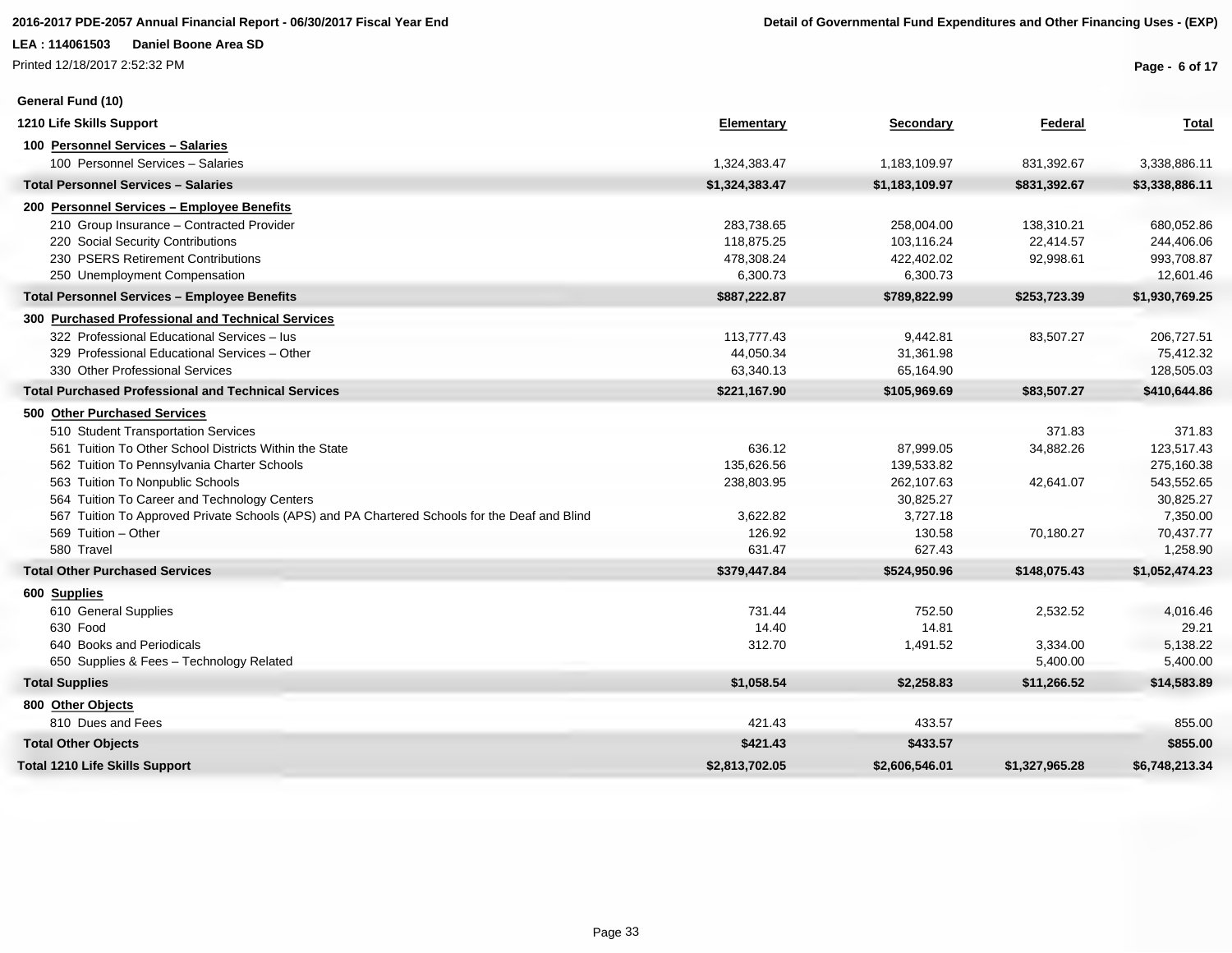**General Fund (10)**

| 1210 Life Skills Support | Elementary | Secondary | Federal | Total |
|---|---|---|---|---|
| **100 Personnel Services – Salaries** | | | | |
| 100 Personnel Services – Salaries | 1,324,383.47 | 1,183,109.97 | 831,392.67 | 3,338,886.11 |
| **Total Personnel Services – Salaries** | **$1,324,383.47** | **$1,183,109.97** | **$831,392.67** | **$3,338,886.11** |
| **200 Personnel Services – Employee Benefits** | | | | |
| 210 Group Insurance – Contracted Provider | 283,738.65 | 258,004.00 | 138,310.21 | 680,052.86 |
| 220 Social Security Contributions | 118,875.25 | 103,116.24 | 22,414.57 | 244,406.06 |
| 230 PSERS Retirement Contributions | 478,308.24 | 422,402.02 | 92,998.61 | 993,708.87 |
| 250 Unemployment Compensation | 6,300.73 | 6,300.73 | | 12,601.46 |
| **Total Personnel Services – Employee Benefits** | **$887,222.87** | **$789,822.99** | **$253,723.39** | **$1,930,769.25** |
| **300 Purchased Professional and Technical Services** | | | | |
| 322 Professional Educational Services – Ius | 113,777.43 | 9,442.81 | 83,507.27 | 206,727.51 |
| 329 Professional Educational Services – Other | 44,050.34 | 31,361.98 | | 75,412.32 |
| 330 Other Professional Services | 63,340.13 | 65,164.90 | | 128,505.03 |
| **Total Purchased Professional and Technical Services** | **$221,167.90** | **$105,969.69** | **$83,507.27** | **$410,644.86** |
| **500 Other Purchased Services** | | | | |
| 510 Student Transportation Services | | | 371.83 | 371.83 |
| 561 Tuition To Other School Districts Within the State | 636.12 | 87,999.05 | 34,882.26 | 123,517.43 |
| 562 Tuition To Pennsylvania Charter Schools | 135,626.56 | 139,533.82 | | 275,160.38 |
| 563 Tuition To Nonpublic Schools | 238,803.95 | 262,107.63 | 42,641.07 | 543,552.65 |
| 564 Tuition To Career and Technology Centers | | 30,825.27 | | 30,825.27 |
| 567 Tuition To Approved Private Schools (APS) and PA Chartered Schools for the Deaf and Blind | 3,622.82 | 3,727.18 | | 7,350.00 |
| 569 Tuition – Other | 126.92 | 130.58 | 70,180.27 | 70,437.77 |
| 580 Travel | 631.47 | 627.43 | | 1,258.90 |
| **Total Other Purchased Services** | **$379,447.84** | **$524,950.96** | **$148,075.43** | **$1,052,474.23** |
| **600 Supplies** | | | | |
| 610 General Supplies | 731.44 | 752.50 | 2,532.52 | 4,016.46 |
| 630 Food | 14.40 | 14.81 | | 29.21 |
| 640 Books and Periodicals | 312.70 | 1,491.52 | 3,334.00 | 5,138.22 |
| 650 Supplies & Fees – Technology Related | | | 5,400.00 | 5,400.00 |
| **Total Supplies** | **$1,058.54** | **$2,258.83** | **$11,266.52** | **$14,583.89** |
| **800 Other Objects** | | | | |
| 810 Dues and Fees | 421.43 | 433.57 | | 855.00 |
| **Total Other Objects** | **$421.43** | **$433.57** | | **$855.00** |
| **Total 1210 Life Skills Support** | **$2,813,702.05** | **$2,606,546.01** | **$1,327,965.28** | **$6,748,213.34** |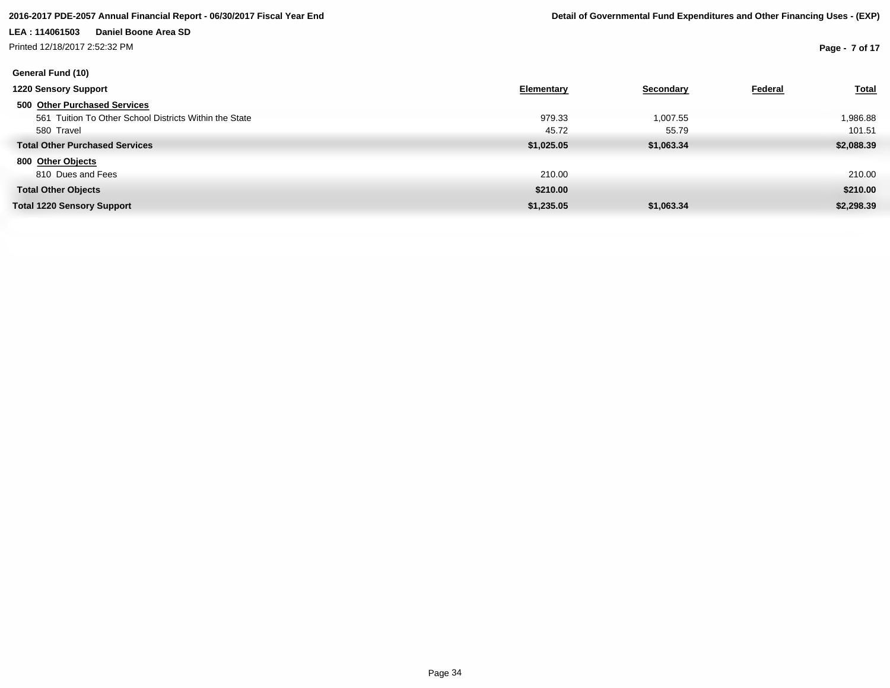**General Fund (10)**

| 1220 Sensory Support | Elementary | Secondary | Federal | Total |
|---|---|---|---|---|
| **500 Other Purchased Services** | | | | |
| 561 Tuition To Other School Districts Within the State | 979.33 | 1,007.55 | | 1,986.88 |
| 580 Travel | 45.72 | 55.79 | | 101.51 |
| **Total Other Purchased Services** | **$1,025.05** | **$1,063.34** | | **$2,088.39** |
| **800 Other Objects** | | | | |
| 810 Dues and Fees | 210.00 | | | 210.00 |
| **Total Other Objects** | **$210.00** | | | **$210.00** |
| **Total 1220 Sensory Support** | **$1,235.05** | **$1,063.34** | | **$2,298.39** |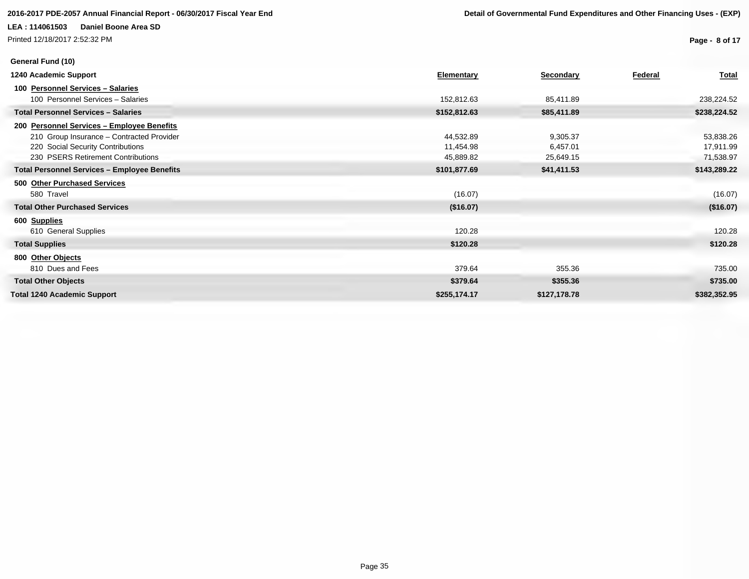**General Fund (10)**

| 1240 Academic Support | Elementary | Secondary | Federal | Total |
|---|---|---|---|---|
| **100 Personnel Services – Salaries** | | | | |
| 100 Personnel Services – Salaries | 152,812.63 | 85,411.89 | | 238,224.52 |
| **Total Personnel Services – Salaries** | **$152,812.63** | **$85,411.89** | | **$238,224.52** |
| **200 Personnel Services – Employee Benefits** | | | | |
| 210 Group Insurance – Contracted Provider | 44,532.89 | 9,305.37 | | 53,838.26 |
| 220 Social Security Contributions | 11,454.98 | 6,457.01 | | 17,911.99 |
| 230 PSERS Retirement Contributions | 45,889.82 | 25,649.15 | | 71,538.97 |
| **Total Personnel Services – Employee Benefits** | **$101,877.69** | **$41,411.53** | | **$143,289.22** |
| **500 Other Purchased Services** | | | | |
| 580 Travel | (16.07) | | | (16.07) |
| **Total Other Purchased Services** | **($16.07)** | | | **($16.07)** |
| **600 Supplies** | | | | |
| 610 General Supplies | 120.28 | | | 120.28 |
| **Total Supplies** | **$120.28** | | | **$120.28** |
| **800 Other Objects** | | | | |
| 810 Dues and Fees | 379.64 | 355.36 | | 735.00 |
| **Total Other Objects** | **$379.64** | **$355.36** | | **$735.00** |
| **Total 1240 Academic Support** | **$255,174.17** | **$127,178.78** | | **$382,352.95** |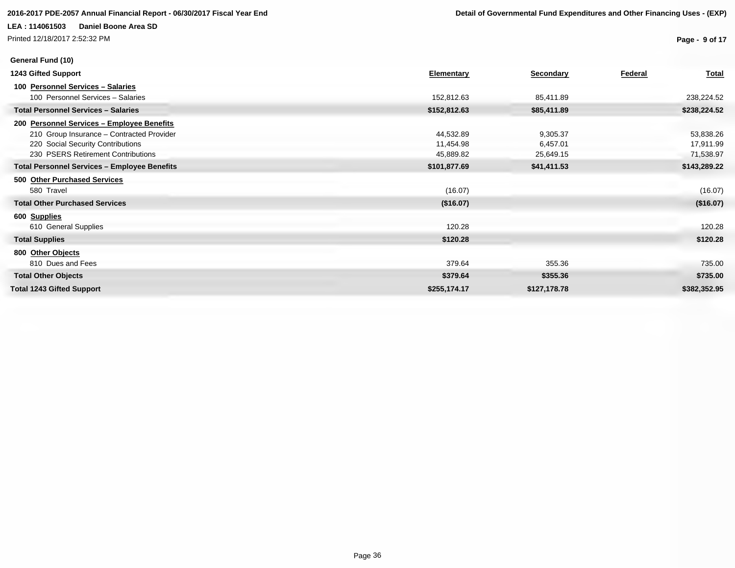**General Fund (10)**

| 1243 Gifted Support | Elementary | Secondary | Federal | Total |
|---|---|---|---|---|
| **100 Personnel Services – Salaries** | | | | |
| 100 Personnel Services – Salaries | 152,812.63 | 85,411.89 | | 238,224.52 |
| **Total Personnel Services – Salaries** | **$152,812.63** | **$85,411.89** | | **$238,224.52** |
| **200 Personnel Services – Employee Benefits** | | | | |
| 210 Group Insurance – Contracted Provider | 44,532.89 | 9,305.37 | | 53,838.26 |
| 220 Social Security Contributions | 11,454.98 | 6,457.01 | | 17,911.99 |
| 230 PSERS Retirement Contributions | 45,889.82 | 25,649.15 | | 71,538.97 |
| **Total Personnel Services – Employee Benefits** | **$101,877.69** | **$41,411.53** | | **$143,289.22** |
| **500 Other Purchased Services** | | | | |
| 580 Travel | (16.07) | | | (16.07) |
| **Total Other Purchased Services** | **($16.07)** | | | **($16.07)** |
| **600 Supplies** | | | | |
| 610 General Supplies | 120.28 | | | 120.28 |
| **Total Supplies** | **$120.28** | | | **$120.28** |
| **800 Other Objects** | | | | |
| 810 Dues and Fees | 379.64 | 355.36 | | 735.00 |
| **Total Other Objects** | **$379.64** | **$355.36** | | **$735.00** |
| **Total 1243 Gifted Support** | **$255,174.17** | **$127,178.78** | | **$382,352.95** |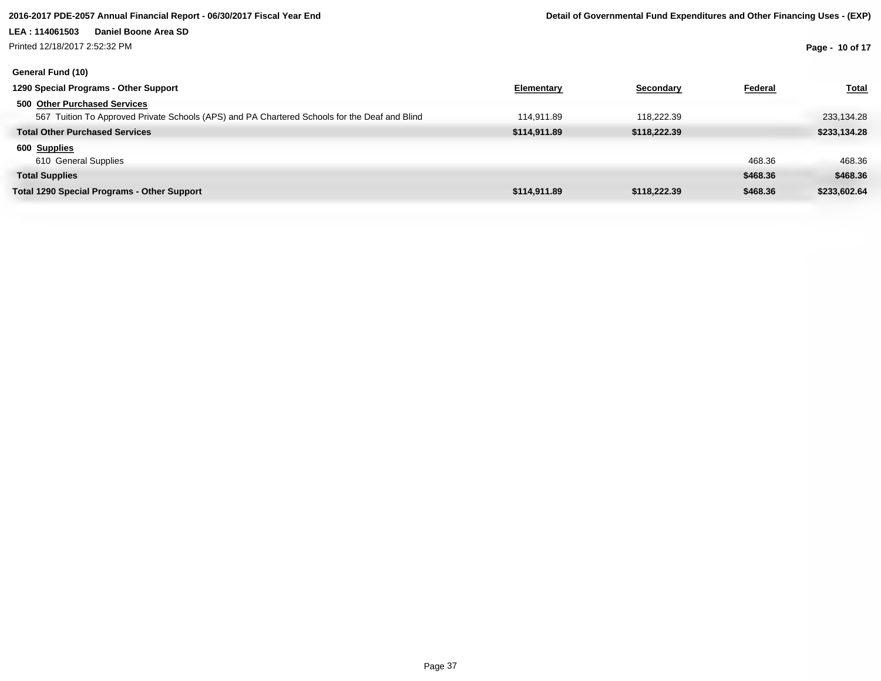**General Fund (10)**

| 1290 Special Programs - Other Support | Elementary | Secondary | Federal | Total |
|---|---|---|---|---|
| **500 Other Purchased Services** | | | | |
| 567 Tuition To Approved Private Schools (APS) and PA Chartered Schools for the Deaf and Blind | 114,911.89 | 118,222.39 | | 233,134.28 |
| **Total Other Purchased Services** | **$114,911.89** | **$118,222.39** | | **$233,134.28** |
| **600 Supplies** | | | | |
| 610 General Supplies | | | 468.36 | 468.36 |
| **Total Supplies** | | | **$468.36** | **$468.36** |
| **Total 1290 Special Programs - Other Support** | **$114,911.89** | **$118,222.39** | **$468.36** | **$233,602.64** |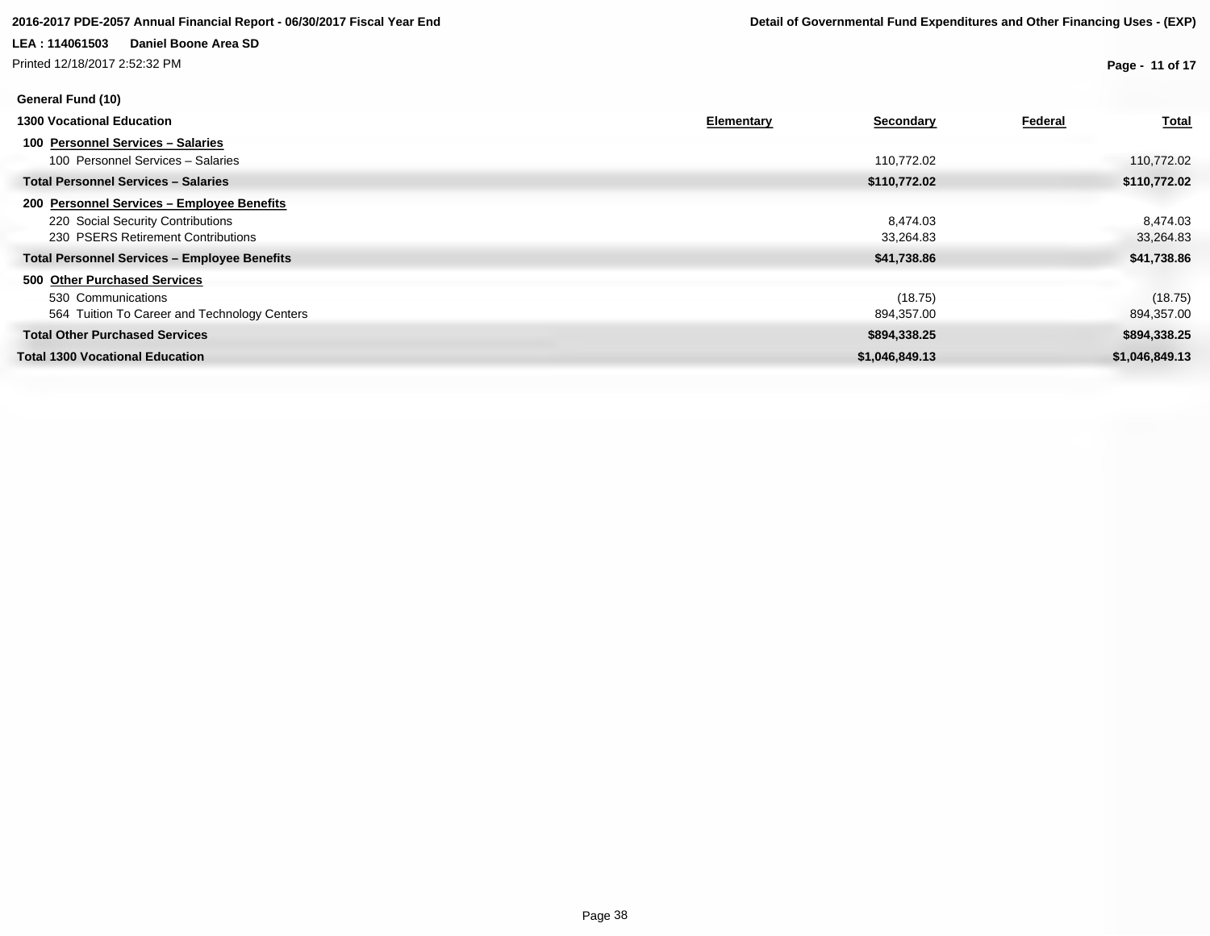**2016-2017 PDE-2057 Annual Financial Report - 06/30/2017 Fiscal Year End**

**Detail of Governmental Fund Expenditures and Other Financing Uses - (EXP)**

**LEA : 114061503 Daniel Boone Area SD**

Printed 12/18/2017 2:52:32 PM

**General Fund (10)**

| 1300 Vocational Education | Elementary | Secondary | Federal | Total |
|---|---|---|---|---|
| **100 Personnel Services – Salaries** | | | | |
| 100 Personnel Services – Salaries | | 110,772.02 | | 110,772.02 |
| **Total Personnel Services – Salaries** | | **$110,772.02** | | **$110,772.02** |
| **200 Personnel Services – Employee Benefits** | | | | |
| 220 Social Security Contributions | | 8,474.03 | | 8,474.03 |
| 230 PSERS Retirement Contributions | | 33,264.83 | | 33,264.83 |
| **Total Personnel Services – Employee Benefits** | | **$41,738.86** | | **$41,738.86** |
| **500 Other Purchased Services** | | | | |
| 530 Communications | | (18.75) | | (18.75) |
| 564 Tuition To Career and Technology Centers | | 894,357.00 | | 894,357.00 |
| **Total Other Purchased Services** | | **$894,338.25** | | **$894,338.25** |
| **Total 1300 Vocational Education** | | **$1,046,849.13** | | **$1,046,849.13** |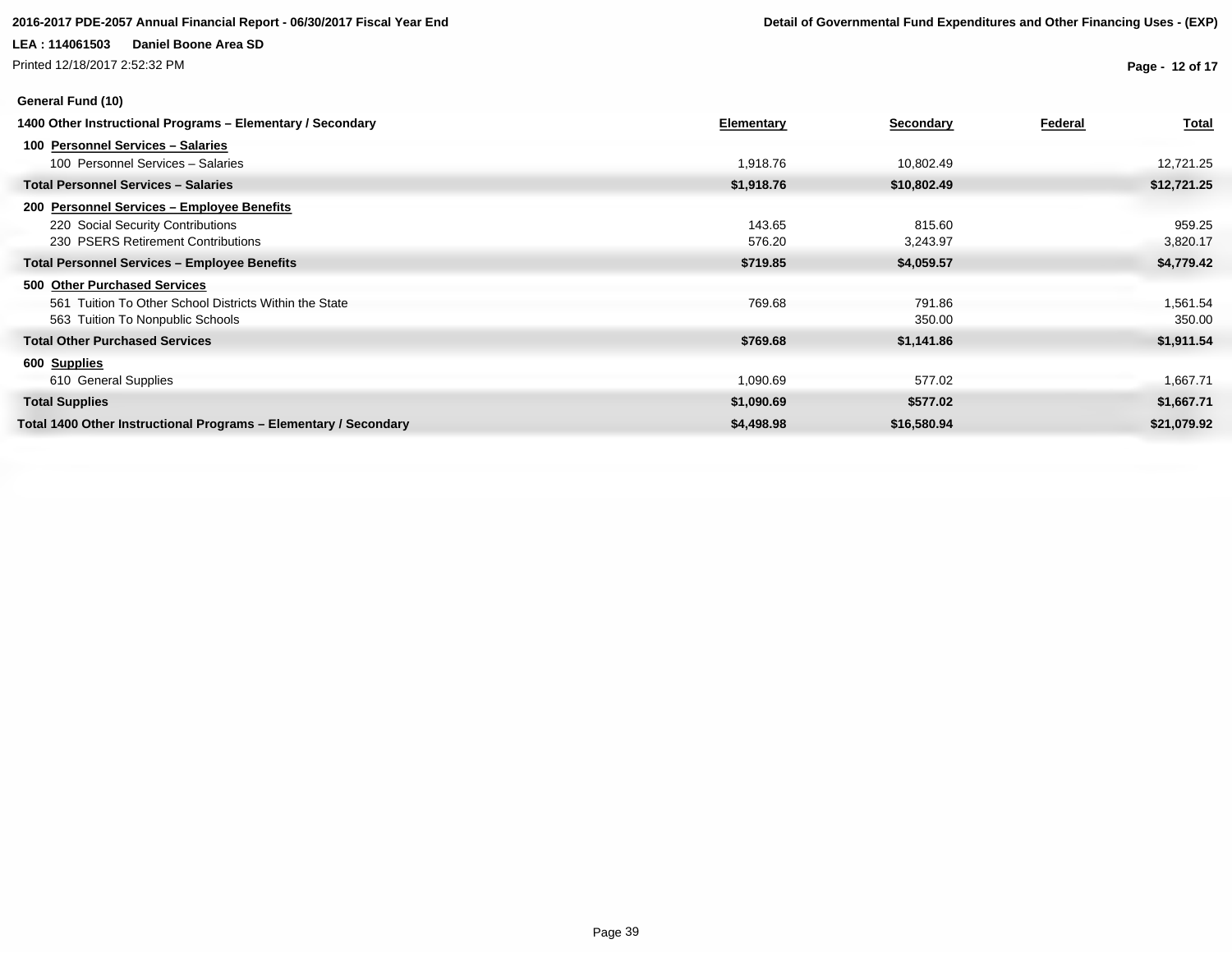2016-2017 PDE-2057 Annual Financial Report - 06/30/2017 Fiscal Year End

**Detail of Governmental Fund Expenditures and Other Financing Uses - (EXP)**

**LEA : 114061503 Daniel Boone Area SD**

Printed 12/18/2017 2:52:32 PM

**General Fund (10)**

| 1400 Other Instructional Programs – Elementary / Secondary | Elementary | Secondary | Federal | Total |
|---|---|---|---|---|
| **100 Personnel Services – Salaries** | | | | |
| 100 Personnel Services – Salaries | 1,918.76 | 10,802.49 | | 12,721.25 |
| **Total Personnel Services – Salaries** | **$1,918.76** | **$10,802.49** | | **$12,721.25** |
| **200 Personnel Services – Employee Benefits** | | | | |
| 220 Social Security Contributions | 143.65 | 815.60 | | 959.25 |
| 230 PSERS Retirement Contributions | 576.20 | 3,243.97 | | 3,820.17 |
| **Total Personnel Services – Employee Benefits** | **$719.85** | **$4,059.57** | | **$4,779.42** |
| **500 Other Purchased Services** | | | | |
| 561 Tuition To Other School Districts Within the State | 769.68 | 791.86 | | 1,561.54 |
| 563 Tuition To Nonpublic Schools | | 350.00 | | 350.00 |
| **Total Other Purchased Services** | **$769.68** | **$1,141.86** | | **$1,911.54** |
| **600 Supplies** | | | | |
| 610 General Supplies | 1,090.69 | 577.02 | | 1,667.71 |
| **Total Supplies** | **$1,090.69** | **$577.02** | | **$1,667.71** |
| **Total 1400 Other Instructional Programs – Elementary / Secondary** | **$4,498.98** | **$16,580.94** | | **$21,079.92** |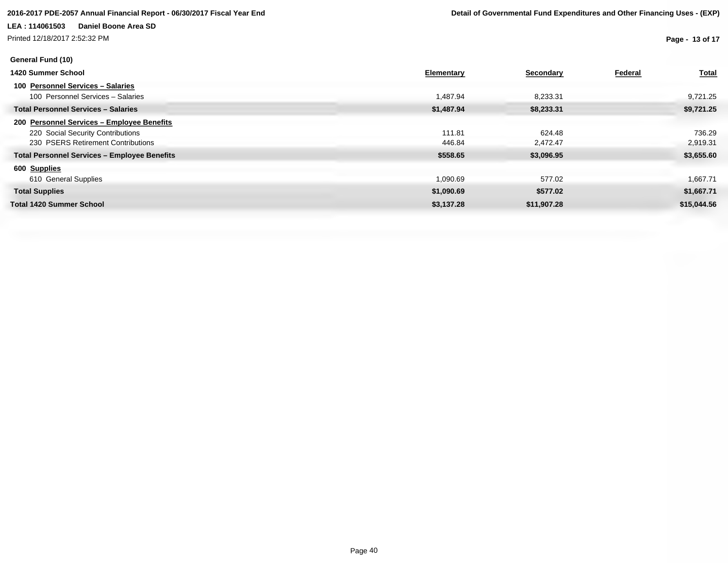**General Fund (10)**

| 1420 Summer School | Elementary | Secondary | Federal | Total |
|---|---|---|---|---|
| **100 Personnel Services – Salaries** | | | | |
| 100 Personnel Services – Salaries | 1,487.94 | 8,233.31 | | 9,721.25 |
| **Total Personnel Services – Salaries** | **$1,487.94** | **$8,233.31** | | **$9,721.25** |
| **200 Personnel Services – Employee Benefits** | | | | |
| 220 Social Security Contributions | 111.81 | 624.48 | | 736.29 |
| 230 PSERS Retirement Contributions | 446.84 | 2,472.47 | | 2,919.31 |
| **Total Personnel Services – Employee Benefits** | **$558.65** | **$3,096.95** | | **$3,655.60** |
| **600 Supplies** | | | | |
| 610 General Supplies | 1,090.69 | 577.02 | | 1,667.71 |
| **Total Supplies** | **$1,090.69** | **$577.02** | | **$1,667.71** |
| **Total 1420 Summer School** | **$3,137.28** | **$11,907.28** | | **$15,044.56** |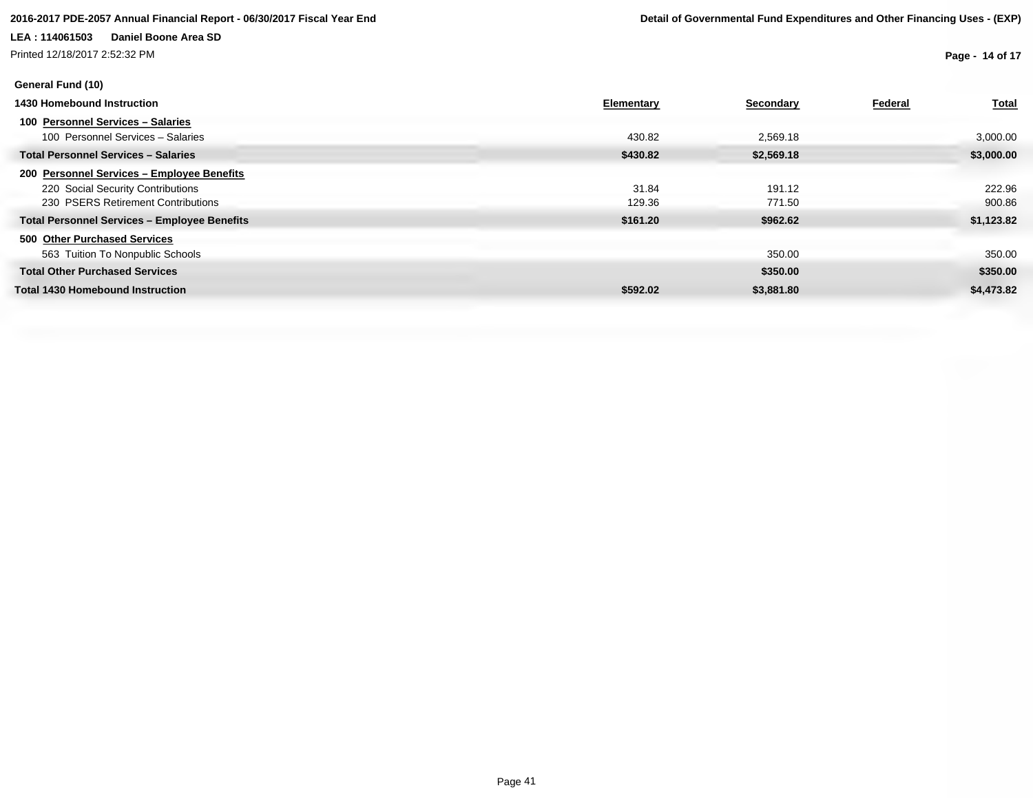**General Fund (10)**

| 1430 Homebound Instruction | Elementary | Secondary | Federal | Total |
|---|---|---|---|---|
| **100 Personnel Services – Salaries** | | | | |
| 100 Personnel Services – Salaries | 430.82 | 2,569.18 | | 3,000.00 |
| **Total Personnel Services – Salaries** | **$430.82** | **$2,569.18** | | **$3,000.00** |
| **200 Personnel Services – Employee Benefits** | | | | |
| 220 Social Security Contributions | 31.84 | 191.12 | | 222.96 |
| 230 PSERS Retirement Contributions | 129.36 | 771.50 | | 900.86 |
| **Total Personnel Services – Employee Benefits** | **$161.20** | **$962.62** | | **$1,123.82** |
| **500 Other Purchased Services** | | | | |
| 563 Tuition To Nonpublic Schools | | 350.00 | | 350.00 |
| **Total Other Purchased Services** | | **$350.00** | | **$350.00** |
| **Total 1430 Homebound Instruction** | **$592.02** | **$3,881.80** | | **$4,473.82** |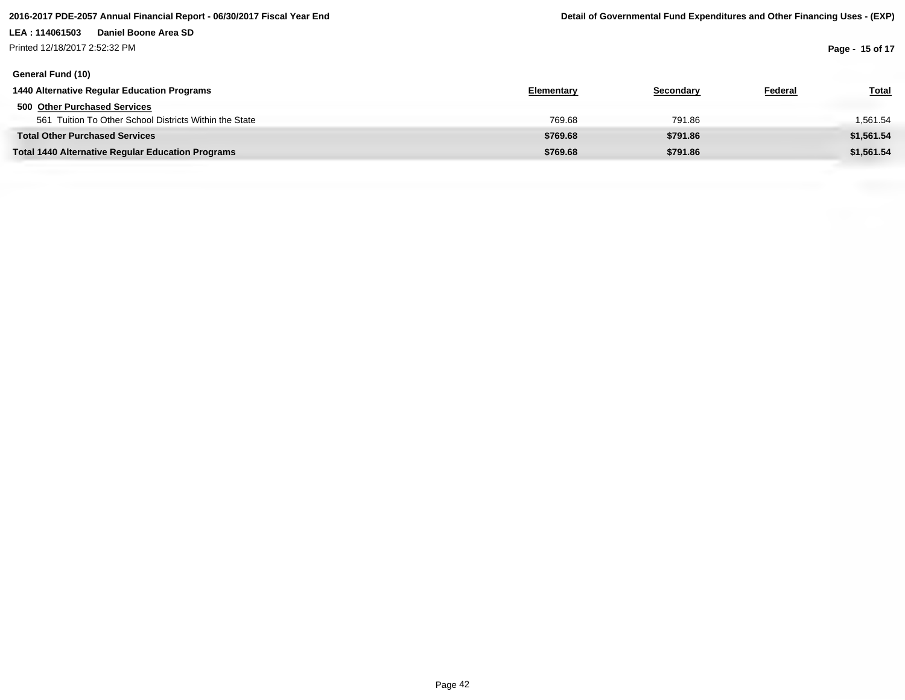**General Fund (10)**

| 1440 Alternative Regular Education Programs | Elementary | Secondary | Federal | Total |
|---|---|---|---|---|
| **500 Other Purchased Services** | | | | |
| 561 Tuition To Other School Districts Within the State | 769.68 | 791.86 | | 1,561.54 |
| **Total Other Purchased Services** | **$769.68** | **$791.86** | | **$1,561.54** |
| **Total 1440 Alternative Regular Education Programs** | **$769.68** | **$791.86** | | **$1,561.54** |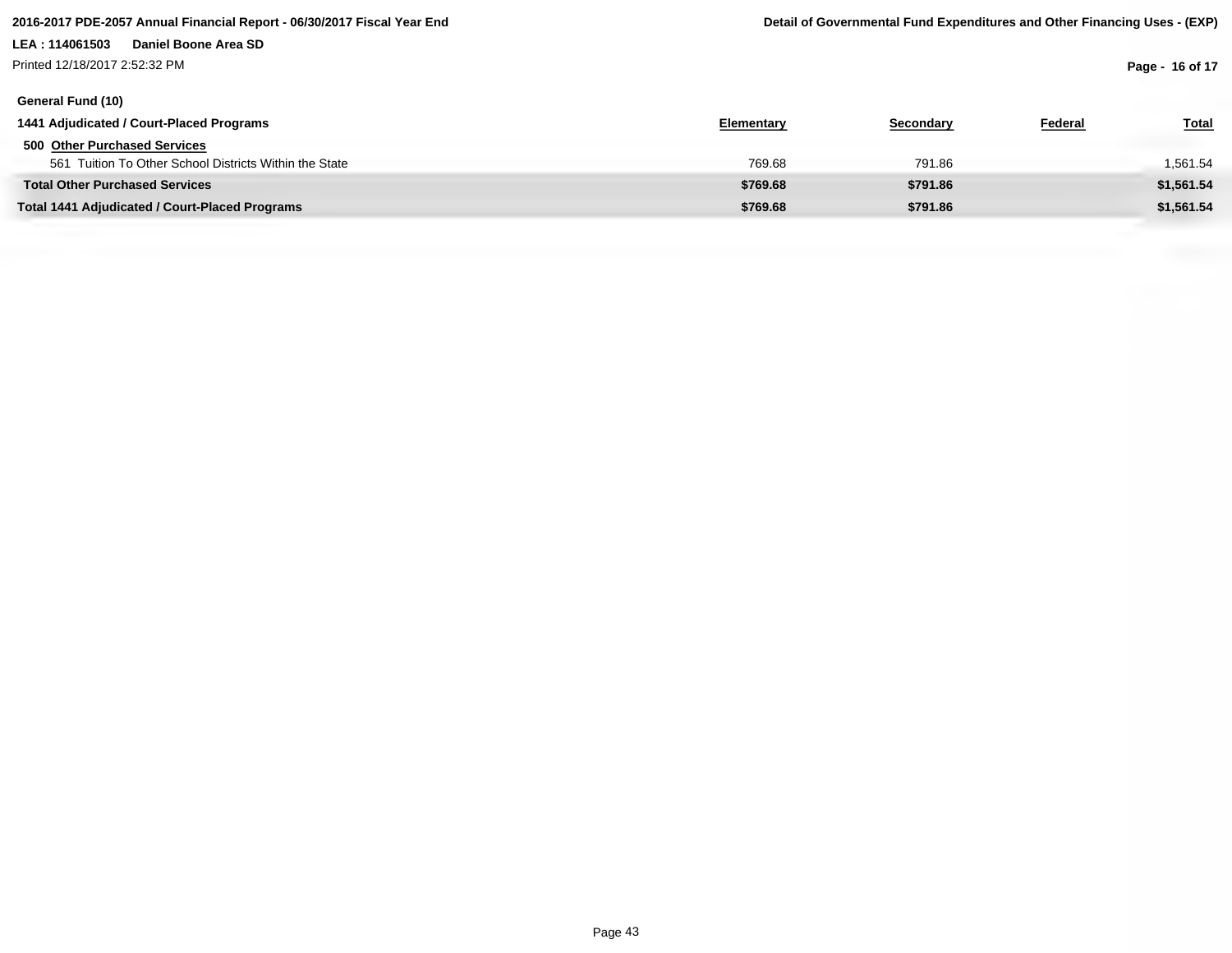General Fund (10)

| 1441 Adjudicated / Court-Placed Programs | Elementary | Secondary | Federal | Total |
|---|---|---|---|---|
| **500 Other Purchased Services** | | | | |
| 561 Tuition To Other School Districts Within the State | 769.68 | 791.86 | | 1,561.54 |
| **Total Other Purchased Services** | **$769.68** | **$791.86** | | **$1,561.54** |
| **Total 1441 Adjudicated / Court-Placed Programs** | **$769.68** | **$791.86** | | **$1,561.54** |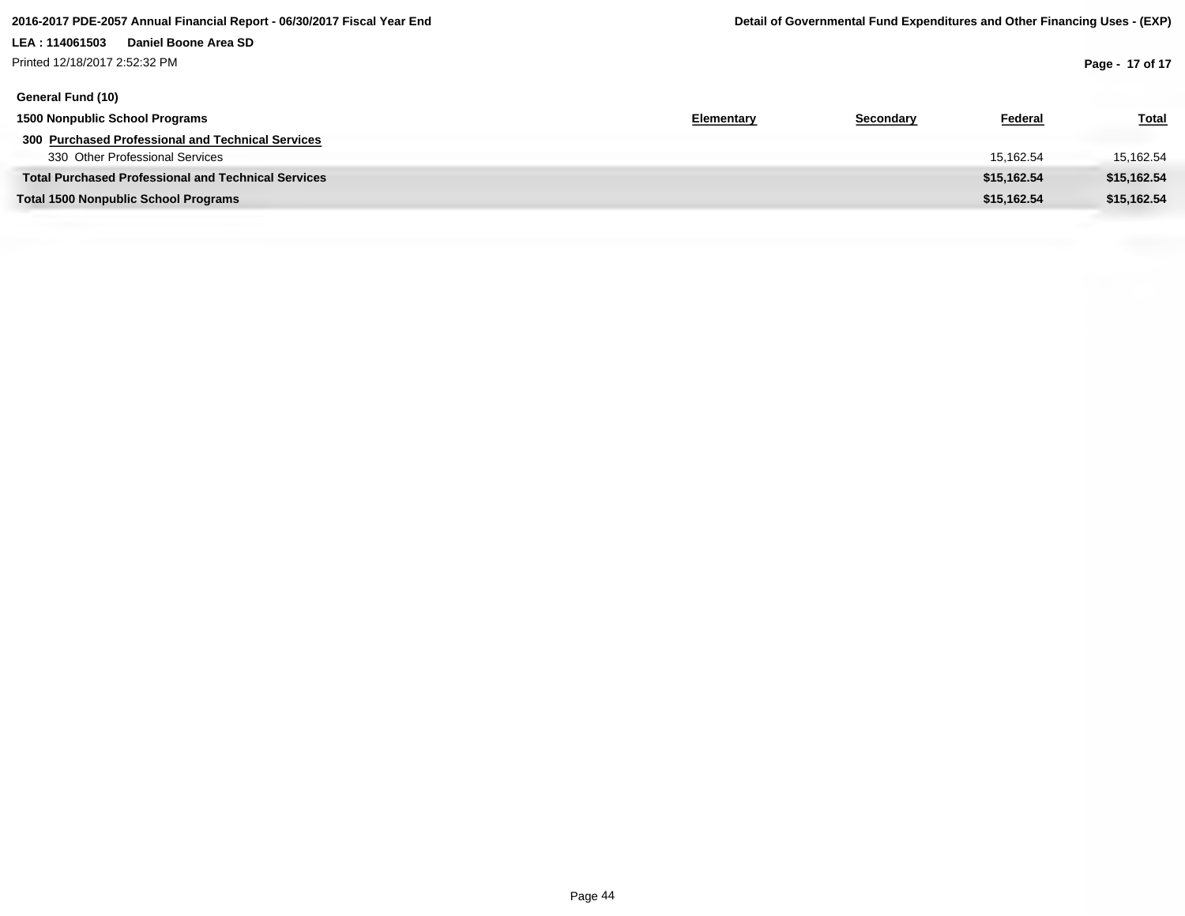**General Fund (10)**

| 1500 Nonpublic School Programs | Elementary | Secondary | Federal | Total |
|---|---|---|---|---|
| **300 Purchased Professional and Technical Services** | | | | |
| 330 Other Professional Services | | | 15,162.54 | 15,162.54 |
| **Total Purchased Professional and Technical Services** | | | **$15,162.54** | **$15,162.54** |
| **Total 1500 Nonpublic School Programs** | | | **$15,162.54** | **$15,162.54** |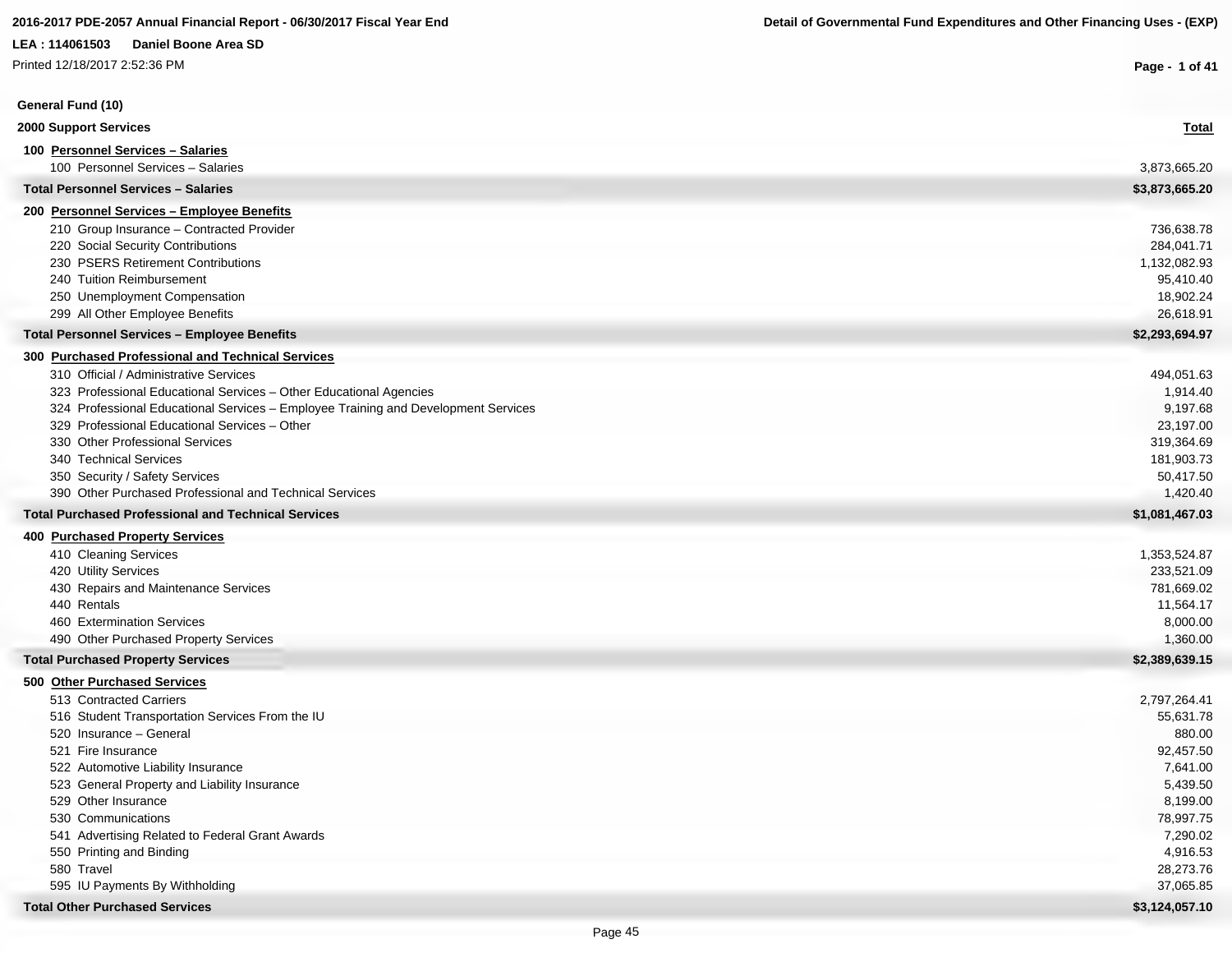2016-2017 PDE-2057 Annual Financial Report - 06/30/2017 Fiscal Year End

Detail of Governmental Fund Expenditures and Other Financing Uses - (EXP)

LEA : 114061503 Daniel Boone Area SD

Printed 12/18/2017 2:52:36 PM

## General Fund (10)

### 2000 Support Services

| | Total |
|---|---:|
| **100 Personnel Services – Salaries** | |
| 100 Personnel Services – Salaries | 3,873,665.20 |
| **Total Personnel Services – Salaries** | **$3,873,665.20** |
| **200 Personnel Services – Employee Benefits** | |
| 210 Group Insurance – Contracted Provider | 736,638.78 |
| 220 Social Security Contributions | 284,041.71 |
| 230 PSERS Retirement Contributions | 1,132,082.93 |
| 240 Tuition Reimbursement | 95,410.40 |
| 250 Unemployment Compensation | 18,902.24 |
| 299 All Other Employee Benefits | 26,618.91 |
| **Total Personnel Services – Employee Benefits** | **$2,293,694.97** |
| **300 Purchased Professional and Technical Services** | |
| 310 Official / Administrative Services | 494,051.63 |
| 323 Professional Educational Services – Other Educational Agencies | 1,914.40 |
| 324 Professional Educational Services – Employee Training and Development Services | 9,197.68 |
| 329 Professional Educational Services – Other | 23,197.00 |
| 330 Other Professional Services | 319,364.69 |
| 340 Technical Services | 181,903.73 |
| 350 Security / Safety Services | 50,417.50 |
| 390 Other Purchased Professional and Technical Services | 1,420.40 |
| **Total Purchased Professional and Technical Services** | **$1,081,467.03** |
| **400 Purchased Property Services** | |
| 410 Cleaning Services | 1,353,524.87 |
| 420 Utility Services | 233,521.09 |
| 430 Repairs and Maintenance Services | 781,669.02 |
| 440 Rentals | 11,564.17 |
| 460 Extermination Services | 8,000.00 |
| 490 Other Purchased Property Services | 1,360.00 |
| **Total Purchased Property Services** | **$2,389,639.15** |
| **500 Other Purchased Services** | |
| 513 Contracted Carriers | 2,797,264.41 |
| 516 Student Transportation Services From the IU | 55,631.78 |
| 520 Insurance – General | 880.00 |
| 521 Fire Insurance | 92,457.50 |
| 522 Automotive Liability Insurance | 7,641.00 |
| 523 General Property and Liability Insurance | 5,439.50 |
| 529 Other Insurance | 8,199.00 |
| 530 Communications | 78,997.75 |
| 541 Advertising Related to Federal Grant Awards | 7,290.02 |
| 550 Printing and Binding | 4,916.53 |
| 580 Travel | 28,273.76 |
| 595 IU Payments By Withholding | 37,065.85 |
| **Total Other Purchased Services** | **$3,124,057.10** |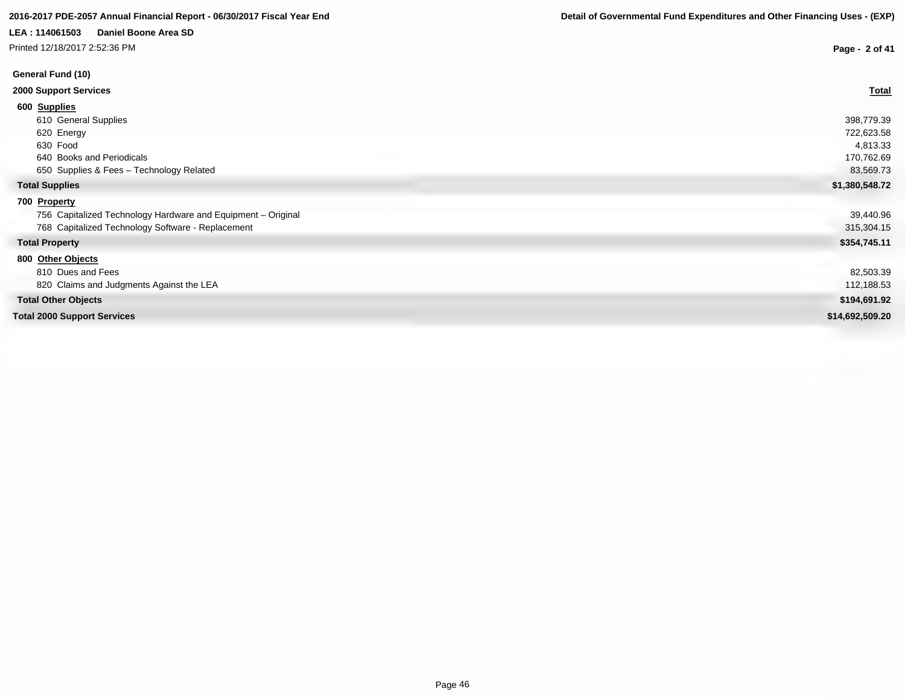**LEA : 114061503 Daniel Boone Area SD**

Printed 12/18/2017 2:52:36 PM

## General Fund (10)

### 2000 Support Services

| | Total |
|---|---|
| **600 Supplies** | |
| 610 General Supplies | 398,779.39 |
| 620 Energy | 722,623.58 |
| 630 Food | 4,813.33 |
| 640 Books and Periodicals | 170,762.69 |
| 650 Supplies & Fees – Technology Related | 83,569.73 |
| **Total Supplies** | **$1,380,548.72** |
| **700 Property** | |
| 756 Capitalized Technology Hardware and Equipment – Original | 39,440.96 |
| 768 Capitalized Technology Software - Replacement | 315,304.15 |
| **Total Property** | **$354,745.11** |
| **800 Other Objects** | |
| 810 Dues and Fees | 82,503.39 |
| 820 Claims and Judgments Against the LEA | 112,188.53 |
| **Total Other Objects** | **$194,691.92** |
| **Total 2000 Support Services** | **$14,692,509.20** |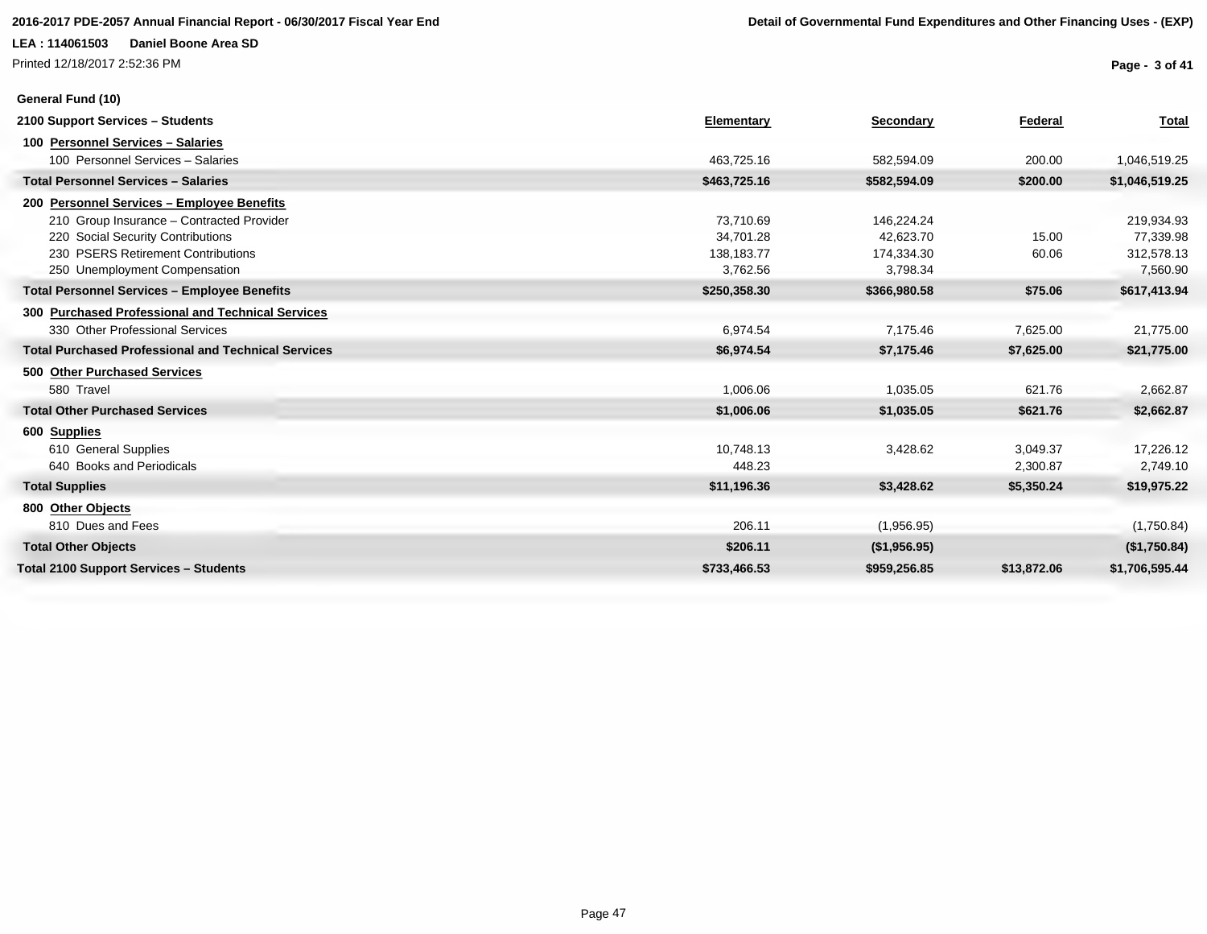**General Fund (10)**

| 2100 Support Services – Students | Elementary | Secondary | Federal | Total |
|---|---|---|---|---|
| **100 Personnel Services – Salaries** | | | | |
| 100 Personnel Services – Salaries | 463,725.16 | 582,594.09 | 200.00 | 1,046,519.25 |
| **Total Personnel Services – Salaries** | **$463,725.16** | **$582,594.09** | **$200.00** | **$1,046,519.25** |
| **200 Personnel Services – Employee Benefits** | | | | |
| 210 Group Insurance – Contracted Provider | 73,710.69 | 146,224.24 | | 219,934.93 |
| 220 Social Security Contributions | 34,701.28 | 42,623.70 | 15.00 | 77,339.98 |
| 230 PSERS Retirement Contributions | 138,183.77 | 174,334.30 | 60.06 | 312,578.13 |
| 250 Unemployment Compensation | 3,762.56 | 3,798.34 | | 7,560.90 |
| **Total Personnel Services – Employee Benefits** | **$250,358.30** | **$366,980.58** | **$75.06** | **$617,413.94** |
| **300 Purchased Professional and Technical Services** | | | | |
| 330 Other Professional Services | 6,974.54 | 7,175.46 | 7,625.00 | 21,775.00 |
| **Total Purchased Professional and Technical Services** | **$6,974.54** | **$7,175.46** | **$7,625.00** | **$21,775.00** |
| **500 Other Purchased Services** | | | | |
| 580 Travel | 1,006.06 | 1,035.05 | 621.76 | 2,662.87 |
| **Total Other Purchased Services** | **$1,006.06** | **$1,035.05** | **$621.76** | **$2,662.87** |
| **600 Supplies** | | | | |
| 610 General Supplies | 10,748.13 | 3,428.62 | 3,049.37 | 17,226.12 |
| 640 Books and Periodicals | 448.23 | | 2,300.87 | 2,749.10 |
| **Total Supplies** | **$11,196.36** | **$3,428.62** | **$5,350.24** | **$19,975.22** |
| **800 Other Objects** | | | | |
| 810 Dues and Fees | 206.11 | (1,956.95) | | (1,750.84) |
| **Total Other Objects** | **$206.11** | **($1,956.95)** | | **($1,750.84)** |
| **Total 2100 Support Services – Students** | **$733,466.53** | **$959,256.85** | **$13,872.06** | **$1,706,595.44** |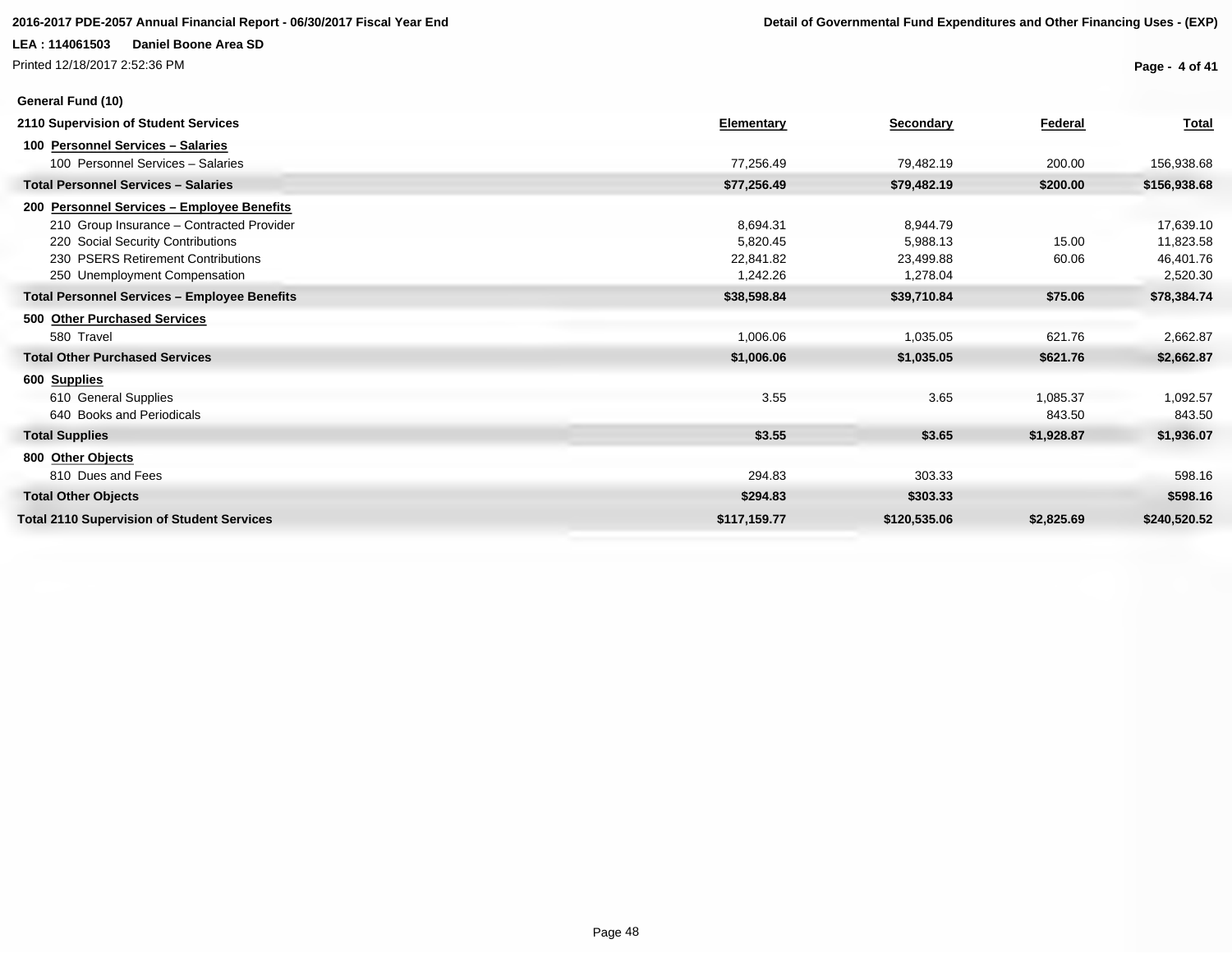## General Fund (10)

| 2110 Supervision of Student Services | Elementary | Secondary | Federal | Total |
|---|---|---|---|---|
| **100 Personnel Services – Salaries** | | | | |
| 100 Personnel Services – Salaries | 77,256.49 | 79,482.19 | 200.00 | 156,938.68 |
| **Total Personnel Services – Salaries** | **$77,256.49** | **$79,482.19** | **$200.00** | **$156,938.68** |
| **200 Personnel Services – Employee Benefits** | | | | |
| 210 Group Insurance – Contracted Provider | 8,694.31 | 8,944.79 | | 17,639.10 |
| 220 Social Security Contributions | 5,820.45 | 5,988.13 | 15.00 | 11,823.58 |
| 230 PSERS Retirement Contributions | 22,841.82 | 23,499.88 | 60.06 | 46,401.76 |
| 250 Unemployment Compensation | 1,242.26 | 1,278.04 | | 2,520.30 |
| **Total Personnel Services – Employee Benefits** | **$38,598.84** | **$39,710.84** | **$75.06** | **$78,384.74** |
| **500 Other Purchased Services** | | | | |
| 580 Travel | 1,006.06 | 1,035.05 | 621.76 | 2,662.87 |
| **Total Other Purchased Services** | **$1,006.06** | **$1,035.05** | **$621.76** | **$2,662.87** |
| **600 Supplies** | | | | |
| 610 General Supplies | 3.55 | 3.65 | 1,085.37 | 1,092.57 |
| 640 Books and Periodicals | | | 843.50 | 843.50 |
| **Total Supplies** | **$3.55** | **$3.65** | **$1,928.87** | **$1,936.07** |
| **800 Other Objects** | | | | |
| 810 Dues and Fees | 294.83 | 303.33 | | 598.16 |
| **Total Other Objects** | **$294.83** | **$303.33** | | **$598.16** |
| **Total 2110 Supervision of Student Services** | **$117,159.77** | **$120,535.06** | **$2,825.69** | **$240,520.52** |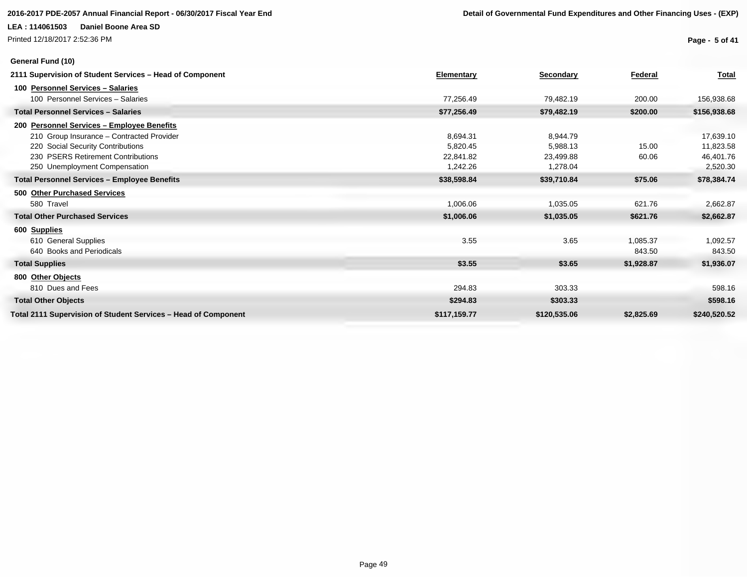## General Fund (10)

| 2111 Supervision of Student Services – Head of Component | Elementary | Secondary | Federal | Total |
|---|---|---|---|---|
| **100 Personnel Services – Salaries** | | | | |
| 100 Personnel Services – Salaries | 77,256.49 | 79,482.19 | 200.00 | 156,938.68 |
| **Total Personnel Services – Salaries** | **$77,256.49** | **$79,482.19** | **$200.00** | **$156,938.68** |
| **200 Personnel Services – Employee Benefits** | | | | |
| 210 Group Insurance – Contracted Provider | 8,694.31 | 8,944.79 | | 17,639.10 |
| 220 Social Security Contributions | 5,820.45 | 5,988.13 | 15.00 | 11,823.58 |
| 230 PSERS Retirement Contributions | 22,841.82 | 23,499.88 | 60.06 | 46,401.76 |
| 250 Unemployment Compensation | 1,242.26 | 1,278.04 | | 2,520.30 |
| **Total Personnel Services – Employee Benefits** | **$38,598.84** | **$39,710.84** | **$75.06** | **$78,384.74** |
| **500 Other Purchased Services** | | | | |
| 580 Travel | 1,006.06 | 1,035.05 | 621.76 | 2,662.87 |
| **Total Other Purchased Services** | **$1,006.06** | **$1,035.05** | **$621.76** | **$2,662.87** |
| **600 Supplies** | | | | |
| 610 General Supplies | 3.55 | 3.65 | 1,085.37 | 1,092.57 |
| 640 Books and Periodicals | | | 843.50 | 843.50 |
| **Total Supplies** | **$3.55** | **$3.65** | **$1,928.87** | **$1,936.07** |
| **800 Other Objects** | | | | |
| 810 Dues and Fees | 294.83 | 303.33 | | 598.16 |
| **Total Other Objects** | **$294.83** | **$303.33** | | **$598.16** |
| **Total 2111 Supervision of Student Services – Head of Component** | **$117,159.77** | **$120,535.06** | **$2,825.69** | **$240,520.52** |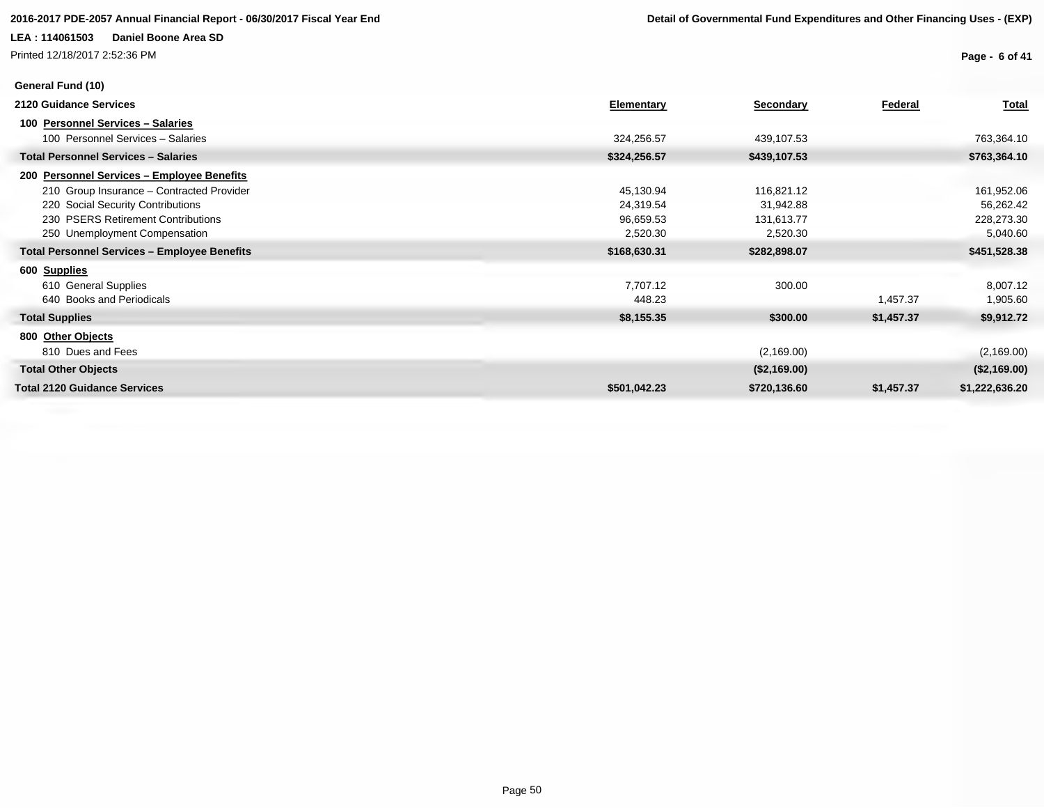**2016-2017 PDE-2057 Annual Financial Report - 06/30/2017 Fiscal Year End**

**Detail of Governmental Fund Expenditures and Other Financing Uses - (EXP)**

**LEA : 114061503 Daniel Boone Area SD**

Printed 12/18/2017 2:52:36 PM

**General Fund (10)**

| 2120 Guidance Services | Elementary | Secondary | Federal | Total |
|---|---|---|---|---|
| **100 Personnel Services – Salaries** | | | | |
| 100 Personnel Services – Salaries | 324,256.57 | 439,107.53 | | 763,364.10 |
| **Total Personnel Services – Salaries** | **$324,256.57** | **$439,107.53** | | **$763,364.10** |
| **200 Personnel Services – Employee Benefits** | | | | |
| 210 Group Insurance – Contracted Provider | 45,130.94 | 116,821.12 | | 161,952.06 |
| 220 Social Security Contributions | 24,319.54 | 31,942.88 | | 56,262.42 |
| 230 PSERS Retirement Contributions | 96,659.53 | 131,613.77 | | 228,273.30 |
| 250 Unemployment Compensation | 2,520.30 | 2,520.30 | | 5,040.60 |
| **Total Personnel Services – Employee Benefits** | **$168,630.31** | **$282,898.07** | | **$451,528.38** |
| **600 Supplies** | | | | |
| 610 General Supplies | 7,707.12 | 300.00 | | 8,007.12 |
| 640 Books and Periodicals | 448.23 | | 1,457.37 | 1,905.60 |
| **Total Supplies** | **$8,155.35** | **$300.00** | **$1,457.37** | **$9,912.72** |
| **800 Other Objects** | | | | |
| 810 Dues and Fees | | (2,169.00) | | (2,169.00) |
| **Total Other Objects** | | **($2,169.00)** | | **($2,169.00)** |
| **Total 2120 Guidance Services** | **$501,042.23** | **$720,136.60** | **$1,457.37** | **$1,222,636.20** |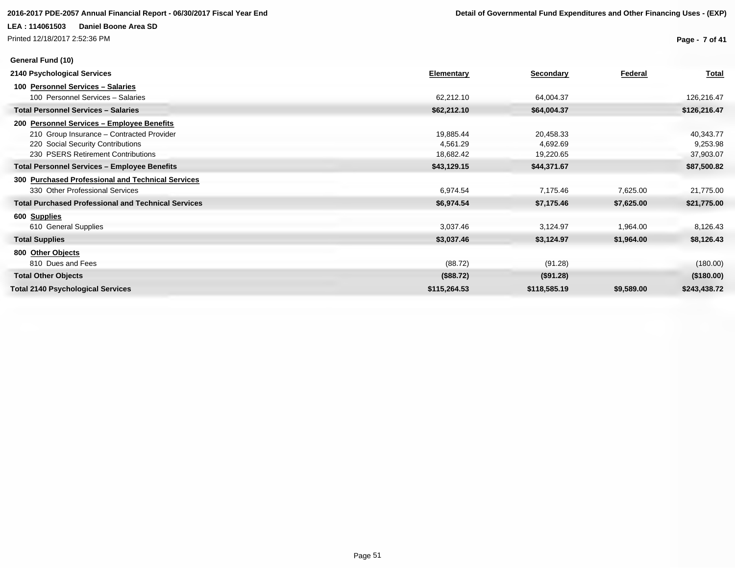**General Fund (10)**

| 2140 Psychological Services | Elementary | Secondary | Federal | Total |
|---|---|---|---|---|
| **100 Personnel Services – Salaries** | | | | |
| 100 Personnel Services – Salaries | 62,212.10 | 64,004.37 | | 126,216.47 |
| **Total Personnel Services – Salaries** | **$62,212.10** | **$64,004.37** | | **$126,216.47** |
| **200 Personnel Services – Employee Benefits** | | | | |
| 210 Group Insurance – Contracted Provider | 19,885.44 | 20,458.33 | | 40,343.77 |
| 220 Social Security Contributions | 4,561.29 | 4,692.69 | | 9,253.98 |
| 230 PSERS Retirement Contributions | 18,682.42 | 19,220.65 | | 37,903.07 |
| **Total Personnel Services – Employee Benefits** | **$43,129.15** | **$44,371.67** | | **$87,500.82** |
| **300 Purchased Professional and Technical Services** | | | | |
| 330 Other Professional Services | 6,974.54 | 7,175.46 | 7,625.00 | 21,775.00 |
| **Total Purchased Professional and Technical Services** | **$6,974.54** | **$7,175.46** | **$7,625.00** | **$21,775.00** |
| **600 Supplies** | | | | |
| 610 General Supplies | 3,037.46 | 3,124.97 | 1,964.00 | 8,126.43 |
| **Total Supplies** | **$3,037.46** | **$3,124.97** | **$1,964.00** | **$8,126.43** |
| **800 Other Objects** | | | | |
| 810 Dues and Fees | (88.72) | (91.28) | | (180.00) |
| **Total Other Objects** | **($88.72)** | **($91.28)** | | **($180.00)** |
| **Total 2140 Psychological Services** | **$115,264.53** | **$118,585.19** | **$9,589.00** | **$243,438.72** |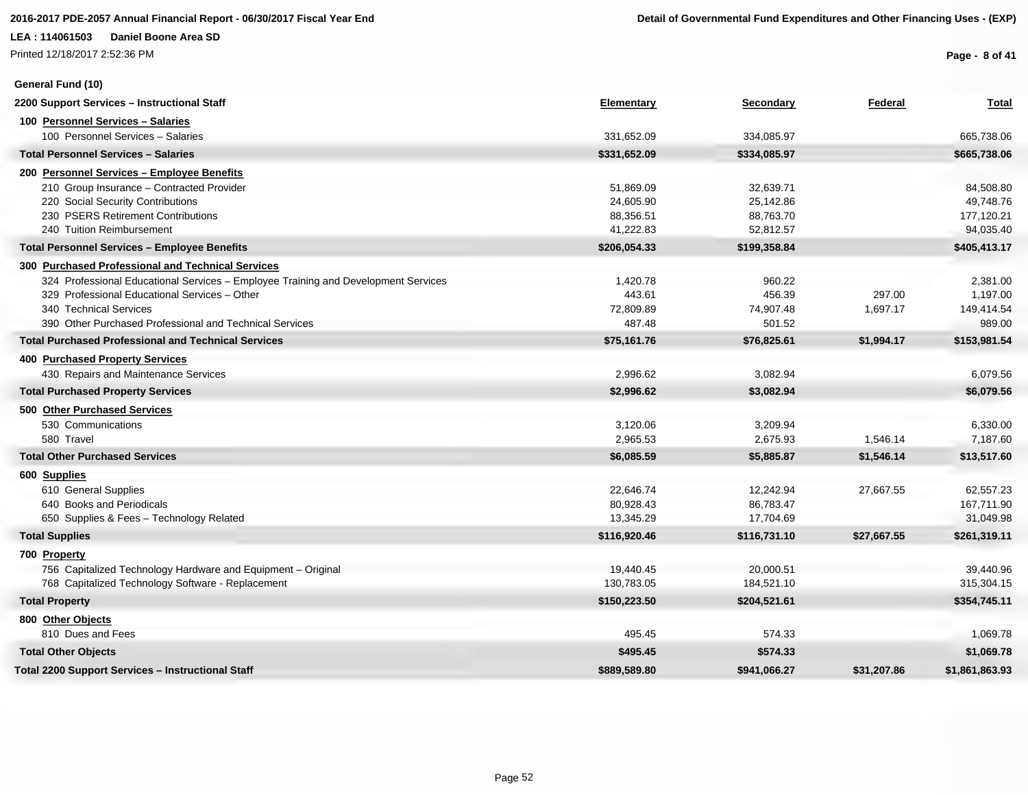**LEA : 114061503 Daniel Boone Area SD**

## General Fund (10)

| 2200 Support Services – Instructional Staff | Elementary | Secondary | Federal | Total |
|---|---|---|---|---|
| **100 Personnel Services – Salaries** | | | | |
| 100 Personnel Services – Salaries | 331,652.09 | 334,085.97 | | 665,738.06 |
| **Total Personnel Services – Salaries** | **$331,652.09** | **$334,085.97** | | **$665,738.06** |
| **200 Personnel Services – Employee Benefits** | | | | |
| 210 Group Insurance – Contracted Provider | 51,869.09 | 32,639.71 | | 84,508.80 |
| 220 Social Security Contributions | 24,605.90 | 25,142.86 | | 49,748.76 |
| 230 PSERS Retirement Contributions | 88,356.51 | 88,763.70 | | 177,120.21 |
| 240 Tuition Reimbursement | 41,222.83 | 52,812.57 | | 94,035.40 |
| **Total Personnel Services – Employee Benefits** | **$206,054.33** | **$199,358.84** | | **$405,413.17** |
| **300 Purchased Professional and Technical Services** | | | | |
| 324 Professional Educational Services – Employee Training and Development Services | 1,420.78 | 960.22 | | 2,381.00 |
| 329 Professional Educational Services – Other | 443.61 | 456.39 | 297.00 | 1,197.00 |
| 340 Technical Services | 72,809.89 | 74,907.48 | 1,697.17 | 149,414.54 |
| 390 Other Purchased Professional and Technical Services | 487.48 | 501.52 | | 989.00 |
| **Total Purchased Professional and Technical Services** | **$75,161.76** | **$76,825.61** | **$1,994.17** | **$153,981.54** |
| **400 Purchased Property Services** | | | | |
| 430 Repairs and Maintenance Services | 2,996.62 | 3,082.94 | | 6,079.56 |
| **Total Purchased Property Services** | **$2,996.62** | **$3,082.94** | | **$6,079.56** |
| **500 Other Purchased Services** | | | | |
| 530 Communications | 3,120.06 | 3,209.94 | | 6,330.00 |
| 580 Travel | 2,965.53 | 2,675.93 | 1,546.14 | 7,187.60 |
| **Total Other Purchased Services** | **$6,085.59** | **$5,885.87** | **$1,546.14** | **$13,517.60** |
| **600 Supplies** | | | | |
| 610 General Supplies | 22,646.74 | 12,242.94 | 27,667.55 | 62,557.23 |
| 640 Books and Periodicals | 80,928.43 | 86,783.47 | | 167,711.90 |
| 650 Supplies & Fees – Technology Related | 13,345.29 | 17,704.69 | | 31,049.98 |
| **Total Supplies** | **$116,920.46** | **$116,731.10** | **$27,667.55** | **$261,319.11** |
| **700 Property** | | | | |
| 756 Capitalized Technology Hardware and Equipment – Original | 19,440.45 | 20,000.51 | | 39,440.96 |
| 768 Capitalized Technology Software - Replacement | 130,783.05 | 184,521.10 | | 315,304.15 |
| **Total Property** | **$150,223.50** | **$204,521.61** | | **$354,745.11** |
| **800 Other Objects** | | | | |
| 810 Dues and Fees | 495.45 | 574.33 | | 1,069.78 |
| **Total Other Objects** | **$495.45** | **$574.33** | | **$1,069.78** |
| **Total 2200 Support Services – Instructional Staff** | **$889,589.80** | **$941,066.27** | **$31,207.86** | **$1,861,863.93** |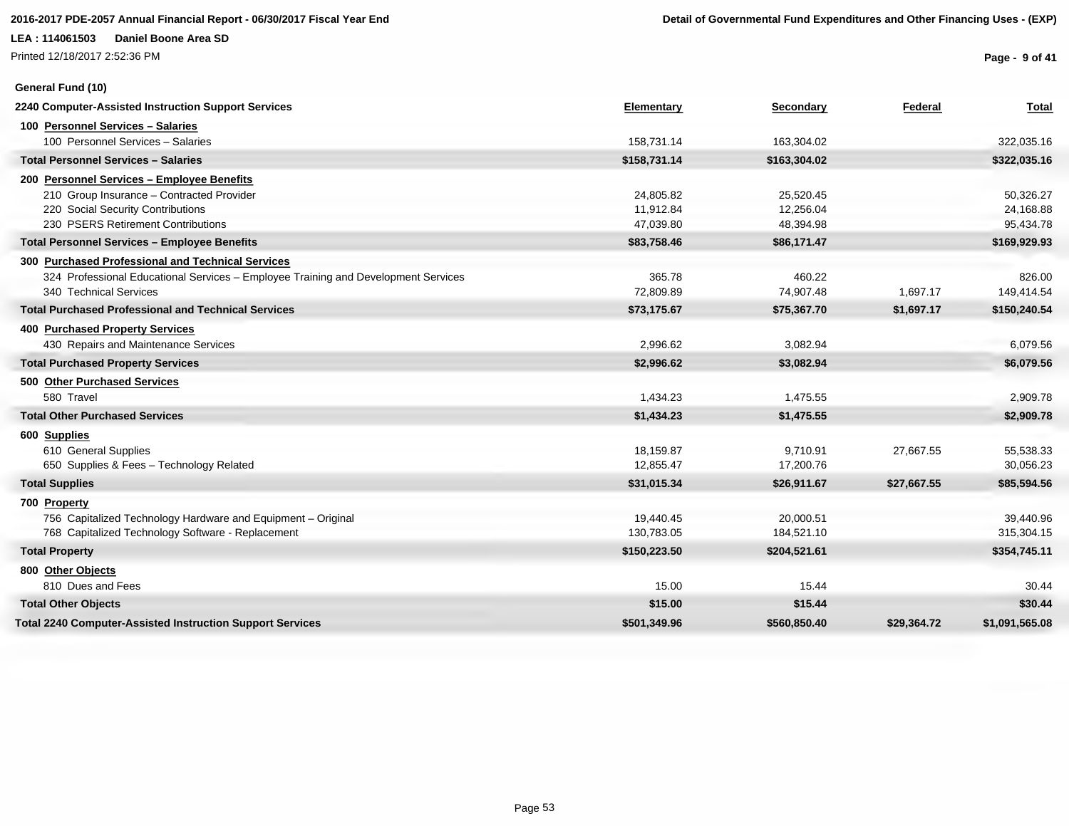**General Fund (10)**

| 2240 Computer-Assisted Instruction Support Services | Elementary | Secondary | Federal | Total |
|---|---|---|---|---|
| **100 Personnel Services – Salaries** | | | | |
| 100 Personnel Services – Salaries | 158,731.14 | 163,304.02 | | 322,035.16 |
| **Total Personnel Services – Salaries** | **$158,731.14** | **$163,304.02** | | **$322,035.16** |
| **200 Personnel Services – Employee Benefits** | | | | |
| 210 Group Insurance – Contracted Provider | 24,805.82 | 25,520.45 | | 50,326.27 |
| 220 Social Security Contributions | 11,912.84 | 12,256.04 | | 24,168.88 |
| 230 PSERS Retirement Contributions | 47,039.80 | 48,394.98 | | 95,434.78 |
| **Total Personnel Services – Employee Benefits** | **$83,758.46** | **$86,171.47** | | **$169,929.93** |
| **300 Purchased Professional and Technical Services** | | | | |
| 324 Professional Educational Services – Employee Training and Development Services | 365.78 | 460.22 | | 826.00 |
| 340 Technical Services | 72,809.89 | 74,907.48 | 1,697.17 | 149,414.54 |
| **Total Purchased Professional and Technical Services** | **$73,175.67** | **$75,367.70** | **$1,697.17** | **$150,240.54** |
| **400 Purchased Property Services** | | | | |
| 430 Repairs and Maintenance Services | 2,996.62 | 3,082.94 | | 6,079.56 |
| **Total Purchased Property Services** | **$2,996.62** | **$3,082.94** | | **$6,079.56** |
| **500 Other Purchased Services** | | | | |
| 580 Travel | 1,434.23 | 1,475.55 | | 2,909.78 |
| **Total Other Purchased Services** | **$1,434.23** | **$1,475.55** | | **$2,909.78** |
| **600 Supplies** | | | | |
| 610 General Supplies | 18,159.87 | 9,710.91 | 27,667.55 | 55,538.33 |
| 650 Supplies & Fees – Technology Related | 12,855.47 | 17,200.76 | | 30,056.23 |
| **Total Supplies** | **$31,015.34** | **$26,911.67** | **$27,667.55** | **$85,594.56** |
| **700 Property** | | | | |
| 756 Capitalized Technology Hardware and Equipment – Original | 19,440.45 | 20,000.51 | | 39,440.96 |
| 768 Capitalized Technology Software - Replacement | 130,783.05 | 184,521.10 | | 315,304.15 |
| **Total Property** | **$150,223.50** | **$204,521.61** | | **$354,745.11** |
| **800 Other Objects** | | | | |
| 810 Dues and Fees | 15.00 | 15.44 | | 30.44 |
| **Total Other Objects** | **$15.00** | **$15.44** | | **$30.44** |
| **Total 2240 Computer-Assisted Instruction Support Services** | **$501,349.96** | **$560,850.40** | **$29,364.72** | **$1,091,565.08** |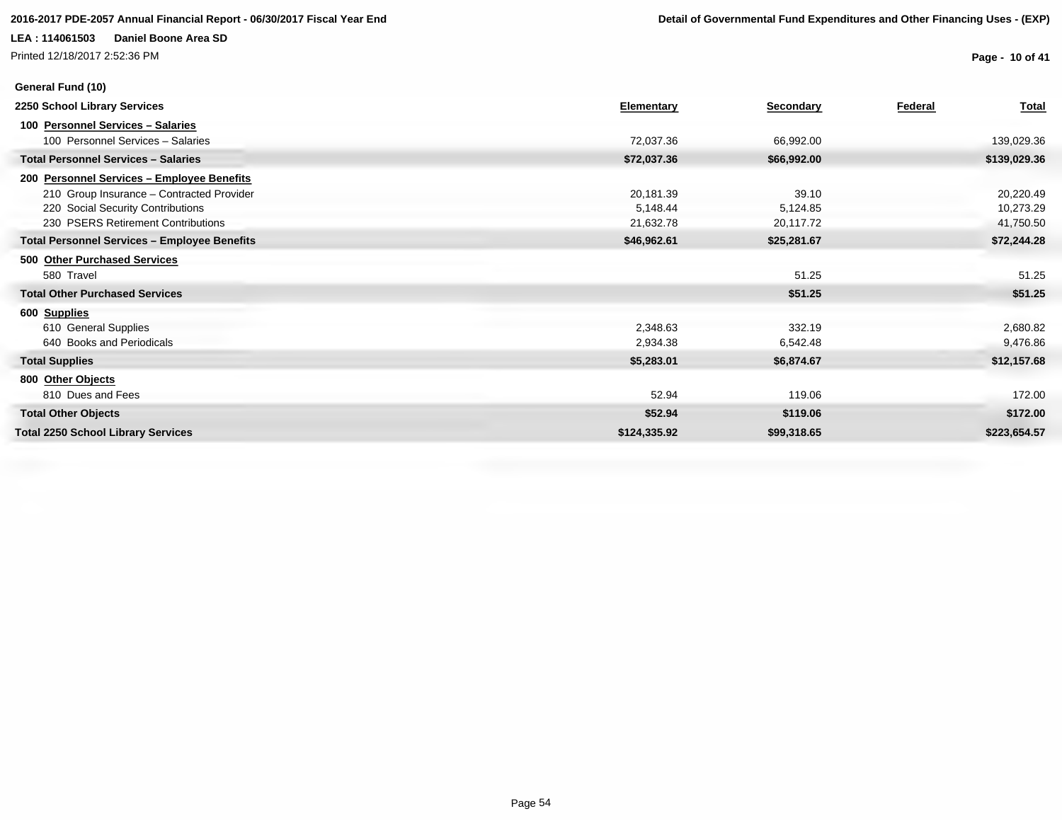**2016-2017 PDE-2057 Annual Financial Report - 06/30/2017 Fiscal Year End**

**Detail of Governmental Fund Expenditures and Other Financing Uses - (EXP)**

**LEA : 114061503 Daniel Boone Area SD**

Printed 12/18/2017 2:52:36 PM

**General Fund (10)**

| 2250 School Library Services | Elementary | Secondary | Federal | Total |
|---|---|---|---|---|
| **100 Personnel Services – Salaries** | | | | |
| 100 Personnel Services – Salaries | 72,037.36 | 66,992.00 | | 139,029.36 |
| **Total Personnel Services – Salaries** | **$72,037.36** | **$66,992.00** | | **$139,029.36** |
| **200 Personnel Services – Employee Benefits** | | | | |
| 210 Group Insurance – Contracted Provider | 20,181.39 | 39.10 | | 20,220.49 |
| 220 Social Security Contributions | 5,148.44 | 5,124.85 | | 10,273.29 |
| 230 PSERS Retirement Contributions | 21,632.78 | 20,117.72 | | 41,750.50 |
| **Total Personnel Services – Employee Benefits** | **$46,962.61** | **$25,281.67** | | **$72,244.28** |
| **500 Other Purchased Services** | | | | |
| 580 Travel | | 51.25 | | 51.25 |
| **Total Other Purchased Services** | | **$51.25** | | **$51.25** |
| **600 Supplies** | | | | |
| 610 General Supplies | 2,348.63 | 332.19 | | 2,680.82 |
| 640 Books and Periodicals | 2,934.38 | 6,542.48 | | 9,476.86 |
| **Total Supplies** | **$5,283.01** | **$6,874.67** | | **$12,157.68** |
| **800 Other Objects** | | | | |
| 810 Dues and Fees | 52.94 | 119.06 | | 172.00 |
| **Total Other Objects** | **$52.94** | **$119.06** | | **$172.00** |
| **Total 2250 School Library Services** | **$124,335.92** | **$99,318.65** | | **$223,654.57** |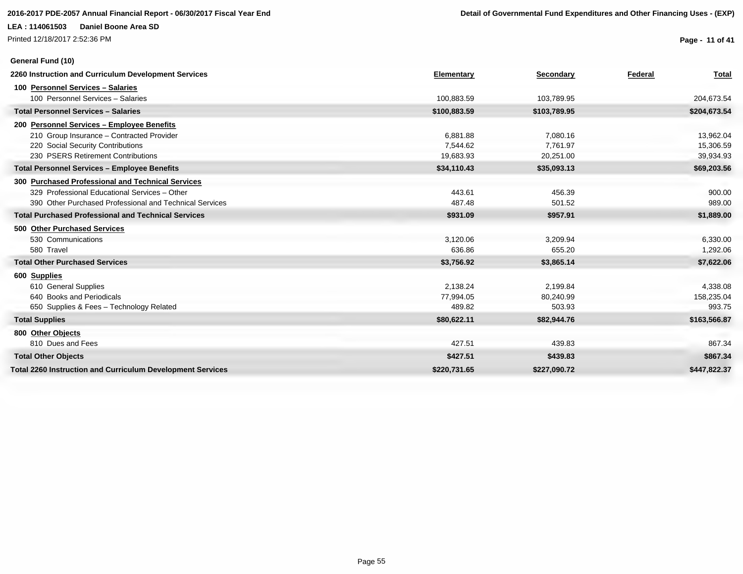## General Fund (10)

| 2260 Instruction and Curriculum Development Services | Elementary | Secondary | Federal | Total |
|---|---|---|---|---|
| **100 Personnel Services – Salaries** | | | | |
| 100 Personnel Services – Salaries | 100,883.59 | 103,789.95 | | 204,673.54 |
| **Total Personnel Services – Salaries** | **$100,883.59** | **$103,789.95** | | **$204,673.54** |
| **200 Personnel Services – Employee Benefits** | | | | |
| 210 Group Insurance – Contracted Provider | 6,881.88 | 7,080.16 | | 13,962.04 |
| 220 Social Security Contributions | 7,544.62 | 7,761.97 | | 15,306.59 |
| 230 PSERS Retirement Contributions | 19,683.93 | 20,251.00 | | 39,934.93 |
| **Total Personnel Services – Employee Benefits** | **$34,110.43** | **$35,093.13** | | **$69,203.56** |
| **300 Purchased Professional and Technical Services** | | | | |
| 329 Professional Educational Services – Other | 443.61 | 456.39 | | 900.00 |
| 390 Other Purchased Professional and Technical Services | 487.48 | 501.52 | | 989.00 |
| **Total Purchased Professional and Technical Services** | **$931.09** | **$957.91** | | **$1,889.00** |
| **500 Other Purchased Services** | | | | |
| 530 Communications | 3,120.06 | 3,209.94 | | 6,330.00 |
| 580 Travel | 636.86 | 655.20 | | 1,292.06 |
| **Total Other Purchased Services** | **$3,756.92** | **$3,865.14** | | **$7,622.06** |
| **600 Supplies** | | | | |
| 610 General Supplies | 2,138.24 | 2,199.84 | | 4,338.08 |
| 640 Books and Periodicals | 77,994.05 | 80,240.99 | | 158,235.04 |
| 650 Supplies & Fees – Technology Related | 489.82 | 503.93 | | 993.75 |
| **Total Supplies** | **$80,622.11** | **$82,944.76** | | **$163,566.87** |
| **800 Other Objects** | | | | |
| 810 Dues and Fees | 427.51 | 439.83 | | 867.34 |
| **Total Other Objects** | **$427.51** | **$439.83** | | **$867.34** |
| **Total 2260 Instruction and Curriculum Development Services** | **$220,731.65** | **$227,090.72** | | **$447,822.37** |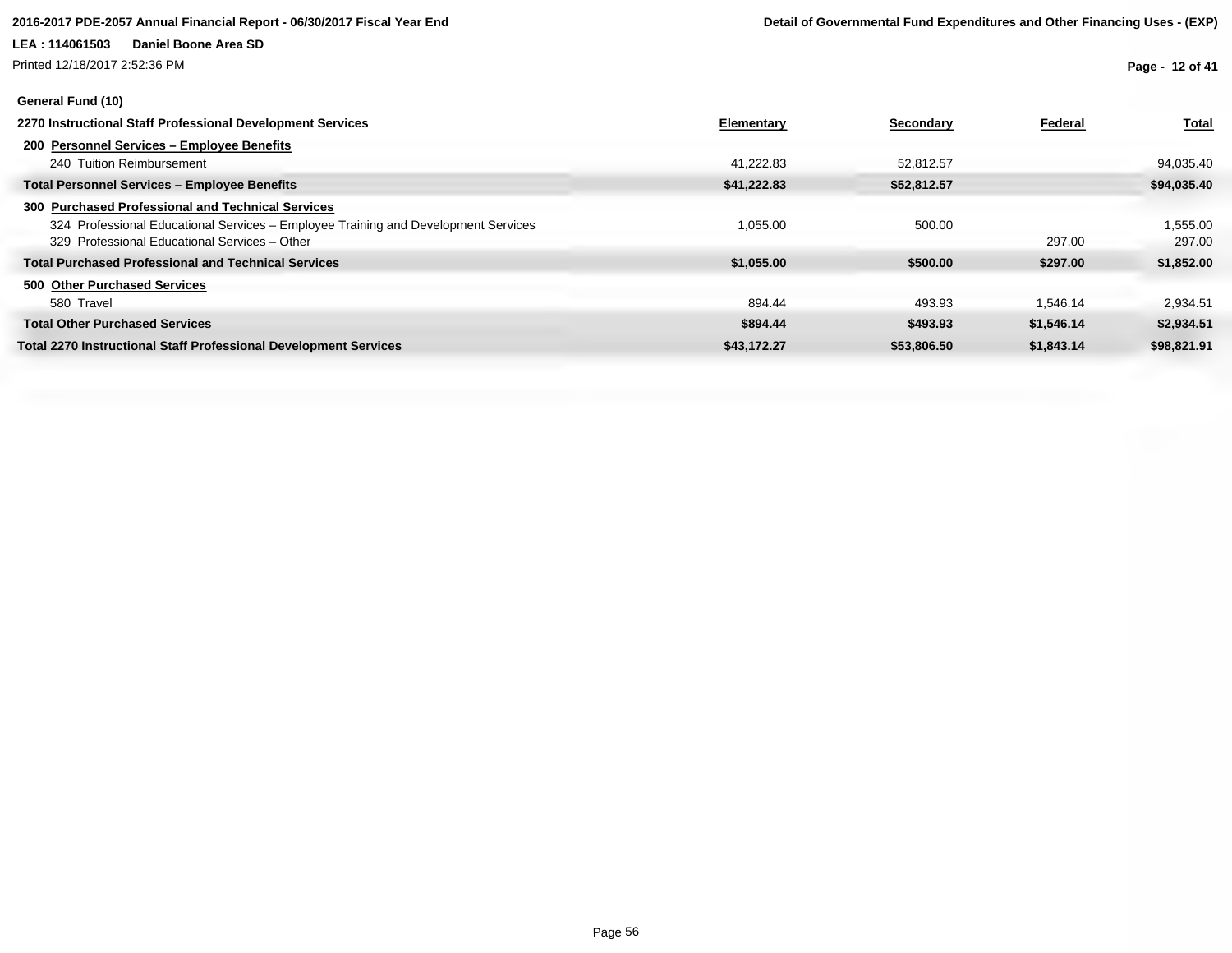**General Fund (10)**

| 2270 Instructional Staff Professional Development Services | Elementary | Secondary | Federal | Total |
|---|---|---|---|---|
| **200 Personnel Services – Employee Benefits** | | | | |
| 240 Tuition Reimbursement | 41,222.83 | 52,812.57 | | 94,035.40 |
| **Total Personnel Services – Employee Benefits** | **$41,222.83** | **$52,812.57** | | **$94,035.40** |
| **300 Purchased Professional and Technical Services** | | | | |
| 324 Professional Educational Services – Employee Training and Development Services | 1,055.00 | 500.00 | | 1,555.00 |
| 329 Professional Educational Services – Other | | | 297.00 | 297.00 |
| **Total Purchased Professional and Technical Services** | **$1,055.00** | **$500.00** | **$297.00** | **$1,852.00** |
| **500 Other Purchased Services** | | | | |
| 580 Travel | 894.44 | 493.93 | 1,546.14 | 2,934.51 |
| **Total Other Purchased Services** | **$894.44** | **$493.93** | **$1,546.14** | **$2,934.51** |
| **Total 2270 Instructional Staff Professional Development Services** | **$43,172.27** | **$53,806.50** | **$1,843.14** | **$98,821.91** |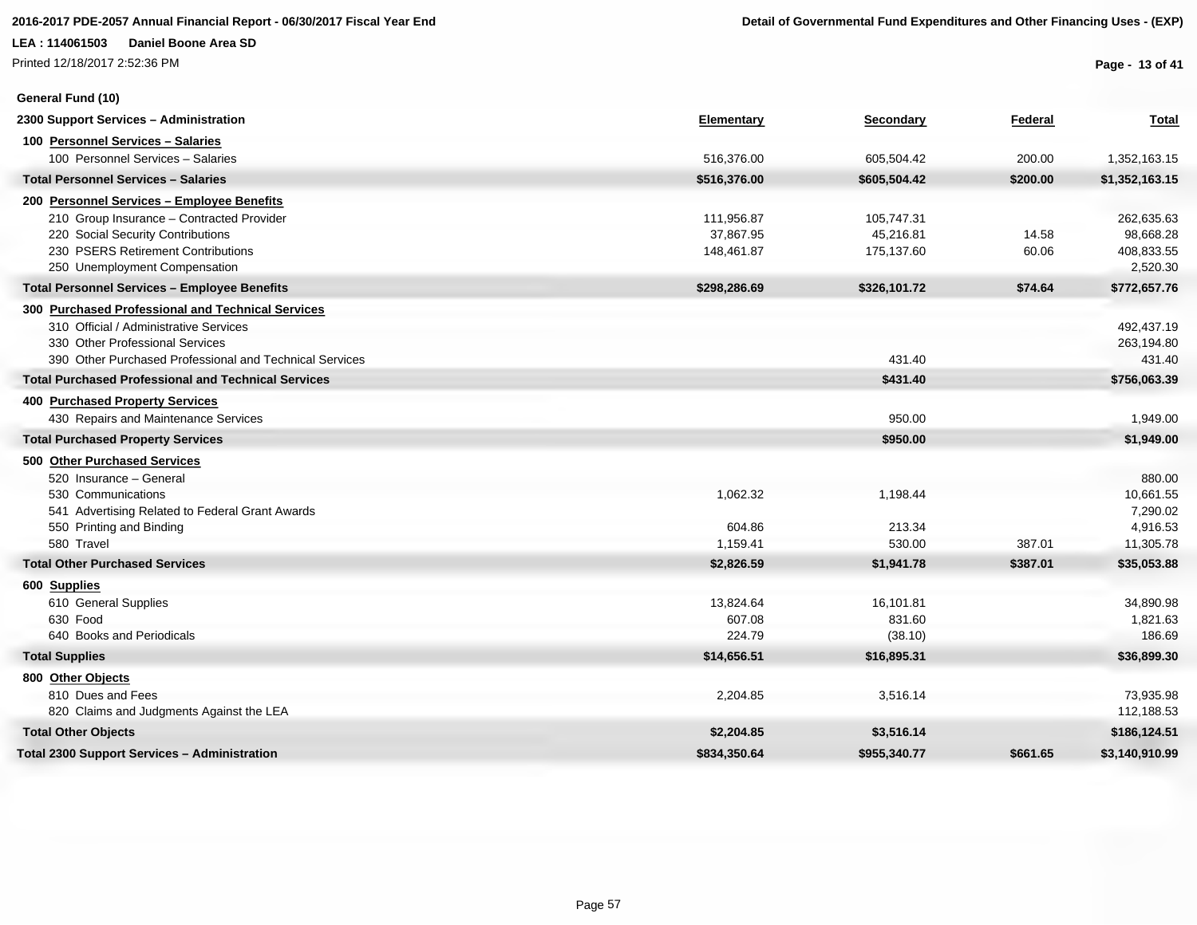**2016-2017 PDE-2057 Annual Financial Report - 06/30/2017 Fiscal Year End**

**Detail of Governmental Fund Expenditures and Other Financing Uses - (EXP)**

**LEA : 114061503 Daniel Boone Area SD**

Printed 12/18/2017 2:52:36 PM

**General Fund (10)**

| 2300 Support Services – Administration | Elementary | Secondary | Federal | Total |
|---|---|---|---|---|
| **100 Personnel Services – Salaries** | | | | |
| 100 Personnel Services – Salaries | 516,376.00 | 605,504.42 | 200.00 | 1,352,163.15 |
| **Total Personnel Services – Salaries** | **$516,376.00** | **$605,504.42** | **$200.00** | **$1,352,163.15** |
| **200 Personnel Services – Employee Benefits** | | | | |
| 210 Group Insurance – Contracted Provider | 111,956.87 | 105,747.31 | | 262,635.63 |
| 220 Social Security Contributions | 37,867.95 | 45,216.81 | 14.58 | 98,668.28 |
| 230 PSERS Retirement Contributions | 148,461.87 | 175,137.60 | 60.06 | 408,833.55 |
| 250 Unemployment Compensation | | | | 2,520.30 |
| **Total Personnel Services – Employee Benefits** | **$298,286.69** | **$326,101.72** | **$74.64** | **$772,657.76** |
| **300 Purchased Professional and Technical Services** | | | | |
| 310 Official / Administrative Services | | | | 492,437.19 |
| 330 Other Professional Services | | | | 263,194.80 |
| 390 Other Purchased Professional and Technical Services | | 431.40 | | 431.40 |
| **Total Purchased Professional and Technical Services** | | **$431.40** | | **$756,063.39** |
| **400 Purchased Property Services** | | | | |
| 430 Repairs and Maintenance Services | | 950.00 | | 1,949.00 |
| **Total Purchased Property Services** | | **$950.00** | | **$1,949.00** |
| **500 Other Purchased Services** | | | | |
| 520 Insurance – General | | | | 880.00 |
| 530 Communications | 1,062.32 | 1,198.44 | | 10,661.55 |
| 541 Advertising Related to Federal Grant Awards | | | | 7,290.02 |
| 550 Printing and Binding | 604.86 | 213.34 | | 4,916.53 |
| 580 Travel | 1,159.41 | 530.00 | 387.01 | 11,305.78 |
| **Total Other Purchased Services** | **$2,826.59** | **$1,941.78** | **$387.01** | **$35,053.88** |
| **600 Supplies** | | | | |
| 610 General Supplies | 13,824.64 | 16,101.81 | | 34,890.98 |
| 630 Food | 607.08 | 831.60 | | 1,821.63 |
| 640 Books and Periodicals | 224.79 | (38.10) | | 186.69 |
| **Total Supplies** | **$14,656.51** | **$16,895.31** | | **$36,899.30** |
| **800 Other Objects** | | | | |
| 810 Dues and Fees | 2,204.85 | 3,516.14 | | 73,935.98 |
| 820 Claims and Judgments Against the LEA | | | | 112,188.53 |
| **Total Other Objects** | **$2,204.85** | **$3,516.14** | | **$186,124.51** |
| **Total 2300 Support Services – Administration** | **$834,350.64** | **$955,340.77** | **$661.65** | **$3,140,910.99** |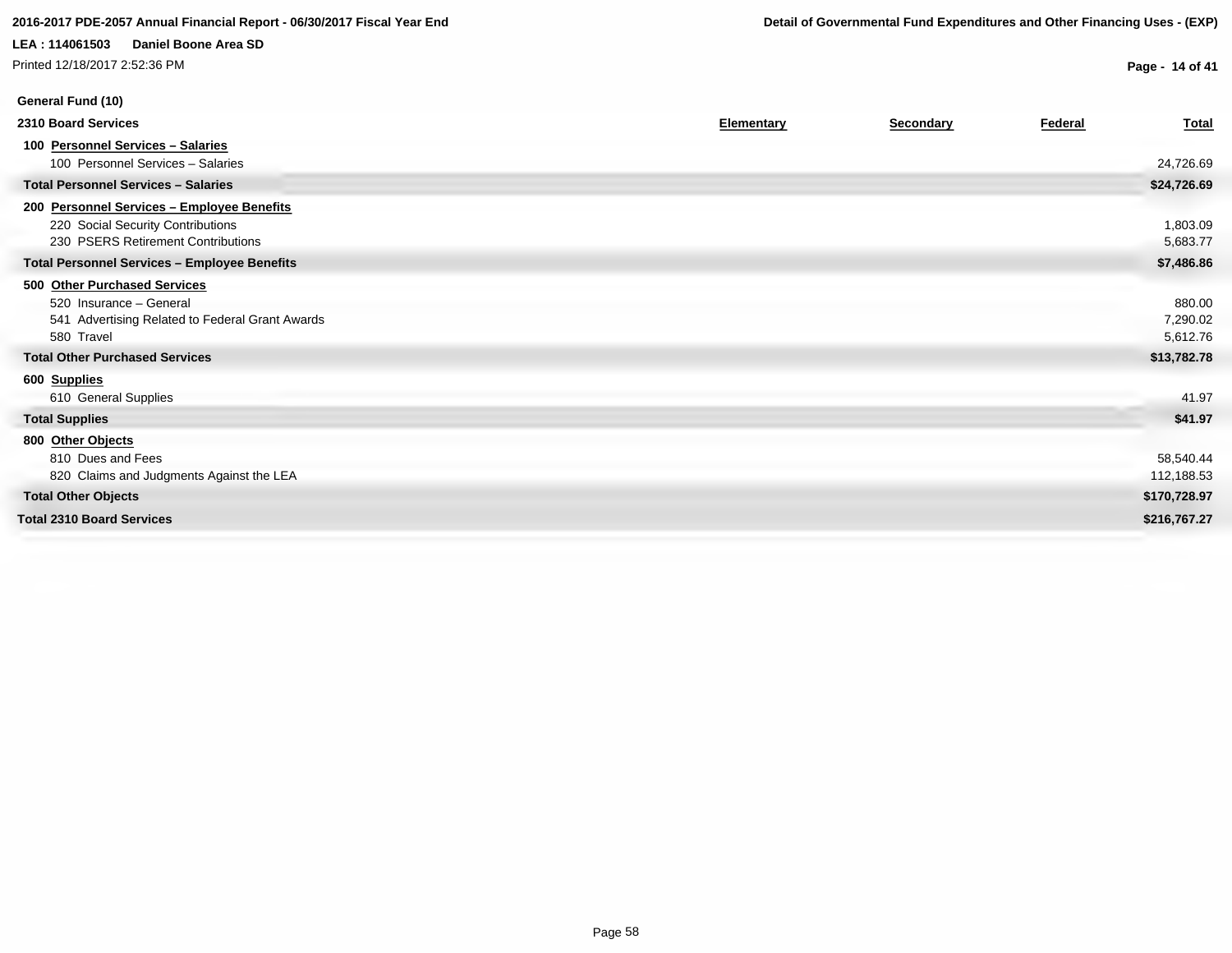## General Fund (10)

| 2310 Board Services | Elementary | Secondary | Federal | Total |
|---|---|---|---|---|
| **100 Personnel Services – Salaries** | | | | |
| 100 Personnel Services – Salaries | | | | 24,726.69 |
| **Total Personnel Services – Salaries** | | | | **$24,726.69** |
| **200 Personnel Services – Employee Benefits** | | | | |
| 220 Social Security Contributions | | | | 1,803.09 |
| 230 PSERS Retirement Contributions | | | | 5,683.77 |
| **Total Personnel Services – Employee Benefits** | | | | **$7,486.86** |
| **500 Other Purchased Services** | | | | |
| 520 Insurance – General | | | | 880.00 |
| 541 Advertising Related to Federal Grant Awards | | | | 7,290.02 |
| 580 Travel | | | | 5,612.76 |
| **Total Other Purchased Services** | | | | **$13,782.78** |
| **600 Supplies** | | | | |
| 610 General Supplies | | | | 41.97 |
| **Total Supplies** | | | | **$41.97** |
| **800 Other Objects** | | | | |
| 810 Dues and Fees | | | | 58,540.44 |
| 820 Claims and Judgments Against the LEA | | | | 112,188.53 |
| **Total Other Objects** | | | | **$170,728.97** |
| **Total 2310 Board Services** | | | | **$216,767.27** |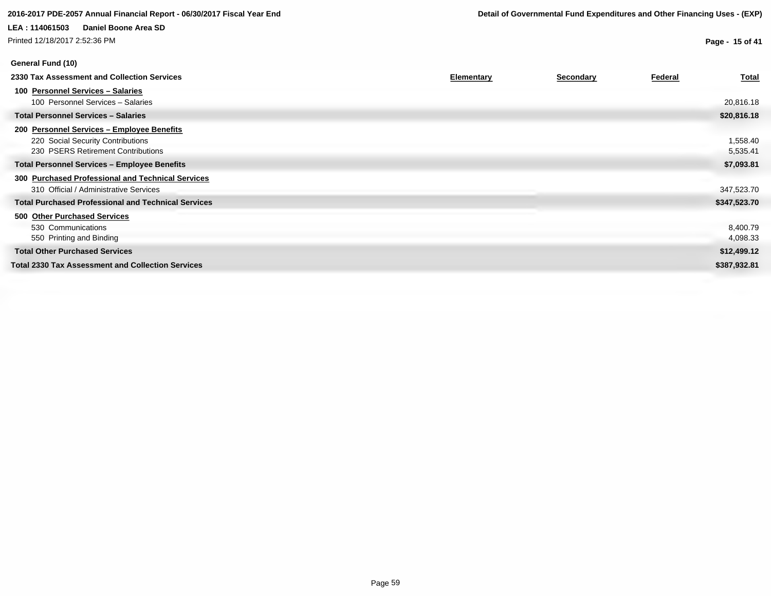**General Fund (10)**

| 2330 Tax Assessment and Collection Services | Elementary | Secondary | Federal | Total |
|---|---|---|---|---|
| **100 Personnel Services – Salaries** | | | | |
| 100 Personnel Services – Salaries | | | | 20,816.18 |
| **Total Personnel Services – Salaries** | | | | **$20,816.18** |
| **200 Personnel Services – Employee Benefits** | | | | |
| 220 Social Security Contributions | | | | 1,558.40 |
| 230 PSERS Retirement Contributions | | | | 5,535.41 |
| **Total Personnel Services – Employee Benefits** | | | | **$7,093.81** |
| **300 Purchased Professional and Technical Services** | | | | |
| 310 Official / Administrative Services | | | | 347,523.70 |
| **Total Purchased Professional and Technical Services** | | | | **$347,523.70** |
| **500 Other Purchased Services** | | | | |
| 530 Communications | | | | 8,400.79 |
| 550 Printing and Binding | | | | 4,098.33 |
| **Total Other Purchased Services** | | | | **$12,499.12** |
| **Total 2330 Tax Assessment and Collection Services** | | | | **$387,932.81** |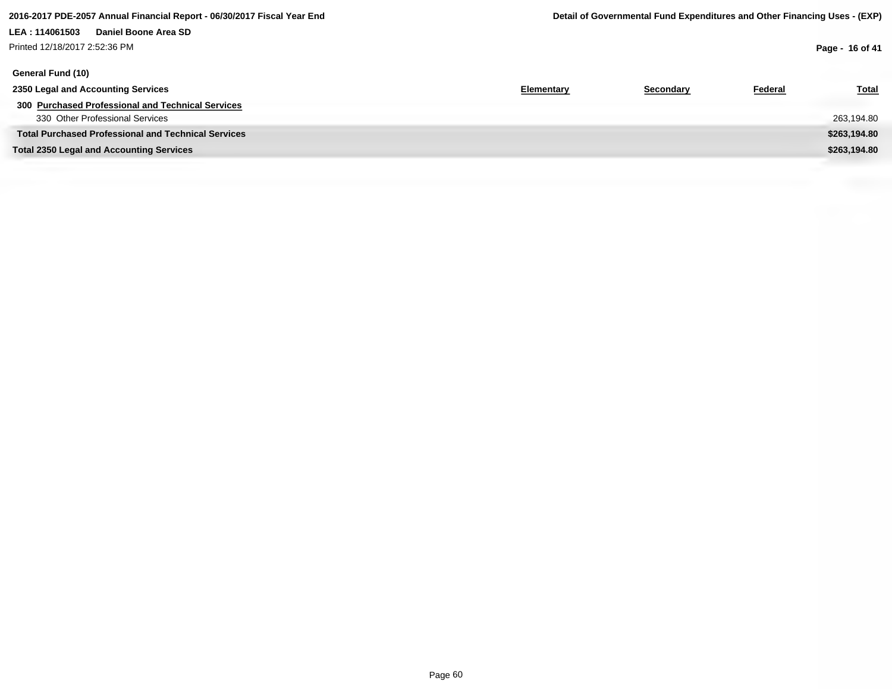**2016-2017 PDE-2057 Annual Financial Report - 06/30/2017 Fiscal Year End**

**Detail of Governmental Fund Expenditures and Other Financing Uses - (EXP)**

**LEA : 114061503 Daniel Boone Area SD**

Printed 12/18/2017 2:52:36 PM

**General Fund (10)**

| **2350 Legal and Accounting Services** | **Elementary** | **Secondary** | **Federal** | **Total** |
|---|---|---|---|---|
| **300 Purchased Professional and Technical Services** | | | | |
| 330 Other Professional Services | | | | 263,194.80 |
| **Total Purchased Professional and Technical Services** | | | | **$263,194.80** |
| **Total 2350 Legal and Accounting Services** | | | | **$263,194.80** |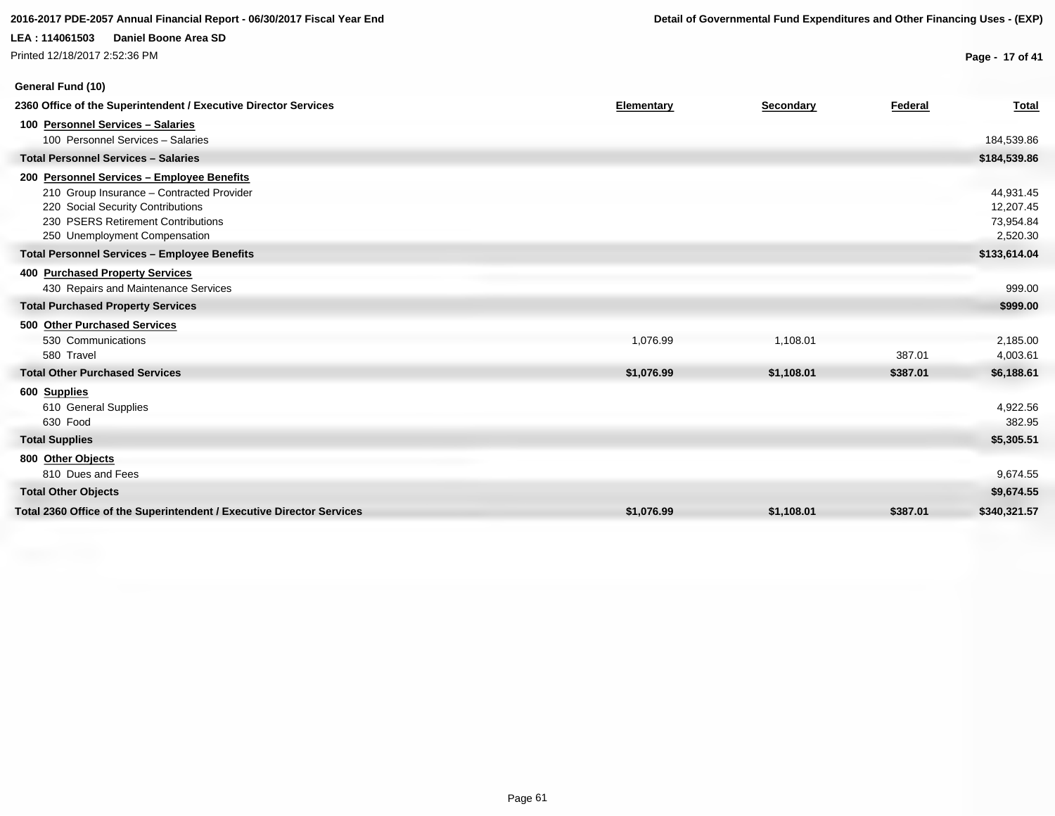**2016-2017 PDE-2057 Annual Financial Report - 06/30/2017 Fiscal Year End**

**Detail of Governmental Fund Expenditures and Other Financing Uses - (EXP)**

**LEA : 114061503 Daniel Boone Area SD**

Printed 12/18/2017 2:52:36 PM

**General Fund (10)**

| 2360 Office of the Superintendent / Executive Director Services | Elementary | Secondary | Federal | Total |
|---|---|---|---|---|
| **100 Personnel Services – Salaries** | | | | |
| 100 Personnel Services – Salaries | | | | 184,539.86 |
| **Total Personnel Services – Salaries** | | | | **$184,539.86** |
| **200 Personnel Services – Employee Benefits** | | | | |
| 210 Group Insurance – Contracted Provider | | | | 44,931.45 |
| 220 Social Security Contributions | | | | 12,207.45 |
| 230 PSERS Retirement Contributions | | | | 73,954.84 |
| 250 Unemployment Compensation | | | | 2,520.30 |
| **Total Personnel Services – Employee Benefits** | | | | **$133,614.04** |
| **400 Purchased Property Services** | | | | |
| 430 Repairs and Maintenance Services | | | | 999.00 |
| **Total Purchased Property Services** | | | | **$999.00** |
| **500 Other Purchased Services** | | | | |
| 530 Communications | 1,076.99 | 1,108.01 | | 2,185.00 |
| 580 Travel | | | 387.01 | 4,003.61 |
| **Total Other Purchased Services** | **$1,076.99** | **$1,108.01** | **$387.01** | **$6,188.61** |
| **600 Supplies** | | | | |
| 610 General Supplies | | | | 4,922.56 |
| 630 Food | | | | 382.95 |
| **Total Supplies** | | | | **$5,305.51** |
| **800 Other Objects** | | | | |
| 810 Dues and Fees | | | | 9,674.55 |
| **Total Other Objects** | | | | **$9,674.55** |
| **Total 2360 Office of the Superintendent / Executive Director Services** | **$1,076.99** | **$1,108.01** | **$387.01** | **$340,321.57** |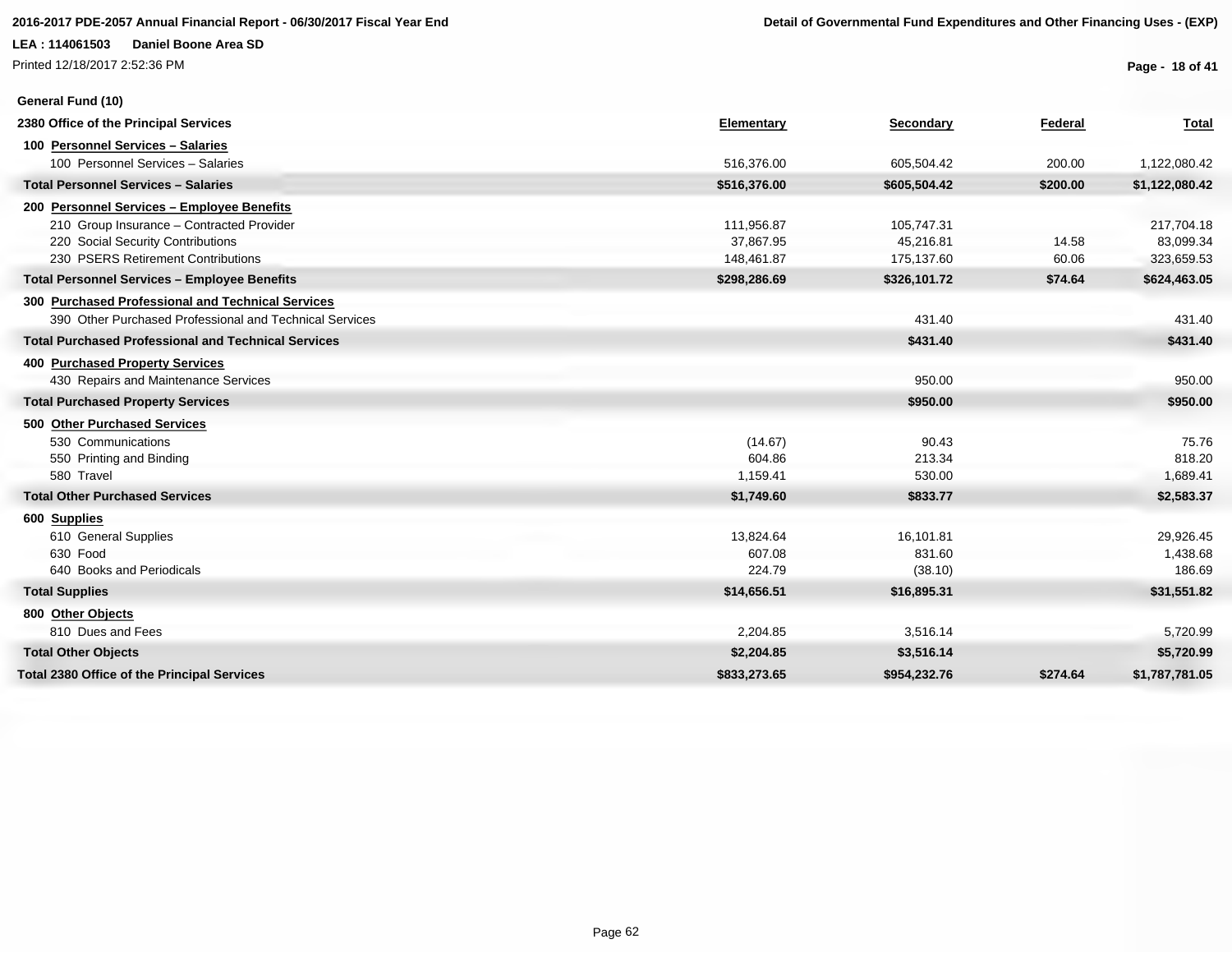**2016-2017 PDE-2057 Annual Financial Report - 06/30/2017 Fiscal Year End**

**Detail of Governmental Fund Expenditures and Other Financing Uses - (EXP)**

**LEA : 114061503 Daniel Boone Area SD**

Printed 12/18/2017 2:52:36 PM

**General Fund (10)**

| 2380 Office of the Principal Services | Elementary | Secondary | Federal | Total |
|---|---|---|---|---|
| **100 Personnel Services – Salaries** | | | | |
| 100 Personnel Services – Salaries | 516,376.00 | 605,504.42 | 200.00 | 1,122,080.42 |
| **Total Personnel Services – Salaries** | **$516,376.00** | **$605,504.42** | **$200.00** | **$1,122,080.42** |
| **200 Personnel Services – Employee Benefits** | | | | |
| 210 Group Insurance – Contracted Provider | 111,956.87 | 105,747.31 | | 217,704.18 |
| 220 Social Security Contributions | 37,867.95 | 45,216.81 | 14.58 | 83,099.34 |
| 230 PSERS Retirement Contributions | 148,461.87 | 175,137.60 | 60.06 | 323,659.53 |
| **Total Personnel Services – Employee Benefits** | **$298,286.69** | **$326,101.72** | **$74.64** | **$624,463.05** |
| **300 Purchased Professional and Technical Services** | | | | |
| 390 Other Purchased Professional and Technical Services | | 431.40 | | 431.40 |
| **Total Purchased Professional and Technical Services** | | **$431.40** | | **$431.40** |
| **400 Purchased Property Services** | | | | |
| 430 Repairs and Maintenance Services | | 950.00 | | 950.00 |
| **Total Purchased Property Services** | | **$950.00** | | **$950.00** |
| **500 Other Purchased Services** | | | | |
| 530 Communications | (14.67) | 90.43 | | 75.76 |
| 550 Printing and Binding | 604.86 | 213.34 | | 818.20 |
| 580 Travel | 1,159.41 | 530.00 | | 1,689.41 |
| **Total Other Purchased Services** | **$1,749.60** | **$833.77** | | **$2,583.37** |
| **600 Supplies** | | | | |
| 610 General Supplies | 13,824.64 | 16,101.81 | | 29,926.45 |
| 630 Food | 607.08 | 831.60 | | 1,438.68 |
| 640 Books and Periodicals | 224.79 | (38.10) | | 186.69 |
| **Total Supplies** | **$14,656.51** | **$16,895.31** | | **$31,551.82** |
| **800 Other Objects** | | | | |
| 810 Dues and Fees | 2,204.85 | 3,516.14 | | 5,720.99 |
| **Total Other Objects** | **$2,204.85** | **$3,516.14** | | **$5,720.99** |
| **Total 2380 Office of the Principal Services** | **$833,273.65** | **$954,232.76** | **$274.64** | **$1,787,781.05** |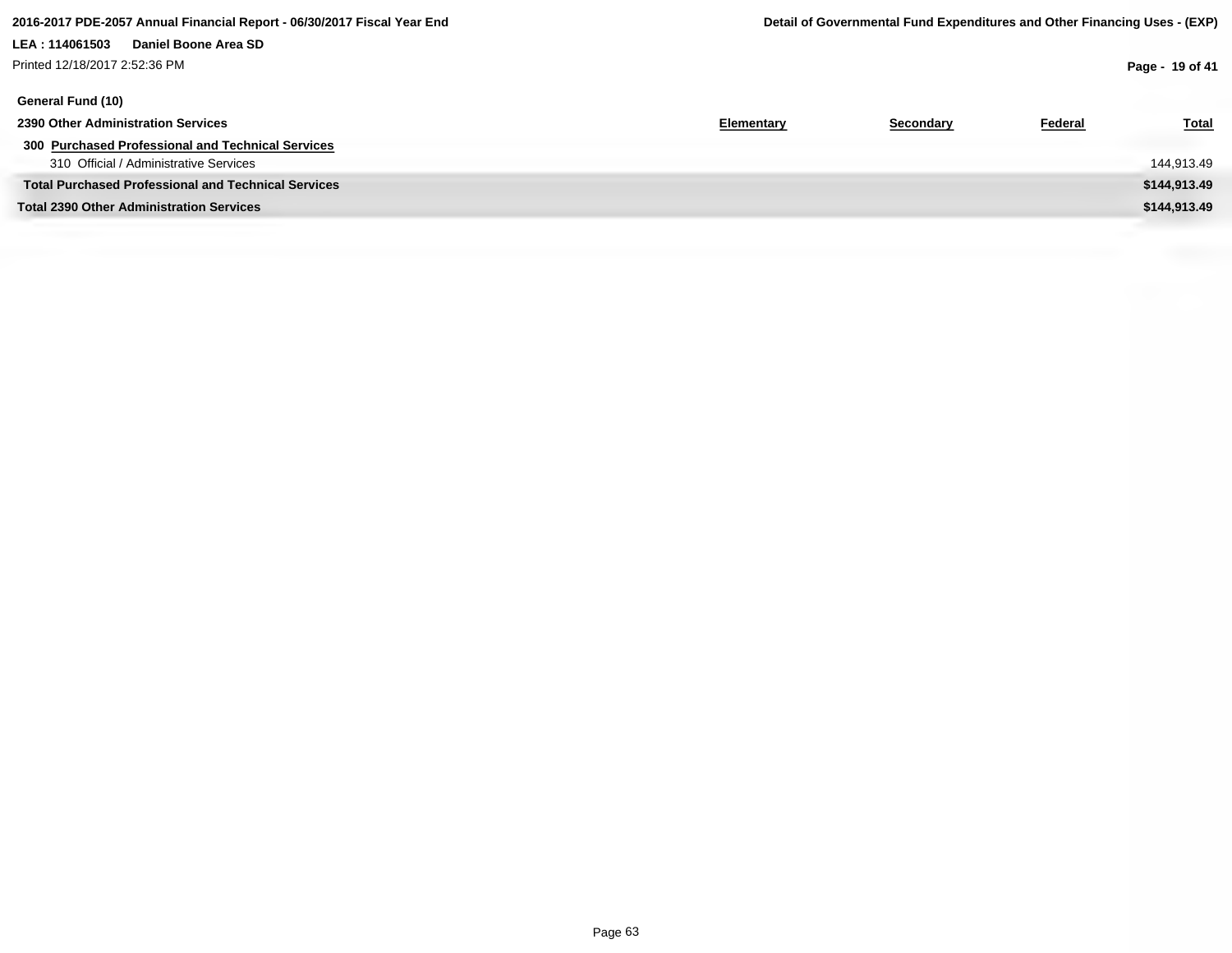**General Fund (10)**

| 2390 Other Administration Services | Elementary | Secondary | Federal | Total |
|---|---|---|---|---|
| **300 Purchased Professional and Technical Services** | | | | |
| 310 Official / Administrative Services | | | | 144,913.49 |
| **Total Purchased Professional and Technical Services** | | | | **$144,913.49** |
| **Total 2390 Other Administration Services** | | | | **$144,913.49** |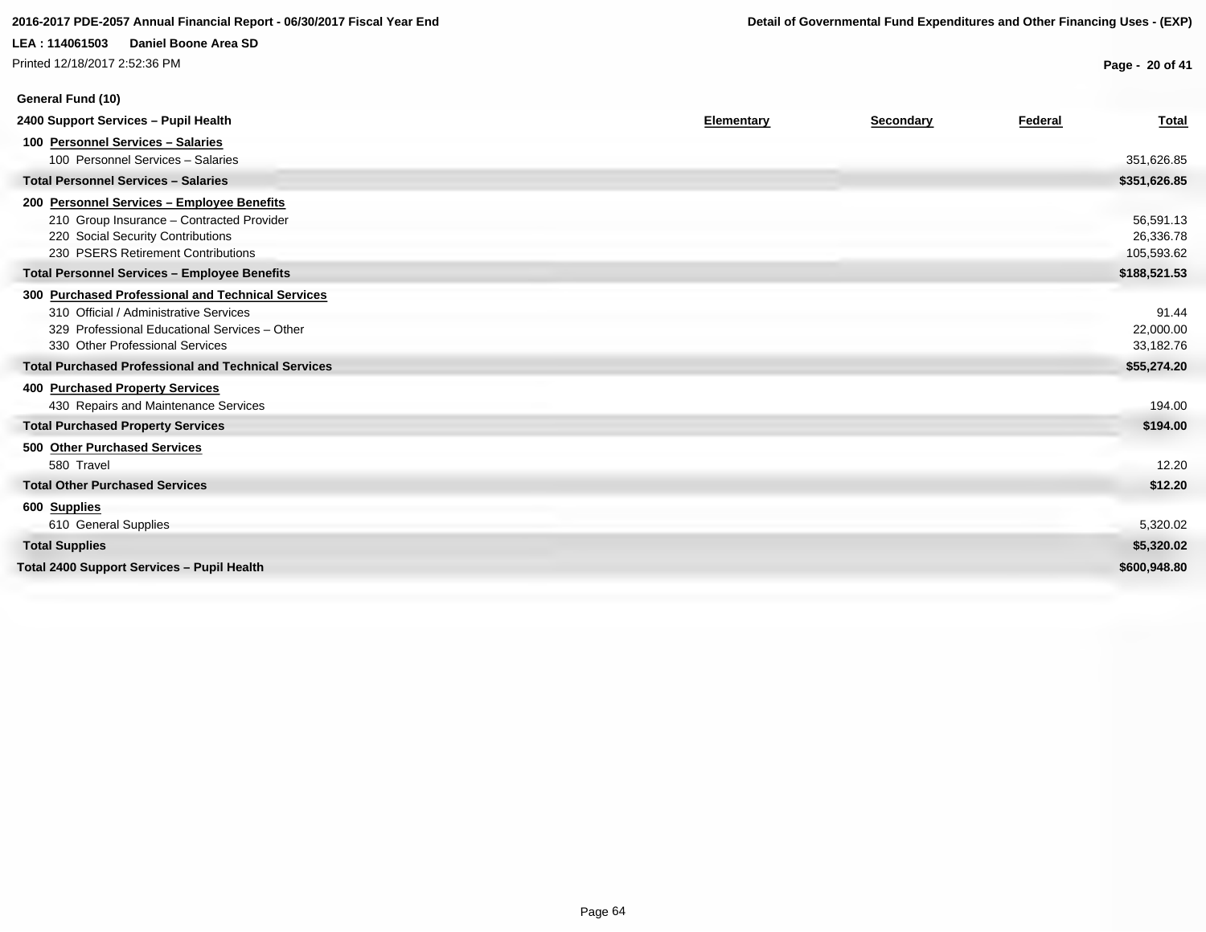**General Fund (10)**

| 2400 Support Services – Pupil Health | Elementary | Secondary | Federal | Total |
|---|---|---|---|---|
| **100 Personnel Services – Salaries** | | | | |
| 100 Personnel Services – Salaries | | | | 351,626.85 |
| **Total Personnel Services – Salaries** | | | | **$351,626.85** |
| **200 Personnel Services – Employee Benefits** | | | | |
| 210 Group Insurance – Contracted Provider | | | | 56,591.13 |
| 220 Social Security Contributions | | | | 26,336.78 |
| 230 PSERS Retirement Contributions | | | | 105,593.62 |
| **Total Personnel Services – Employee Benefits** | | | | **$188,521.53** |
| **300 Purchased Professional and Technical Services** | | | | |
| 310 Official / Administrative Services | | | | 91.44 |
| 329 Professional Educational Services – Other | | | | 22,000.00 |
| 330 Other Professional Services | | | | 33,182.76 |
| **Total Purchased Professional and Technical Services** | | | | **$55,274.20** |
| **400 Purchased Property Services** | | | | |
| 430 Repairs and Maintenance Services | | | | 194.00 |
| **Total Purchased Property Services** | | | | **$194.00** |
| **500 Other Purchased Services** | | | | |
| 580 Travel | | | | 12.20 |
| **Total Other Purchased Services** | | | | **$12.20** |
| **600 Supplies** | | | | |
| 610 General Supplies | | | | 5,320.02 |
| **Total Supplies** | | | | **$5,320.02** |
| **Total 2400 Support Services – Pupil Health** | | | | **$600,948.80** |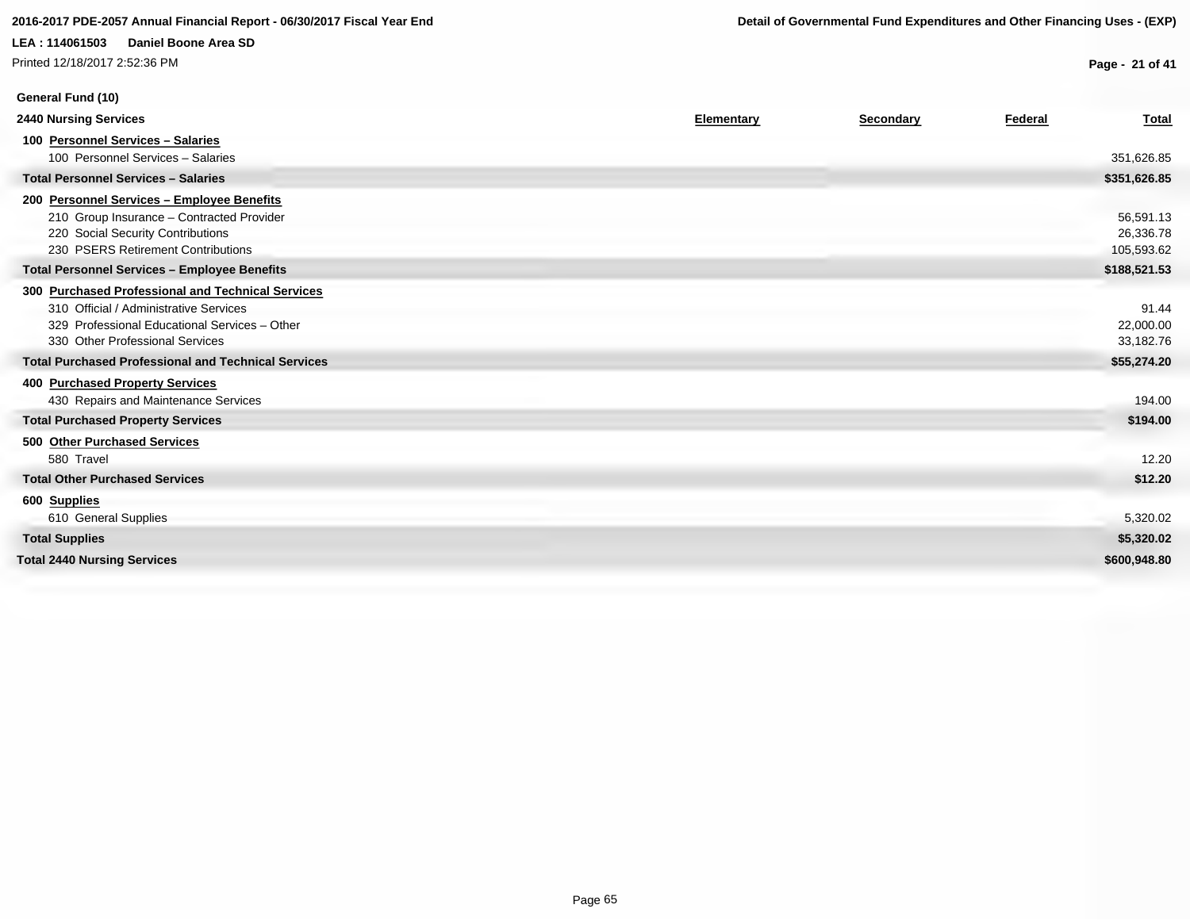**2016-2017 PDE-2057 Annual Financial Report - 06/30/2017 Fiscal Year End**

**Detail of Governmental Fund Expenditures and Other Financing Uses - (EXP)**

**LEA : 114061503 Daniel Boone Area SD**

Printed 12/18/2017 2:52:36 PM

**General Fund (10)**

| 2440 Nursing Services | Elementary | Secondary | Federal | Total |
|---|---|---|---|---|
| **100 Personnel Services – Salaries** | | | | |
| 100 Personnel Services – Salaries | | | | 351,626.85 |
| **Total Personnel Services – Salaries** | | | | **$351,626.85** |
| **200 Personnel Services – Employee Benefits** | | | | |
| 210 Group Insurance – Contracted Provider | | | | 56,591.13 |
| 220 Social Security Contributions | | | | 26,336.78 |
| 230 PSERS Retirement Contributions | | | | 105,593.62 |
| **Total Personnel Services – Employee Benefits** | | | | **$188,521.53** |
| **300 Purchased Professional and Technical Services** | | | | |
| 310 Official / Administrative Services | | | | 91.44 |
| 329 Professional Educational Services – Other | | | | 22,000.00 |
| 330 Other Professional Services | | | | 33,182.76 |
| **Total Purchased Professional and Technical Services** | | | | **$55,274.20** |
| **400 Purchased Property Services** | | | | |
| 430 Repairs and Maintenance Services | | | | 194.00 |
| **Total Purchased Property Services** | | | | **$194.00** |
| **500 Other Purchased Services** | | | | |
| 580 Travel | | | | 12.20 |
| **Total Other Purchased Services** | | | | **$12.20** |
| **600 Supplies** | | | | |
| 610 General Supplies | | | | 5,320.02 |
| **Total Supplies** | | | | **$5,320.02** |
| **Total 2440 Nursing Services** | | | | **$600,948.80** |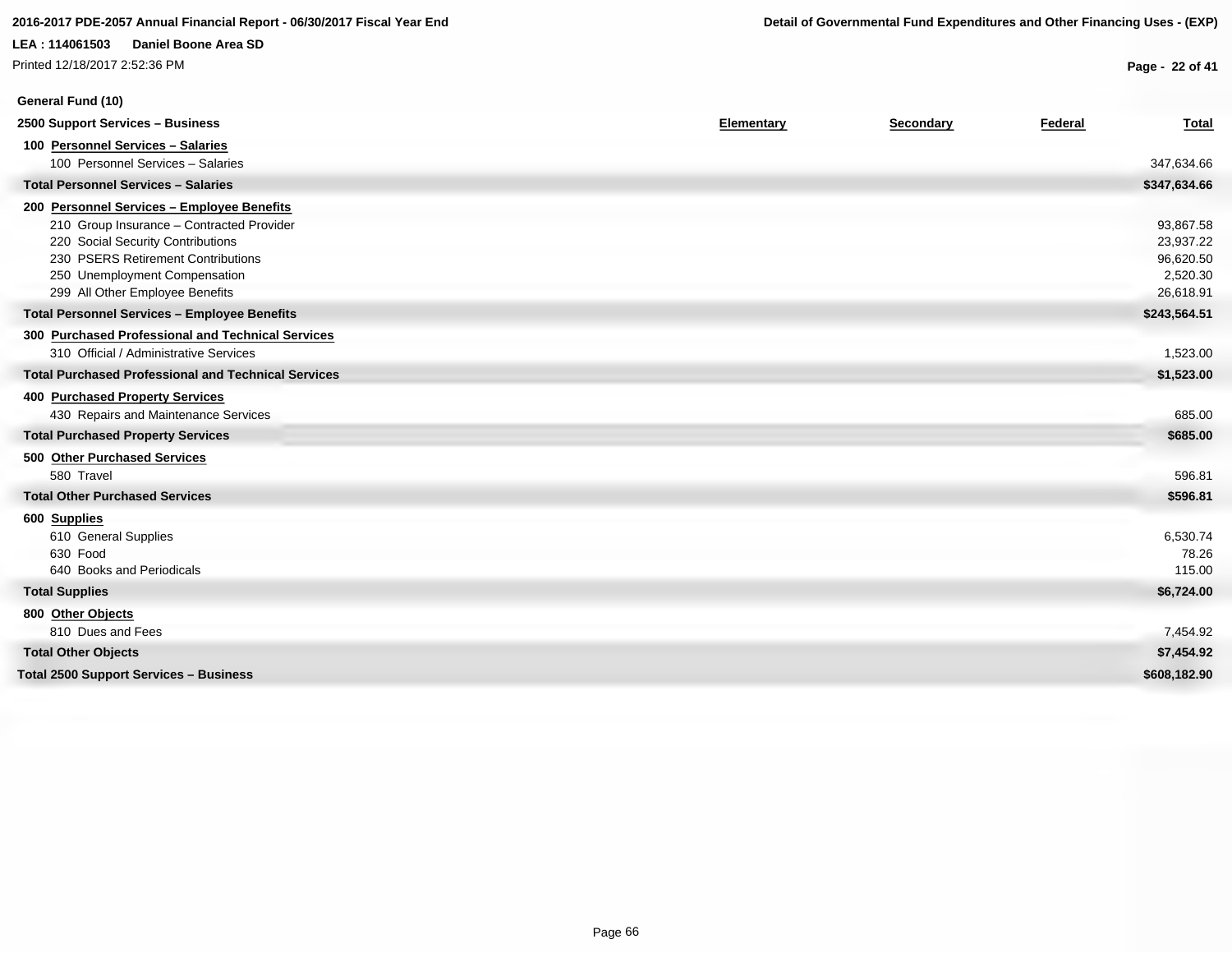**General Fund (10)**

| 2500 Support Services – Business | Elementary | Secondary | Federal | Total |
|---|---|---|---|---|
| **100 Personnel Services – Salaries** | | | | |
| 100 Personnel Services – Salaries | | | | 347,634.66 |
| **Total Personnel Services – Salaries** | | | | **$347,634.66** |
| **200 Personnel Services – Employee Benefits** | | | | |
| 210 Group Insurance – Contracted Provider | | | | 93,867.58 |
| 220 Social Security Contributions | | | | 23,937.22 |
| 230 PSERS Retirement Contributions | | | | 96,620.50 |
| 250 Unemployment Compensation | | | | 2,520.30 |
| 299 All Other Employee Benefits | | | | 26,618.91 |
| **Total Personnel Services – Employee Benefits** | | | | **$243,564.51** |
| **300 Purchased Professional and Technical Services** | | | | |
| 310 Official / Administrative Services | | | | 1,523.00 |
| **Total Purchased Professional and Technical Services** | | | | **$1,523.00** |
| **400 Purchased Property Services** | | | | |
| 430 Repairs and Maintenance Services | | | | 685.00 |
| **Total Purchased Property Services** | | | | **$685.00** |
| **500 Other Purchased Services** | | | | |
| 580 Travel | | | | 596.81 |
| **Total Other Purchased Services** | | | | **$596.81** |
| **600 Supplies** | | | | |
| 610 General Supplies | | | | 6,530.74 |
| 630 Food | | | | 78.26 |
| 640 Books and Periodicals | | | | 115.00 |
| **Total Supplies** | | | | **$6,724.00** |
| **800 Other Objects** | | | | |
| 810 Dues and Fees | | | | 7,454.92 |
| **Total Other Objects** | | | | **$7,454.92** |
| **Total 2500 Support Services – Business** | | | | **$608,182.90** |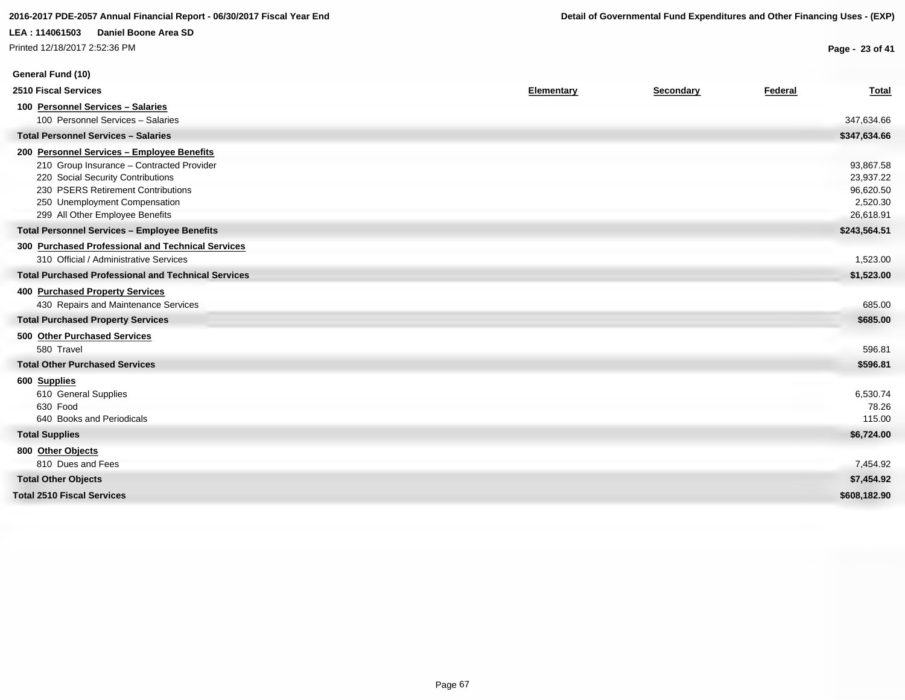**General Fund (10)**

| 2510 Fiscal Services | Elementary | Secondary | Federal | Total |
|---|---|---|---|---|
| **100 Personnel Services – Salaries** | | | | |
| 100 Personnel Services – Salaries | | | | 347,634.66 |
| **Total Personnel Services – Salaries** | | | | **$347,634.66** |
| **200 Personnel Services – Employee Benefits** | | | | |
| 210 Group Insurance – Contracted Provider | | | | 93,867.58 |
| 220 Social Security Contributions | | | | 23,937.22 |
| 230 PSERS Retirement Contributions | | | | 96,620.50 |
| 250 Unemployment Compensation | | | | 2,520.30 |
| 299 All Other Employee Benefits | | | | 26,618.91 |
| **Total Personnel Services – Employee Benefits** | | | | **$243,564.51** |
| **300 Purchased Professional and Technical Services** | | | | |
| 310 Official / Administrative Services | | | | 1,523.00 |
| **Total Purchased Professional and Technical Services** | | | | **$1,523.00** |
| **400 Purchased Property Services** | | | | |
| 430 Repairs and Maintenance Services | | | | 685.00 |
| **Total Purchased Property Services** | | | | **$685.00** |
| **500 Other Purchased Services** | | | | |
| 580 Travel | | | | 596.81 |
| **Total Other Purchased Services** | | | | **$596.81** |
| **600 Supplies** | | | | |
| 610 General Supplies | | | | 6,530.74 |
| 630 Food | | | | 78.26 |
| 640 Books and Periodicals | | | | 115.00 |
| **Total Supplies** | | | | **$6,724.00** |
| **800 Other Objects** | | | | |
| 810 Dues and Fees | | | | 7,454.92 |
| **Total Other Objects** | | | | **$7,454.92** |
| **Total 2510 Fiscal Services** | | | | **$608,182.90** |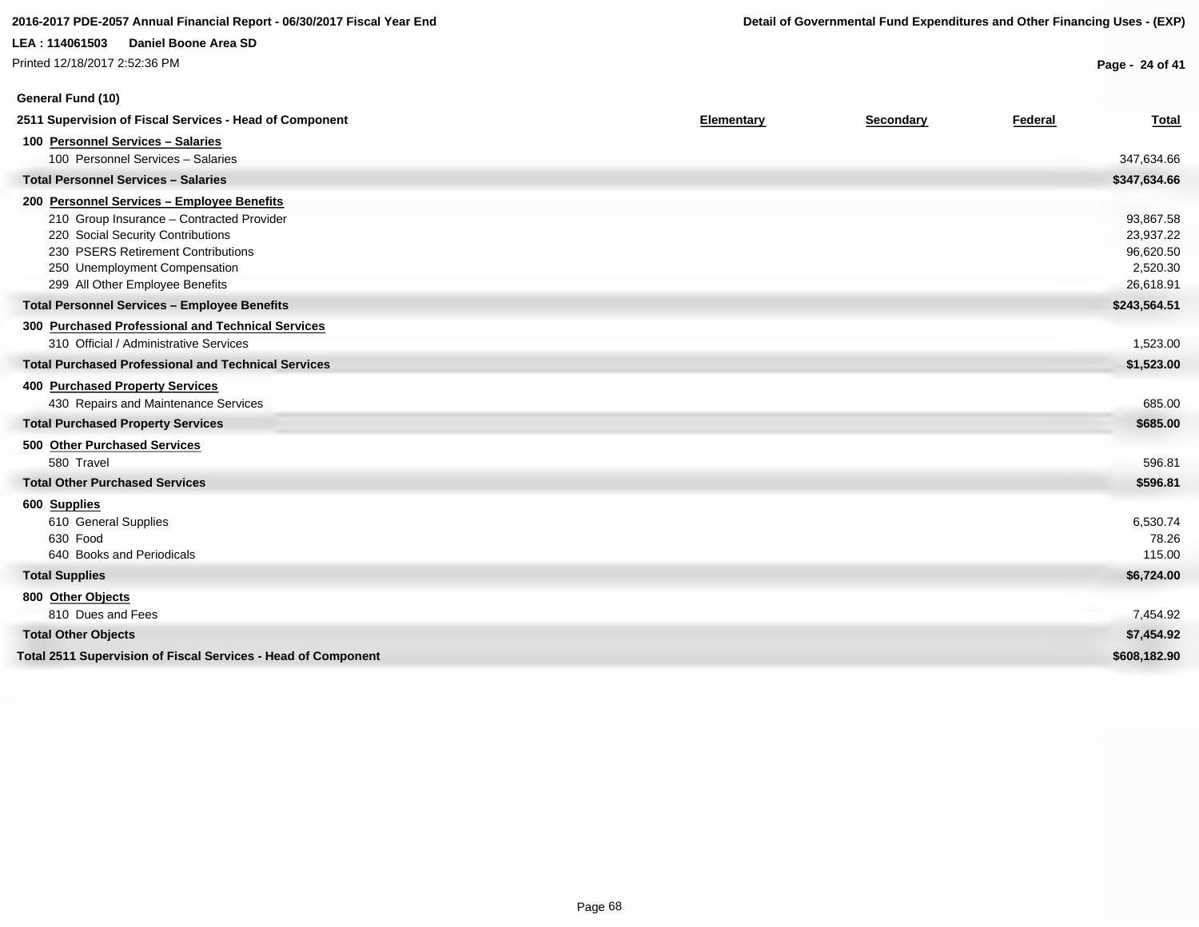**2016-2017 PDE-2057 Annual Financial Report - 06/30/2017 Fiscal Year End**

**Detail of Governmental Fund Expenditures and Other Financing Uses - (EXP)**

**LEA : 114061503 Daniel Boone Area SD**

Printed 12/18/2017 2:52:36 PM

**General Fund (10)**

| 2511 Supervision of Fiscal Services - Head of Component | Elementary | Secondary | Federal | Total |
|---|---|---|---|---|
| **100 Personnel Services – Salaries** | | | | |
| 100 Personnel Services – Salaries | | | | 347,634.66 |
| **Total Personnel Services – Salaries** | | | | **$347,634.66** |
| **200 Personnel Services – Employee Benefits** | | | | |
| 210 Group Insurance – Contracted Provider | | | | 93,867.58 |
| 220 Social Security Contributions | | | | 23,937.22 |
| 230 PSERS Retirement Contributions | | | | 96,620.50 |
| 250 Unemployment Compensation | | | | 2,520.30 |
| 299 All Other Employee Benefits | | | | 26,618.91 |
| **Total Personnel Services – Employee Benefits** | | | | **$243,564.51** |
| **300 Purchased Professional and Technical Services** | | | | |
| 310 Official / Administrative Services | | | | 1,523.00 |
| **Total Purchased Professional and Technical Services** | | | | **$1,523.00** |
| **400 Purchased Property Services** | | | | |
| 430 Repairs and Maintenance Services | | | | 685.00 |
| **Total Purchased Property Services** | | | | **$685.00** |
| **500 Other Purchased Services** | | | | |
| 580 Travel | | | | 596.81 |
| **Total Other Purchased Services** | | | | **$596.81** |
| **600 Supplies** | | | | |
| 610 General Supplies | | | | 6,530.74 |
| 630 Food | | | | 78.26 |
| 640 Books and Periodicals | | | | 115.00 |
| **Total Supplies** | | | | **$6,724.00** |
| **800 Other Objects** | | | | |
| 810 Dues and Fees | | | | 7,454.92 |
| **Total Other Objects** | | | | **$7,454.92** |
| **Total 2511 Supervision of Fiscal Services - Head of Component** | | | | **$608,182.90** |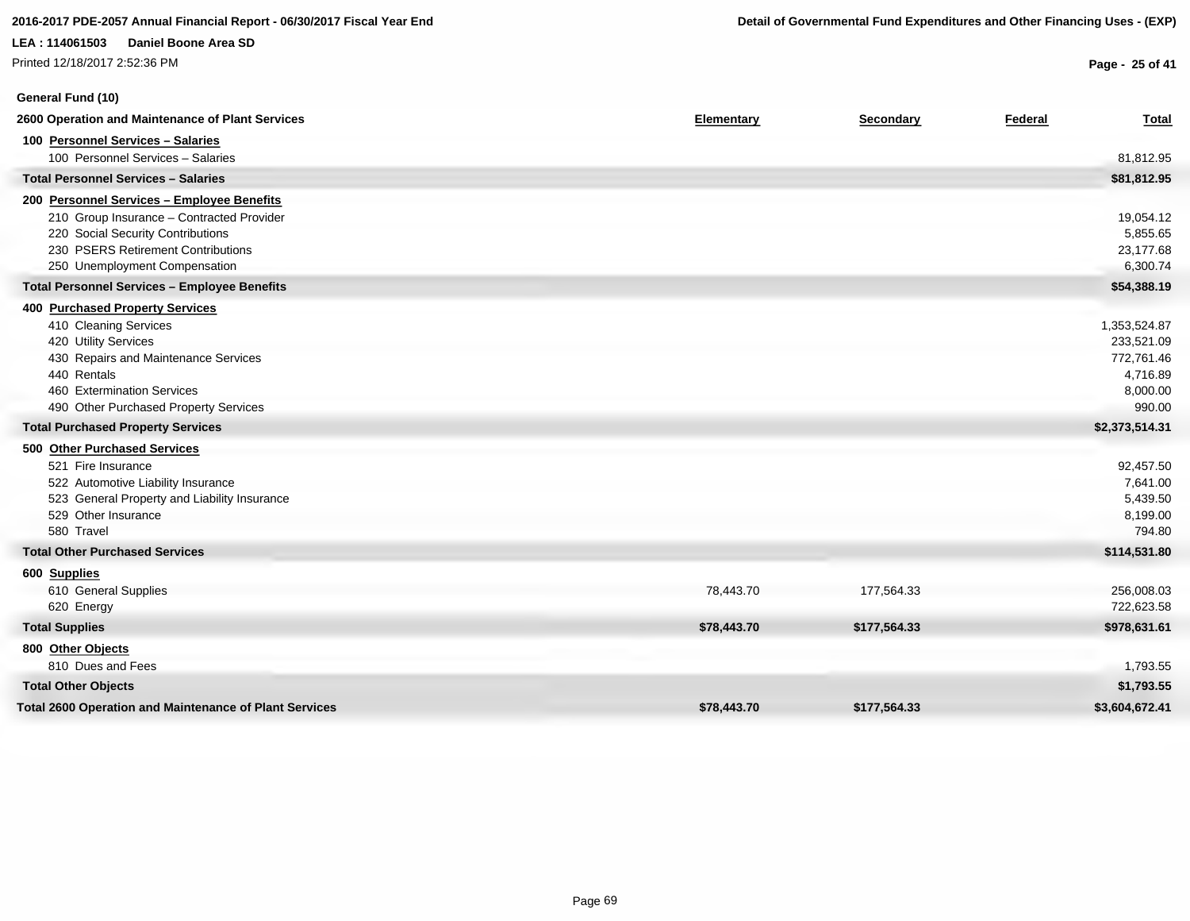**General Fund (10)**

| 2600 Operation and Maintenance of Plant Services | Elementary | Secondary | Federal | Total |
|---|---|---|---|---|
| **100 Personnel Services – Salaries** | | | | |
| 100 Personnel Services – Salaries | | | | 81,812.95 |
| **Total Personnel Services – Salaries** | | | | **$81,812.95** |
| **200 Personnel Services – Employee Benefits** | | | | |
| 210 Group Insurance – Contracted Provider | | | | 19,054.12 |
| 220 Social Security Contributions | | | | 5,855.65 |
| 230 PSERS Retirement Contributions | | | | 23,177.68 |
| 250 Unemployment Compensation | | | | 6,300.74 |
| **Total Personnel Services – Employee Benefits** | | | | **$54,388.19** |
| **400 Purchased Property Services** | | | | |
| 410 Cleaning Services | | | | 1,353,524.87 |
| 420 Utility Services | | | | 233,521.09 |
| 430 Repairs and Maintenance Services | | | | 772,761.46 |
| 440 Rentals | | | | 4,716.89 |
| 460 Extermination Services | | | | 8,000.00 |
| 490 Other Purchased Property Services | | | | 990.00 |
| **Total Purchased Property Services** | | | | **$2,373,514.31** |
| **500 Other Purchased Services** | | | | |
| 521 Fire Insurance | | | | 92,457.50 |
| 522 Automotive Liability Insurance | | | | 7,641.00 |
| 523 General Property and Liability Insurance | | | | 5,439.50 |
| 529 Other Insurance | | | | 8,199.00 |
| 580 Travel | | | | 794.80 |
| **Total Other Purchased Services** | | | | **$114,531.80** |
| **600 Supplies** | | | | |
| 610 General Supplies | 78,443.70 | 177,564.33 | | 256,008.03 |
| 620 Energy | | | | 722,623.58 |
| **Total Supplies** | **$78,443.70** | **$177,564.33** | | **$978,631.61** |
| **800 Other Objects** | | | | |
| 810 Dues and Fees | | | | 1,793.55 |
| **Total Other Objects** | | | | **$1,793.55** |
| **Total 2600 Operation and Maintenance of Plant Services** | **$78,443.70** | **$177,564.33** | | **$3,604,672.41** |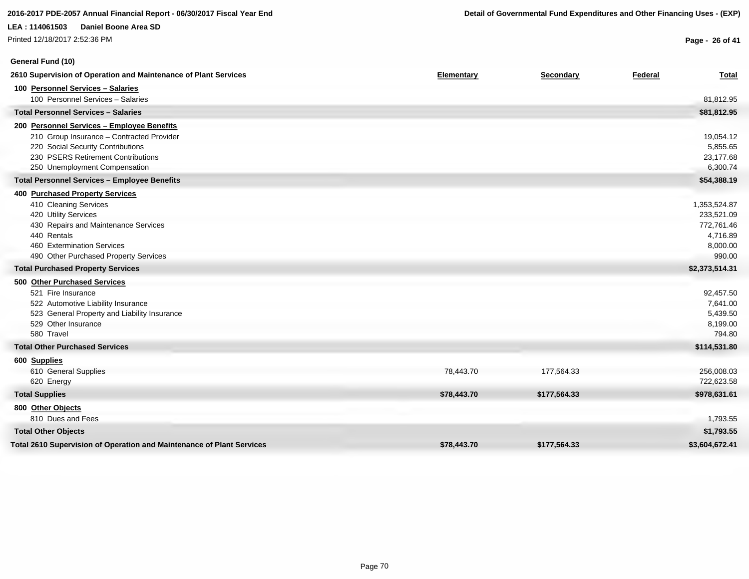**General Fund (10)**

| 2610 Supervision of Operation and Maintenance of Plant Services | Elementary | Secondary | Federal | Total |
|---|---|---|---|---|
| **100 Personnel Services – Salaries** | | | | |
| 100 Personnel Services – Salaries | | | | 81,812.95 |
| **Total Personnel Services – Salaries** | | | | **$81,812.95** |
| **200 Personnel Services – Employee Benefits** | | | | |
| 210 Group Insurance – Contracted Provider | | | | 19,054.12 |
| 220 Social Security Contributions | | | | 5,855.65 |
| 230 PSERS Retirement Contributions | | | | 23,177.68 |
| 250 Unemployment Compensation | | | | 6,300.74 |
| **Total Personnel Services – Employee Benefits** | | | | **$54,388.19** |
| **400 Purchased Property Services** | | | | |
| 410 Cleaning Services | | | | 1,353,524.87 |
| 420 Utility Services | | | | 233,521.09 |
| 430 Repairs and Maintenance Services | | | | 772,761.46 |
| 440 Rentals | | | | 4,716.89 |
| 460 Extermination Services | | | | 8,000.00 |
| 490 Other Purchased Property Services | | | | 990.00 |
| **Total Purchased Property Services** | | | | **$2,373,514.31** |
| **500 Other Purchased Services** | | | | |
| 521 Fire Insurance | | | | 92,457.50 |
| 522 Automotive Liability Insurance | | | | 7,641.00 |
| 523 General Property and Liability Insurance | | | | 5,439.50 |
| 529 Other Insurance | | | | 8,199.00 |
| 580 Travel | | | | 794.80 |
| **Total Other Purchased Services** | | | | **$114,531.80** |
| **600 Supplies** | | | | |
| 610 General Supplies | 78,443.70 | 177,564.33 | | 256,008.03 |
| 620 Energy | | | | 722,623.58 |
| **Total Supplies** | **$78,443.70** | **$177,564.33** | | **$978,631.61** |
| **800 Other Objects** | | | | |
| 810 Dues and Fees | | | | 1,793.55 |
| **Total Other Objects** | | | | **$1,793.55** |
| **Total 2610 Supervision of Operation and Maintenance of Plant Services** | **$78,443.70** | **$177,564.33** | | **$3,604,672.41** |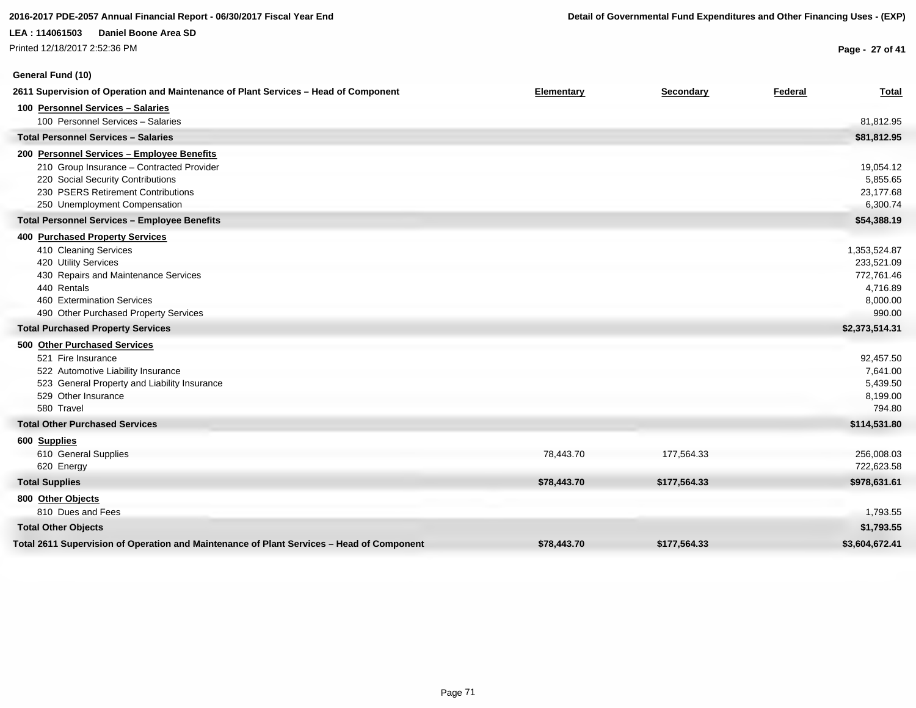**General Fund (10)**

| 2611 Supervision of Operation and Maintenance of Plant Services – Head of Component | Elementary | Secondary | Federal | Total |
|---|---|---|---|---|
| **100 Personnel Services – Salaries** | | | | |
| 100 Personnel Services – Salaries | | | | 81,812.95 |
| **Total Personnel Services – Salaries** | | | | **$81,812.95** |
| **200 Personnel Services – Employee Benefits** | | | | |
| 210 Group Insurance – Contracted Provider | | | | 19,054.12 |
| 220 Social Security Contributions | | | | 5,855.65 |
| 230 PSERS Retirement Contributions | | | | 23,177.68 |
| 250 Unemployment Compensation | | | | 6,300.74 |
| **Total Personnel Services – Employee Benefits** | | | | **$54,388.19** |
| **400 Purchased Property Services** | | | | |
| 410 Cleaning Services | | | | 1,353,524.87 |
| 420 Utility Services | | | | 233,521.09 |
| 430 Repairs and Maintenance Services | | | | 772,761.46 |
| 440 Rentals | | | | 4,716.89 |
| 460 Extermination Services | | | | 8,000.00 |
| 490 Other Purchased Property Services | | | | 990.00 |
| **Total Purchased Property Services** | | | | **$2,373,514.31** |
| **500 Other Purchased Services** | | | | |
| 521 Fire Insurance | | | | 92,457.50 |
| 522 Automotive Liability Insurance | | | | 7,641.00 |
| 523 General Property and Liability Insurance | | | | 5,439.50 |
| 529 Other Insurance | | | | 8,199.00 |
| 580 Travel | | | | 794.80 |
| **Total Other Purchased Services** | | | | **$114,531.80** |
| **600 Supplies** | | | | |
| 610 General Supplies | 78,443.70 | 177,564.33 | | 256,008.03 |
| 620 Energy | | | | 722,623.58 |
| **Total Supplies** | **$78,443.70** | **$177,564.33** | | **$978,631.61** |
| **800 Other Objects** | | | | |
| 810 Dues and Fees | | | | 1,793.55 |
| **Total Other Objects** | | | | **$1,793.55** |
| **Total 2611 Supervision of Operation and Maintenance of Plant Services – Head of Component** | **$78,443.70** | **$177,564.33** | | **$3,604,672.41** |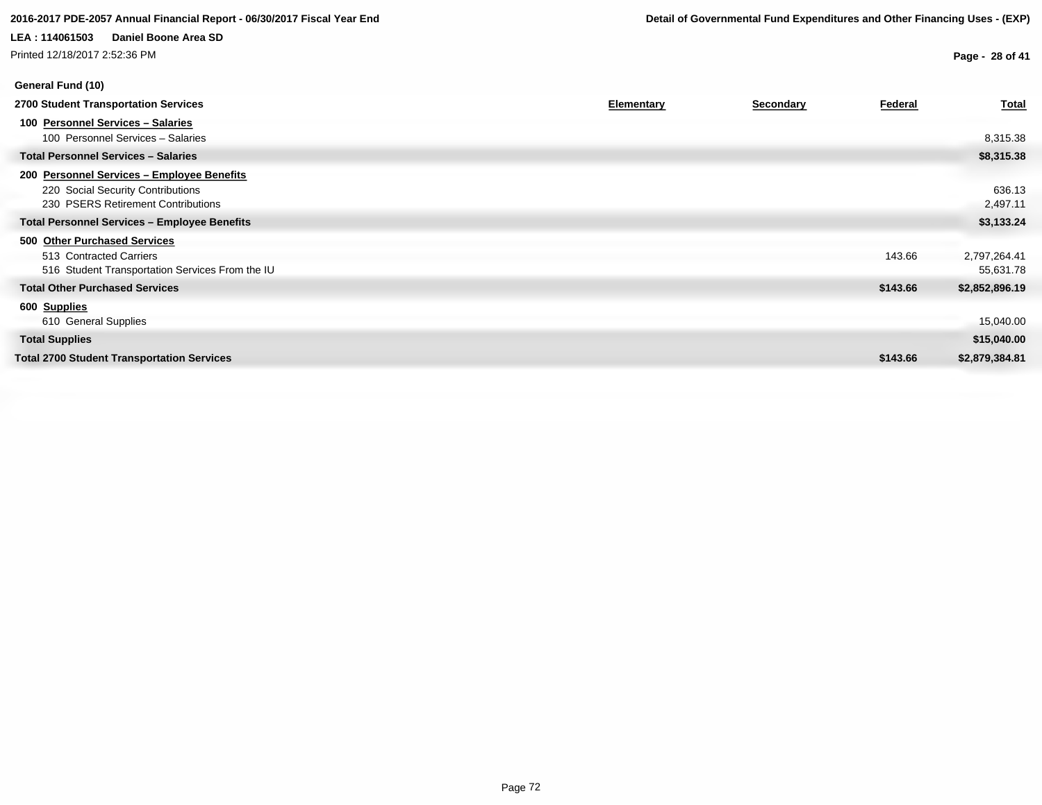**General Fund (10)**

| 2700 Student Transportation Services | Elementary | Secondary | Federal | Total |
|---|---|---|---|---|
| **100 Personnel Services – Salaries** | | | | |
| 100 Personnel Services – Salaries | | | | 8,315.38 |
| **Total Personnel Services – Salaries** | | | | **$8,315.38** |
| **200 Personnel Services – Employee Benefits** | | | | |
| 220 Social Security Contributions | | | | 636.13 |
| 230 PSERS Retirement Contributions | | | | 2,497.11 |
| **Total Personnel Services – Employee Benefits** | | | | **$3,133.24** |
| **500 Other Purchased Services** | | | | |
| 513 Contracted Carriers | | | 143.66 | 2,797,264.41 |
| 516 Student Transportation Services From the IU | | | | 55,631.78 |
| **Total Other Purchased Services** | | | **$143.66** | **$2,852,896.19** |
| **600 Supplies** | | | | |
| 610 General Supplies | | | | 15,040.00 |
| **Total Supplies** | | | | **$15,040.00** |
| **Total 2700 Student Transportation Services** | | | **$143.66** | **$2,879,384.81** |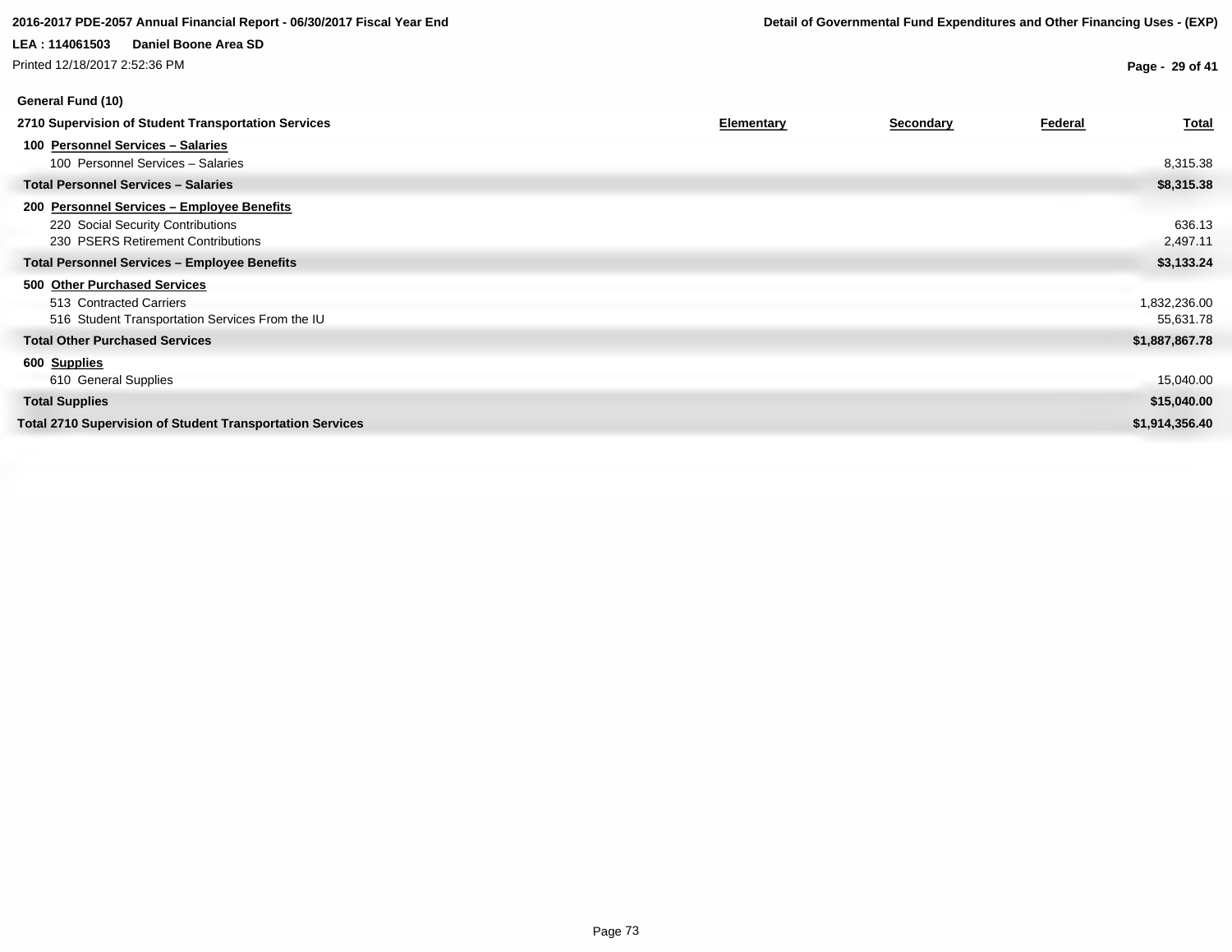**General Fund (10)**

| 2710 Supervision of Student Transportation Services | Elementary | Secondary | Federal | Total |
|---|---|---|---|---|
| **100 Personnel Services – Salaries** | | | | |
| 100 Personnel Services – Salaries | | | | 8,315.38 |
| **Total Personnel Services – Salaries** | | | | **$8,315.38** |
| **200 Personnel Services – Employee Benefits** | | | | |
| 220 Social Security Contributions | | | | 636.13 |
| 230 PSERS Retirement Contributions | | | | 2,497.11 |
| **Total Personnel Services – Employee Benefits** | | | | **$3,133.24** |
| **500 Other Purchased Services** | | | | |
| 513 Contracted Carriers | | | | 1,832,236.00 |
| 516 Student Transportation Services From the IU | | | | 55,631.78 |
| **Total Other Purchased Services** | | | | **$1,887,867.78** |
| **600 Supplies** | | | | |
| 610 General Supplies | | | | 15,040.00 |
| **Total Supplies** | | | | **$15,040.00** |
| **Total 2710 Supervision of Student Transportation Services** | | | | **$1,914,356.40** |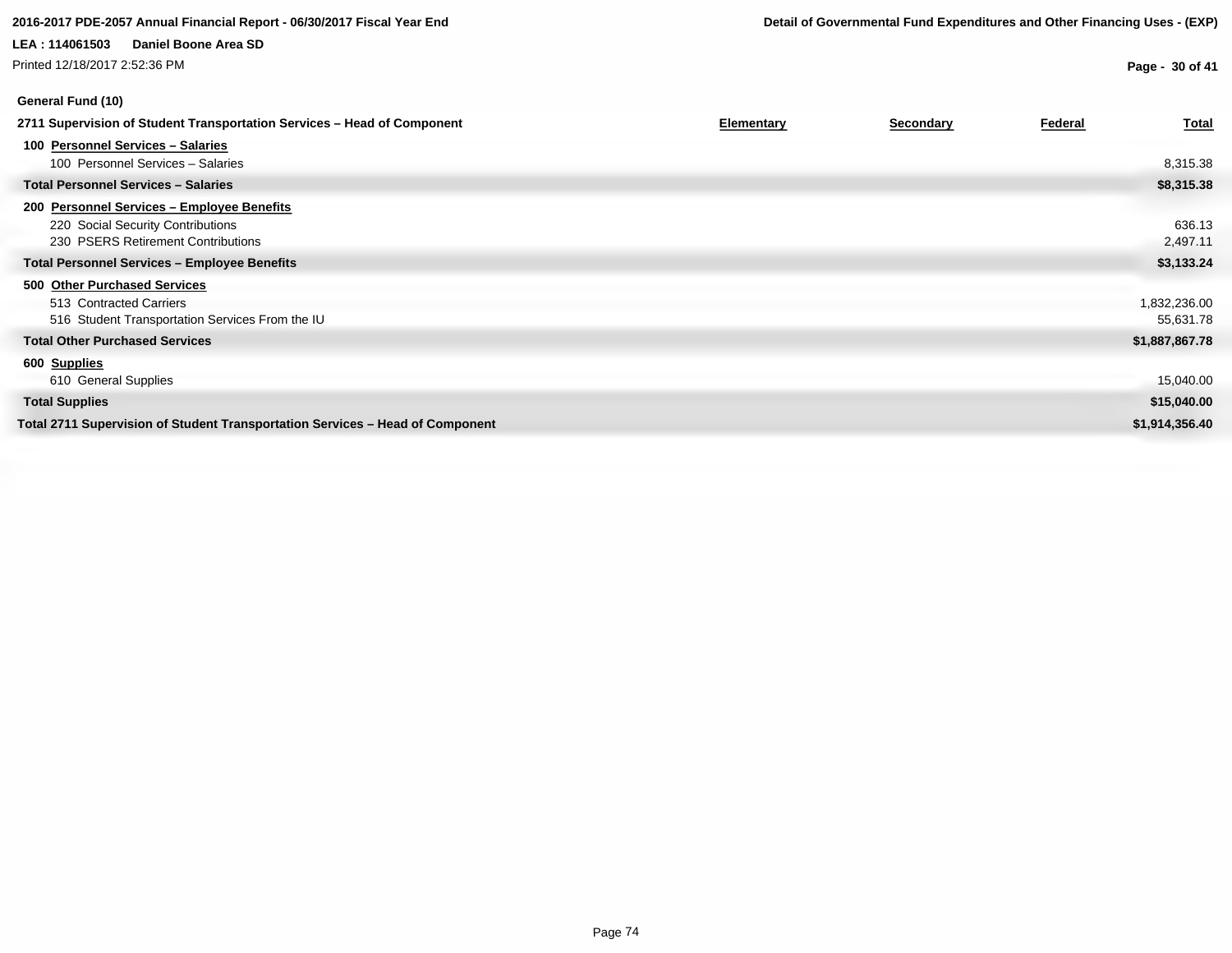**General Fund (10)**

| 2711 Supervision of Student Transportation Services – Head of Component | Elementary | Secondary | Federal | Total |
|---|---|---|---|---|
| **100 Personnel Services – Salaries** | | | | |
| 100 Personnel Services – Salaries | | | | 8,315.38 |
| **Total Personnel Services – Salaries** | | | | **$8,315.38** |
| **200 Personnel Services – Employee Benefits** | | | | |
| 220 Social Security Contributions | | | | 636.13 |
| 230 PSERS Retirement Contributions | | | | 2,497.11 |
| **Total Personnel Services – Employee Benefits** | | | | **$3,133.24** |
| **500 Other Purchased Services** | | | | |
| 513 Contracted Carriers | | | | 1,832,236.00 |
| 516 Student Transportation Services From the IU | | | | 55,631.78 |
| **Total Other Purchased Services** | | | | **$1,887,867.78** |
| **600 Supplies** | | | | |
| 610 General Supplies | | | | 15,040.00 |
| **Total Supplies** | | | | **$15,040.00** |
| **Total 2711 Supervision of Student Transportation Services – Head of Component** | | | | **$1,914,356.40** |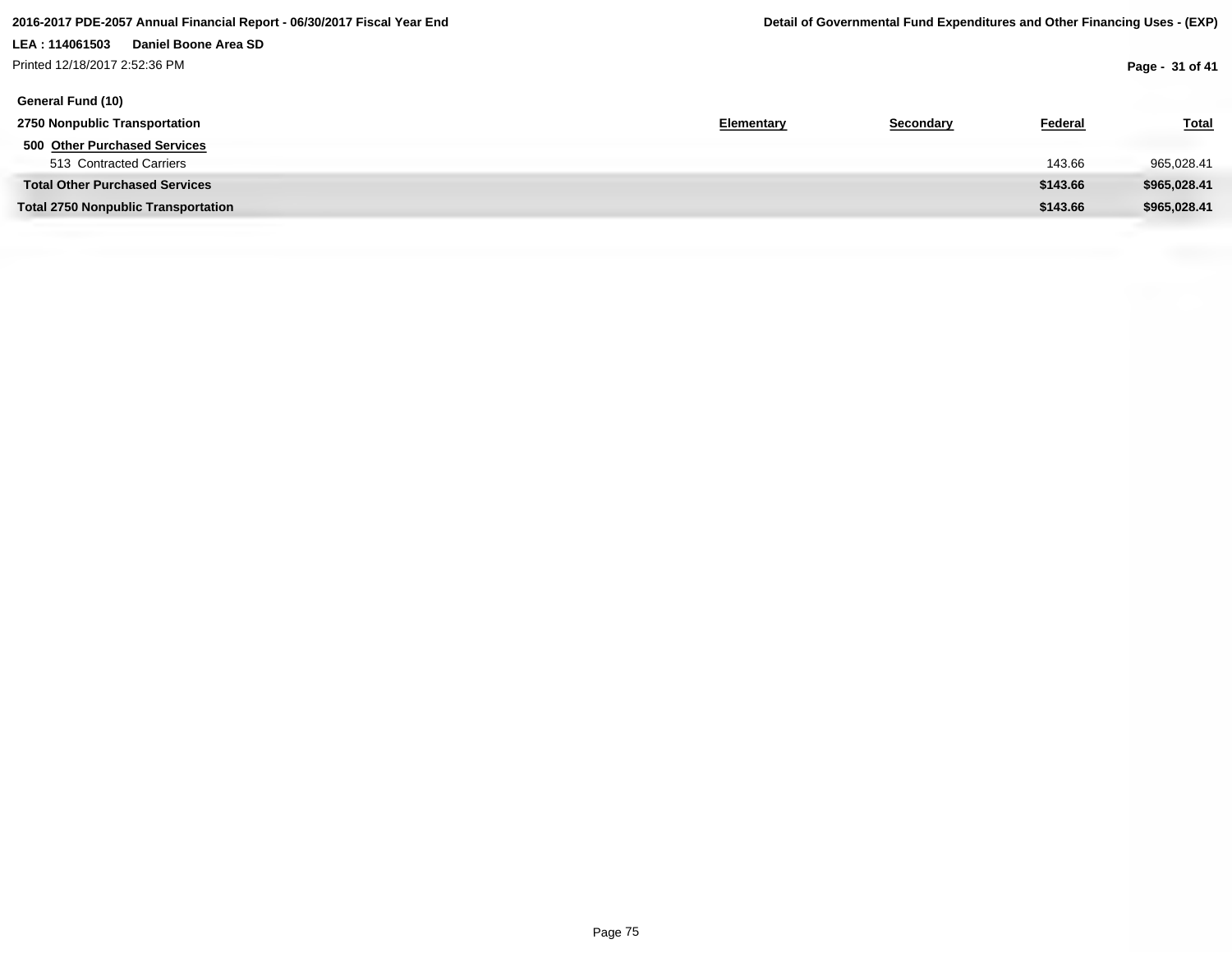**General Fund (10)**

| 2750 Nonpublic Transportation | Elementary | Secondary | Federal | Total |
| --- | --- | --- | --- | --- |
| **500 Other Purchased Services** | | | | |
| 513 Contracted Carriers | | | 143.66 | 965,028.41 |
| **Total Other Purchased Services** | | | **$143.66** | **$965,028.41** |
| **Total 2750 Nonpublic Transportation** | | | **$143.66** | **$965,028.41** |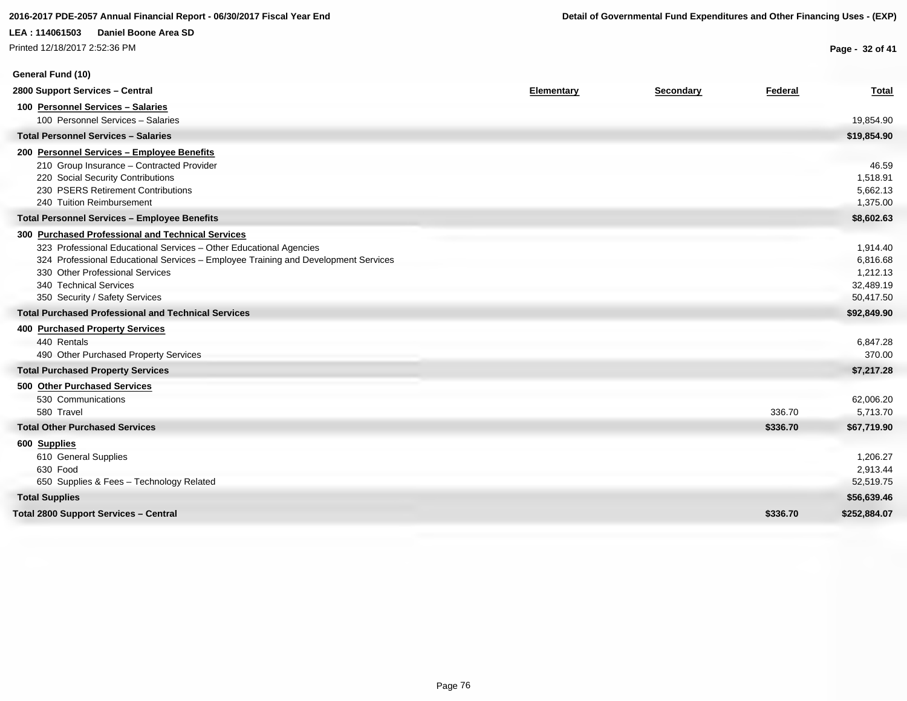## General Fund (10)

| 2800 Support Services – Central | Elementary | Secondary | Federal | Total |
|---|---|---|---|---|
| **100 Personnel Services – Salaries** | | | | |
| 100 Personnel Services – Salaries | | | | 19,854.90 |
| **Total Personnel Services – Salaries** | | | | **$19,854.90** |
| **200 Personnel Services – Employee Benefits** | | | | |
| 210 Group Insurance – Contracted Provider | | | | 46.59 |
| 220 Social Security Contributions | | | | 1,518.91 |
| 230 PSERS Retirement Contributions | | | | 5,662.13 |
| 240 Tuition Reimbursement | | | | 1,375.00 |
| **Total Personnel Services – Employee Benefits** | | | | **$8,602.63** |
| **300 Purchased Professional and Technical Services** | | | | |
| 323 Professional Educational Services – Other Educational Agencies | | | | 1,914.40 |
| 324 Professional Educational Services – Employee Training and Development Services | | | | 6,816.68 |
| 330 Other Professional Services | | | | 1,212.13 |
| 340 Technical Services | | | | 32,489.19 |
| 350 Security / Safety Services | | | | 50,417.50 |
| **Total Purchased Professional and Technical Services** | | | | **$92,849.90** |
| **400 Purchased Property Services** | | | | |
| 440 Rentals | | | | 6,847.28 |
| 490 Other Purchased Property Services | | | | 370.00 |
| **Total Purchased Property Services** | | | | **$7,217.28** |
| **500 Other Purchased Services** | | | | |
| 530 Communications | | | | 62,006.20 |
| 580 Travel | | | 336.70 | 5,713.70 |
| **Total Other Purchased Services** | | | **$336.70** | **$67,719.90** |
| **600 Supplies** | | | | |
| 610 General Supplies | | | | 1,206.27 |
| 630 Food | | | | 2,913.44 |
| 650 Supplies & Fees – Technology Related | | | | 52,519.75 |
| **Total Supplies** | | | | **$56,639.46** |
| **Total 2800 Support Services – Central** | | | **$336.70** | **$252,884.07** |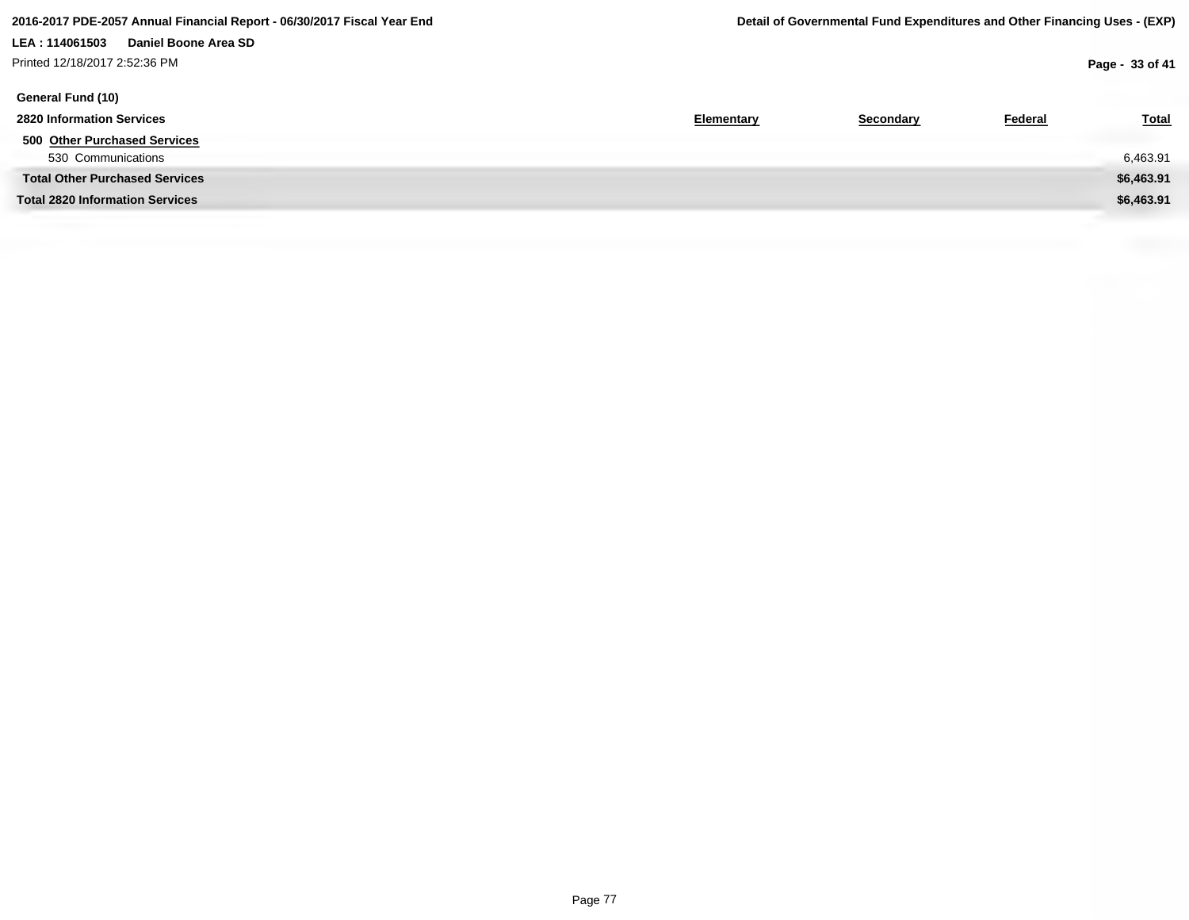**General Fund (10)**

| 2820 Information Services | Elementary | Secondary | Federal | Total |
|---|---|---|---|---|
| **500 Other Purchased Services** | | | | |
| 530 Communications | | | | 6,463.91 |
| **Total Other Purchased Services** | | | | **$6,463.91** |
| **Total 2820 Information Services** | | | | **$6,463.91** |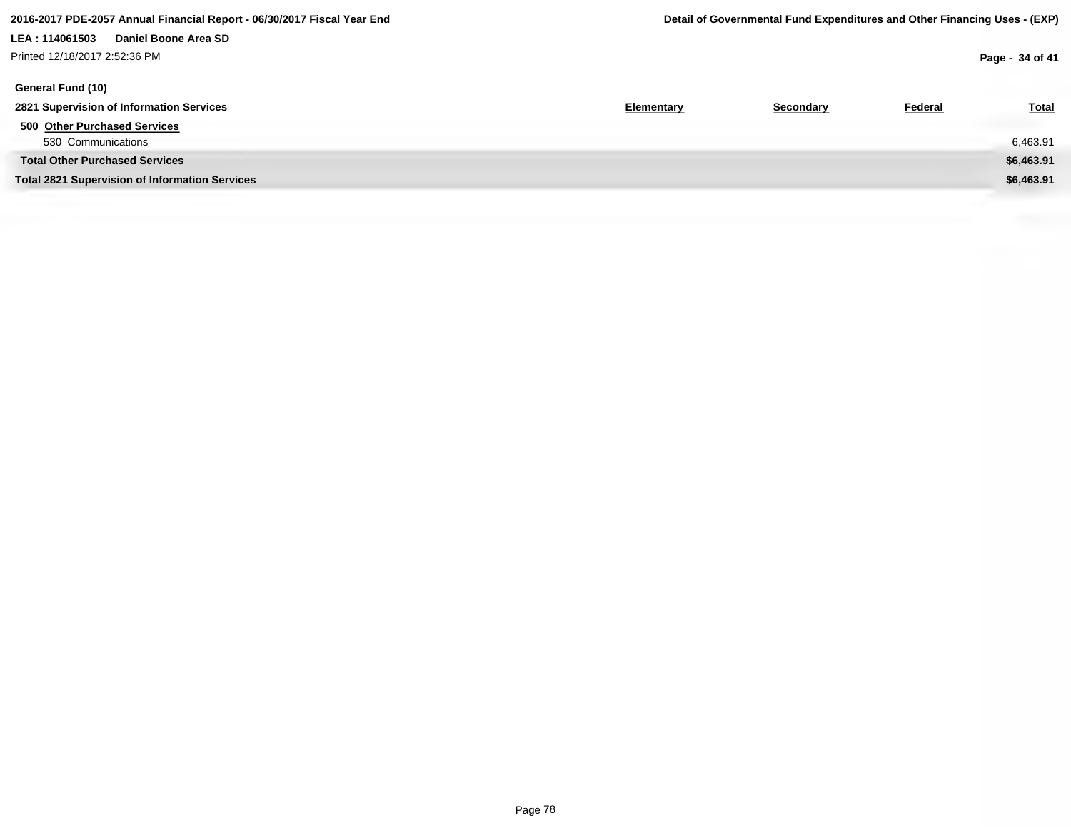**2016-2017 PDE-2057 Annual Financial Report - 06/30/2017 Fiscal Year End**

**Detail of Governmental Fund Expenditures and Other Financing Uses - (EXP)**

**LEA : 114061503 Daniel Boone Area SD**

Printed 12/18/2017 2:52:36 PM

**General Fund (10)**

| 2821 Supervision of Information Services | Elementary | Secondary | Federal | Total |
|---|---|---|---|---|
| **500 Other Purchased Services** | | | | |
| 530 Communications | | | | 6,463.91 |
| **Total Other Purchased Services** | | | | **$6,463.91** |
| **Total 2821 Supervision of Information Services** | | | | **$6,463.91** |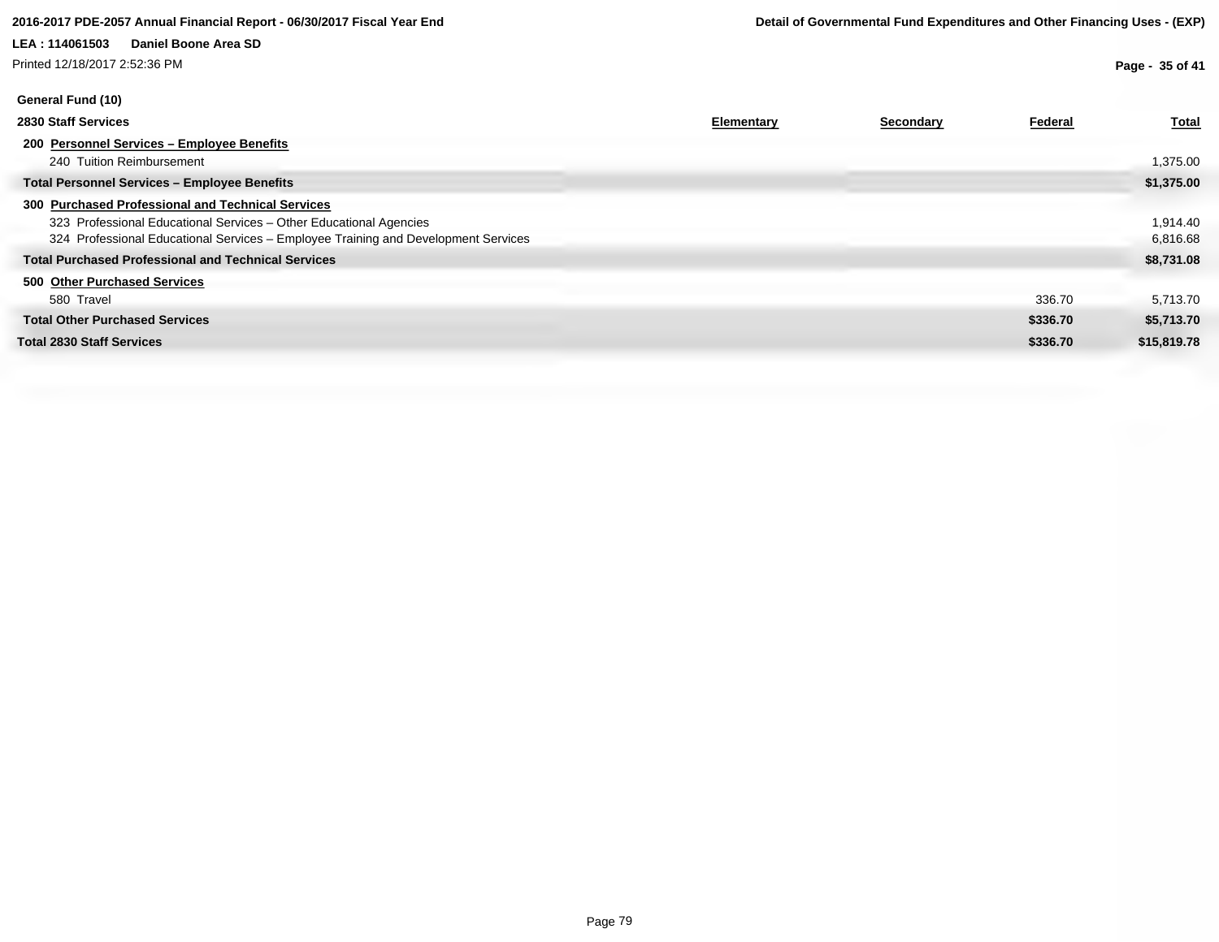2016-2017 PDE-2057 Annual Financial Report - 06/30/2017 Fiscal Year End

Detail of Governmental Fund Expenditures and Other Financing Uses - (EXP)

LEA : 114061503 Daniel Boone Area SD

Printed 12/18/2017 2:52:36 PM

**General Fund (10)**

| 2830 Staff Services | Elementary | Secondary | Federal | Total |
|---|---|---|---|---|
| **200 Personnel Services – Employee Benefits** | | | | |
| 240 Tuition Reimbursement | | | | 1,375.00 |
| **Total Personnel Services – Employee Benefits** | | | | **$1,375.00** |
| **300 Purchased Professional and Technical Services** | | | | |
| 323 Professional Educational Services – Other Educational Agencies | | | | 1,914.40 |
| 324 Professional Educational Services – Employee Training and Development Services | | | | 6,816.68 |
| **Total Purchased Professional and Technical Services** | | | | **$8,731.08** |
| **500 Other Purchased Services** | | | | |
| 580 Travel | | | 336.70 | 5,713.70 |
| **Total Other Purchased Services** | | | **$336.70** | **$5,713.70** |
| **Total 2830 Staff Services** | | | **$336.70** | **$15,819.78** |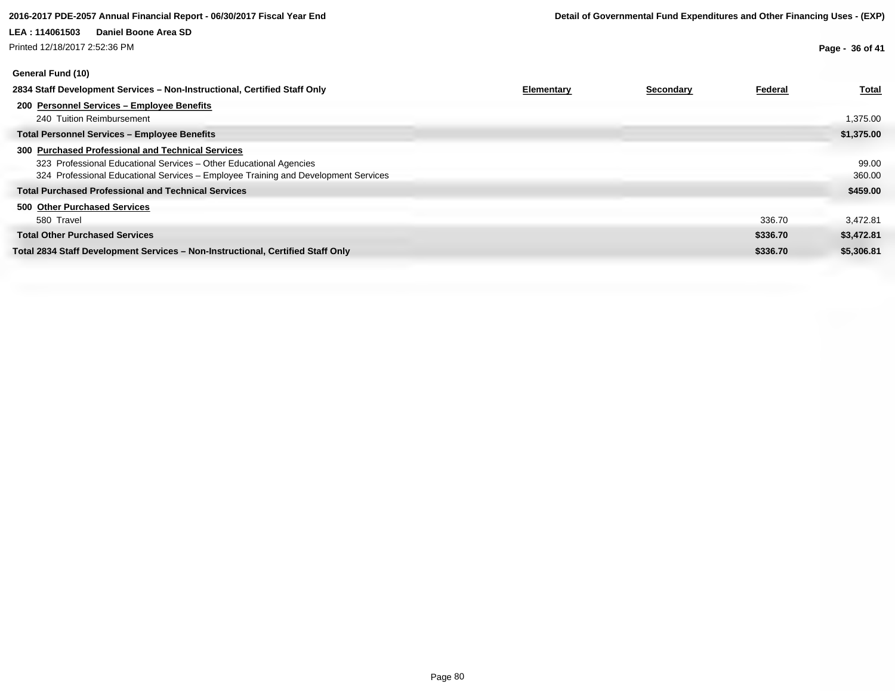**General Fund (10)**

| 2834 Staff Development Services – Non-Instructional, Certified Staff Only | Elementary | Secondary | Federal | Total |
|---|---|---|---|---|
| **200 Personnel Services – Employee Benefits** | | | | |
| 240 Tuition Reimbursement | | | | 1,375.00 |
| **Total Personnel Services – Employee Benefits** | | | | **$1,375.00** |
| **300 Purchased Professional and Technical Services** | | | | |
| 323 Professional Educational Services – Other Educational Agencies | | | | 99.00 |
| 324 Professional Educational Services – Employee Training and Development Services | | | | 360.00 |
| **Total Purchased Professional and Technical Services** | | | | **$459.00** |
| **500 Other Purchased Services** | | | | |
| 580 Travel | | | 336.70 | 3,472.81 |
| **Total Other Purchased Services** | | | **$336.70** | **$3,472.81** |
| **Total 2834 Staff Development Services – Non-Instructional, Certified Staff Only** | | | **$336.70** | **$5,306.81** |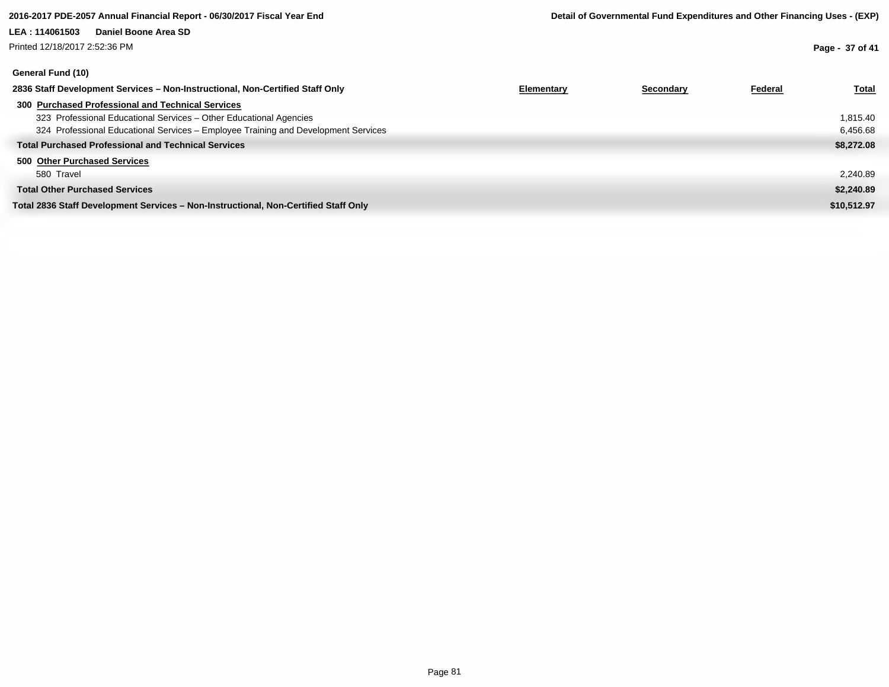**General Fund (10)**

| 2836 Staff Development Services – Non-Instructional, Non-Certified Staff Only | Elementary | Secondary | Federal | Total |
|---|---|---|---|---|
| **300 Purchased Professional and Technical Services** | | | | |
| 323 Professional Educational Services – Other Educational Agencies | | | | 1,815.40 |
| 324 Professional Educational Services – Employee Training and Development Services | | | | 6,456.68 |
| **Total Purchased Professional and Technical Services** | | | | **$8,272.08** |
| **500 Other Purchased Services** | | | | |
| 580 Travel | | | | 2,240.89 |
| **Total Other Purchased Services** | | | | **$2,240.89** |
| **Total 2836 Staff Development Services – Non-Instructional, Non-Certified Staff Only** | | | | **$10,512.97** |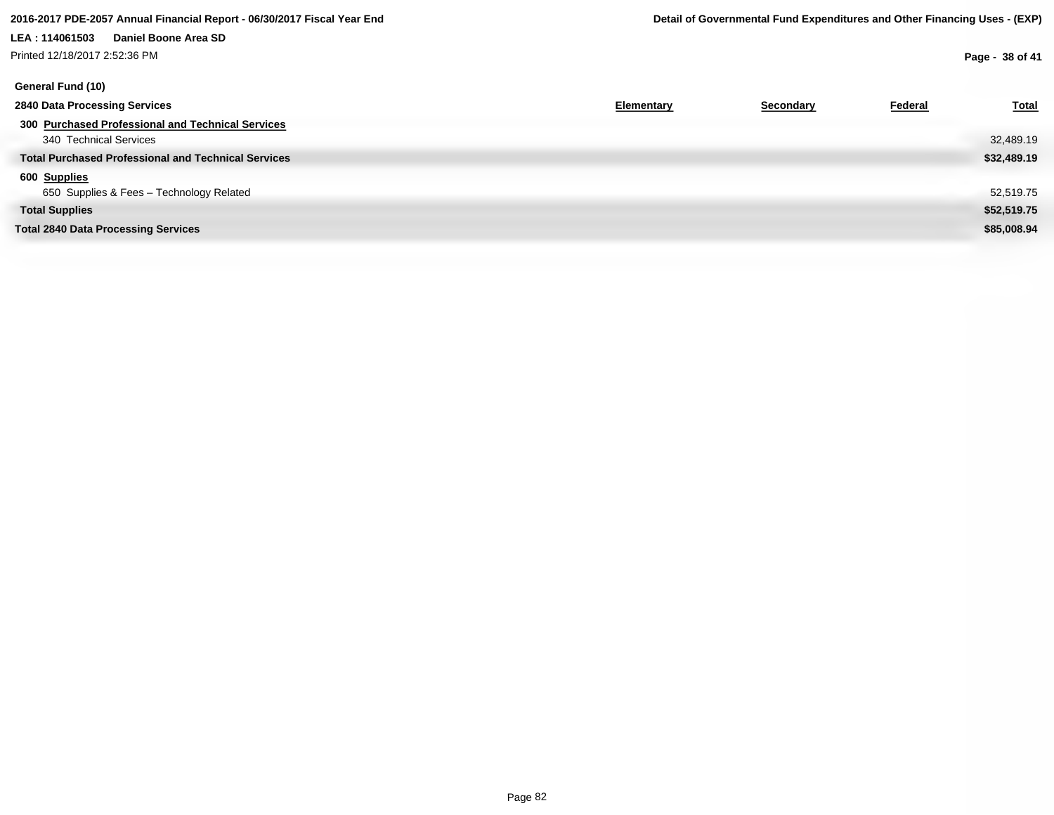**General Fund (10)**

| 2840 Data Processing Services | Elementary | Secondary | Federal | Total |
|---|---|---|---|---|
| **300 Purchased Professional and Technical Services** | | | | |
| 340 Technical Services | | | | 32,489.19 |
| **Total Purchased Professional and Technical Services** | | | | **$32,489.19** |
| **600 Supplies** | | | | |
| 650 Supplies & Fees – Technology Related | | | | 52,519.75 |
| **Total Supplies** | | | | **$52,519.75** |
| **Total 2840 Data Processing Services** | | | | **$85,008.94** |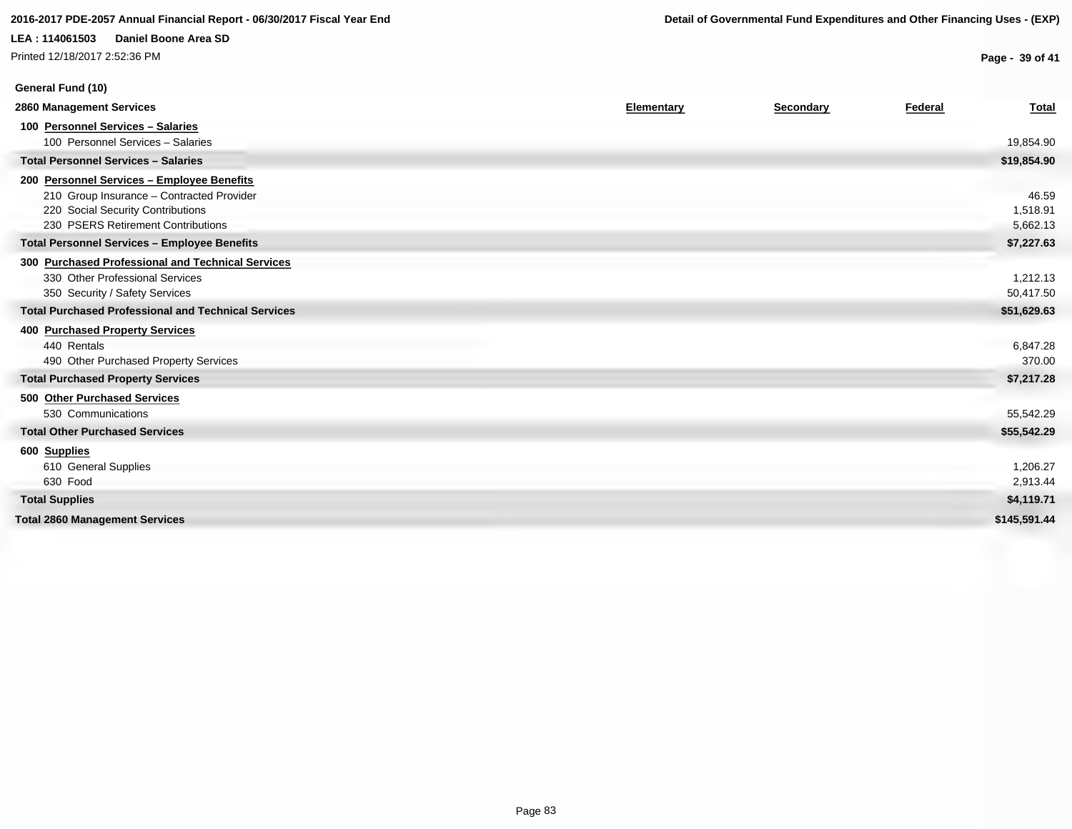**General Fund (10)**

| 2860 Management Services | Elementary | Secondary | Federal | Total |
|---|---|---|---|---|
| **100 Personnel Services – Salaries** | | | | |
| 100 Personnel Services – Salaries | | | | 19,854.90 |
| **Total Personnel Services – Salaries** | | | | **$19,854.90** |
| **200 Personnel Services – Employee Benefits** | | | | |
| 210 Group Insurance – Contracted Provider | | | | 46.59 |
| 220 Social Security Contributions | | | | 1,518.91 |
| 230 PSERS Retirement Contributions | | | | 5,662.13 |
| **Total Personnel Services – Employee Benefits** | | | | **$7,227.63** |
| **300 Purchased Professional and Technical Services** | | | | |
| 330 Other Professional Services | | | | 1,212.13 |
| 350 Security / Safety Services | | | | 50,417.50 |
| **Total Purchased Professional and Technical Services** | | | | **$51,629.63** |
| **400 Purchased Property Services** | | | | |
| 440 Rentals | | | | 6,847.28 |
| 490 Other Purchased Property Services | | | | 370.00 |
| **Total Purchased Property Services** | | | | **$7,217.28** |
| **500 Other Purchased Services** | | | | |
| 530 Communications | | | | 55,542.29 |
| **Total Other Purchased Services** | | | | **$55,542.29** |
| **600 Supplies** | | | | |
| 610 General Supplies | | | | 1,206.27 |
| 630 Food | | | | 2,913.44 |
| **Total Supplies** | | | | **$4,119.71** |
| **Total 2860 Management Services** | | | | **$145,591.44** |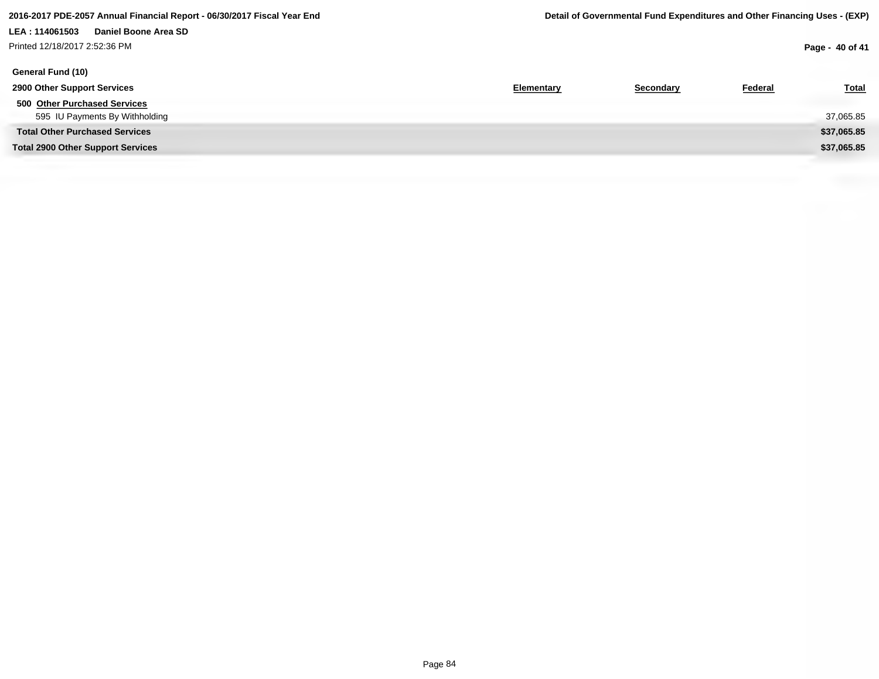**General Fund (10)**

| 2900 Other Support Services | Elementary | Secondary | Federal | Total |
|---|---|---|---|---|
| **500 Other Purchased Services** | | | | |
| 595 IU Payments By Withholding | | | | 37,065.85 |
| **Total Other Purchased Services** | | | | **$37,065.85** |
| **Total 2900 Other Support Services** | | | | **$37,065.85** |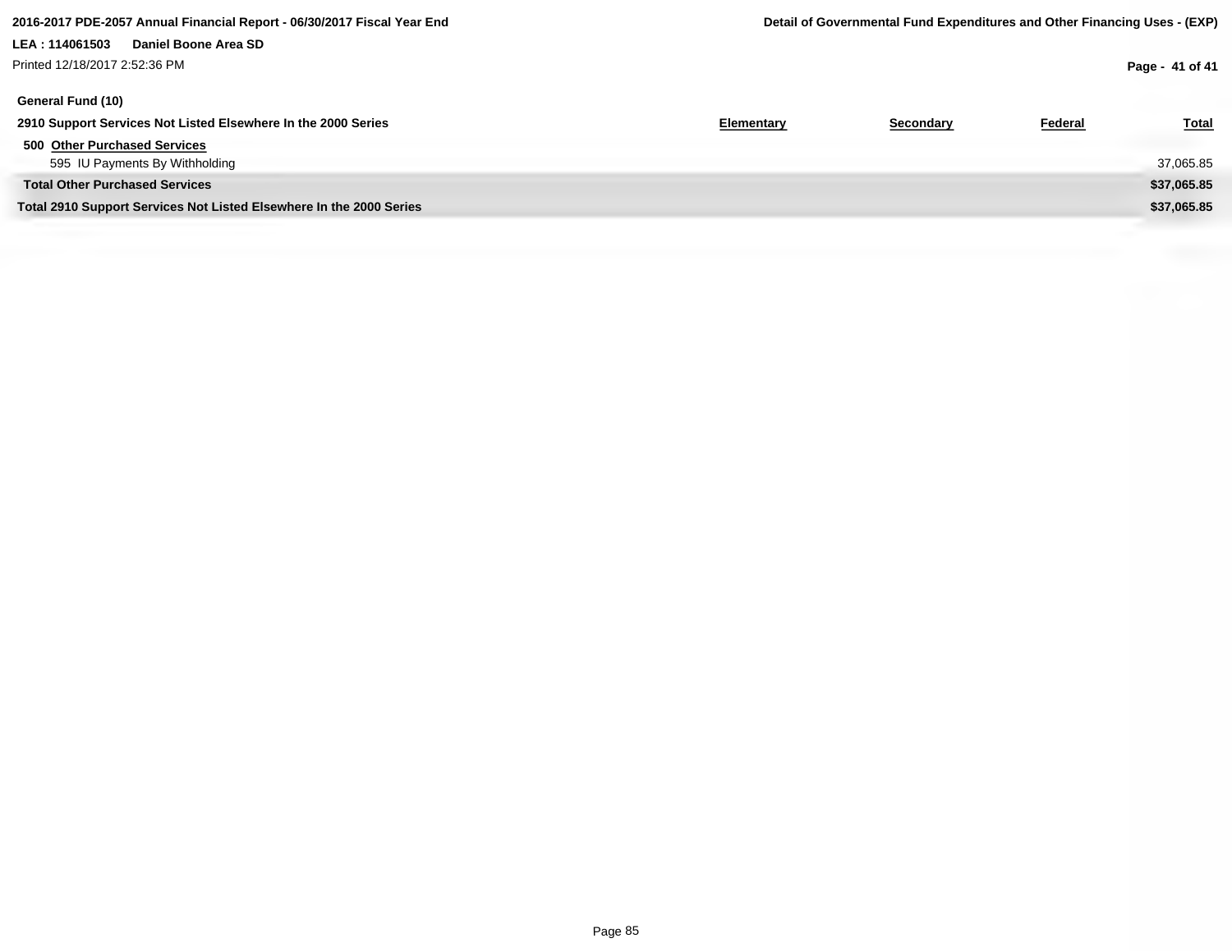**General Fund (10)**

| 2910 Support Services Not Listed Elsewhere In the 2000 Series | Elementary | Secondary | Federal | Total |
|---|---|---|---|---|
| **500 Other Purchased Services** | | | | |
| 595 IU Payments By Withholding | | | | 37,065.85 |
| **Total Other Purchased Services** | | | | **$37,065.85** |
| **Total 2910 Support Services Not Listed Elsewhere In the 2000 Series** | | | | **$37,065.85** |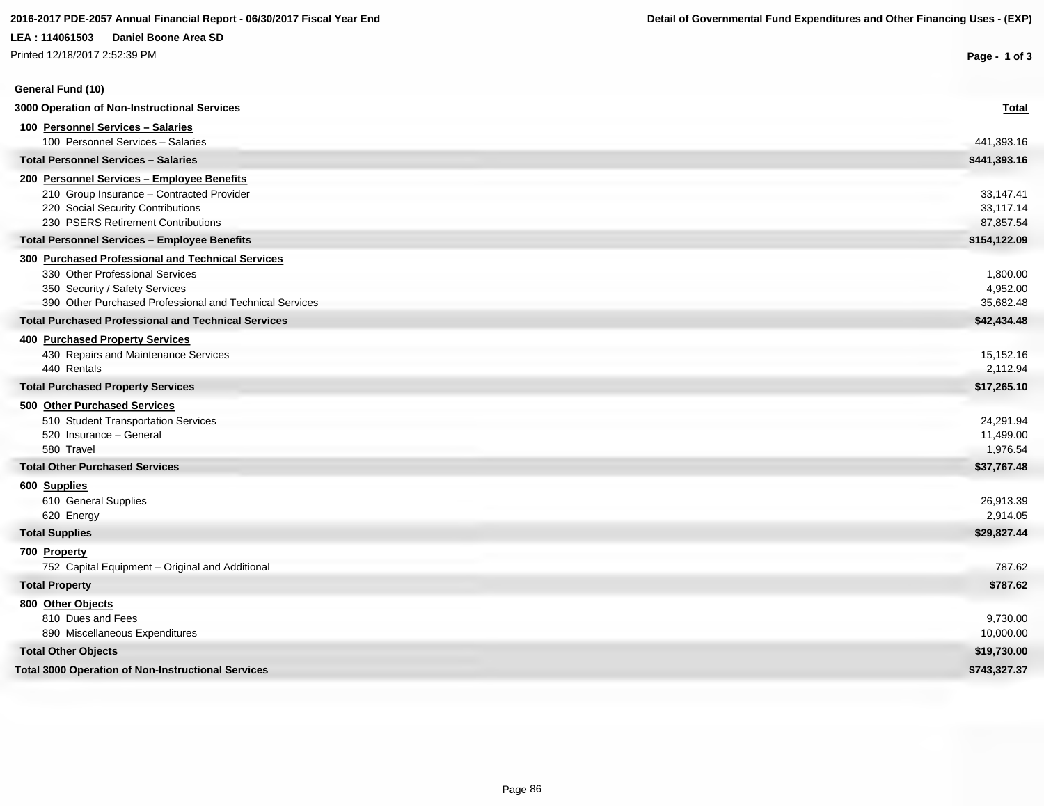**2016-2017 PDE-2057 Annual Financial Report - 06/30/2017 Fiscal Year End**

**Detail of Governmental Fund Expenditures and Other Financing Uses - (EXP)**

**LEA : 114061503 Daniel Boone Area SD**

Printed 12/18/2017 2:52:39 PM

## General Fund (10)

| 3000 Operation of Non-Instructional Services | Total |
|---|---|
| **100 Personnel Services – Salaries** | |
| 100 Personnel Services – Salaries | 441,393.16 |
| **Total Personnel Services – Salaries** | **$441,393.16** |
| **200 Personnel Services – Employee Benefits** | |
| 210 Group Insurance – Contracted Provider | 33,147.41 |
| 220 Social Security Contributions | 33,117.14 |
| 230 PSERS Retirement Contributions | 87,857.54 |
| **Total Personnel Services – Employee Benefits** | **$154,122.09** |
| **300 Purchased Professional and Technical Services** | |
| 330 Other Professional Services | 1,800.00 |
| 350 Security / Safety Services | 4,952.00 |
| 390 Other Purchased Professional and Technical Services | 35,682.48 |
| **Total Purchased Professional and Technical Services** | **$42,434.48** |
| **400 Purchased Property Services** | |
| 430 Repairs and Maintenance Services | 15,152.16 |
| 440 Rentals | 2,112.94 |
| **Total Purchased Property Services** | **$17,265.10** |
| **500 Other Purchased Services** | |
| 510 Student Transportation Services | 24,291.94 |
| 520 Insurance – General | 11,499.00 |
| 580 Travel | 1,976.54 |
| **Total Other Purchased Services** | **$37,767.48** |
| **600 Supplies** | |
| 610 General Supplies | 26,913.39 |
| 620 Energy | 2,914.05 |
| **Total Supplies** | **$29,827.44** |
| **700 Property** | |
| 752 Capital Equipment – Original and Additional | 787.62 |
| **Total Property** | **$787.62** |
| **800 Other Objects** | |
| 810 Dues and Fees | 9,730.00 |
| 890 Miscellaneous Expenditures | 10,000.00 |
| **Total Other Objects** | **$19,730.00** |
| **Total 3000 Operation of Non-Instructional Services** | **$743,327.37** |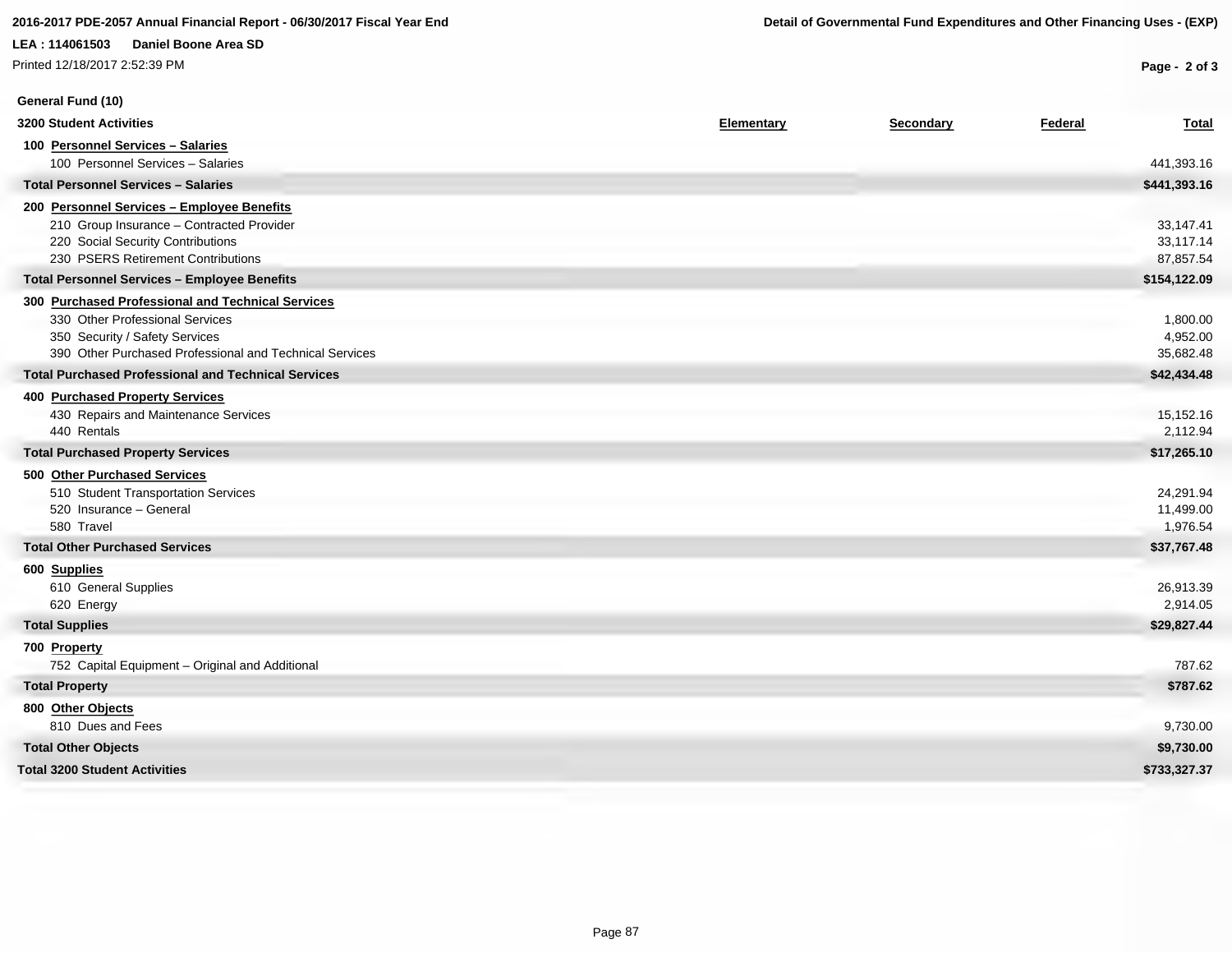**2016-2017 PDE-2057 Annual Financial Report - 06/30/2017 Fiscal Year End**

**Detail of Governmental Fund Expenditures and Other Financing Uses - (EXP)**

**LEA : 114061503 Daniel Boone Area SD**

Printed 12/18/2017 2:52:39 PM

**General Fund (10)**

| 3200 Student Activities | Elementary | Secondary | Federal | Total |
|---|---|---|---|---|
| **100 Personnel Services – Salaries** | | | | |
| 100 Personnel Services – Salaries | | | | 441,393.16 |
| **Total Personnel Services – Salaries** | | | | **$441,393.16** |
| **200 Personnel Services – Employee Benefits** | | | | |
| 210 Group Insurance – Contracted Provider | | | | 33,147.41 |
| 220 Social Security Contributions | | | | 33,117.14 |
| 230 PSERS Retirement Contributions | | | | 87,857.54 |
| **Total Personnel Services – Employee Benefits** | | | | **$154,122.09** |
| **300 Purchased Professional and Technical Services** | | | | |
| 330 Other Professional Services | | | | 1,800.00 |
| 350 Security / Safety Services | | | | 4,952.00 |
| 390 Other Purchased Professional and Technical Services | | | | 35,682.48 |
| **Total Purchased Professional and Technical Services** | | | | **$42,434.48** |
| **400 Purchased Property Services** | | | | |
| 430 Repairs and Maintenance Services | | | | 15,152.16 |
| 440 Rentals | | | | 2,112.94 |
| **Total Purchased Property Services** | | | | **$17,265.10** |
| **500 Other Purchased Services** | | | | |
| 510 Student Transportation Services | | | | 24,291.94 |
| 520 Insurance – General | | | | 11,499.00 |
| 580 Travel | | | | 1,976.54 |
| **Total Other Purchased Services** | | | | **$37,767.48** |
| **600 Supplies** | | | | |
| 610 General Supplies | | | | 26,913.39 |
| 620 Energy | | | | 2,914.05 |
| **Total Supplies** | | | | **$29,827.44** |
| **700 Property** | | | | |
| 752 Capital Equipment – Original and Additional | | | | 787.62 |
| **Total Property** | | | | **$787.62** |
| **800 Other Objects** | | | | |
| 810 Dues and Fees | | | | 9,730.00 |
| **Total Other Objects** | | | | **$9,730.00** |
| **Total 3200 Student Activities** | | | | **$733,327.37** |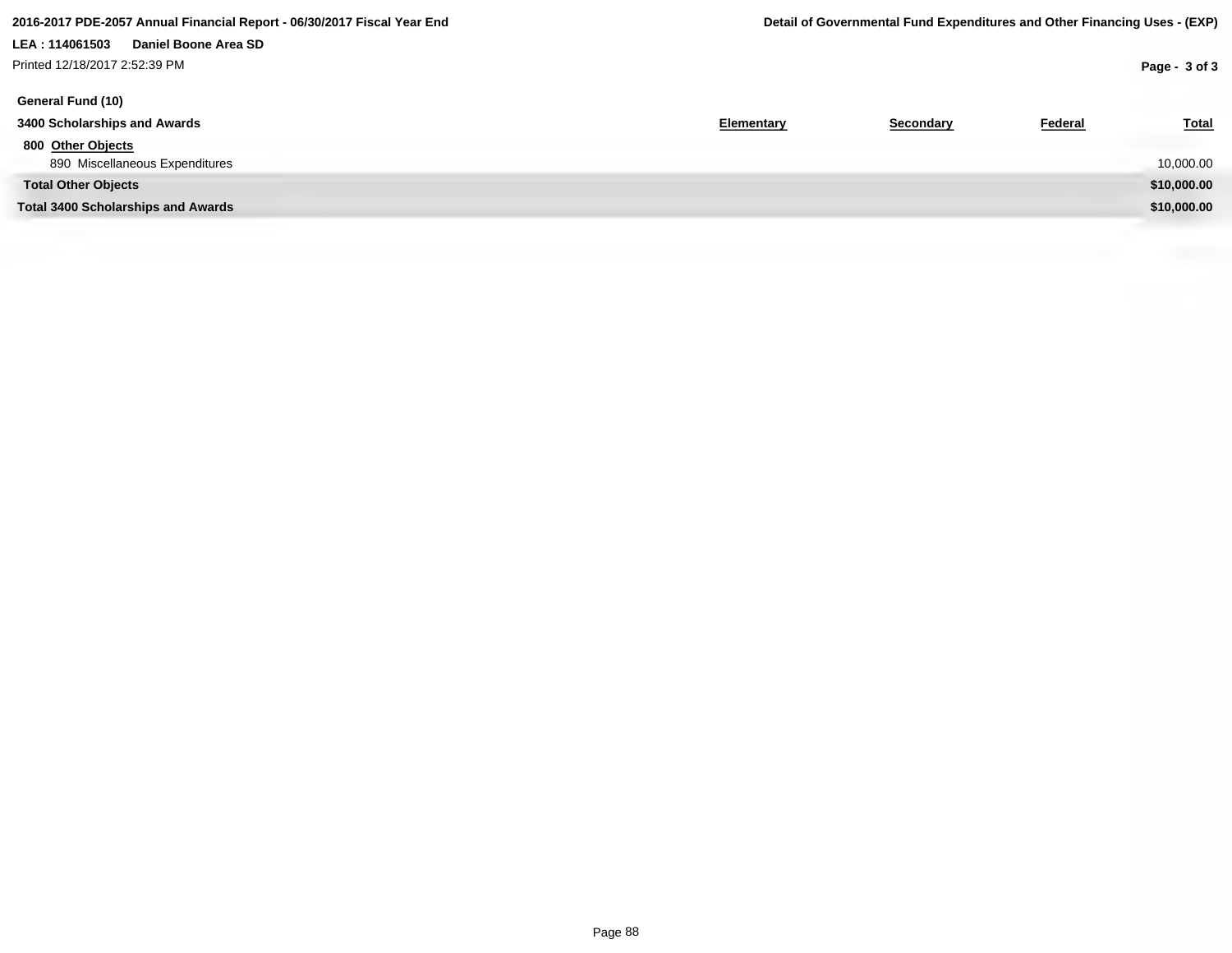**General Fund (10)**

| 3400 Scholarships and Awards | Elementary | Secondary | Federal | Total |
|---|---|---|---|---|
| **800 Other Objects** | | | | |
| 890 Miscellaneous Expenditures | | | | 10,000.00 |
| **Total Other Objects** | | | | **$10,000.00** |
| **Total 3400 Scholarships and Awards** | | | | **$10,000.00** |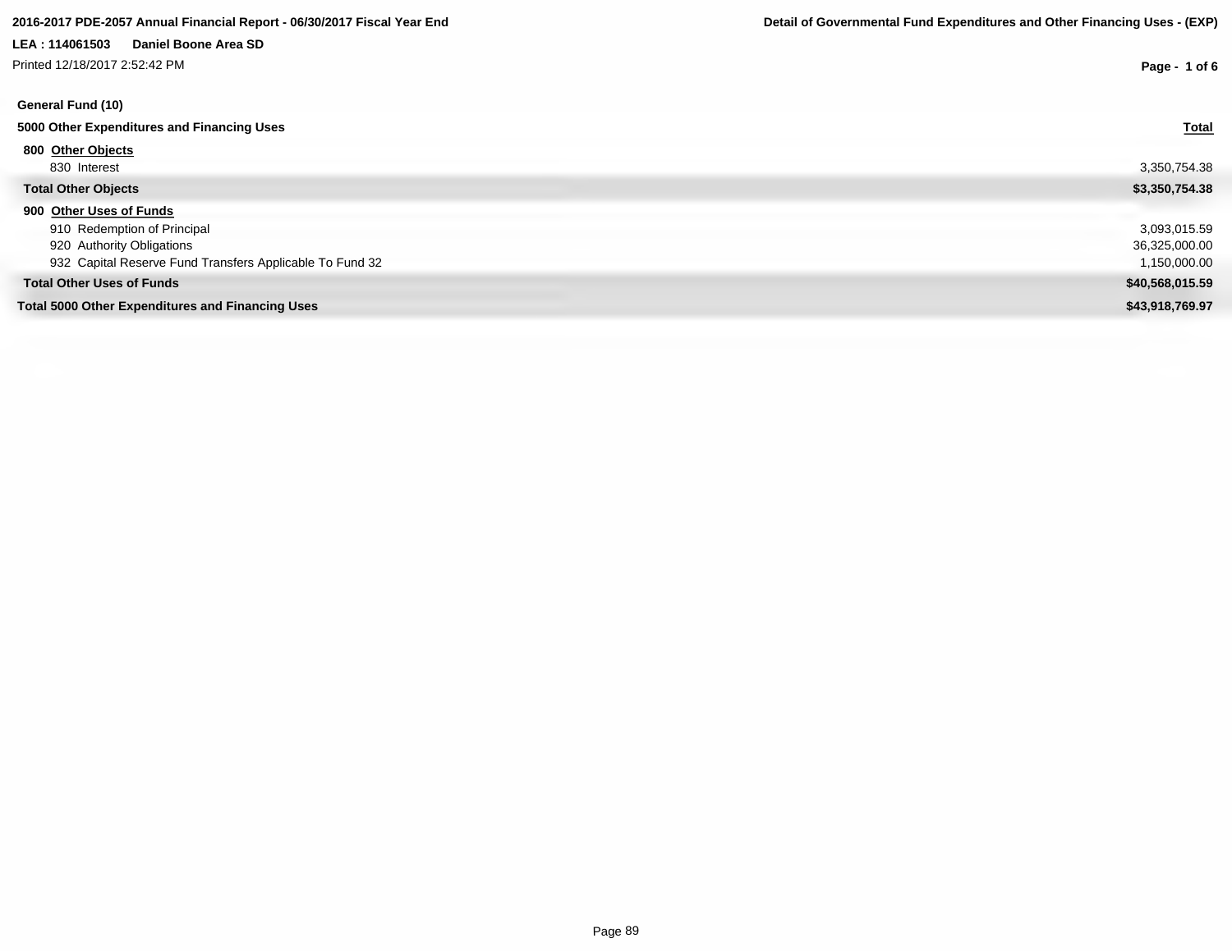**2016-2017 PDE-2057 Annual Financial Report - 06/30/2017 Fiscal Year End**

**Detail of Governmental Fund Expenditures and Other Financing Uses - (EXP)**

**LEA : 114061503 Daniel Boone Area SD**

Printed 12/18/2017 2:52:42 PM

**General Fund (10)**

| 5000 Other Expenditures and Financing Uses | Total |
|---|---|
| **800 Other Objects** | |
| 830 Interest | 3,350,754.38 |
| **Total Other Objects** | **$3,350,754.38** |
| **900 Other Uses of Funds** | |
| 910 Redemption of Principal | 3,093,015.59 |
| 920 Authority Obligations | 36,325,000.00 |
| 932 Capital Reserve Fund Transfers Applicable To Fund 32 | 1,150,000.00 |
| **Total Other Uses of Funds** | **$40,568,015.59** |
| **Total 5000 Other Expenditures and Financing Uses** | **$43,918,769.97** |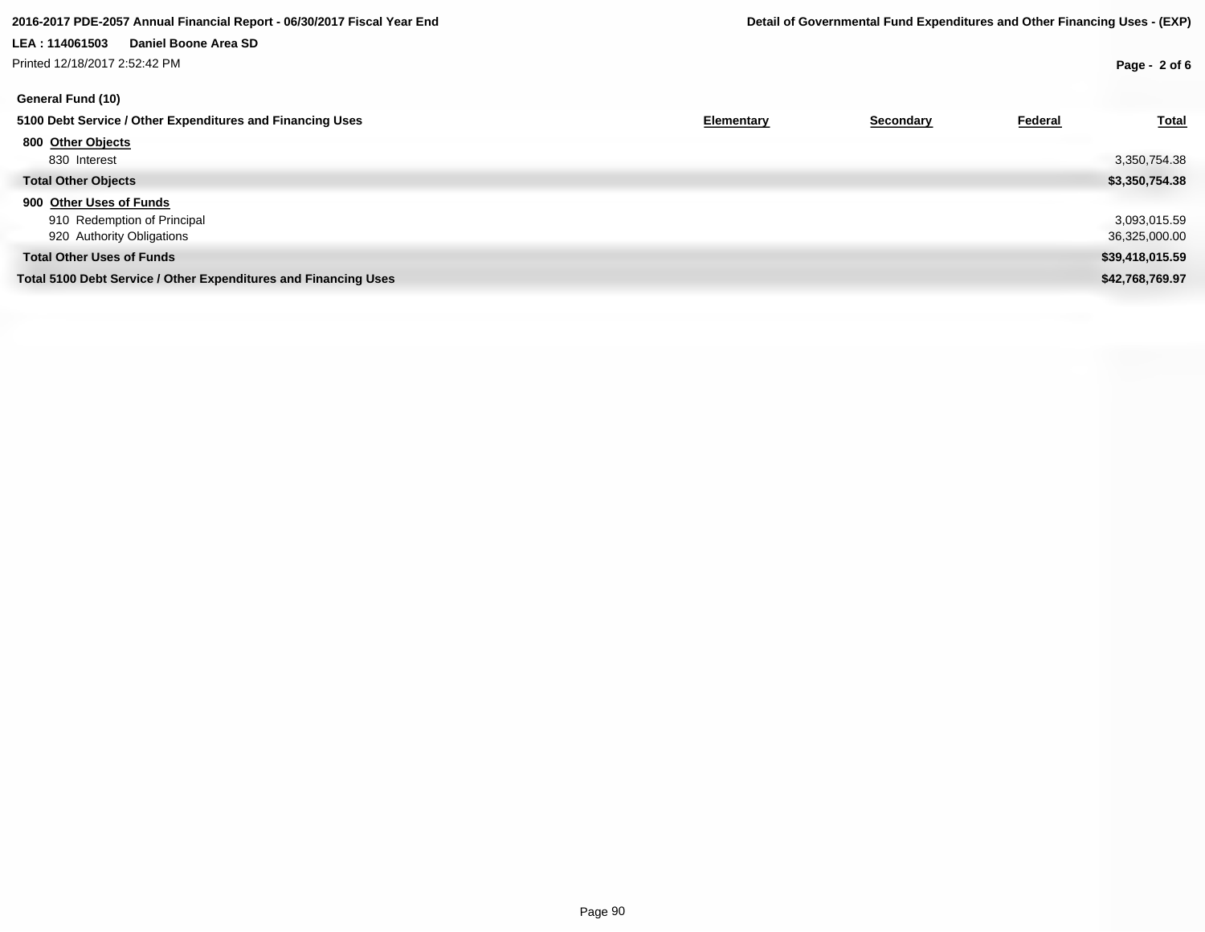2016-2017 PDE-2057 Annual Financial Report - 06/30/2017 Fiscal Year End

**Detail of Governmental Fund Expenditures and Other Financing Uses - (EXP)**

**LEA : 114061503 Daniel Boone Area SD**

Printed 12/18/2017 2:52:42 PM

**General Fund (10)**

| 5100 Debt Service / Other Expenditures and Financing Uses | Elementary | Secondary | Federal | Total |
|---|---|---|---|---|
| **800 Other Objects** | | | | |
| 830 Interest | | | | 3,350,754.38 |
| **Total Other Objects** | | | | **$3,350,754.38** |
| **900 Other Uses of Funds** | | | | |
| 910 Redemption of Principal | | | | 3,093,015.59 |
| 920 Authority Obligations | | | | 36,325,000.00 |
| **Total Other Uses of Funds** | | | | **$39,418,015.59** |
| **Total 5100 Debt Service / Other Expenditures and Financing Uses** | | | | **$42,768,769.97** |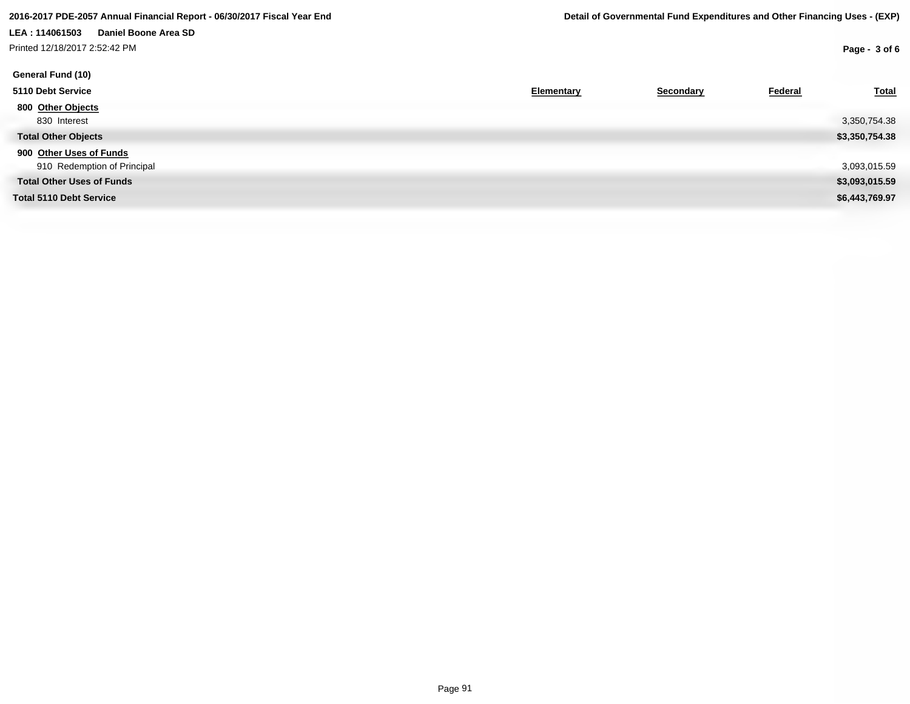2016-2017 PDE-2057 Annual Financial Report - 06/30/2017 Fiscal Year End

Detail of Governmental Fund Expenditures and Other Financing Uses - (EXP)

LEA : 114061503 Daniel Boone Area SD

Printed 12/18/2017 2:52:42 PM

**General Fund (10)**

| 5110 Debt Service | Elementary | Secondary | Federal | Total |
|---|---|---|---|---|
| **800 Other Objects** | | | | |
| 830 Interest | | | | 3,350,754.38 |
| **Total Other Objects** | | | | **$3,350,754.38** |
| **900 Other Uses of Funds** | | | | |
| 910 Redemption of Principal | | | | 3,093,015.59 |
| **Total Other Uses of Funds** | | | | **$3,093,015.59** |
| **Total 5110 Debt Service** | | | | **$6,443,769.97** |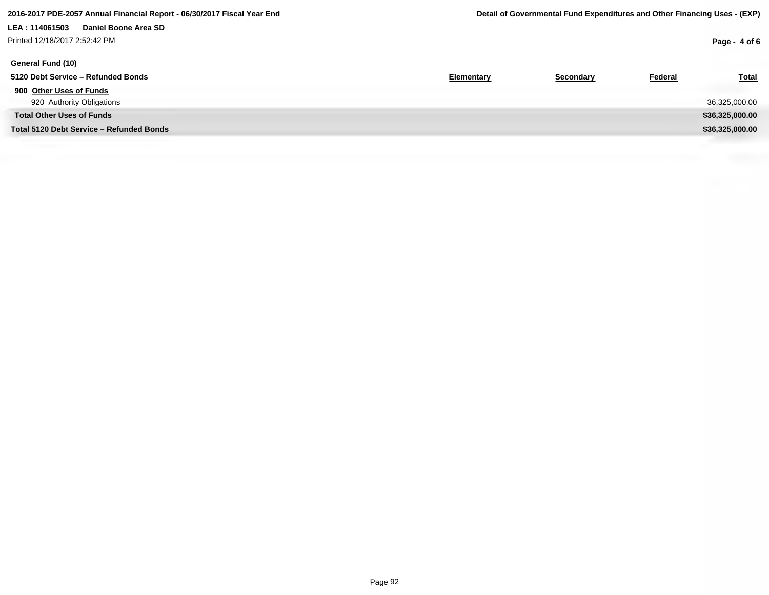**General Fund (10)**

| 5120 Debt Service – Refunded Bonds | Elementary | Secondary | Federal | Total |
|---|---|---|---|---|
| **900 Other Uses of Funds** | | | | |
| 920 Authority Obligations | | | | 36,325,000.00 |
| **Total Other Uses of Funds** | | | | **$36,325,000.00** |
| **Total 5120 Debt Service – Refunded Bonds** | | | | **$36,325,000.00** |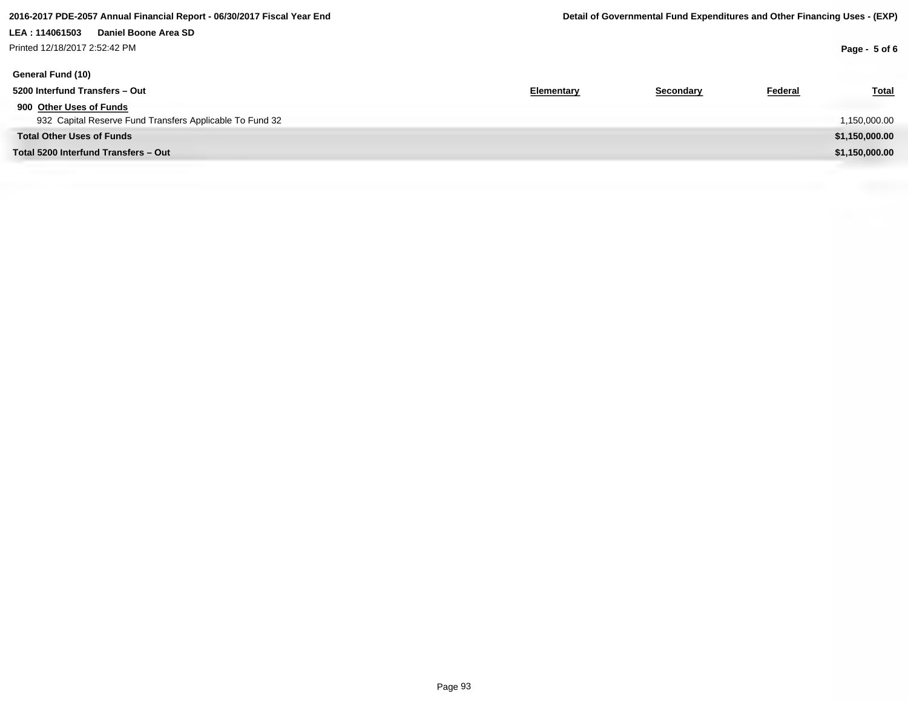**General Fund (10)**

| 5200 Interfund Transfers – Out | Elementary | Secondary | Federal | Total |
|---|---|---|---|---|
| **900 Other Uses of Funds** | | | | |
| 932 Capital Reserve Fund Transfers Applicable To Fund 32 | | | | 1,150,000.00 |
| **Total Other Uses of Funds** | | | | **$1,150,000.00** |
| **Total 5200 Interfund Transfers – Out** | | | | **$1,150,000.00** |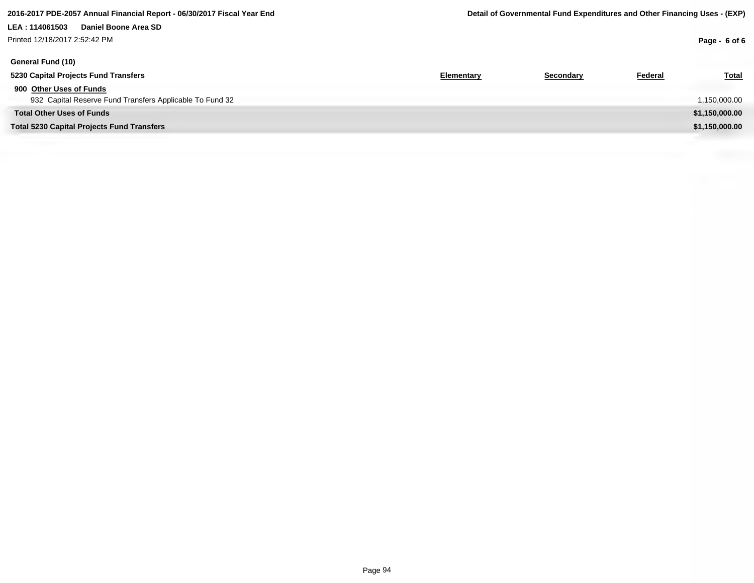**General Fund (10)**

| 5230 Capital Projects Fund Transfers | Elementary | Secondary | Federal | Total |
|---|---|---|---|---|
| **900 Other Uses of Funds** | | | | |
| 932 Capital Reserve Fund Transfers Applicable To Fund 32 | | | | 1,150,000.00 |
| **Total Other Uses of Funds** | | | | **$1,150,000.00** |
| **Total 5230 Capital Projects Fund Transfers** | | | | **$1,150,000.00** |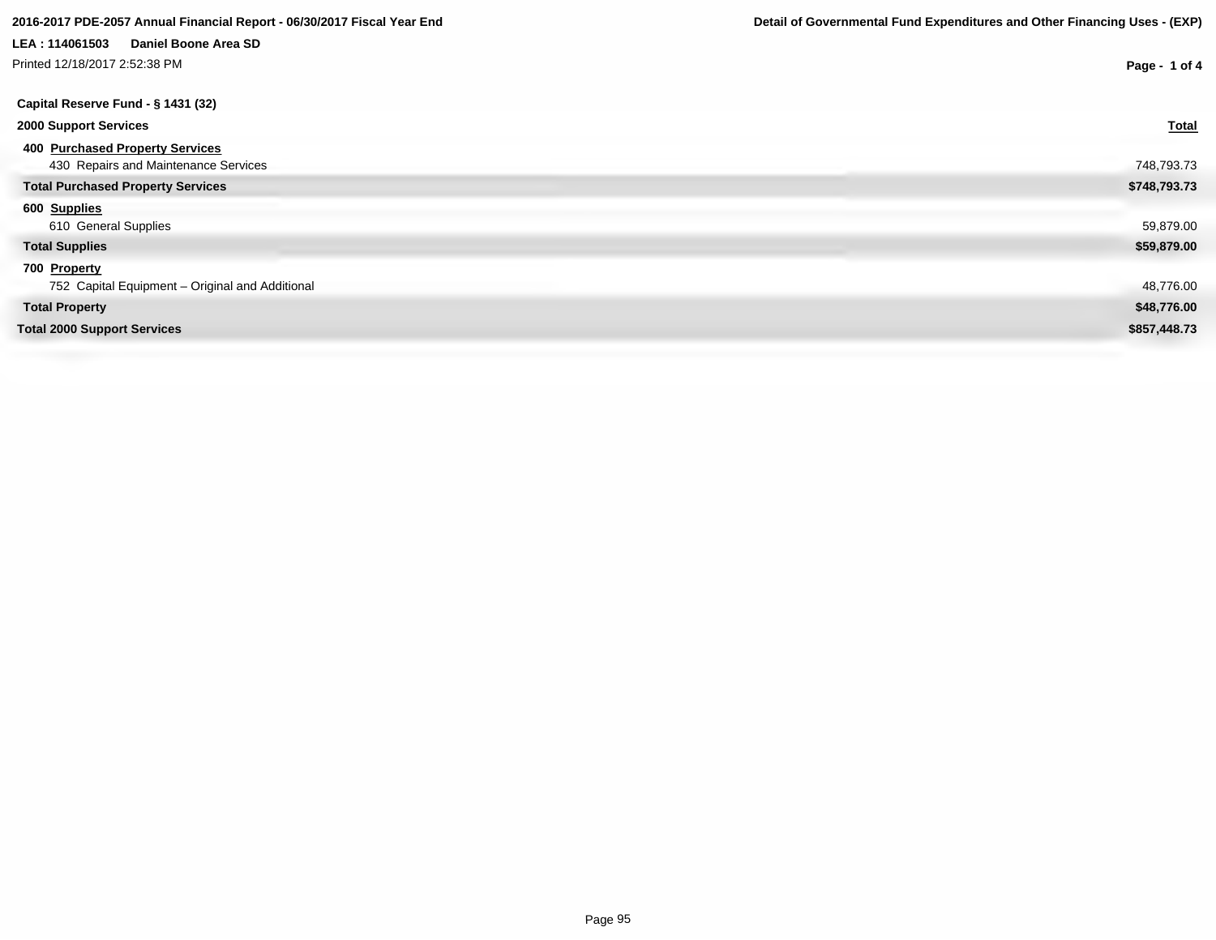**2016-2017 PDE-2057 Annual Financial Report - 06/30/2017 Fiscal Year End**

**Detail of Governmental Fund Expenditures and Other Financing Uses - (EXP)**

**LEA : 114061503 Daniel Boone Area SD**

Printed 12/18/2017 2:52:38 PM

**Capital Reserve Fund - § 1431 (32)**

| 2000 Support Services | Total |
|---|---|
| **400 Purchased Property Services** | |
| 430 Repairs and Maintenance Services | 748,793.73 |
| **Total Purchased Property Services** | **$748,793.73** |
| **600 Supplies** | |
| 610 General Supplies | 59,879.00 |
| **Total Supplies** | **$59,879.00** |
| **700 Property** | |
| 752 Capital Equipment – Original and Additional | 48,776.00 |
| **Total Property** | **$48,776.00** |
| **Total 2000 Support Services** | **$857,448.73** |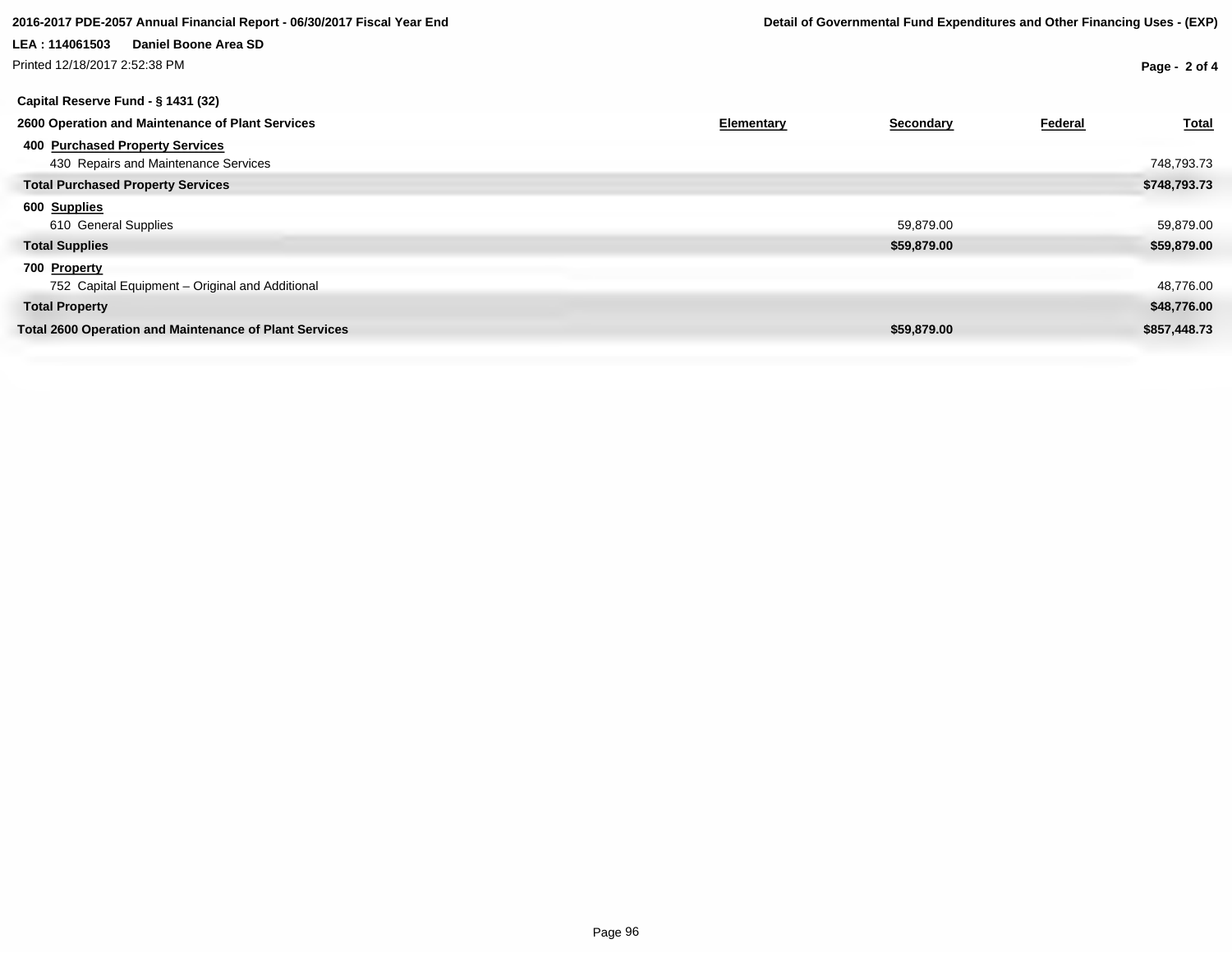2016-2017 PDE-2057 Annual Financial Report - 06/30/2017 Fiscal Year End

**Detail of Governmental Fund Expenditures and Other Financing Uses - (EXP)**

**LEA : 114061503 Daniel Boone Area SD**

Printed 12/18/2017 2:52:38 PM

**Capital Reserve Fund - § 1431 (32)**

| 2600 Operation and Maintenance of Plant Services | Elementary | Secondary | Federal | Total |
|---|---|---|---|---|
| **400 Purchased Property Services** | | | | |
| 430 Repairs and Maintenance Services | | | | 748,793.73 |
| **Total Purchased Property Services** | | | | **$748,793.73** |
| **600 Supplies** | | | | |
| 610 General Supplies | | 59,879.00 | | 59,879.00 |
| **Total Supplies** | | **$59,879.00** | | **$59,879.00** |
| **700 Property** | | | | |
| 752 Capital Equipment – Original and Additional | | | | 48,776.00 |
| **Total Property** | | | | **$48,776.00** |
| **Total 2600 Operation and Maintenance of Plant Services** | | **$59,879.00** | | **$857,448.73** |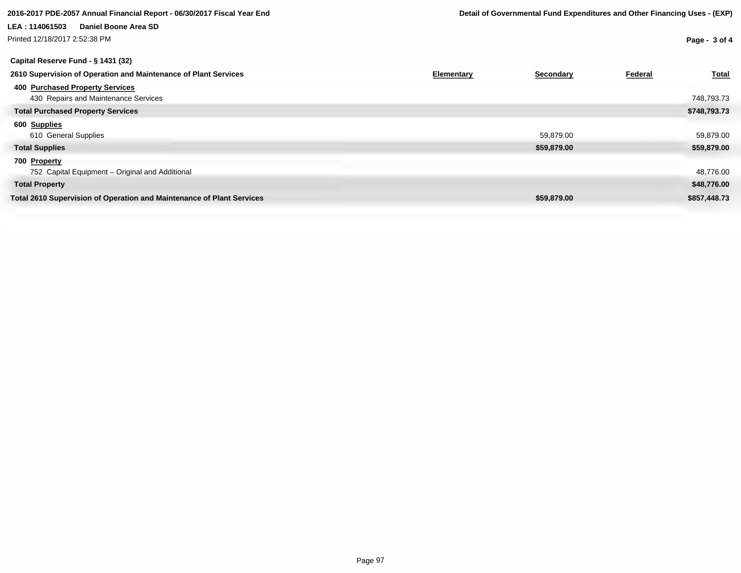**2016-2017 PDE-2057 Annual Financial Report - 06/30/2017 Fiscal Year End**

**Detail of Governmental Fund Expenditures and Other Financing Uses - (EXP)**

**LEA : 114061503 Daniel Boone Area SD**

Printed 12/18/2017 2:52:38 PM

**Capital Reserve Fund - § 1431 (32)**

| 2610 Supervision of Operation and Maintenance of Plant Services | Elementary | Secondary | Federal | Total |
|---|---|---|---|---|
| **400 Purchased Property Services** | | | | |
| 430 Repairs and Maintenance Services | | | | 748,793.73 |
| **Total Purchased Property Services** | | | | **$748,793.73** |
| **600 Supplies** | | | | |
| 610 General Supplies | | 59,879.00 | | 59,879.00 |
| **Total Supplies** | | **$59,879.00** | | **$59,879.00** |
| **700 Property** | | | | |
| 752 Capital Equipment – Original and Additional | | | | 48,776.00 |
| **Total Property** | | | | **$48,776.00** |
| **Total 2610 Supervision of Operation and Maintenance of Plant Services** | | **$59,879.00** | | **$857,448.73** |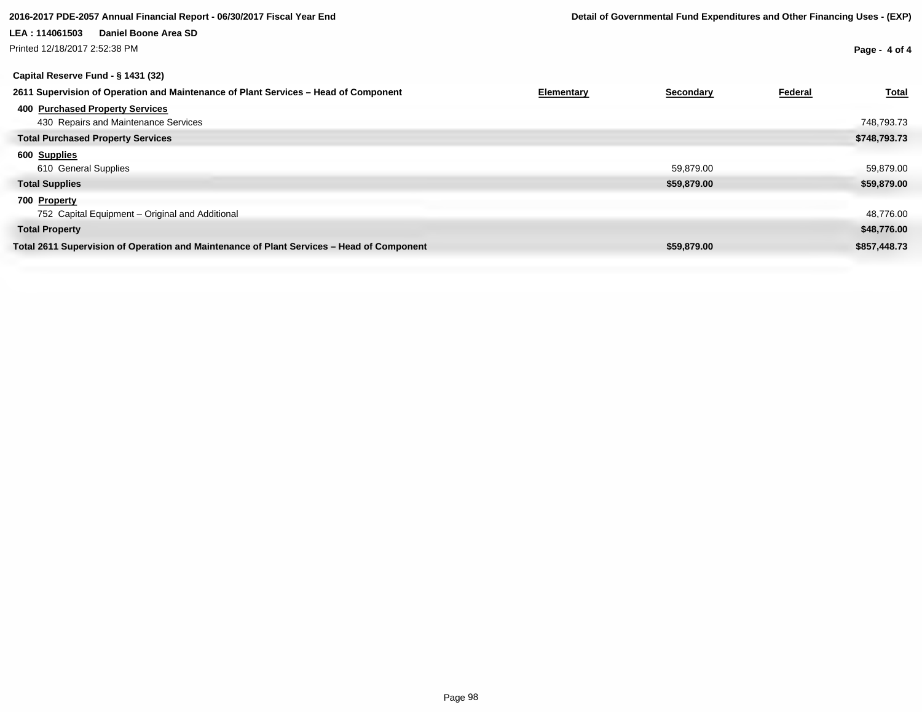**Capital Reserve Fund - § 1431 (32)**

| 2611 Supervision of Operation and Maintenance of Plant Services – Head of Component | Elementary | Secondary | Federal | Total |
|---|---|---|---|---|
| **400 Purchased Property Services** | | | | |
| 430 Repairs and Maintenance Services | | | | 748,793.73 |
| **Total Purchased Property Services** | | | | **$748,793.73** |
| **600 Supplies** | | | | |
| 610 General Supplies | | 59,879.00 | | 59,879.00 |
| **Total Supplies** | | **$59,879.00** | | **$59,879.00** |
| **700 Property** | | | | |
| 752 Capital Equipment – Original and Additional | | | | 48,776.00 |
| **Total Property** | | | | **$48,776.00** |
| **Total 2611 Supervision of Operation and Maintenance of Plant Services – Head of Component** | | **$59,879.00** | | **$857,448.73** |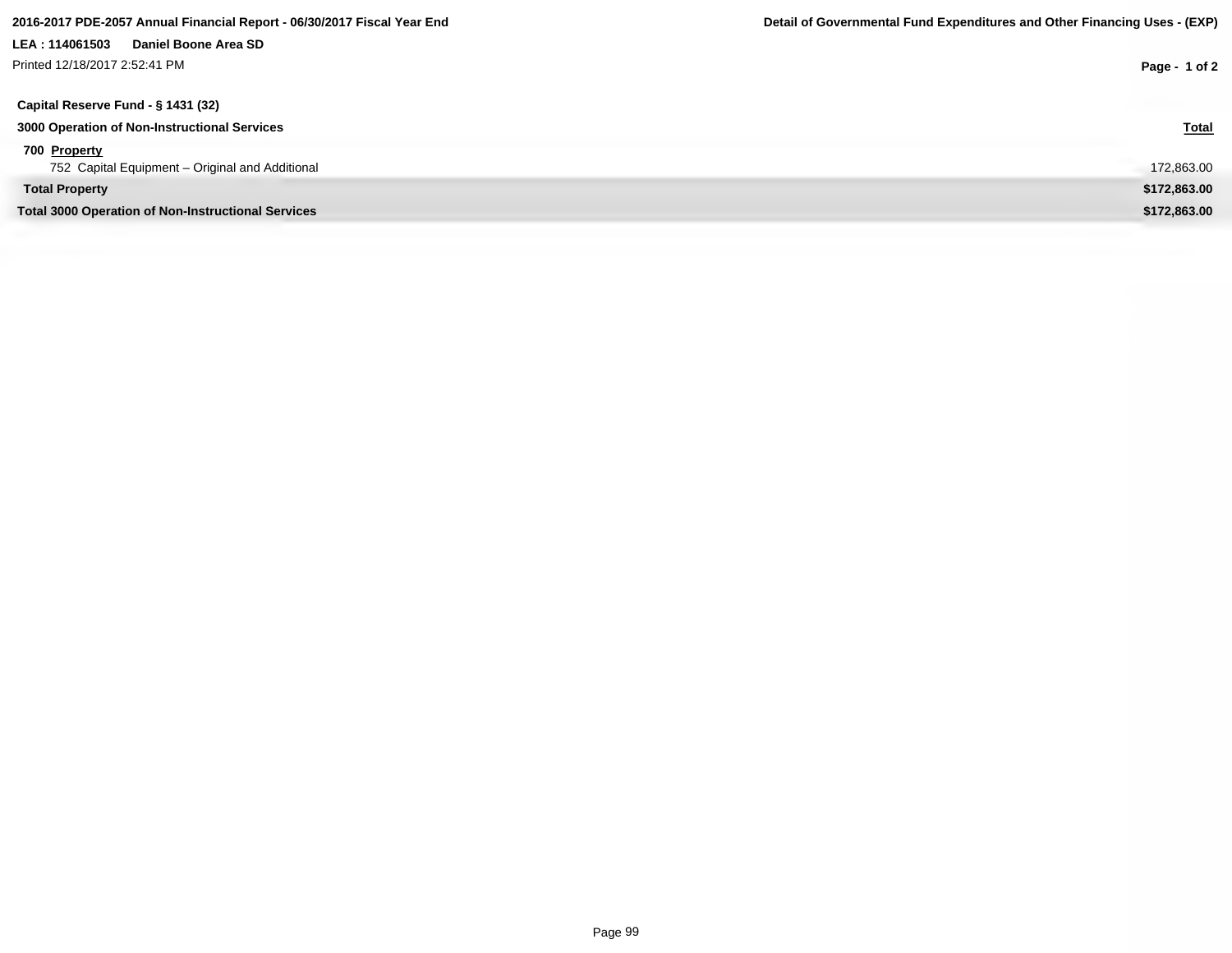**Capital Reserve Fund - § 1431 (32)**

| 3000 Operation of Non-Instructional Services | Total |
|---|---|
| **700 Property** | |
| 752 Capital Equipment – Original and Additional | 172,863.00 |
| **Total Property** | **$172,863.00** |
| **Total 3000 Operation of Non-Instructional Services** | **$172,863.00** |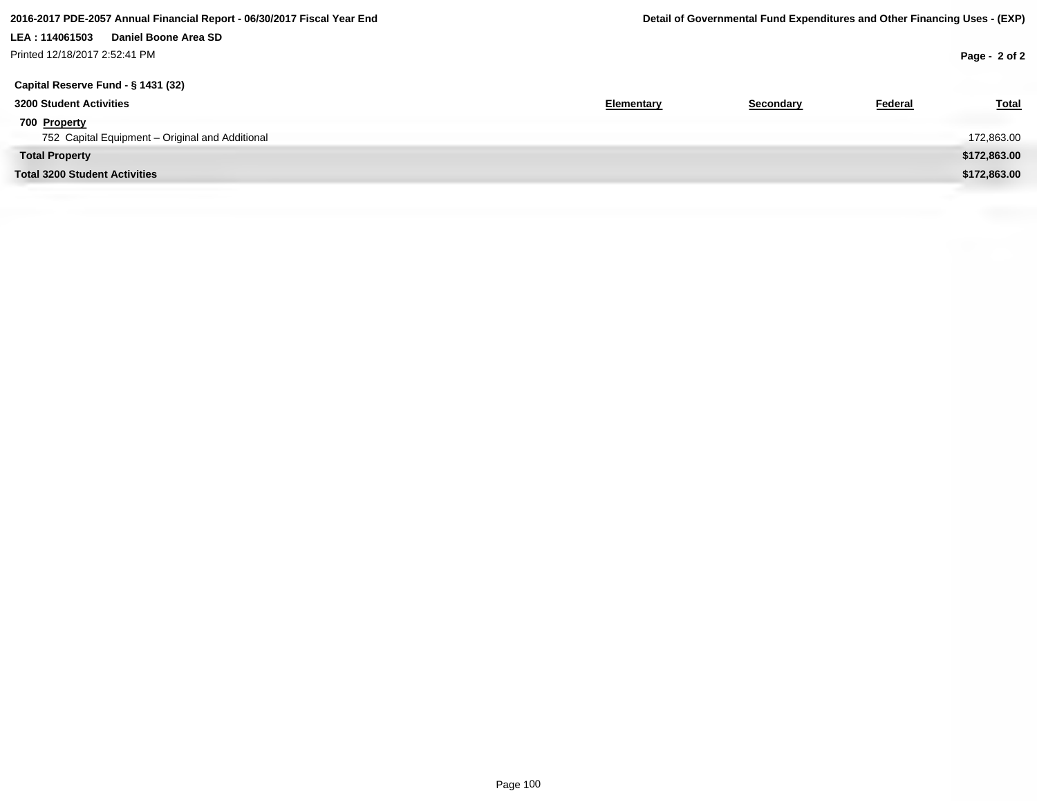**Capital Reserve Fund - § 1431 (32)**

| 3200 Student Activities | Elementary | Secondary | Federal | Total |
|---|---|---|---|---|
| **700 Property** | | | | |
| 752 Capital Equipment – Original and Additional | | | | 172,863.00 |
| **Total Property** | | | | **$172,863.00** |
| **Total 3200 Student Activities** | | | | **$172,863.00** |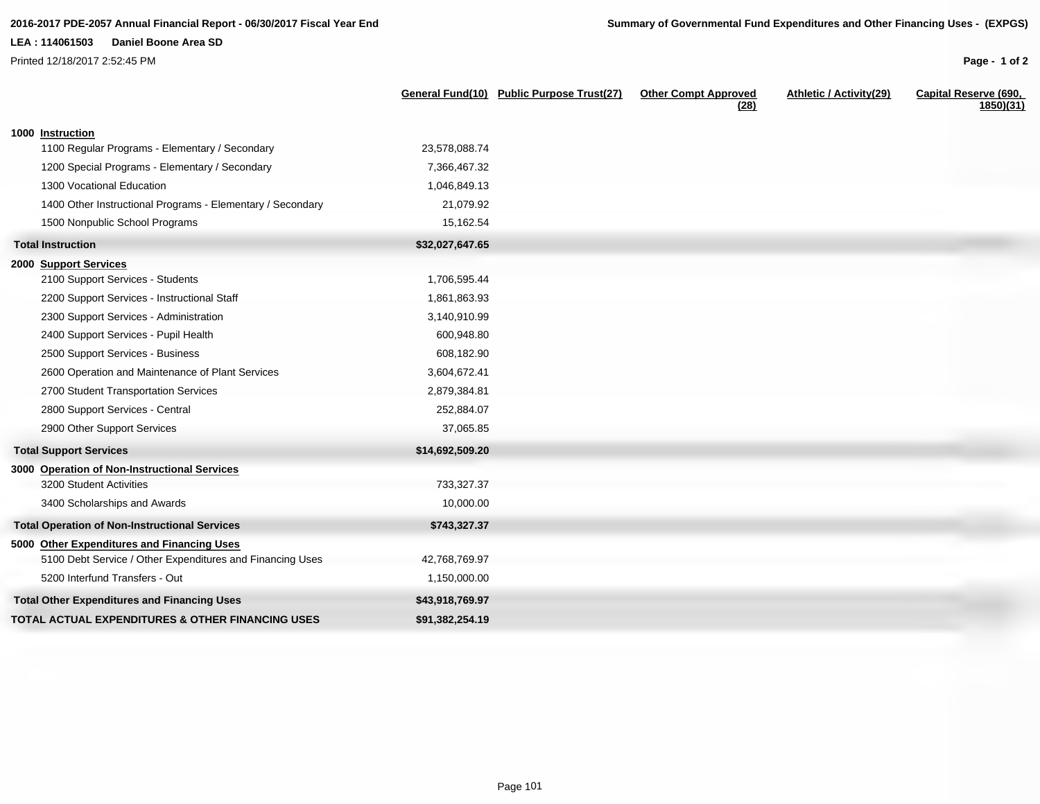**2016-2017 PDE-2057 Annual Financial Report - 06/30/2017 Fiscal Year End**

**LEA : 114061503 Daniel Boone Area SD**

Printed 12/18/2017 2:52:45 PM

**Summary of Governmental Fund Expenditures and Other Financing Uses - (EXPGS)**

| | General Fund(10) | Public Purpose Trust(27) | Other Compt Approved (28) | Athletic / Activity(29) | Capital Reserve (690, 1850)(31) |
|---|---|---|---|---|---|
| **1000 Instruction** | | | | | |
| 1100 Regular Programs - Elementary / Secondary | 23,578,088.74 | | | | |
| 1200 Special Programs - Elementary / Secondary | 7,366,467.32 | | | | |
| 1300 Vocational Education | 1,046,849.13 | | | | |
| 1400 Other Instructional Programs - Elementary / Secondary | 21,079.92 | | | | |
| 1500 Nonpublic School Programs | 15,162.54 | | | | |
| **Total Instruction** | **$32,027,647.65** | | | | |
| **2000 Support Services** | | | | | |
| 2100 Support Services - Students | 1,706,595.44 | | | | |
| 2200 Support Services - Instructional Staff | 1,861,863.93 | | | | |
| 2300 Support Services - Administration | 3,140,910.99 | | | | |
| 2400 Support Services - Pupil Health | 600,948.80 | | | | |
| 2500 Support Services - Business | 608,182.90 | | | | |
| 2600 Operation and Maintenance of Plant Services | 3,604,672.41 | | | | |
| 2700 Student Transportation Services | 2,879,384.81 | | | | |
| 2800 Support Services - Central | 252,884.07 | | | | |
| 2900 Other Support Services | 37,065.85 | | | | |
| **Total Support Services** | **$14,692,509.20** | | | | |
| **3000 Operation of Non-Instructional Services** | | | | | |
| 3200 Student Activities | 733,327.37 | | | | |
| 3400 Scholarships and Awards | 10,000.00 | | | | |
| **Total Operation of Non-Instructional Services** | **$743,327.37** | | | | |
| **5000 Other Expenditures and Financing Uses** | | | | | |
| 5100 Debt Service / Other Expenditures and Financing Uses | 42,768,769.97 | | | | |
| 5200 Interfund Transfers - Out | 1,150,000.00 | | | | |
| **Total Other Expenditures and Financing Uses** | **$43,918,769.97** | | | | |
| **TOTAL ACTUAL EXPENDITURES & OTHER FINANCING USES** | **$91,382,254.19** | | | | |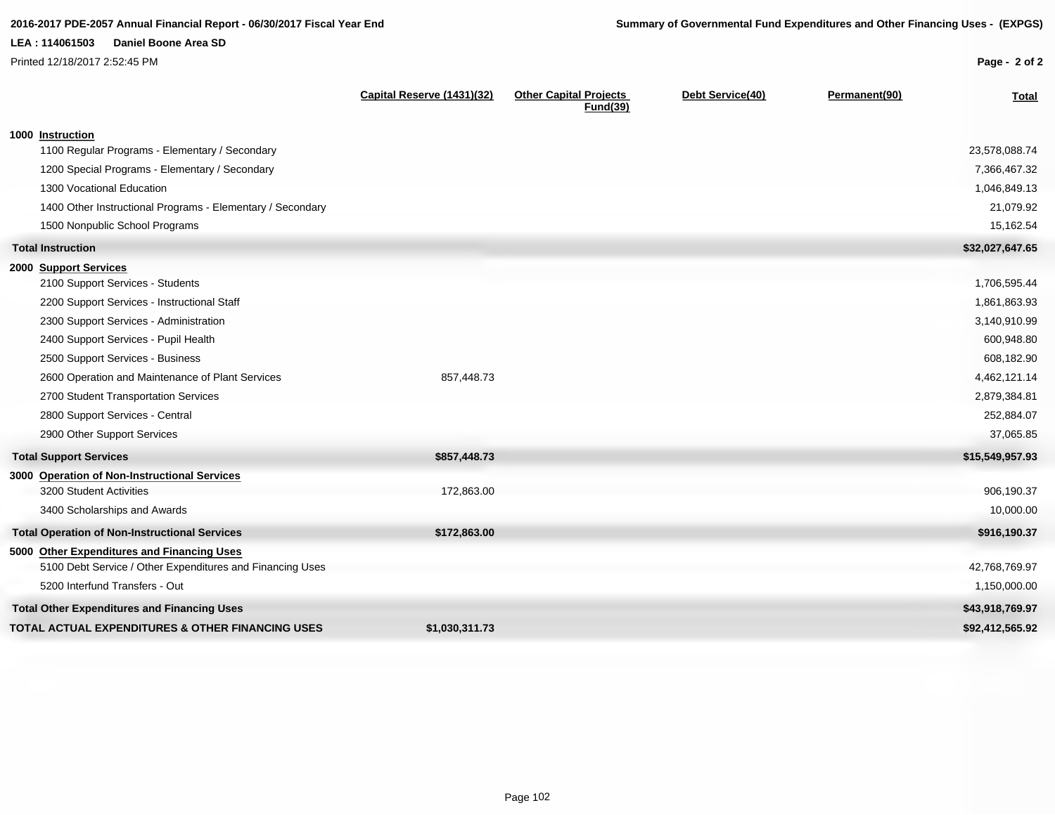**2016-2017 PDE-2057 Annual Financial Report - 06/30/2017 Fiscal Year End**

**LEA : 114061503 Daniel Boone Area SD**

Printed 12/18/2017 2:52:45 PM

**Summary of Governmental Fund Expenditures and Other Financing Uses - (EXPGS)**

| | Capital Reserve (1431)(32) | Other Capital Projects Fund(39) | Debt Service(40) | Permanent(90) | Total |
|---|---|---|---|---|---|
| **1000 Instruction** | | | | | |
| 1100 Regular Programs - Elementary / Secondary | | | | | 23,578,088.74 |
| 1200 Special Programs - Elementary / Secondary | | | | | 7,366,467.32 |
| 1300 Vocational Education | | | | | 1,046,849.13 |
| 1400 Other Instructional Programs - Elementary / Secondary | | | | | 21,079.92 |
| 1500 Nonpublic School Programs | | | | | 15,162.54 |
| **Total Instruction** | | | | | **$32,027,647.65** |
| **2000 Support Services** | | | | | |
| 2100 Support Services - Students | | | | | 1,706,595.44 |
| 2200 Support Services - Instructional Staff | | | | | 1,861,863.93 |
| 2300 Support Services - Administration | | | | | 3,140,910.99 |
| 2400 Support Services - Pupil Health | | | | | 600,948.80 |
| 2500 Support Services - Business | | | | | 608,182.90 |
| 2600 Operation and Maintenance of Plant Services | 857,448.73 | | | | 4,462,121.14 |
| 2700 Student Transportation Services | | | | | 2,879,384.81 |
| 2800 Support Services - Central | | | | | 252,884.07 |
| 2900 Other Support Services | | | | | 37,065.85 |
| **Total Support Services** | **$857,448.73** | | | | **$15,549,957.93** |
| **3000 Operation of Non-Instructional Services** | | | | | |
| 3200 Student Activities | 172,863.00 | | | | 906,190.37 |
| 3400 Scholarships and Awards | | | | | 10,000.00 |
| **Total Operation of Non-Instructional Services** | **$172,863.00** | | | | **$916,190.37** |
| **5000 Other Expenditures and Financing Uses** | | | | | |
| 5100 Debt Service / Other Expenditures and Financing Uses | | | | | 42,768,769.97 |
| 5200 Interfund Transfers - Out | | | | | 1,150,000.00 |
| **Total Other Expenditures and Financing Uses** | | | | | **$43,918,769.97** |
| **TOTAL ACTUAL EXPENDITURES & OTHER FINANCING USES** | **$1,030,311.73** | | | | **$92,412,565.92** |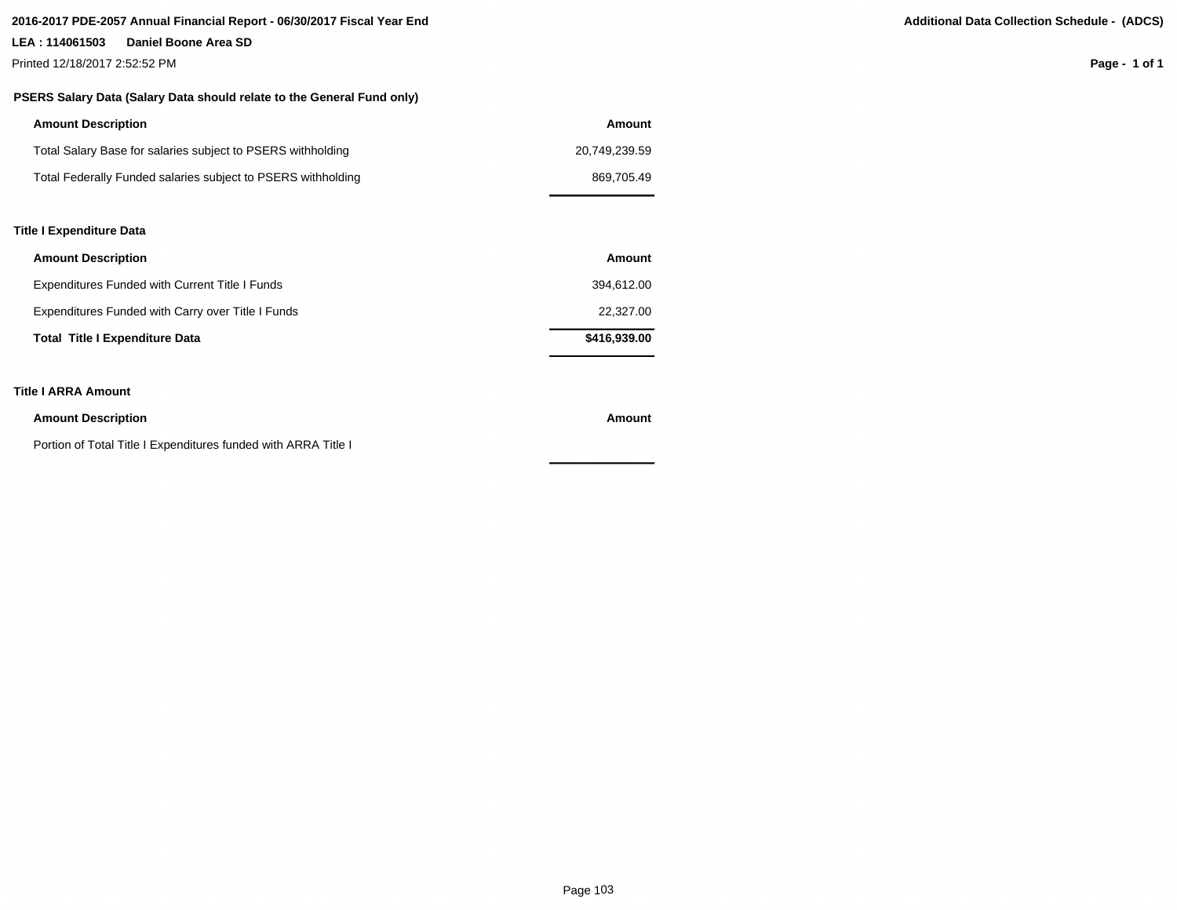2016-2017 PDE-2057 Annual Financial Report - 06/30/2017 Fiscal Year End

**Additional Data Collection Schedule - (ADCS)**

**LEA : 114061503 Daniel Boone Area SD**

Printed 12/18/2017 2:52:52 PM

### PSERS Salary Data (Salary Data should relate to the General Fund only)

| Amount Description | Amount |
| --- | --- |
| Total Salary Base for salaries subject to PSERS withholding | 20,749,239.59 |
| Total Federally Funded salaries subject to PSERS withholding | 869,705.49 |

### Title I Expenditure Data

| Amount Description | Amount |
| --- | --- |
| Expenditures Funded with Current Title I Funds | 394,612.00 |
| Expenditures Funded with Carry over Title I Funds | 22,327.00 |
| **Total Title I Expenditure Data** | **$416,939.00** |

### Title I ARRA Amount

| Amount Description | Amount |
| --- | --- |
| Portion of Total Title I Expenditures funded with ARRA Title I | |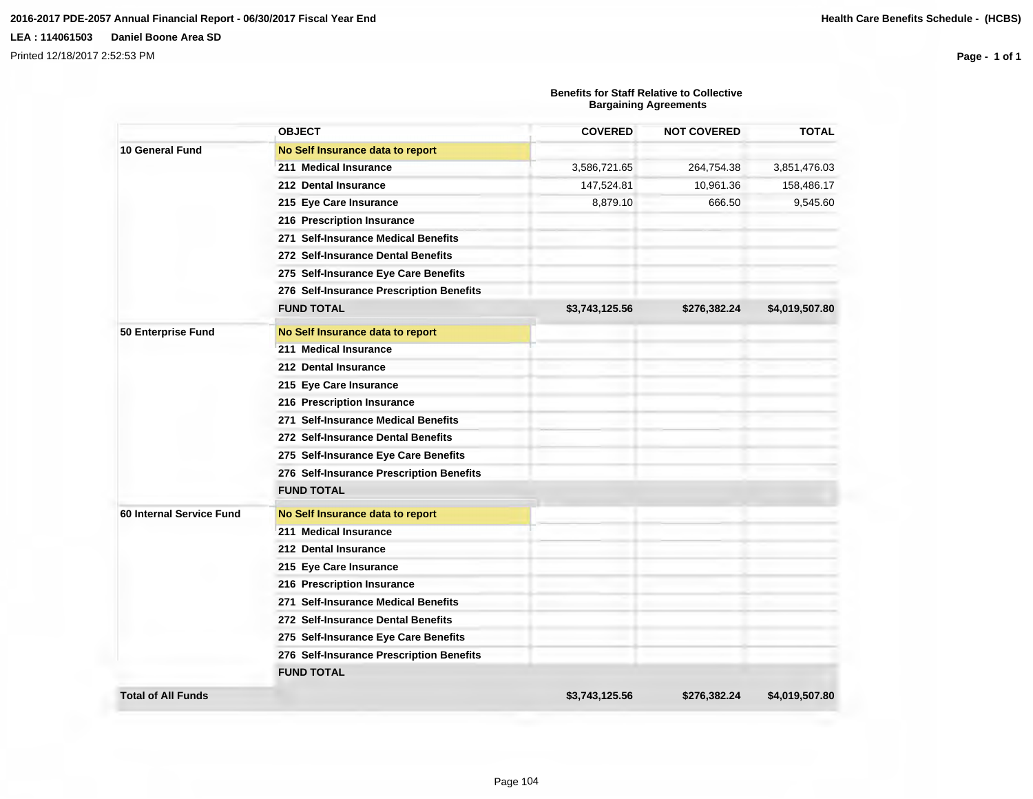**2016-2017 PDE-2057 Annual Financial Report - 06/30/2017 Fiscal Year End**

**LEA : 114061503 Daniel Boone Area SD**

Printed 12/18/2017 2:52:53 PM

**Health Care Benefits Schedule - (HCBS)**

**Benefits for Staff Relative to Collective Bargaining Agreements**

| | OBJECT | COVERED | NOT COVERED | TOTAL |
|---|---|---|---|---|
| **10 General Fund** | **No Self Insurance data to report** | | | |
| | **211 Medical Insurance** | 3,586,721.65 | 264,754.38 | 3,851,476.03 |
| | **212 Dental Insurance** | 147,524.81 | 10,961.36 | 158,486.17 |
| | **215 Eye Care Insurance** | 8,879.10 | 666.50 | 9,545.60 |
| | **216 Prescription Insurance** | | | |
| | **271 Self-Insurance Medical Benefits** | | | |
| | **272 Self-Insurance Dental Benefits** | | | |
| | **275 Self-Insurance Eye Care Benefits** | | | |
| | **276 Self-Insurance Prescription Benefits** | | | |
| | **FUND TOTAL** | **$3,743,125.56** | **$276,382.24** | **$4,019,507.80** |
| **50 Enterprise Fund** | **No Self Insurance data to report** | | | |
| | **211 Medical Insurance** | | | |
| | **212 Dental Insurance** | | | |
| | **215 Eye Care Insurance** | | | |
| | **216 Prescription Insurance** | | | |
| | **271 Self-Insurance Medical Benefits** | | | |
| | **272 Self-Insurance Dental Benefits** | | | |
| | **275 Self-Insurance Eye Care Benefits** | | | |
| | **276 Self-Insurance Prescription Benefits** | | | |
| | **FUND TOTAL** | | | |
| **60 Internal Service Fund** | **No Self Insurance data to report** | | | |
| | **211 Medical Insurance** | | | |
| | **212 Dental Insurance** | | | |
| | **215 Eye Care Insurance** | | | |
| | **216 Prescription Insurance** | | | |
| | **271 Self-Insurance Medical Benefits** | | | |
| | **272 Self-Insurance Dental Benefits** | | | |
| | **275 Self-Insurance Eye Care Benefits** | | | |
| | **276 Self-Insurance Prescription Benefits** | | | |
| | **FUND TOTAL** | | | |
| **Total of All Funds** | | **$3,743,125.56** | **$276,382.24** | **$4,019,507.80** |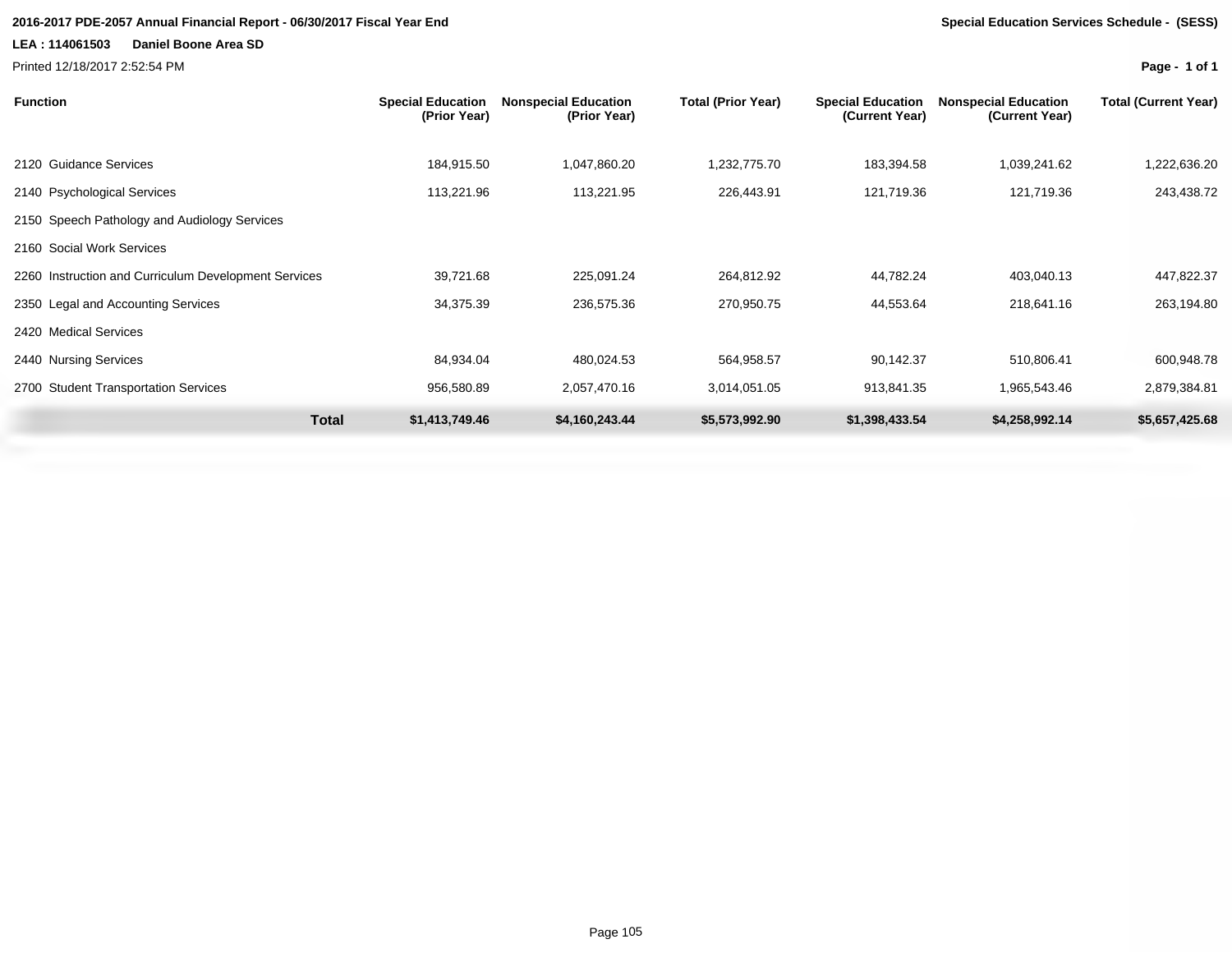**2016-2017 PDE-2057 Annual Financial Report - 06/30/2017 Fiscal Year End**

**Special Education Services Schedule - (SESS)**

**LEA : 114061503 Daniel Boone Area SD**

Printed 12/18/2017 2:52:54 PM

| Function | Special Education (Prior Year) | Nonspecial Education (Prior Year) | Total (Prior Year) | Special Education (Current Year) | Nonspecial Education (Current Year) | Total (Current Year) |
|---|---|---|---|---|---|---|
| 2120 Guidance Services | 184,915.50 | 1,047,860.20 | 1,232,775.70 | 183,394.58 | 1,039,241.62 | 1,222,636.20 |
| 2140 Psychological Services | 113,221.96 | 113,221.95 | 226,443.91 | 121,719.36 | 121,719.36 | 243,438.72 |
| 2150 Speech Pathology and Audiology Services | | | | | | |
| 2160 Social Work Services | | | | | | |
| 2260 Instruction and Curriculum Development Services | 39,721.68 | 225,091.24 | 264,812.92 | 44,782.24 | 403,040.13 | 447,822.37 |
| 2350 Legal and Accounting Services | 34,375.39 | 236,575.36 | 270,950.75 | 44,553.64 | 218,641.16 | 263,194.80 |
| 2420 Medical Services | | | | | | |
| 2440 Nursing Services | 84,934.04 | 480,024.53 | 564,958.57 | 90,142.37 | 510,806.41 | 600,948.78 |
| 2700 Student Transportation Services | 956,580.89 | 2,057,470.16 | 3,014,051.05 | 913,841.35 | 1,965,543.46 | 2,879,384.81 |
| **Total** | **$1,413,749.46** | **$4,160,243.44** | **$5,573,992.90** | **$1,398,433.54** | **$4,258,992.14** | **$5,657,425.68** |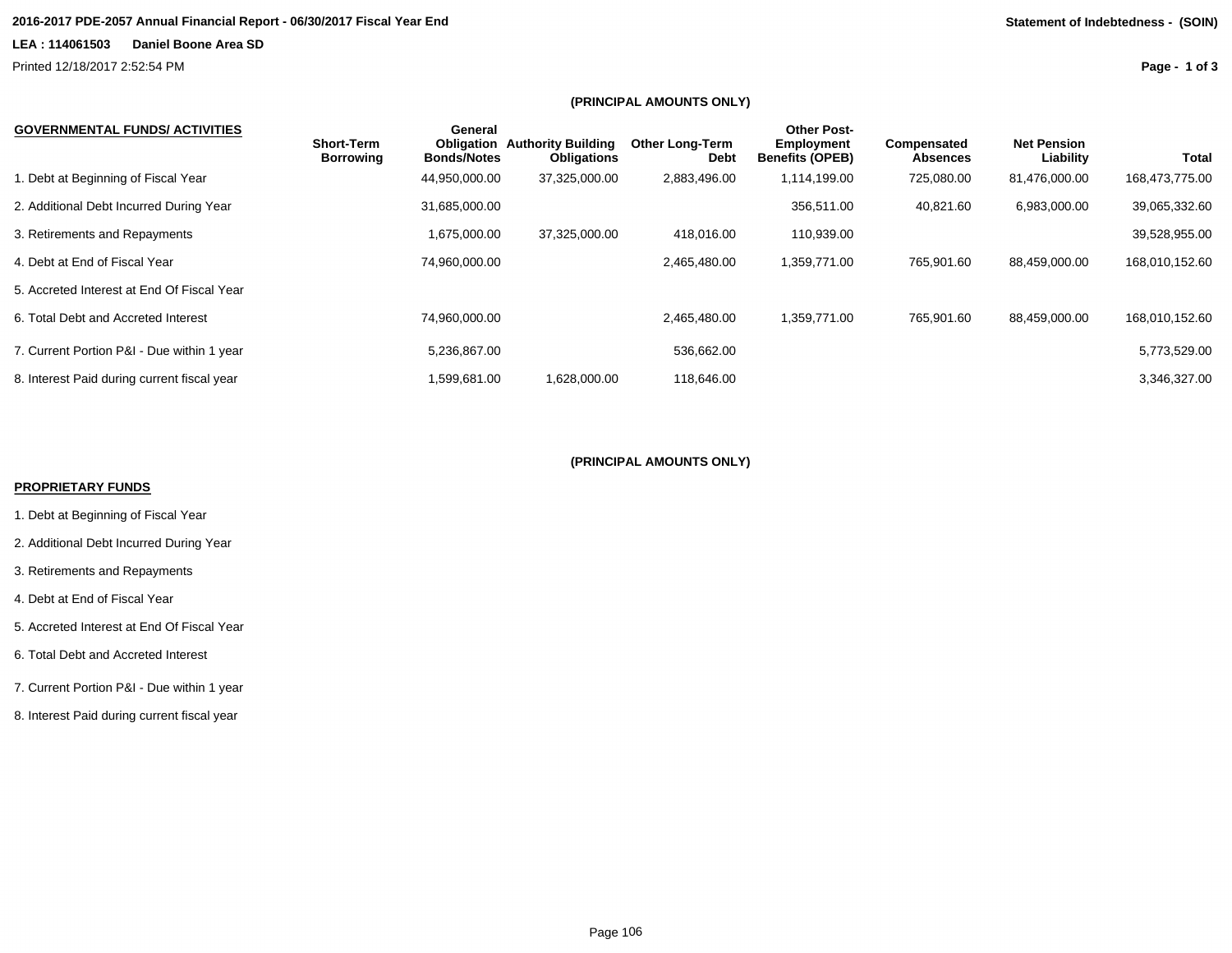**2016-2017 PDE-2057 Annual Financial Report - 06/30/2017 Fiscal Year End**

**Statement of Indebtedness - (SOIN)**

**LEA : 114061503 Daniel Boone Area SD**

Printed 12/18/2017 2:52:54 PM

**(PRINCIPAL AMOUNTS ONLY)**

| GOVERNMENTAL FUNDS/ ACTIVITIES | Short-Term Borrowing | General Obligation Bonds/Notes | Authority Building Obligations | Other Long-Term Debt | Other Post-Employment Benefits (OPEB) | Compensated Absences | Net Pension Liability | Total |
|---|---|---|---|---|---|---|---|---|
| 1. Debt at Beginning of Fiscal Year | | 44,950,000.00 | 37,325,000.00 | 2,883,496.00 | 1,114,199.00 | 725,080.00 | 81,476,000.00 | 168,473,775.00 |
| 2. Additional Debt Incurred During Year | | 31,685,000.00 | | | 356,511.00 | 40,821.60 | 6,983,000.00 | 39,065,332.60 |
| 3. Retirements and Repayments | | 1,675,000.00 | 37,325,000.00 | 418,016.00 | 110,939.00 | | | 39,528,955.00 |
| 4. Debt at End of Fiscal Year | | 74,960,000.00 | | 2,465,480.00 | 1,359,771.00 | 765,901.60 | 88,459,000.00 | 168,010,152.60 |
| 5. Accreted Interest at End Of Fiscal Year | | | | | | | | |
| 6. Total Debt and Accreted Interest | | 74,960,000.00 | | 2,465,480.00 | 1,359,771.00 | 765,901.60 | 88,459,000.00 | 168,010,152.60 |
| 7. Current Portion P&I - Due within 1 year | | 5,236,867.00 | | 536,662.00 | | | | 5,773,529.00 |
| 8. Interest Paid during current fiscal year | | 1,599,681.00 | 1,628,000.00 | 118,646.00 | | | | 3,346,327.00 |

**(PRINCIPAL AMOUNTS ONLY)**

**PROPRIETARY FUNDS**

1. Debt at Beginning of Fiscal Year
2. Additional Debt Incurred During Year
3. Retirements and Repayments
4. Debt at End of Fiscal Year
5. Accreted Interest at End Of Fiscal Year
6. Total Debt and Accreted Interest
7. Current Portion P&I - Due within 1 year
8. Interest Paid during current fiscal year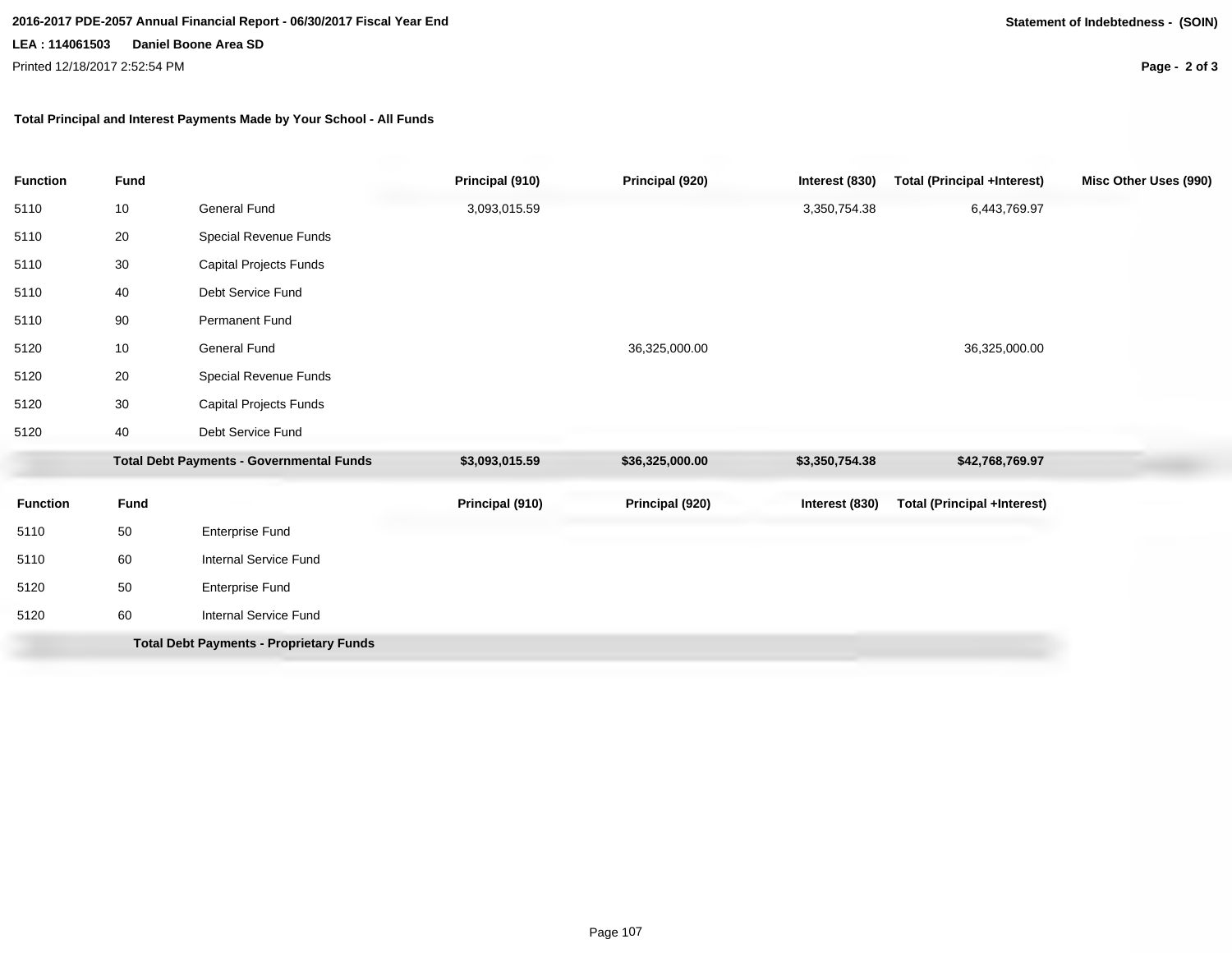**Total Principal and Interest Payments Made by Your School - All Funds**

| Function | Fund | | Principal (910) | Principal (920) | Interest (830) | Total (Principal +Interest) | Misc Other Uses (990) |
|---|---|---|---|---|---|---|---|
| 5110 | 10 | General Fund | 3,093,015.59 | | 3,350,754.38 | 6,443,769.97 | |
| 5110 | 20 | Special Revenue Funds | | | | | |
| 5110 | 30 | Capital Projects Funds | | | | | |
| 5110 | 40 | Debt Service Fund | | | | | |
| 5110 | 90 | Permanent Fund | | | | | |
| 5120 | 10 | General Fund | | 36,325,000.00 | | 36,325,000.00 | |
| 5120 | 20 | Special Revenue Funds | | | | | |
| 5120 | 30 | Capital Projects Funds | | | | | |
| 5120 | 40 | Debt Service Fund | | | | | |
| | **Total Debt Payments - Governmental Funds** | | **$3,093,015.59** | **$36,325,000.00** | **$3,350,754.38** | **$42,768,769.97** | |

| Function | Fund | | Principal (910) | Principal (920) | Interest (830) | Total (Principal +Interest) |
|---|---|---|---|---|---|---|
| 5110 | 50 | Enterprise Fund | | | | |
| 5110 | 60 | Internal Service Fund | | | | |
| 5120 | 50 | Enterprise Fund | | | | |
| 5120 | 60 | Internal Service Fund | | | | |
| | **Total Debt Payments - Proprietary Funds** | | | | | |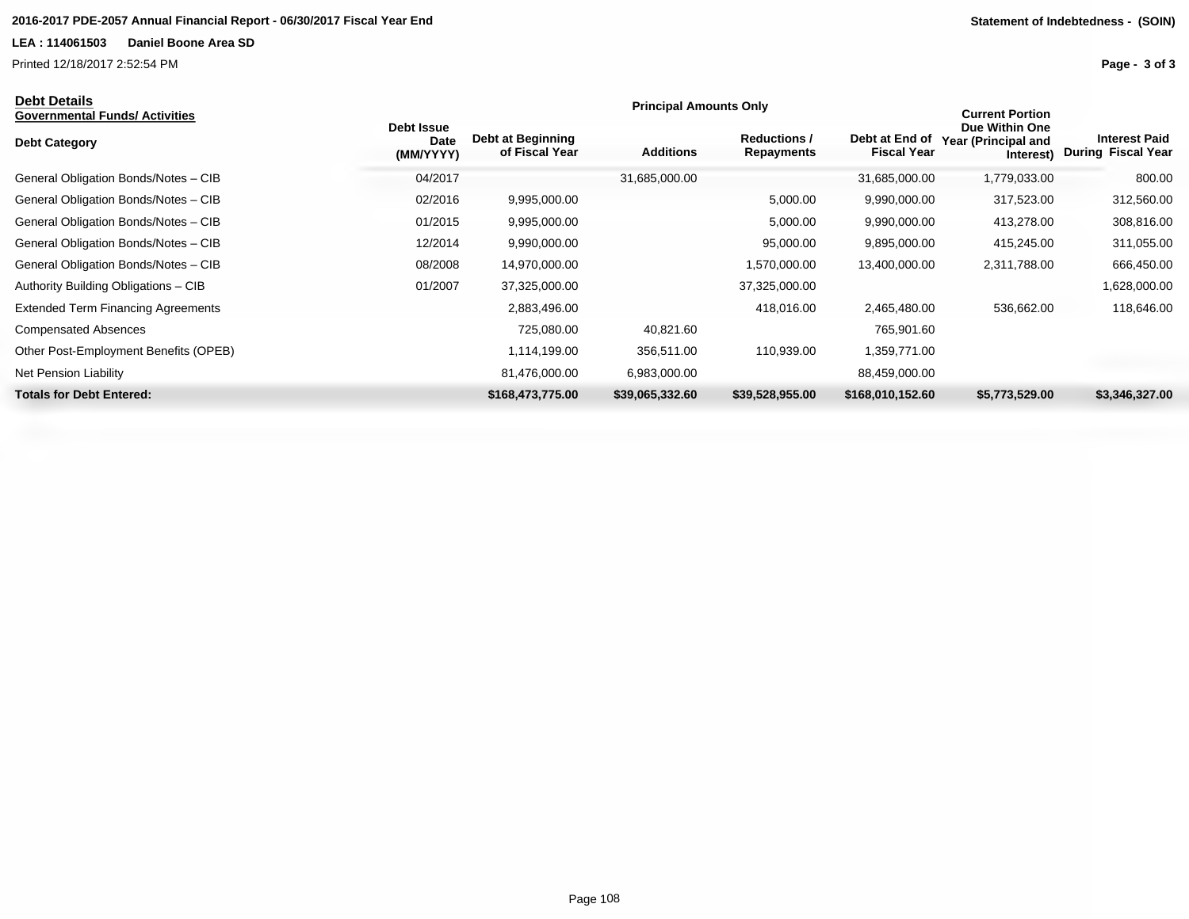## Debt Details

**Governmental Funds/ Activities**

| Debt Category | Debt Issue Date (MM/YYYY) | Debt at Beginning of Fiscal Year | Additions | Reductions / Repayments | Debt at End of Fiscal Year | Current Portion Due Within One Year (Principal and Interest) | Interest Paid During Fiscal Year |
|---|---|---|---|---|---|---|---|
| | | Principal Amounts Only | | | | | |
| General Obligation Bonds/Notes – CIB | 04/2017 | | 31,685,000.00 | | 31,685,000.00 | 1,779,033.00 | 800.00 |
| General Obligation Bonds/Notes – CIB | 02/2016 | 9,995,000.00 | | 5,000.00 | 9,990,000.00 | 317,523.00 | 312,560.00 |
| General Obligation Bonds/Notes – CIB | 01/2015 | 9,995,000.00 | | 5,000.00 | 9,990,000.00 | 413,278.00 | 308,816.00 |
| General Obligation Bonds/Notes – CIB | 12/2014 | 9,990,000.00 | | 95,000.00 | 9,895,000.00 | 415,245.00 | 311,055.00 |
| General Obligation Bonds/Notes – CIB | 08/2008 | 14,970,000.00 | | 1,570,000.00 | 13,400,000.00 | 2,311,788.00 | 666,450.00 |
| Authority Building Obligations – CIB | 01/2007 | 37,325,000.00 | | 37,325,000.00 | | | 1,628,000.00 |
| Extended Term Financing Agreements | | 2,883,496.00 | | 418,016.00 | 2,465,480.00 | 536,662.00 | 118,646.00 |
| Compensated Absences | | 725,080.00 | 40,821.60 | | 765,901.60 | | |
| Other Post-Employment Benefits (OPEB) | | 1,114,199.00 | 356,511.00 | 110,939.00 | 1,359,771.00 | | |
| Net Pension Liability | | 81,476,000.00 | 6,983,000.00 | | 88,459,000.00 | | |
| **Totals for Debt Entered:** | | **$168,473,775.00** | **$39,065,332.60** | **$39,528,955.00** | **$168,010,152.60** | **$5,773,529.00** | **$3,346,327.00** |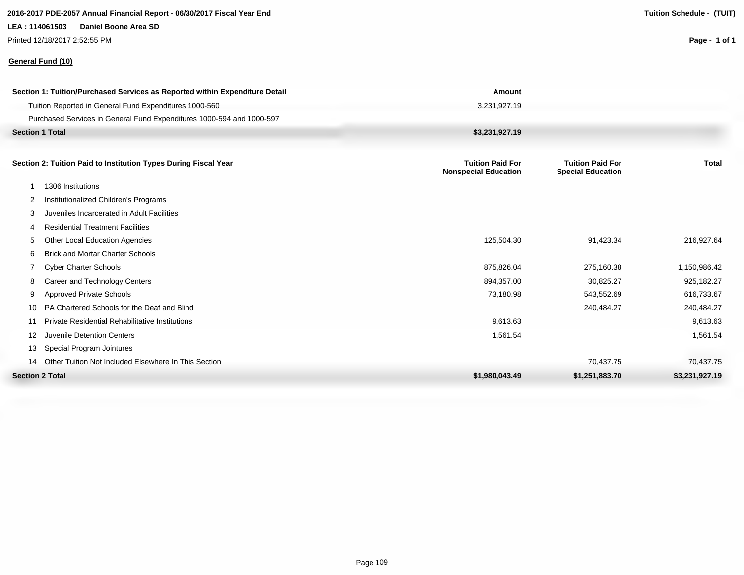**2016-2017 PDE-2057 Annual Financial Report - 06/30/2017 Fiscal Year End**

**Tuition Schedule - (TUIT)**

**LEA : 114061503 Daniel Boone Area SD**

Printed 12/18/2017 2:52:55 PM

**General Fund (10)**

| Section 1: Tuition/Purchased Services as Reported within Expenditure Detail | Amount |
|---|---|
| Tuition Reported in General Fund Expenditures 1000-560 | 3,231,927.19 |
| Purchased Services in General Fund Expenditures 1000-594 and 1000-597 | |
| **Section 1 Total** | **$3,231,927.19** |

| | Section 2: Tuition Paid to Institution Types During Fiscal Year | Tuition Paid For Nonspecial Education | Tuition Paid For Special Education | Total |
|---|---|---|---|---|
| 1 | 1306 Institutions | | | |
| 2 | Institutionalized Children's Programs | | | |
| 3 | Juveniles Incarcerated in Adult Facilities | | | |
| 4 | Residential Treatment Facilities | | | |
| 5 | Other Local Education Agencies | 125,504.30 | 91,423.34 | 216,927.64 |
| 6 | Brick and Mortar Charter Schools | | | |
| 7 | Cyber Charter Schools | 875,826.04 | 275,160.38 | 1,150,986.42 |
| 8 | Career and Technology Centers | 894,357.00 | 30,825.27 | 925,182.27 |
| 9 | Approved Private Schools | 73,180.98 | 543,552.69 | 616,733.67 |
| 10 | PA Chartered Schools for the Deaf and Blind | | 240,484.27 | 240,484.27 |
| 11 | Private Residential Rehabilitative Institutions | 9,613.63 | | 9,613.63 |
| 12 | Juvenile Detention Centers | 1,561.54 | | 1,561.54 |
| 13 | Special Program Jointures | | | |
| 14 | Other Tuition Not Included Elsewhere In This Section | | 70,437.75 | 70,437.75 |
| **Section 2 Total** | | **$1,980,043.49** | **$1,251,883.70** | **$3,231,927.19** |